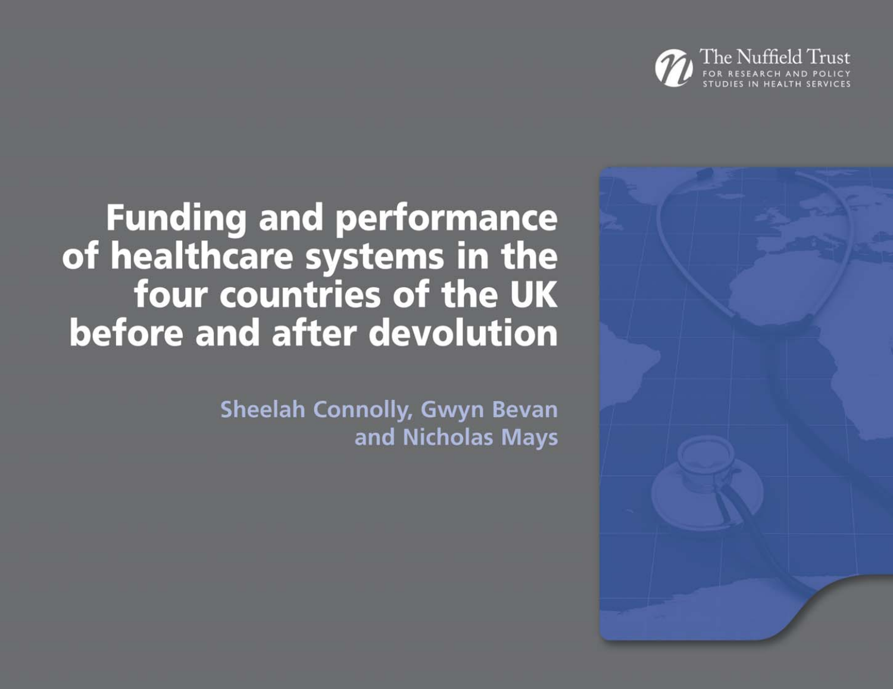The Nuffield Trust

FOR RESEARCH AND POLICY STUDIES IN HEALTH SERVICES

# Funding and performance of healthcare systems in the four countries of the UK before and after devolution

Sheelah Connolly, Gwyn Bevan and Nicholas Mays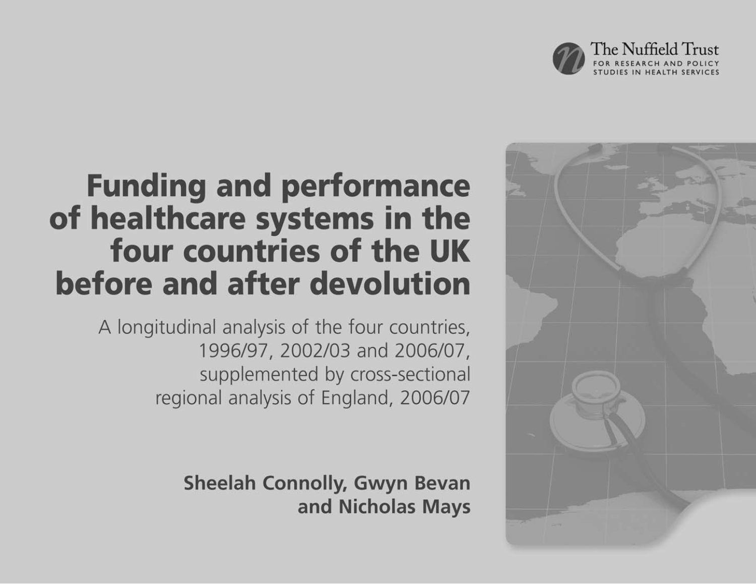The Nuffield Trust

FOR RESEARCH AND POLICY STUDIES IN HEALTH SERVICES

# Funding and performance of healthcare systems in the four countries of the UK before and after devolution

A longitudinal analysis of the four countries, 1996/97, 2002/03 and 2006/07, supplemented by cross-sectional regional analysis of England, 2006/07

**Sheelah Connolly, Gwyn Bevan and Nicholas Mays**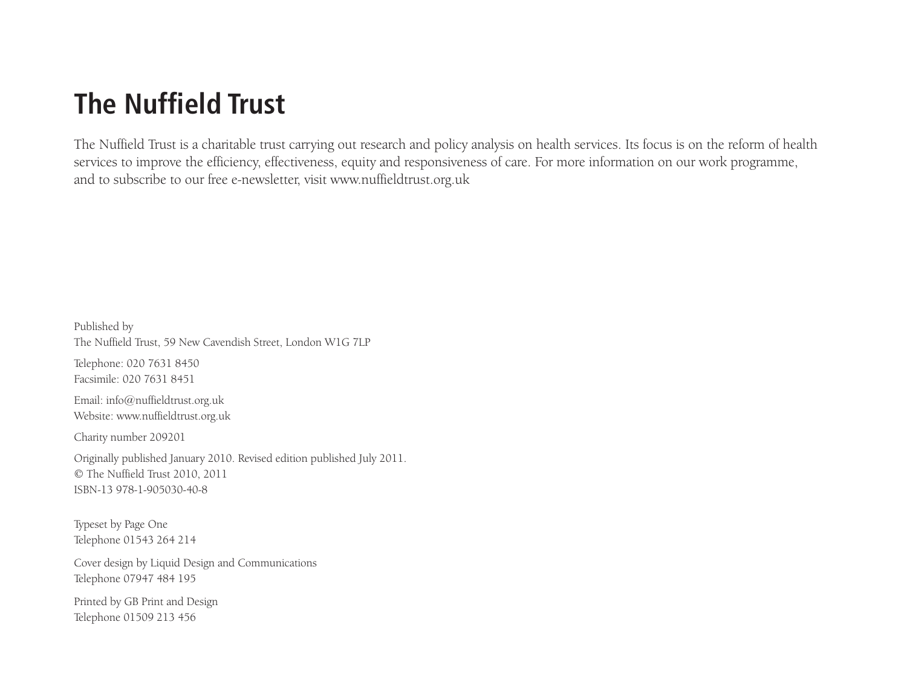# The Nuffield Trust

The Nuffield Trust is a charitable trust carrying out research and policy analysis on health services. Its focus is on the reform of health services to improve the efficiency, effectiveness, equity and responsiveness of care. For more information on our work programme, and to subscribe to our free e-newsletter, visit www.nuffieldtrust.org.uk

Published by
The Nuffield Trust, 59 New Cavendish Street, London W1G 7LP

Telephone: 020 7631 8450
Facsimile: 020 7631 8451

Email: info@nuffieldtrust.org.uk
Website: www.nuffieldtrust.org.uk

Charity number 209201

Originally published January 2010. Revised edition published July 2011.
© The Nuffield Trust 2010, 2011
ISBN-13 978-1-905030-40-8

Typeset by Page One
Telephone 01543 264 214

Cover design by Liquid Design and Communications
Telephone 07947 484 195

Printed by GB Print and Design
Telephone 01509 213 456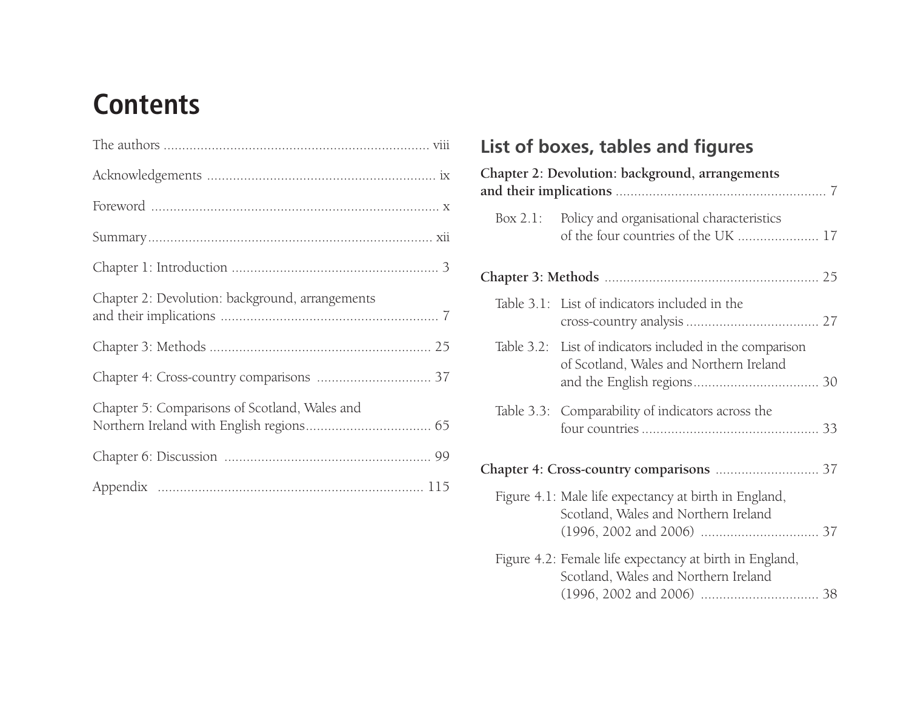# Contents

The authors ........................................................................ viii

Acknowledgements ............................................................ ix

Foreword ............................................................................ x

Summary............................................................................ xii

Chapter 1: Introduction ...................................................... 3

Chapter 2: Devolution: background, arrangements and their implications .......................................................... 7

Chapter 3: Methods ........................................................... 25

Chapter 4: Cross-country comparisons ............................... 37

Chapter 5: Comparisons of Scotland, Wales and Northern Ireland with English regions.................................. 65

Chapter 6: Discussion ....................................................... 99

Appendix ...................................................................... 115

## List of boxes, tables and figures

**Chapter 2: Devolution: background, arrangements and their implications** ........................................................ 7

Box 2.1: Policy and organisational characteristics of the four countries of the UK ...................... 17

**Chapter 3: Methods** ......................................................... 25

Table 3.1: List of indicators included in the cross-country analysis .................................... 27

Table 3.2: List of indicators included in the comparison of Scotland, Wales and Northern Ireland and the English regions.................................. 30

Table 3.3: Comparability of indicators across the four countries ................................................ 33

**Chapter 4: Cross-country comparisons** ............................ 37

Figure 4.1: Male life expectancy at birth in England, Scotland, Wales and Northern Ireland (1996, 2002 and 2006) ................................ 37

Figure 4.2: Female life expectancy at birth in England, Scotland, Wales and Northern Ireland (1996, 2002 and 2006) ................................ 38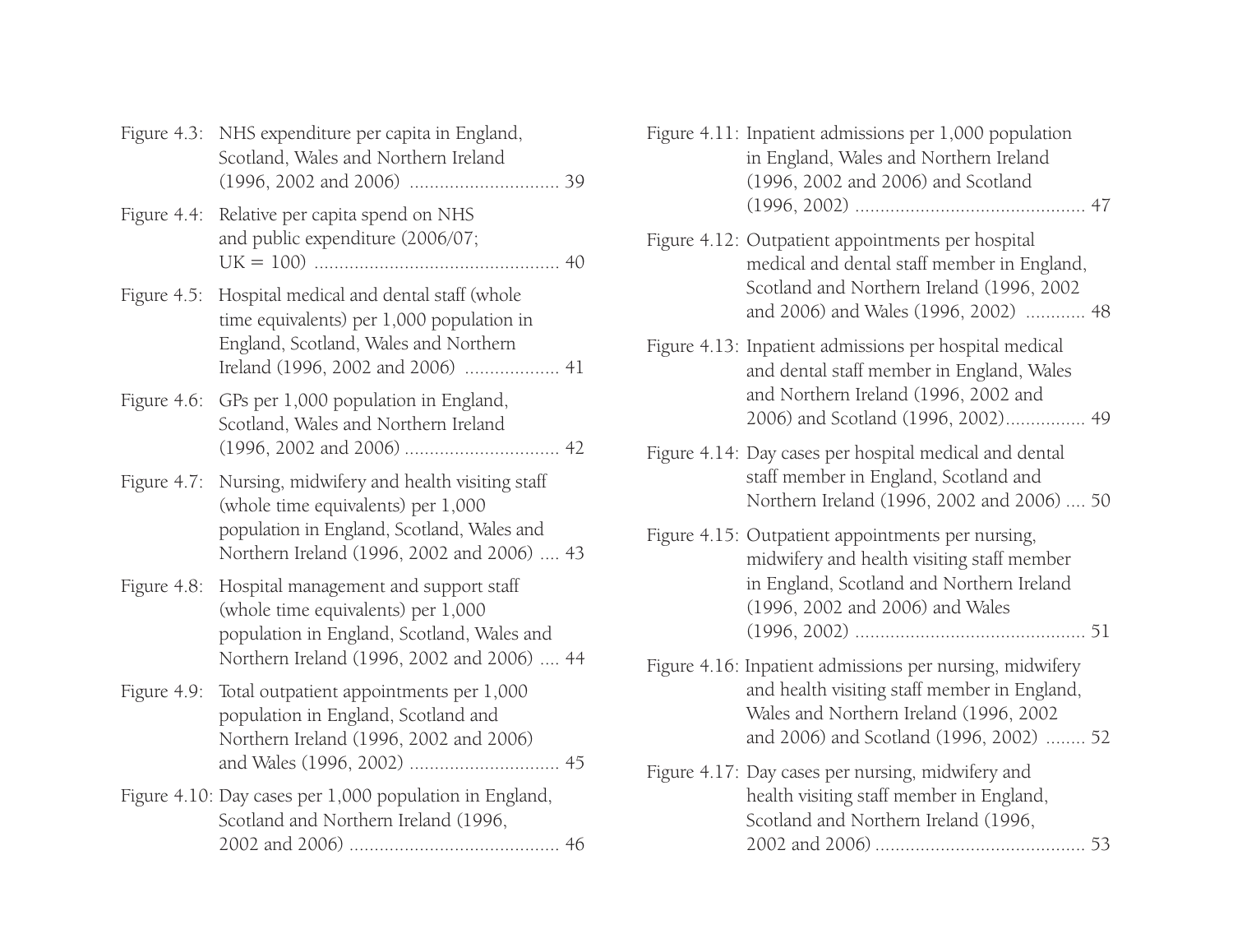Figure 4.3: NHS expenditure per capita in England, Scotland, Wales and Northern Ireland (1996, 2002 and 2006) .............................. 39

Figure 4.4: Relative per capita spend on NHS and public expenditure (2006/07; UK = 100) ................................................. 40

Figure 4.5: Hospital medical and dental staff (whole time equivalents) per 1,000 population in England, Scotland, Wales and Northern Ireland (1996, 2002 and 2006) ................... 41

Figure 4.6: GPs per 1,000 population in England, Scotland, Wales and Northern Ireland (1996, 2002 and 2006) ............................... 42

Figure 4.7: Nursing, midwifery and health visiting staff (whole time equivalents) per 1,000 population in England, Scotland, Wales and Northern Ireland (1996, 2002 and 2006) .... 43

Figure 4.8: Hospital management and support staff (whole time equivalents) per 1,000 population in England, Scotland, Wales and Northern Ireland (1996, 2002 and 2006) .... 44

Figure 4.9: Total outpatient appointments per 1,000 population in England, Scotland and Northern Ireland (1996, 2002 and 2006) and Wales (1996, 2002) .............................. 45

Figure 4.10: Day cases per 1,000 population in England, Scotland and Northern Ireland (1996, 2002 and 2006) .......................................... 46

Figure 4.11: Inpatient admissions per 1,000 population in England, Wales and Northern Ireland (1996, 2002 and 2006) and Scotland (1996, 2002) ............................................. 47

Figure 4.12: Outpatient appointments per hospital medical and dental staff member in England, Scotland and Northern Ireland (1996, 2002 and 2006) and Wales (1996, 2002) ............ 48

Figure 4.13: Inpatient admissions per hospital medical and dental staff member in England, Wales and Northern Ireland (1996, 2002 and 2006) and Scotland (1996, 2002)................ 49

Figure 4.14: Day cases per hospital medical and dental staff member in England, Scotland and Northern Ireland (1996, 2002 and 2006) .... 50

Figure 4.15: Outpatient appointments per nursing, midwifery and health visiting staff member in England, Scotland and Northern Ireland (1996, 2002 and 2006) and Wales (1996, 2002) ............................................. 51

Figure 4.16: Inpatient admissions per nursing, midwifery and health visiting staff member in England, Wales and Northern Ireland (1996, 2002 and 2006) and Scotland (1996, 2002) ........ 52

Figure 4.17: Day cases per nursing, midwifery and health visiting staff member in England, Scotland and Northern Ireland (1996, 2002 and 2006) .......................................... 53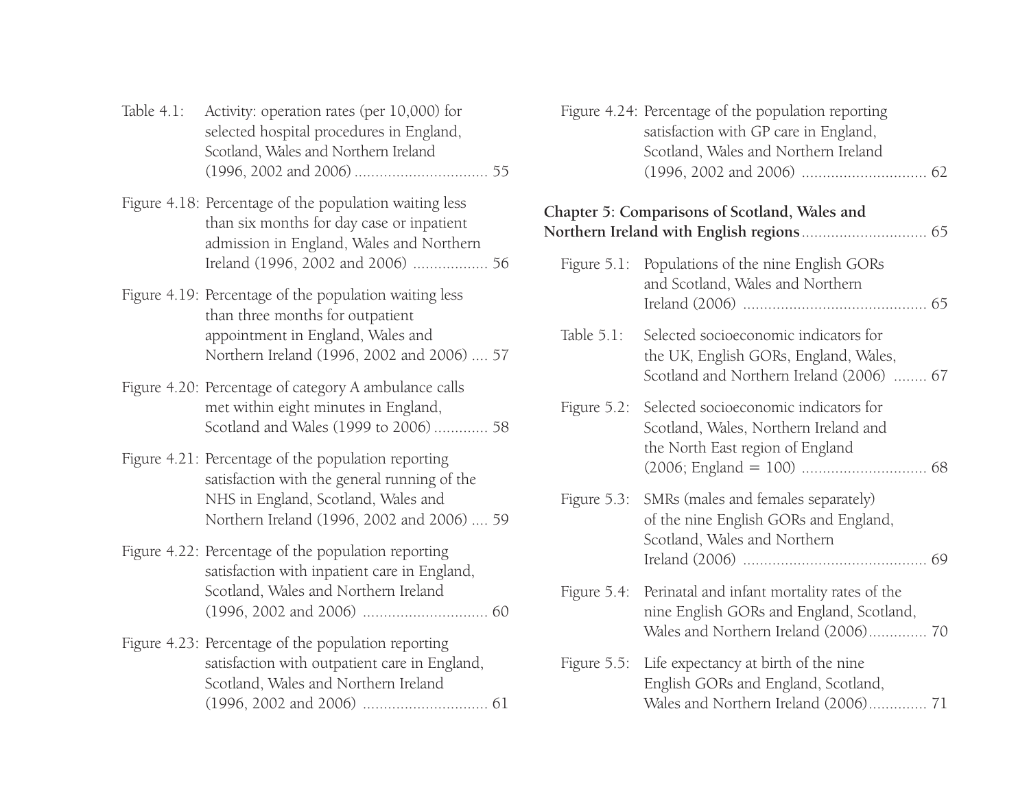Table 4.1: Activity: operation rates (per 10,000) for selected hospital procedures in England, Scotland, Wales and Northern Ireland (1996, 2002 and 2006) ................................ 55

Figure 4.18: Percentage of the population waiting less than six months for day case or inpatient admission in England, Wales and Northern Ireland (1996, 2002 and 2006) .................. 56

Figure 4.19: Percentage of the population waiting less than three months for outpatient appointment in England, Wales and Northern Ireland (1996, 2002 and 2006) .... 57

Figure 4.20: Percentage of category A ambulance calls met within eight minutes in England, Scotland and Wales (1999 to 2006) ............. 58

Figure 4.21: Percentage of the population reporting satisfaction with the general running of the NHS in England, Scotland, Wales and Northern Ireland (1996, 2002 and 2006) .... 59

Figure 4.22: Percentage of the population reporting satisfaction with inpatient care in England, Scotland, Wales and Northern Ireland (1996, 2002 and 2006) .............................. 60

Figure 4.23: Percentage of the population reporting satisfaction with outpatient care in England, Scotland, Wales and Northern Ireland (1996, 2002 and 2006) .............................. 61

Figure 4.24: Percentage of the population reporting satisfaction with GP care in England, Scotland, Wales and Northern Ireland (1996, 2002 and 2006) .............................. 62

**Chapter 5: Comparisons of Scotland, Wales and Northern Ireland with English regions** .............................. 65

Figure 5.1: Populations of the nine English GORs and Scotland, Wales and Northern Ireland (2006) ............................................ 65

Table 5.1: Selected socioeconomic indicators for the UK, English GORs, England, Wales, Scotland and Northern Ireland (2006) ........ 67

Figure 5.2: Selected socioeconomic indicators for Scotland, Wales, Northern Ireland and the North East region of England (2006; England = 100) .............................. 68

Figure 5.3: SMRs (males and females separately) of the nine English GORs and England, Scotland, Wales and Northern Ireland (2006) ............................................ 69

Figure 5.4: Perinatal and infant mortality rates of the nine English GORs and England, Scotland, Wales and Northern Ireland (2006).............. 70

Figure 5.5: Life expectancy at birth of the nine English GORs and England, Scotland, Wales and Northern Ireland (2006).............. 71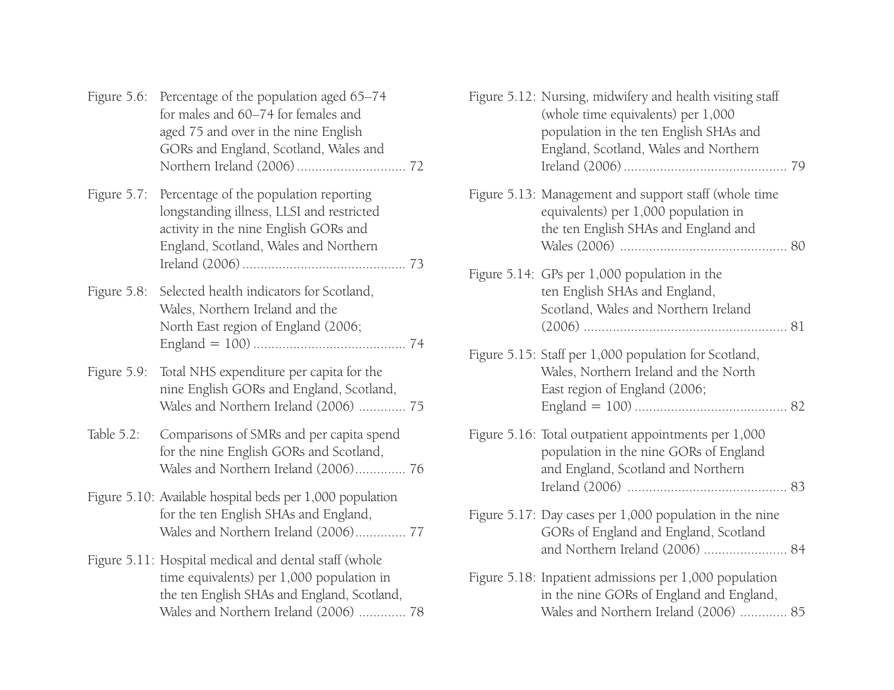Figure 5.6: Percentage of the population aged 65–74 for males and 60–74 for females and aged 75 and over in the nine English GORs and England, Scotland, Wales and Northern Ireland (2006) .............................. 72

Figure 5.7: Percentage of the population reporting longstanding illness, LLSI and restricted activity in the nine English GORs and England, Scotland, Wales and Northern Ireland (2006) ............................................. 73

Figure 5.8: Selected health indicators for Scotland, Wales, Northern Ireland and the North East region of England (2006; England = 100) .......................................... 74

Figure 5.9: Total NHS expenditure per capita for the nine English GORs and England, Scotland, Wales and Northern Ireland (2006) ............. 75

Table 5.2: Comparisons of SMRs and per capita spend for the nine English GORs and Scotland, Wales and Northern Ireland (2006).............. 76

Figure 5.10: Available hospital beds per 1,000 population for the ten English SHAs and England, Wales and Northern Ireland (2006).............. 77

Figure 5.11: Hospital medical and dental staff (whole time equivalents) per 1,000 population in the ten English SHAs and England, Scotland, Wales and Northern Ireland (2006) ............. 78

Figure 5.12: Nursing, midwifery and health visiting staff (whole time equivalents) per 1,000 population in the ten English SHAs and England, Scotland, Wales and Northern Ireland (2006) ............................................. 79

Figure 5.13: Management and support staff (whole time equivalents) per 1,000 population in the ten English SHAs and England and Wales (2006) ............................................. 80

Figure 5.14: GPs per 1,000 population in the ten English SHAs and England, Scotland, Wales and Northern Ireland (2006) ........................................................ 81

Figure 5.15: Staff per 1,000 population for Scotland, Wales, Northern Ireland and the North East region of England (2006; England = 100) .......................................... 82

Figure 5.16: Total outpatient appointments per 1,000 population in the nine GORs of England and England, Scotland and Northern Ireland (2006) ........................................... 83

Figure 5.17: Day cases per 1,000 population in the nine GORs of England and England, Scotland and Northern Ireland (2006) ....................... 84

Figure 5.18: Inpatient admissions per 1,000 population in the nine GORs of England and England, Wales and Northern Ireland (2006) ............. 85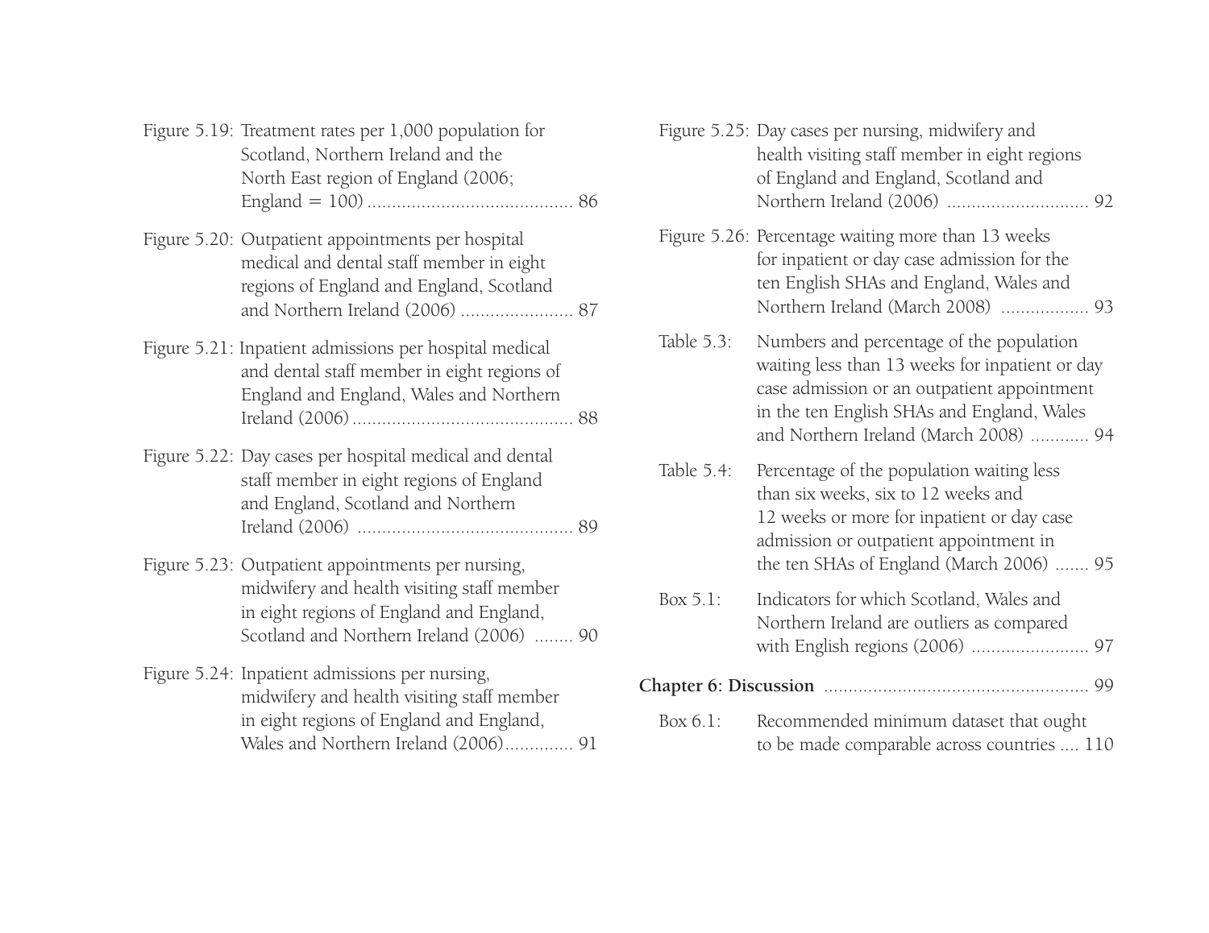Figure 5.19: Treatment rates per 1,000 population for Scotland, Northern Ireland and the North East region of England (2006; England = 100) .......................................... 86

Figure 5.20: Outpatient appointments per hospital medical and dental staff member in eight regions of England and England, Scotland and Northern Ireland (2006) ....................... 87

Figure 5.21: Inpatient admissions per hospital medical and dental staff member in eight regions of England and England, Wales and Northern Ireland (2006) ............................................ 88

Figure 5.22: Day cases per hospital medical and dental staff member in eight regions of England and England, Scotland and Northern Ireland (2006) ............................................ 89

Figure 5.23: Outpatient appointments per nursing, midwifery and health visiting staff member in eight regions of England and England, Scotland and Northern Ireland (2006) ........ 90

Figure 5.24: Inpatient admissions per nursing, midwifery and health visiting staff member in eight regions of England and England, Wales and Northern Ireland (2006).............. 91

Figure 5.25: Day cases per nursing, midwifery and health visiting staff member in eight regions of England and England, Scotland and Northern Ireland (2006) ............................. 92

Figure 5.26: Percentage waiting more than 13 weeks for inpatient or day case admission for the ten English SHAs and England, Wales and Northern Ireland (March 2008) .................. 93

Table 5.3: Numbers and percentage of the population waiting less than 13 weeks for inpatient or day case admission or an outpatient appointment in the ten English SHAs and England, Wales and Northern Ireland (March 2008) ............ 94

Table 5.4: Percentage of the population waiting less than six weeks, six to 12 weeks and 12 weeks or more for inpatient or day case admission or outpatient appointment in the ten SHAs of England (March 2006) ....... 95

Box 5.1: Indicators for which Scotland, Wales and Northern Ireland are outliers as compared with English regions (2006) ........................ 97

**Chapter 6: Discussion** ...................................................... 99

Box 6.1: Recommended minimum dataset that ought to be made comparable across countries .... 110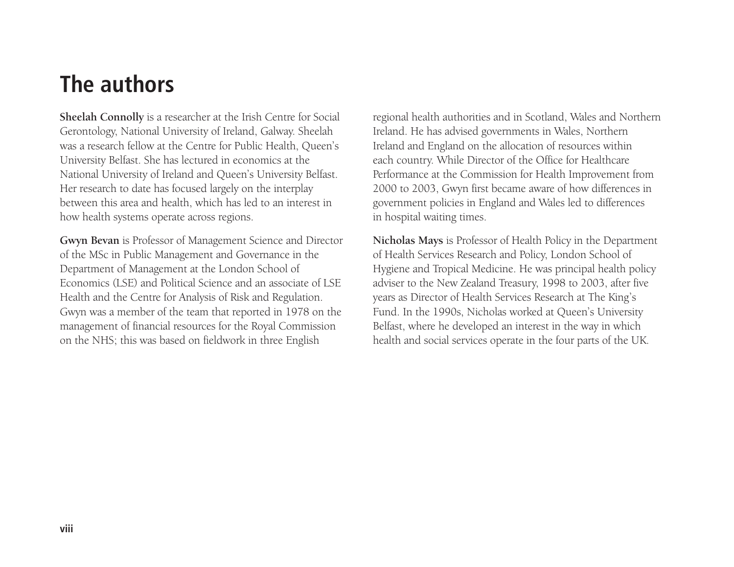# The authors

**Sheelah Connolly** is a researcher at the Irish Centre for Social Gerontology, National University of Ireland, Galway. Sheelah was a research fellow at the Centre for Public Health, Queen's University Belfast. She has lectured in economics at the National University of Ireland and Queen's University Belfast. Her research to date has focused largely on the interplay between this area and health, which has led to an interest in how health systems operate across regions.

**Gwyn Bevan** is Professor of Management Science and Director of the MSc in Public Management and Governance in the Department of Management at the London School of Economics (LSE) and Political Science and an associate of LSE Health and the Centre for Analysis of Risk and Regulation. Gwyn was a member of the team that reported in 1978 on the management of financial resources for the Royal Commission on the NHS; this was based on fieldwork in three English regional health authorities and in Scotland, Wales and Northern Ireland. He has advised governments in Wales, Northern Ireland and England on the allocation of resources within each country. While Director of the Office for Healthcare Performance at the Commission for Health Improvement from 2000 to 2003, Gwyn first became aware of how differences in government policies in England and Wales led to differences in hospital waiting times.

**Nicholas Mays** is Professor of Health Policy in the Department of Health Services Research and Policy, London School of Hygiene and Tropical Medicine. He was principal health policy adviser to the New Zealand Treasury, 1998 to 2003, after five years as Director of Health Services Research at The King's Fund. In the 1990s, Nicholas worked at Queen's University Belfast, where he developed an interest in the way in which health and social services operate in the four parts of the UK.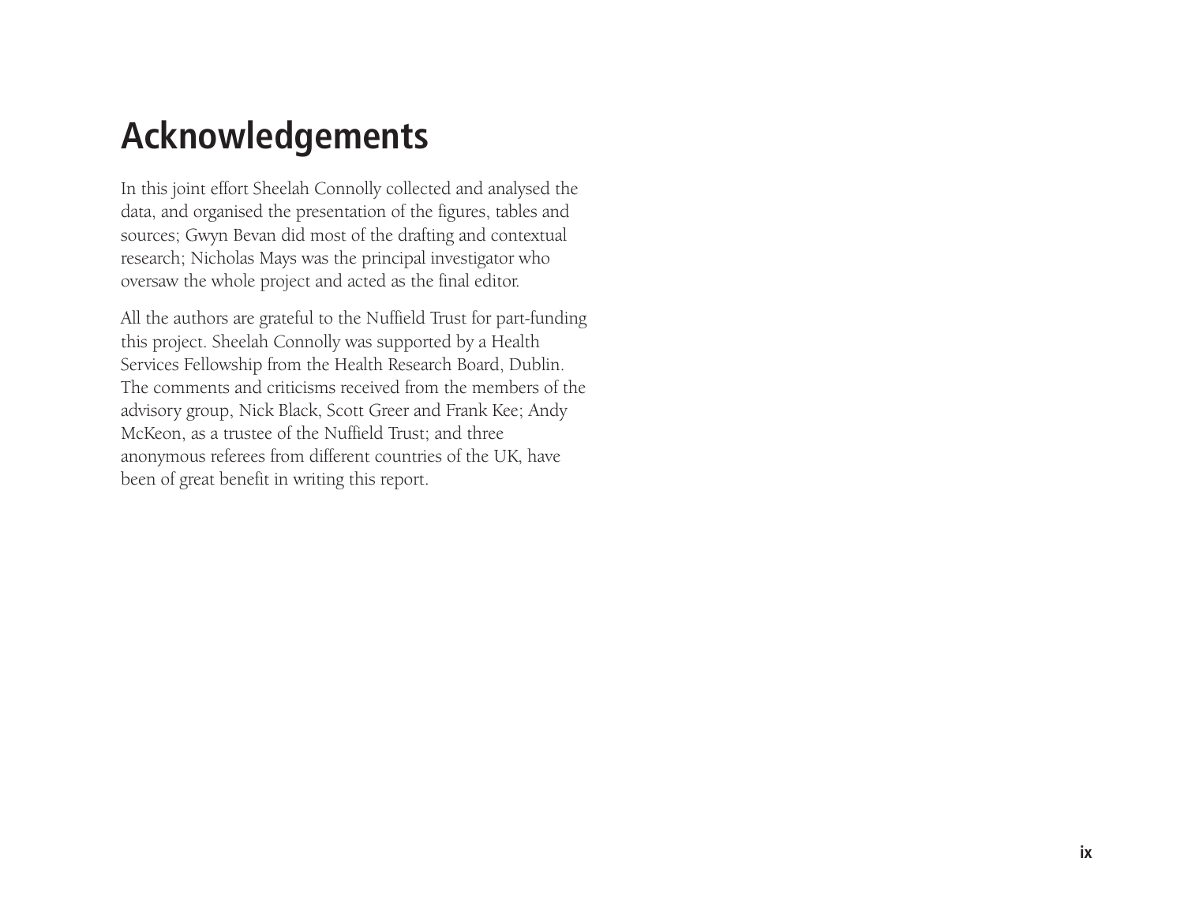# Acknowledgements

In this joint effort Sheelah Connolly collected and analysed the data, and organised the presentation of the figures, tables and sources; Gwyn Bevan did most of the drafting and contextual research; Nicholas Mays was the principal investigator who oversaw the whole project and acted as the final editor.

All the authors are grateful to the Nuffield Trust for part-funding this project. Sheelah Connolly was supported by a Health Services Fellowship from the Health Research Board, Dublin. The comments and criticisms received from the members of the advisory group, Nick Black, Scott Greer and Frank Kee; Andy McKeon, as a trustee of the Nuffield Trust; and three anonymous referees from different countries of the UK, have been of great benefit in writing this report.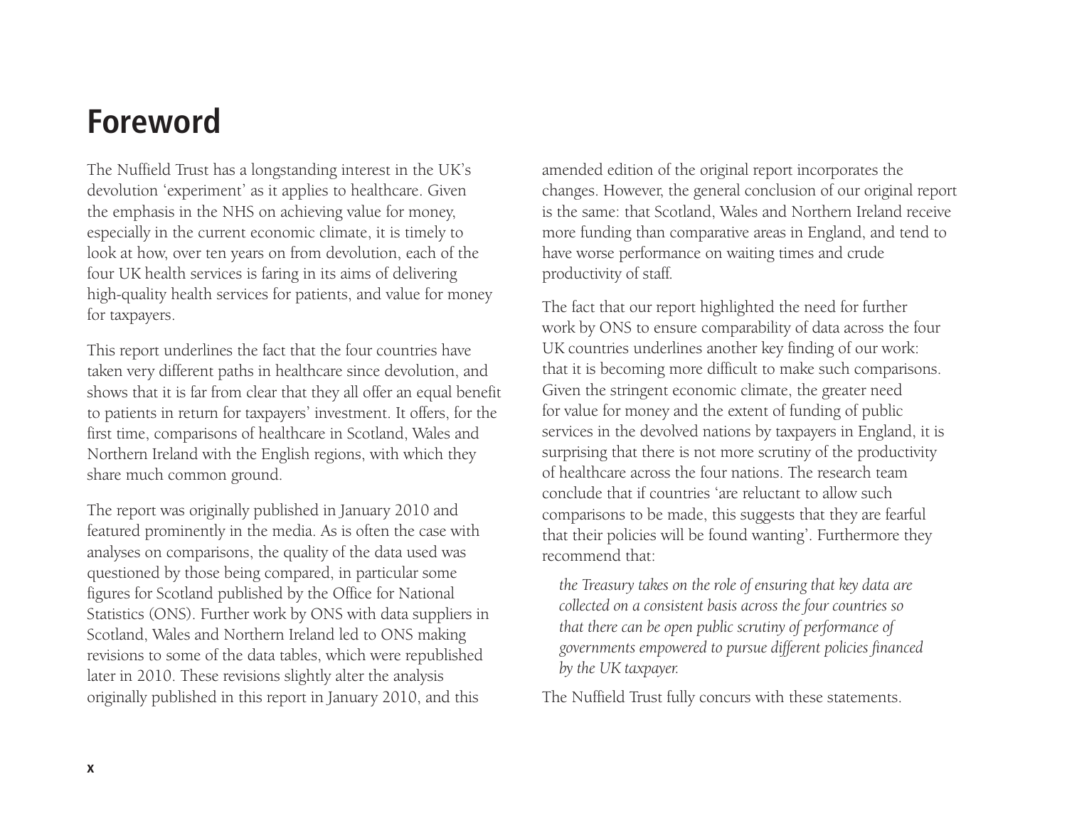# Foreword

The Nuffield Trust has a longstanding interest in the UK's devolution 'experiment' as it applies to healthcare. Given the emphasis in the NHS on achieving value for money, especially in the current economic climate, it is timely to look at how, over ten years on from devolution, each of the four UK health services is faring in its aims of delivering high-quality health services for patients, and value for money for taxpayers.

This report underlines the fact that the four countries have taken very different paths in healthcare since devolution, and shows that it is far from clear that they all offer an equal benefit to patients in return for taxpayers' investment. It offers, for the first time, comparisons of healthcare in Scotland, Wales and Northern Ireland with the English regions, with which they share much common ground.

The report was originally published in January 2010 and featured prominently in the media. As is often the case with analyses on comparisons, the quality of the data used was questioned by those being compared, in particular some figures for Scotland published by the Office for National Statistics (ONS). Further work by ONS with data suppliers in Scotland, Wales and Northern Ireland led to ONS making revisions to some of the data tables, which were republished later in 2010. These revisions slightly alter the analysis originally published in this report in January 2010, and this amended edition of the original report incorporates the changes. However, the general conclusion of our original report is the same: that Scotland, Wales and Northern Ireland receive more funding than comparative areas in England, and tend to have worse performance on waiting times and crude productivity of staff.

The fact that our report highlighted the need for further work by ONS to ensure comparability of data across the four UK countries underlines another key finding of our work: that it is becoming more difficult to make such comparisons. Given the stringent economic climate, the greater need for value for money and the extent of funding of public services in the devolved nations by taxpayers in England, it is surprising that there is not more scrutiny of the productivity of healthcare across the four nations. The research team conclude that if countries 'are reluctant to allow such comparisons to be made, this suggests that they are fearful that their policies will be found wanting'. Furthermore they recommend that:

> *the Treasury takes on the role of ensuring that key data are collected on a consistent basis across the four countries so that there can be open public scrutiny of performance of governments empowered to pursue different policies financed by the UK taxpayer.*

The Nuffield Trust fully concurs with these statements.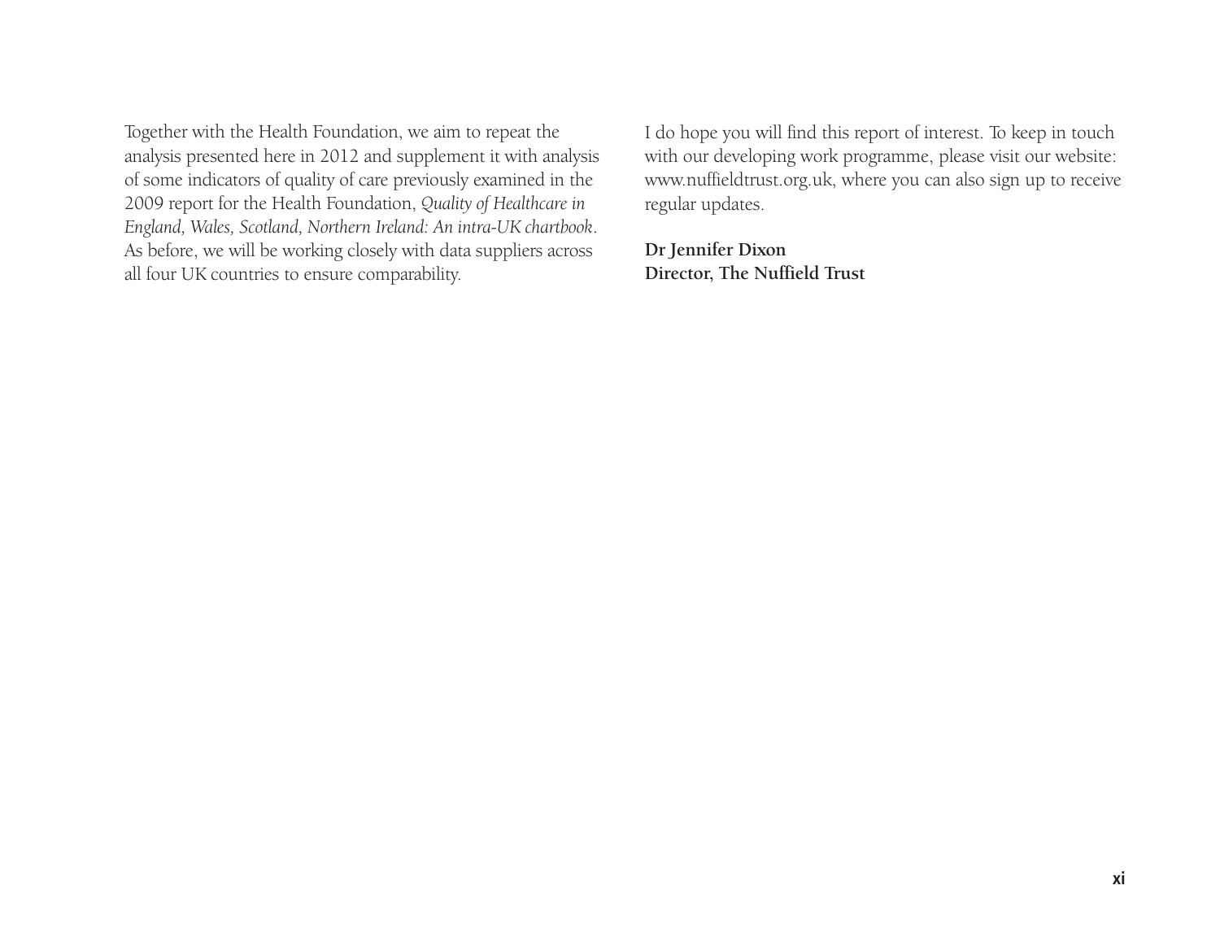Together with the Health Foundation, we aim to repeat the analysis presented here in 2012 and supplement it with analysis of some indicators of quality of care previously examined in the 2009 report for the Health Foundation, *Quality of Healthcare in England, Wales, Scotland, Northern Ireland: An intra-UK chartbook*. As before, we will be working closely with data suppliers across all four UK countries to ensure comparability.

I do hope you will find this report of interest. To keep in touch with our developing work programme, please visit our website: www.nuffieldtrust.org.uk, where you can also sign up to receive regular updates.

**Dr Jennifer Dixon**
**Director, The Nuffield Trust**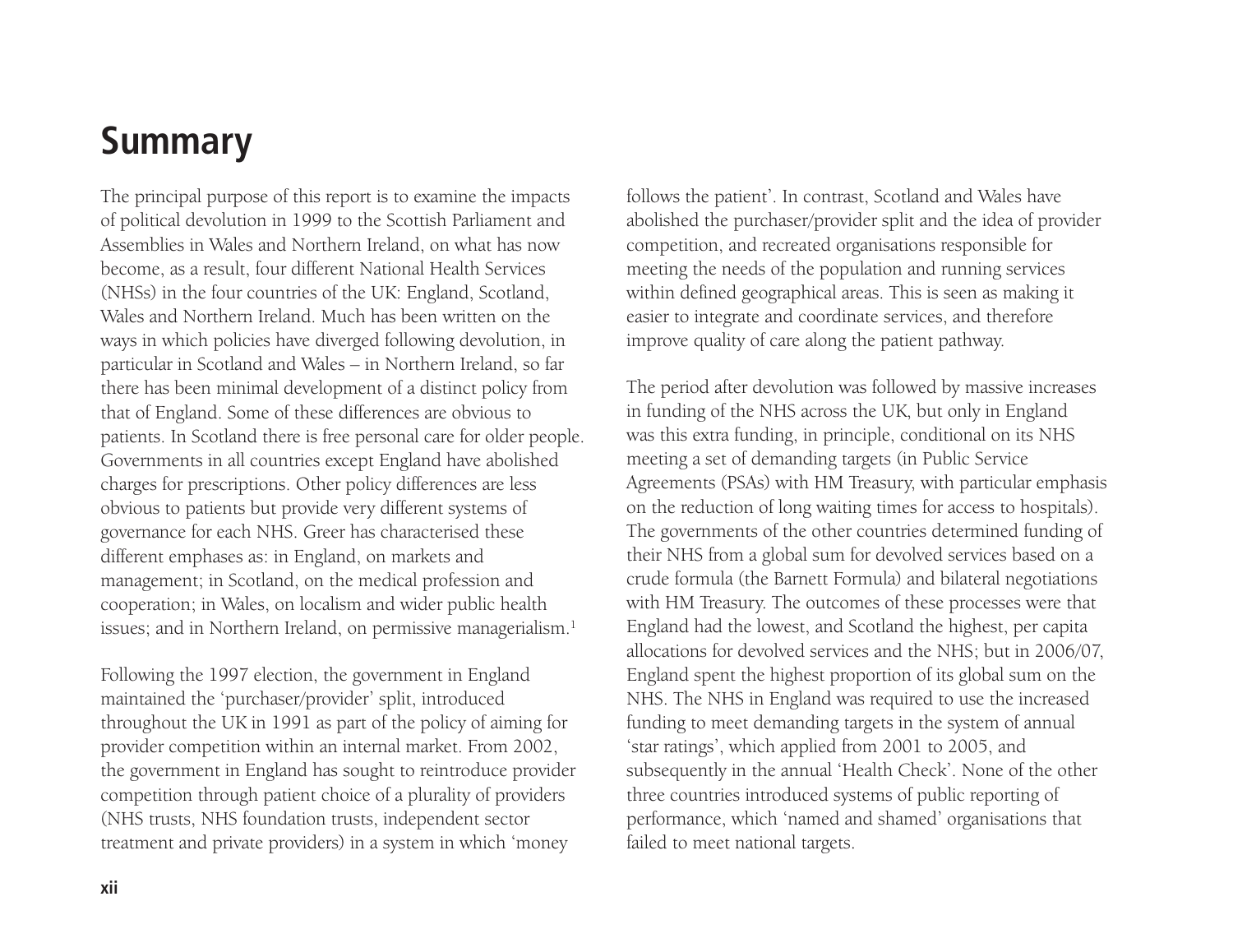# Summary

The principal purpose of this report is to examine the impacts of political devolution in 1999 to the Scottish Parliament and Assemblies in Wales and Northern Ireland, on what has now become, as a result, four different National Health Services (NHSs) in the four countries of the UK: England, Scotland, Wales and Northern Ireland. Much has been written on the ways in which policies have diverged following devolution, in particular in Scotland and Wales – in Northern Ireland, so far there has been minimal development of a distinct policy from that of England. Some of these differences are obvious to patients. In Scotland there is free personal care for older people. Governments in all countries except England have abolished charges for prescriptions. Other policy differences are less obvious to patients but provide very different systems of governance for each NHS. Greer has characterised these different emphases as: in England, on markets and management; in Scotland, on the medical profession and cooperation; in Wales, on localism and wider public health issues; and in Northern Ireland, on permissive managerialism.[1]

Following the 1997 election, the government in England maintained the 'purchaser/provider' split, introduced throughout the UK in 1991 as part of the policy of aiming for provider competition within an internal market. From 2002, the government in England has sought to reintroduce provider competition through patient choice of a plurality of providers (NHS trusts, NHS foundation trusts, independent sector treatment and private providers) in a system in which 'money follows the patient'. In contrast, Scotland and Wales have abolished the purchaser/provider split and the idea of provider competition, and recreated organisations responsible for meeting the needs of the population and running services within defined geographical areas. This is seen as making it easier to integrate and coordinate services, and therefore improve quality of care along the patient pathway.

The period after devolution was followed by massive increases in funding of the NHS across the UK, but only in England was this extra funding, in principle, conditional on its NHS meeting a set of demanding targets (in Public Service Agreements (PSAs) with HM Treasury, with particular emphasis on the reduction of long waiting times for access to hospitals). The governments of the other countries determined funding of their NHS from a global sum for devolved services based on a crude formula (the Barnett Formula) and bilateral negotiations with HM Treasury. The outcomes of these processes were that England had the lowest, and Scotland the highest, per capita allocations for devolved services and the NHS; but in 2006/07, England spent the highest proportion of its global sum on the NHS. The NHS in England was required to use the increased funding to meet demanding targets in the system of annual 'star ratings', which applied from 2001 to 2005, and subsequently in the annual 'Health Check'. None of the other three countries introduced systems of public reporting of performance, which 'named and shamed' organisations that failed to meet national targets.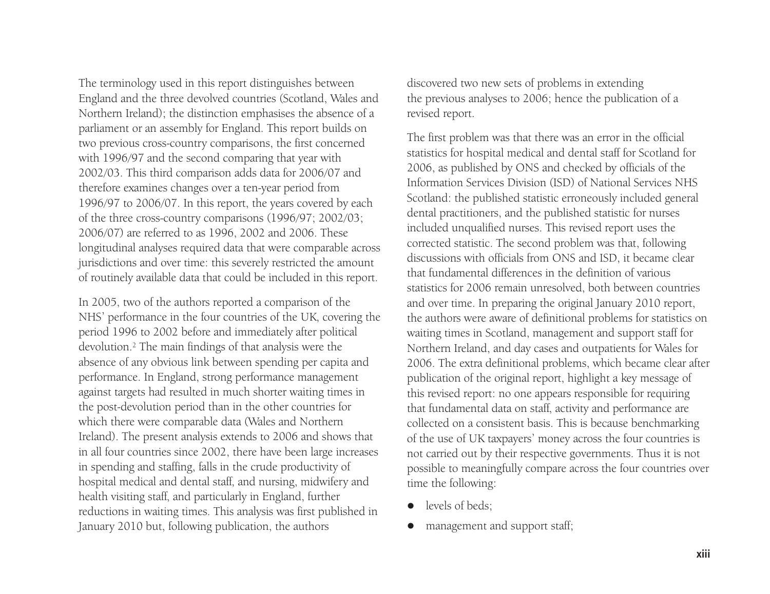The terminology used in this report distinguishes between England and the three devolved countries (Scotland, Wales and Northern Ireland); the distinction emphasises the absence of a parliament or an assembly for England. This report builds on two previous cross-country comparisons, the first concerned with 1996/97 and the second comparing that year with 2002/03. This third comparison adds data for 2006/07 and therefore examines changes over a ten-year period from 1996/97 to 2006/07. In this report, the years covered by each of the three cross-country comparisons (1996/97; 2002/03; 2006/07) are referred to as 1996, 2002 and 2006. These longitudinal analyses required data that were comparable across jurisdictions and over time: this severely restricted the amount of routinely available data that could be included in this report.

In 2005, two of the authors reported a comparison of the NHS' performance in the four countries of the UK, covering the period 1996 to 2002 before and immediately after political devolution.[2] The main findings of that analysis were the absence of any obvious link between spending per capita and performance. In England, strong performance management against targets had resulted in much shorter waiting times in the post-devolution period than in the other countries for which there were comparable data (Wales and Northern Ireland). The present analysis extends to 2006 and shows that in all four countries since 2002, there have been large increases in spending and staffing, falls in the crude productivity of hospital medical and dental staff, and nursing, midwifery and health visiting staff, and particularly in England, further reductions in waiting times. This analysis was first published in January 2010 but, following publication, the authors discovered two new sets of problems in extending the previous analyses to 2006; hence the publication of a revised report.

The first problem was that there was an error in the official statistics for hospital medical and dental staff for Scotland for 2006, as published by ONS and checked by officials of the Information Services Division (ISD) of National Services NHS Scotland: the published statistic erroneously included general dental practitioners, and the published statistic for nurses included unqualified nurses. This revised report uses the corrected statistic. The second problem was that, following discussions with officials from ONS and ISD, it became clear that fundamental differences in the definition of various statistics for 2006 remain unresolved, both between countries and over time. In preparing the original January 2010 report, the authors were aware of definitional problems for statistics on waiting times in Scotland, management and support staff for Northern Ireland, and day cases and outpatients for Wales for 2006. The extra definitional problems, which became clear after publication of the original report, highlight a key message of this revised report: no one appears responsible for requiring that fundamental data on staff, activity and performance are collected on a consistent basis. This is because benchmarking of the use of UK taxpayers' money across the four countries is not carried out by their respective governments. Thus it is not possible to meaningfully compare across the four countries over time the following:

- levels of beds;
- management and support staff;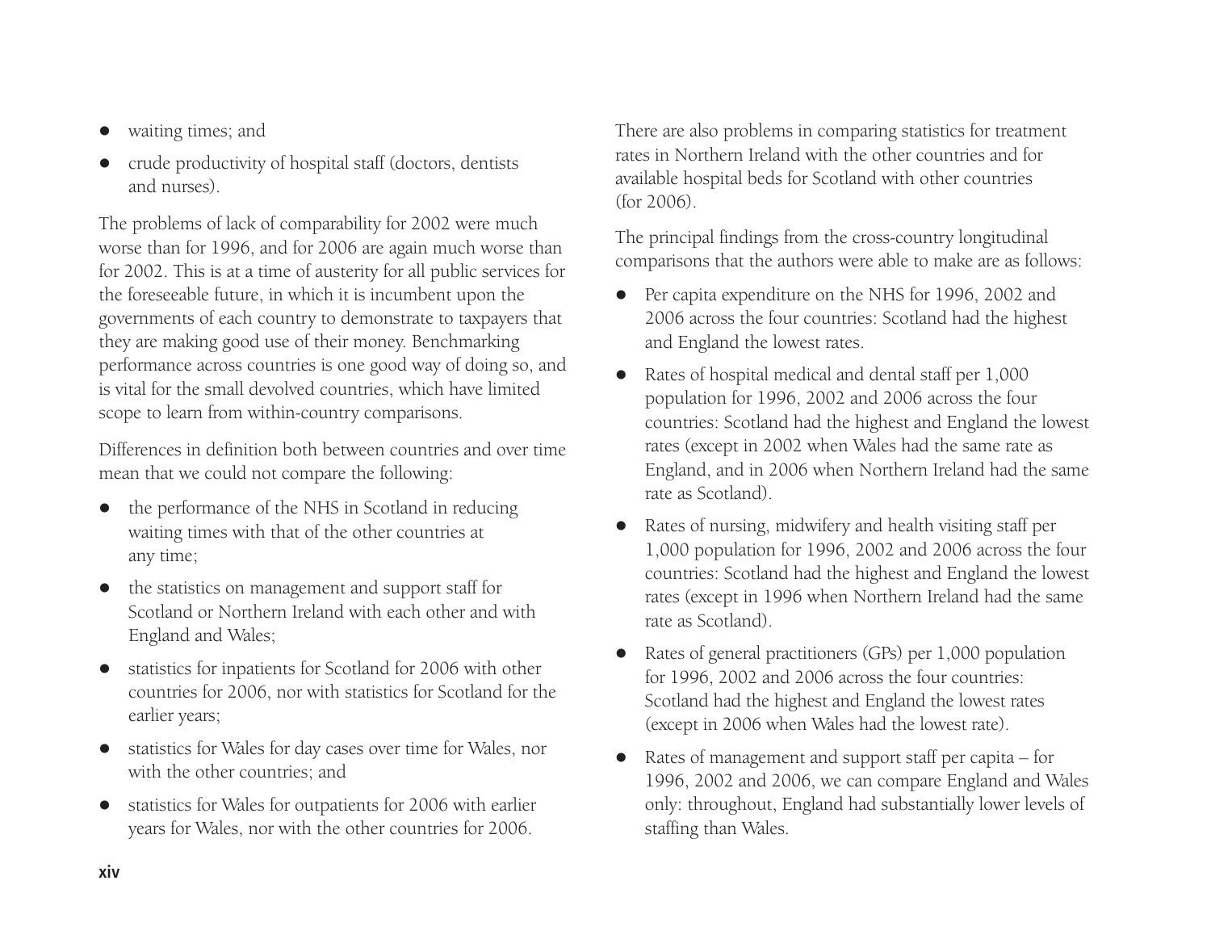- waiting times; and
- crude productivity of hospital staff (doctors, dentists and nurses).

The problems of lack of comparability for 2002 were much worse than for 1996, and for 2006 are again much worse than for 2002. This is at a time of austerity for all public services for the foreseeable future, in which it is incumbent upon the governments of each country to demonstrate to taxpayers that they are making good use of their money. Benchmarking performance across countries is one good way of doing so, and is vital for the small devolved countries, which have limited scope to learn from within-country comparisons.

Differences in definition both between countries and over time mean that we could not compare the following:

- the performance of the NHS in Scotland in reducing waiting times with that of the other countries at any time;
- the statistics on management and support staff for Scotland or Northern Ireland with each other and with England and Wales;
- statistics for inpatients for Scotland for 2006 with other countries for 2006, nor with statistics for Scotland for the earlier years;
- statistics for Wales for day cases over time for Wales, nor with the other countries; and
- statistics for Wales for outpatients for 2006 with earlier years for Wales, nor with the other countries for 2006.

There are also problems in comparing statistics for treatment rates in Northern Ireland with the other countries and for available hospital beds for Scotland with other countries (for 2006).

The principal findings from the cross-country longitudinal comparisons that the authors were able to make are as follows:

- Per capita expenditure on the NHS for 1996, 2002 and 2006 across the four countries: Scotland had the highest and England the lowest rates.
- Rates of hospital medical and dental staff per 1,000 population for 1996, 2002 and 2006 across the four countries: Scotland had the highest and England the lowest rates (except in 2002 when Wales had the same rate as England, and in 2006 when Northern Ireland had the same rate as Scotland).
- Rates of nursing, midwifery and health visiting staff per 1,000 population for 1996, 2002 and 2006 across the four countries: Scotland had the highest and England the lowest rates (except in 1996 when Northern Ireland had the same rate as Scotland).
- Rates of general practitioners (GPs) per 1,000 population for 1996, 2002 and 2006 across the four countries: Scotland had the highest and England the lowest rates (except in 2006 when Wales had the lowest rate).
- Rates of management and support staff per capita – for 1996, 2002 and 2006, we can compare England and Wales only: throughout, England had substantially lower levels of staffing than Wales.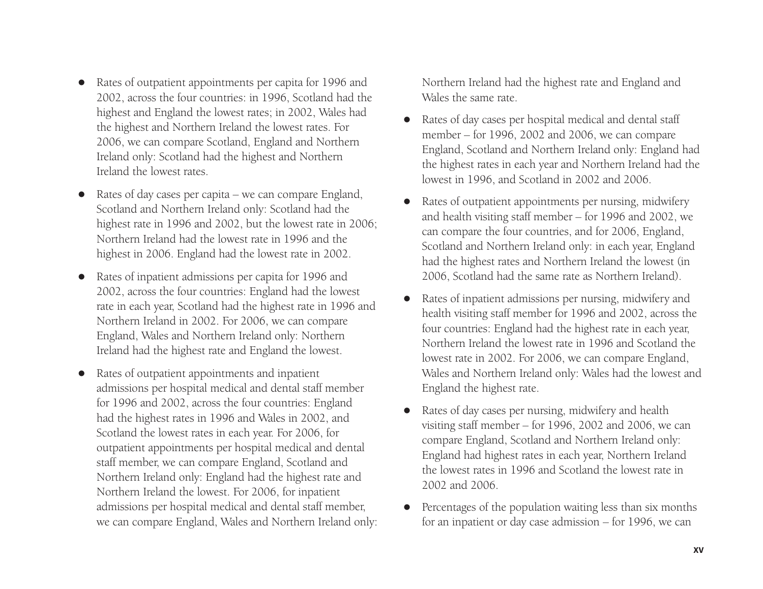- Rates of outpatient appointments per capita for 1996 and 2002, across the four countries: in 1996, Scotland had the highest and England the lowest rates; in 2002, Wales had the highest and Northern Ireland the lowest rates. For 2006, we can compare Scotland, England and Northern Ireland only: Scotland had the highest and Northern Ireland the lowest rates.
- Rates of day cases per capita – we can compare England, Scotland and Northern Ireland only: Scotland had the highest rate in 1996 and 2002, but the lowest rate in 2006; Northern Ireland had the lowest rate in 1996 and the highest in 2006. England had the lowest rate in 2002.
- Rates of inpatient admissions per capita for 1996 and 2002, across the four countries: England had the lowest rate in each year, Scotland had the highest rate in 1996 and Northern Ireland in 2002. For 2006, we can compare England, Wales and Northern Ireland only: Northern Ireland had the highest rate and England the lowest.
- Rates of outpatient appointments and inpatient admissions per hospital medical and dental staff member for 1996 and 2002, across the four countries: England had the highest rates in 1996 and Wales in 2002, and Scotland the lowest rates in each year. For 2006, for outpatient appointments per hospital medical and dental staff member, we can compare England, Scotland and Northern Ireland only: England had the highest rate and Northern Ireland the lowest. For 2006, for inpatient admissions per hospital medical and dental staff member, we can compare England, Wales and Northern Ireland only: Northern Ireland had the highest rate and England and Wales the same rate.
- Rates of day cases per hospital medical and dental staff member – for 1996, 2002 and 2006, we can compare England, Scotland and Northern Ireland only: England had the highest rates in each year and Northern Ireland had the lowest in 1996, and Scotland in 2002 and 2006.
- Rates of outpatient appointments per nursing, midwifery and health visiting staff member – for 1996 and 2002, we can compare the four countries, and for 2006, England, Scotland and Northern Ireland only: in each year, England had the highest rates and Northern Ireland the lowest (in 2006, Scotland had the same rate as Northern Ireland).
- Rates of inpatient admissions per nursing, midwifery and health visiting staff member for 1996 and 2002, across the four countries: England had the highest rate in each year, Northern Ireland the lowest rate in 1996 and Scotland the lowest rate in 2002. For 2006, we can compare England, Wales and Northern Ireland only: Wales had the lowest and England the highest rate.
- Rates of day cases per nursing, midwifery and health visiting staff member – for 1996, 2002 and 2006, we can compare England, Scotland and Northern Ireland only: England had highest rates in each year, Northern Ireland the lowest rates in 1996 and Scotland the lowest rate in 2002 and 2006.
- Percentages of the population waiting less than six months for an inpatient or day case admission – for 1996, we can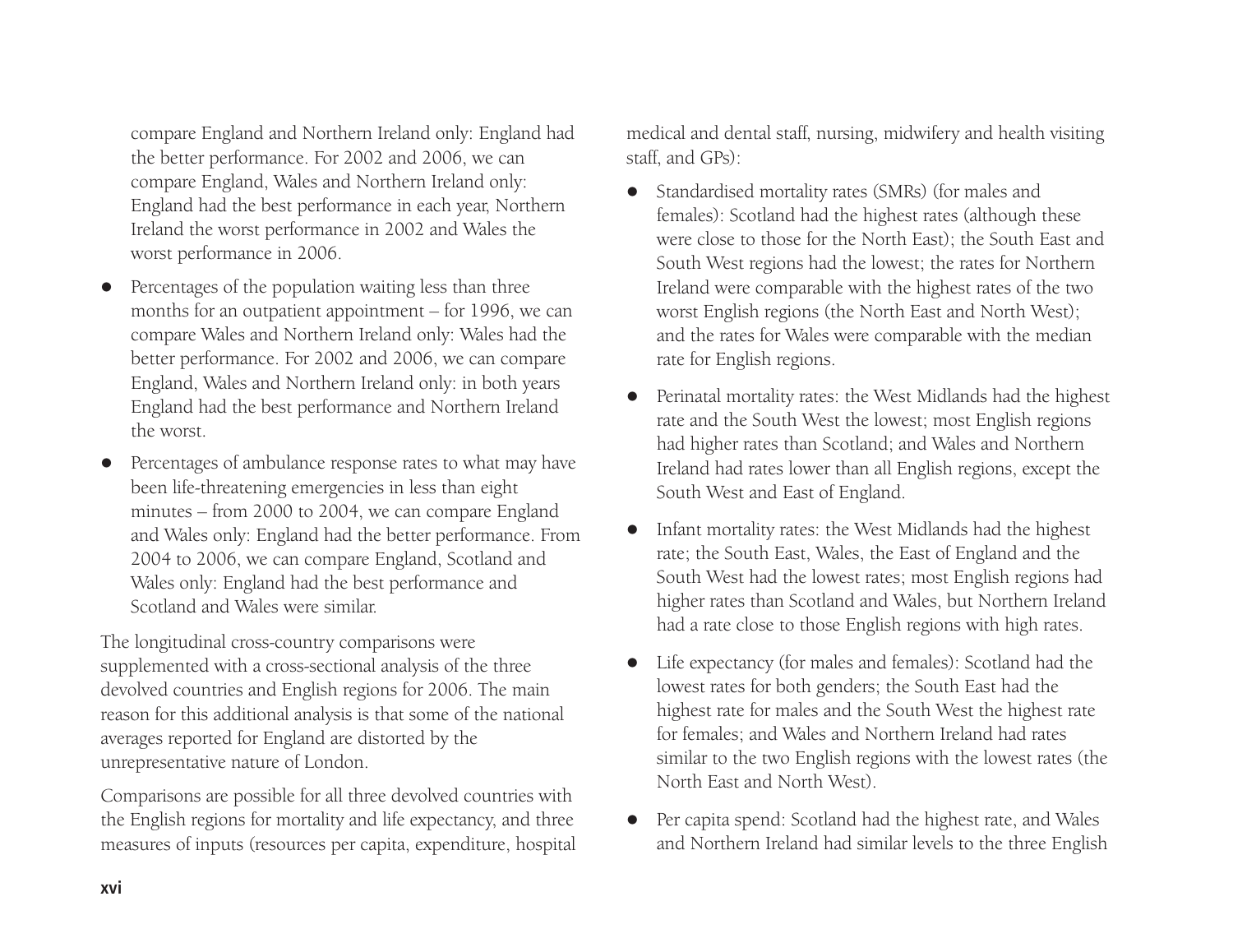compare England and Northern Ireland only: England had the better performance. For 2002 and 2006, we can compare England, Wales and Northern Ireland only: England had the best performance in each year, Northern Ireland the worst performance in 2002 and Wales the worst performance in 2006.

- Percentages of the population waiting less than three months for an outpatient appointment – for 1996, we can compare Wales and Northern Ireland only: Wales had the better performance. For 2002 and 2006, we can compare England, Wales and Northern Ireland only: in both years England had the best performance and Northern Ireland the worst.
- Percentages of ambulance response rates to what may have been life-threatening emergencies in less than eight minutes – from 2000 to 2004, we can compare England and Wales only: England had the better performance. From 2004 to 2006, we can compare England, Scotland and Wales only: England had the best performance and Scotland and Wales were similar.

The longitudinal cross-country comparisons were supplemented with a cross-sectional analysis of the three devolved countries and English regions for 2006. The main reason for this additional analysis is that some of the national averages reported for England are distorted by the unrepresentative nature of London.

Comparisons are possible for all three devolved countries with the English regions for mortality and life expectancy, and three measures of inputs (resources per capita, expenditure, hospital medical and dental staff, nursing, midwifery and health visiting staff, and GPs):

- Standardised mortality rates (SMRs) (for males and females): Scotland had the highest rates (although these were close to those for the North East); the South East and South West regions had the lowest; the rates for Northern Ireland were comparable with the highest rates of the two worst English regions (the North East and North West); and the rates for Wales were comparable with the median rate for English regions.
- Perinatal mortality rates: the West Midlands had the highest rate and the South West the lowest; most English regions had higher rates than Scotland; and Wales and Northern Ireland had rates lower than all English regions, except the South West and East of England.
- Infant mortality rates: the West Midlands had the highest rate; the South East, Wales, the East of England and the South West had the lowest rates; most English regions had higher rates than Scotland and Wales, but Northern Ireland had a rate close to those English regions with high rates.
- Life expectancy (for males and females): Scotland had the lowest rates for both genders; the South East had the highest rate for males and the South West the highest rate for females; and Wales and Northern Ireland had rates similar to the two English regions with the lowest rates (the North East and North West).
- Per capita spend: Scotland had the highest rate, and Wales and Northern Ireland had similar levels to the three English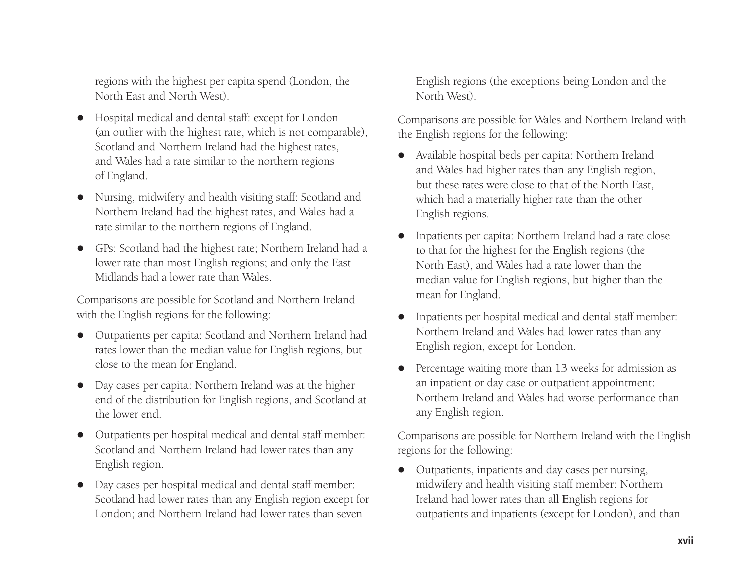regions with the highest per capita spend (London, the North East and North West).

- Hospital medical and dental staff: except for London (an outlier with the highest rate, which is not comparable), Scotland and Northern Ireland had the highest rates, and Wales had a rate similar to the northern regions of England.
- Nursing, midwifery and health visiting staff: Scotland and Northern Ireland had the highest rates, and Wales had a rate similar to the northern regions of England.
- GPs: Scotland had the highest rate; Northern Ireland had a lower rate than most English regions; and only the East Midlands had a lower rate than Wales.

Comparisons are possible for Scotland and Northern Ireland with the English regions for the following:

- Outpatients per capita: Scotland and Northern Ireland had rates lower than the median value for English regions, but close to the mean for England.
- Day cases per capita: Northern Ireland was at the higher end of the distribution for English regions, and Scotland at the lower end.
- Outpatients per hospital medical and dental staff member: Scotland and Northern Ireland had lower rates than any English region.
- Day cases per hospital medical and dental staff member: Scotland had lower rates than any English region except for London; and Northern Ireland had lower rates than seven English regions (the exceptions being London and the North West).

Comparisons are possible for Wales and Northern Ireland with the English regions for the following:

- Available hospital beds per capita: Northern Ireland and Wales had higher rates than any English region, but these rates were close to that of the North East, which had a materially higher rate than the other English regions.
- Inpatients per capita: Northern Ireland had a rate close to that for the highest for the English regions (the North East), and Wales had a rate lower than the median value for English regions, but higher than the mean for England.
- Inpatients per hospital medical and dental staff member: Northern Ireland and Wales had lower rates than any English region, except for London.
- Percentage waiting more than 13 weeks for admission as an inpatient or day case or outpatient appointment: Northern Ireland and Wales had worse performance than any English region.

Comparisons are possible for Northern Ireland with the English regions for the following:

- Outpatients, inpatients and day cases per nursing, midwifery and health visiting staff member: Northern Ireland had lower rates than all English regions for outpatients and inpatients (except for London), and than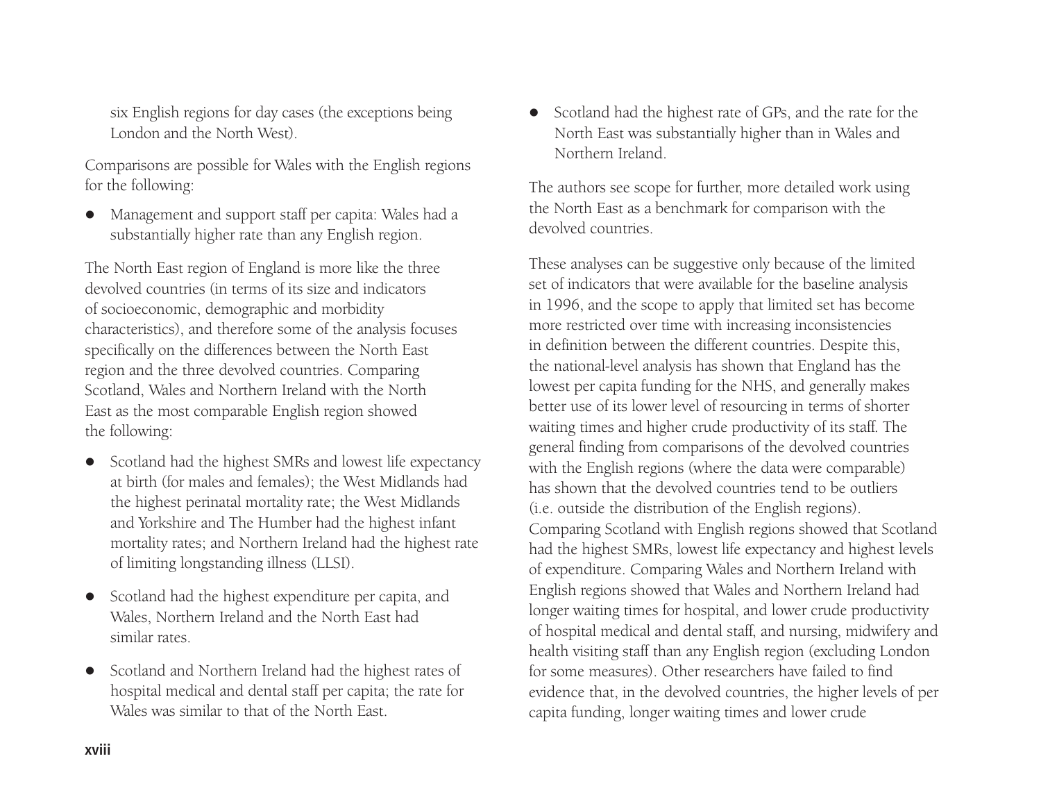six English regions for day cases (the exceptions being London and the North West).

Comparisons are possible for Wales with the English regions for the following:

- Management and support staff per capita: Wales had a substantially higher rate than any English region.

The North East region of England is more like the three devolved countries (in terms of its size and indicators of socioeconomic, demographic and morbidity characteristics), and therefore some of the analysis focuses specifically on the differences between the North East region and the three devolved countries. Comparing Scotland, Wales and Northern Ireland with the North East as the most comparable English region showed the following:

- Scotland had the highest SMRs and lowest life expectancy at birth (for males and females); the West Midlands had the highest perinatal mortality rate; the West Midlands and Yorkshire and The Humber had the highest infant mortality rates; and Northern Ireland had the highest rate of limiting longstanding illness (LLSI).
- Scotland had the highest expenditure per capita, and Wales, Northern Ireland and the North East had similar rates.
- Scotland and Northern Ireland had the highest rates of hospital medical and dental staff per capita; the rate for Wales was similar to that of the North East.
- Scotland had the highest rate of GPs, and the rate for the North East was substantially higher than in Wales and Northern Ireland.

The authors see scope for further, more detailed work using the North East as a benchmark for comparison with the devolved countries.

These analyses can be suggestive only because of the limited set of indicators that were available for the baseline analysis in 1996, and the scope to apply that limited set has become more restricted over time with increasing inconsistencies in definition between the different countries. Despite this, the national-level analysis has shown that England has the lowest per capita funding for the NHS, and generally makes better use of its lower level of resourcing in terms of shorter waiting times and higher crude productivity of its staff. The general finding from comparisons of the devolved countries with the English regions (where the data were comparable) has shown that the devolved countries tend to be outliers (i.e. outside the distribution of the English regions). Comparing Scotland with English regions showed that Scotland had the highest SMRs, lowest life expectancy and highest levels of expenditure. Comparing Wales and Northern Ireland with English regions showed that Wales and Northern Ireland had longer waiting times for hospital, and lower crude productivity of hospital medical and dental staff, and nursing, midwifery and health visiting staff than any English region (excluding London for some measures). Other researchers have failed to find evidence that, in the devolved countries, the higher levels of per capita funding, longer waiting times and lower crude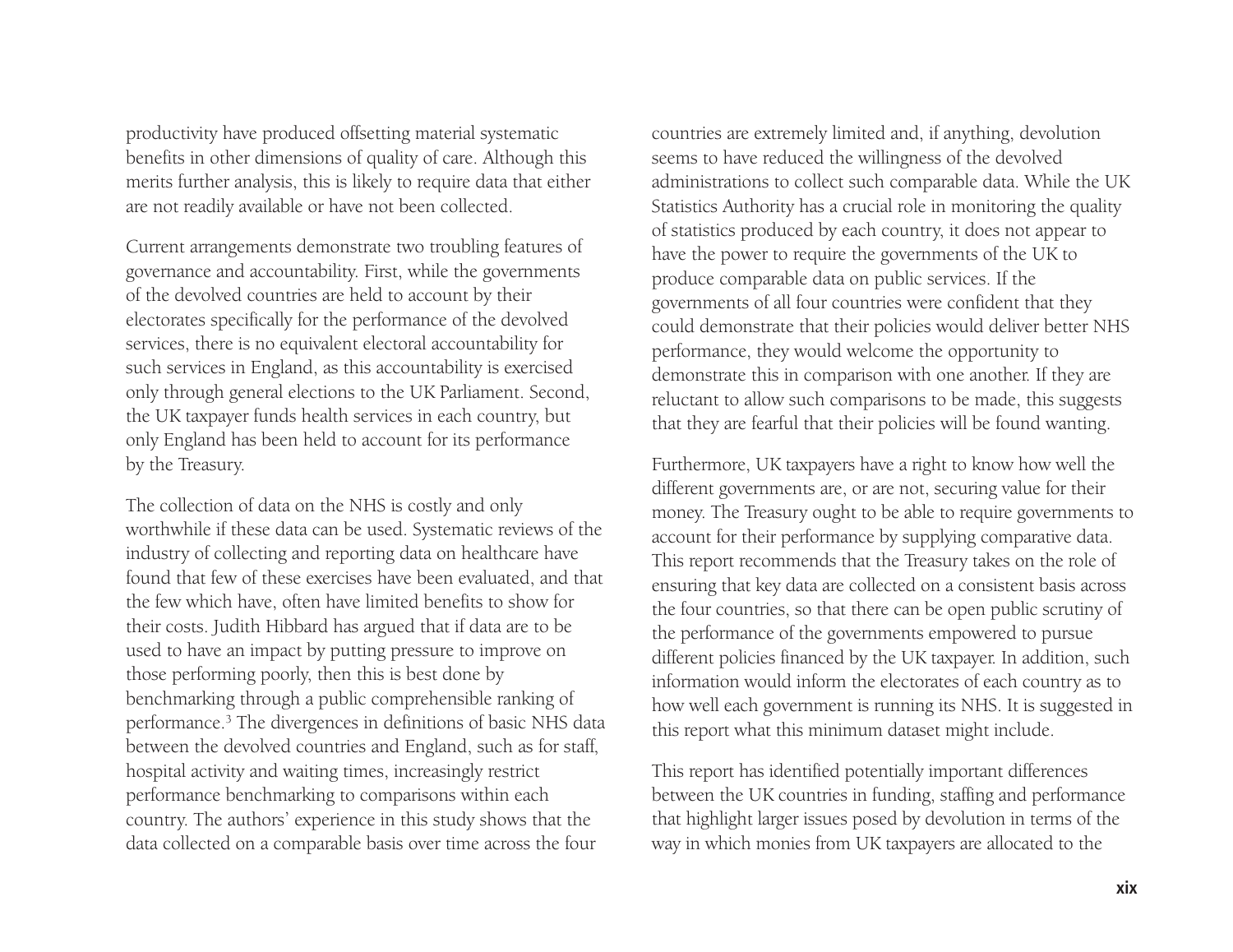productivity have produced offsetting material systematic benefits in other dimensions of quality of care. Although this merits further analysis, this is likely to require data that either are not readily available or have not been collected.

Current arrangements demonstrate two troubling features of governance and accountability. First, while the governments of the devolved countries are held to account by their electorates specifically for the performance of the devolved services, there is no equivalent electoral accountability for such services in England, as this accountability is exercised only through general elections to the UK Parliament. Second, the UK taxpayer funds health services in each country, but only England has been held to account for its performance by the Treasury.

The collection of data on the NHS is costly and only worthwhile if these data can be used. Systematic reviews of the industry of collecting and reporting data on healthcare have found that few of these exercises have been evaluated, and that the few which have, often have limited benefits to show for their costs. Judith Hibbard has argued that if data are to be used to have an impact by putting pressure to improve on those performing poorly, then this is best done by benchmarking through a public comprehensible ranking of performance.[3] The divergences in definitions of basic NHS data between the devolved countries and England, such as for staff, hospital activity and waiting times, increasingly restrict performance benchmarking to comparisons within each country. The authors' experience in this study shows that the data collected on a comparable basis over time across the four countries are extremely limited and, if anything, devolution seems to have reduced the willingness of the devolved administrations to collect such comparable data. While the UK Statistics Authority has a crucial role in monitoring the quality of statistics produced by each country, it does not appear to have the power to require the governments of the UK to produce comparable data on public services. If the governments of all four countries were confident that they could demonstrate that their policies would deliver better NHS performance, they would welcome the opportunity to demonstrate this in comparison with one another. If they are reluctant to allow such comparisons to be made, this suggests that they are fearful that their policies will be found wanting.

Furthermore, UK taxpayers have a right to know how well the different governments are, or are not, securing value for their money. The Treasury ought to be able to require governments to account for their performance by supplying comparative data. This report recommends that the Treasury takes on the role of ensuring that key data are collected on a consistent basis across the four countries, so that there can be open public scrutiny of the performance of the governments empowered to pursue different policies financed by the UK taxpayer. In addition, such information would inform the electorates of each country as to how well each government is running its NHS. It is suggested in this report what this minimum dataset might include.

This report has identified potentially important differences between the UK countries in funding, staffing and performance that highlight larger issues posed by devolution in terms of the way in which monies from UK taxpayers are allocated to the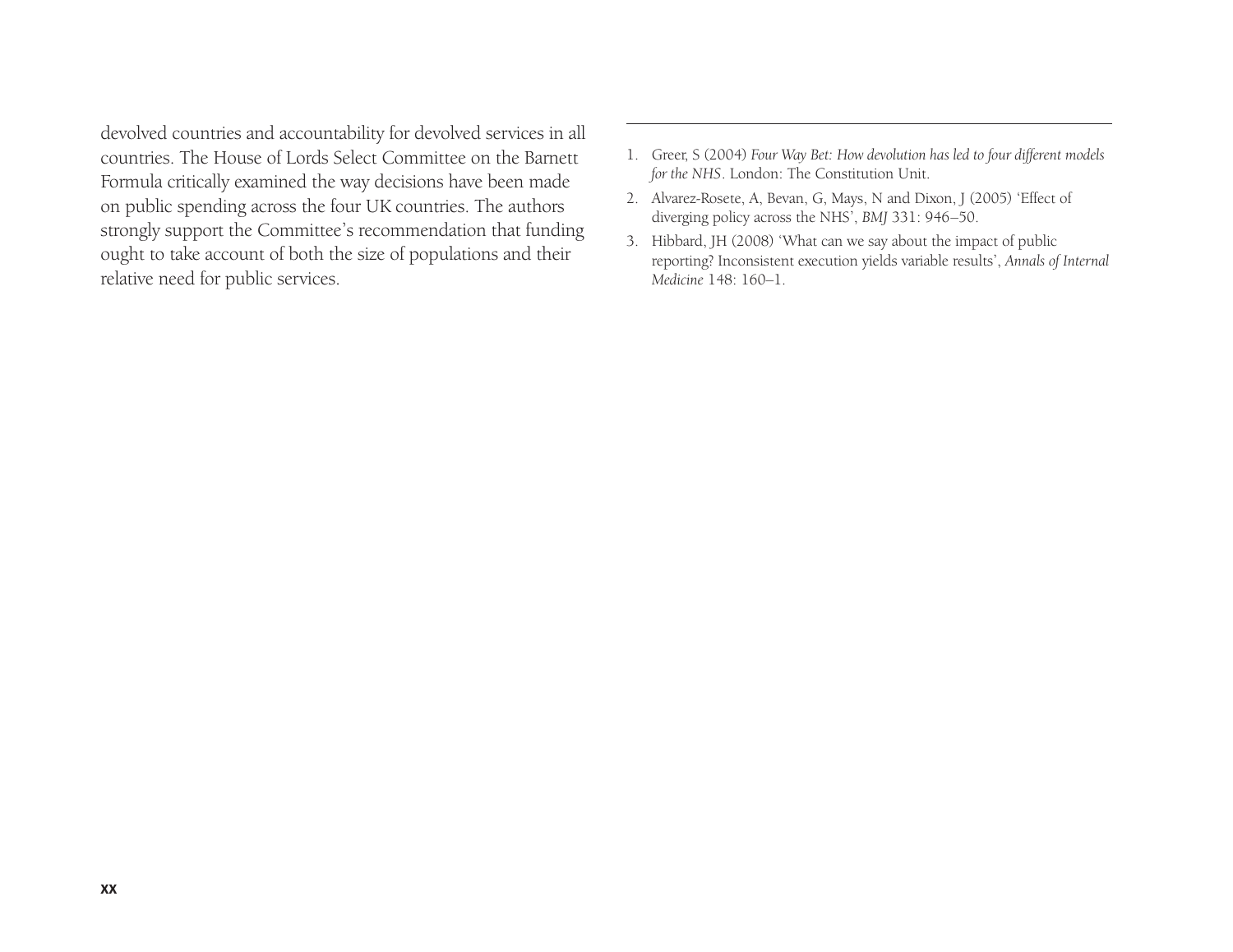devolved countries and accountability for devolved services in all countries. The House of Lords Select Committee on the Barnett Formula critically examined the way decisions have been made on public spending across the four UK countries. The authors strongly support the Committee's recommendation that funding ought to take account of both the size of populations and their relative need for public services.

---

1. Greer, S (2004) *Four Way Bet: How devolution has led to four different models for the NHS*. London: The Constitution Unit.
2. Alvarez-Rosete, A, Bevan, G, Mays, N and Dixon, J (2005) 'Effect of diverging policy across the NHS', *BMJ* 331: 946–50.
3. Hibbard, JH (2008) 'What can we say about the impact of public reporting? Inconsistent execution yields variable results', *Annals of Internal Medicine* 148: 160–1.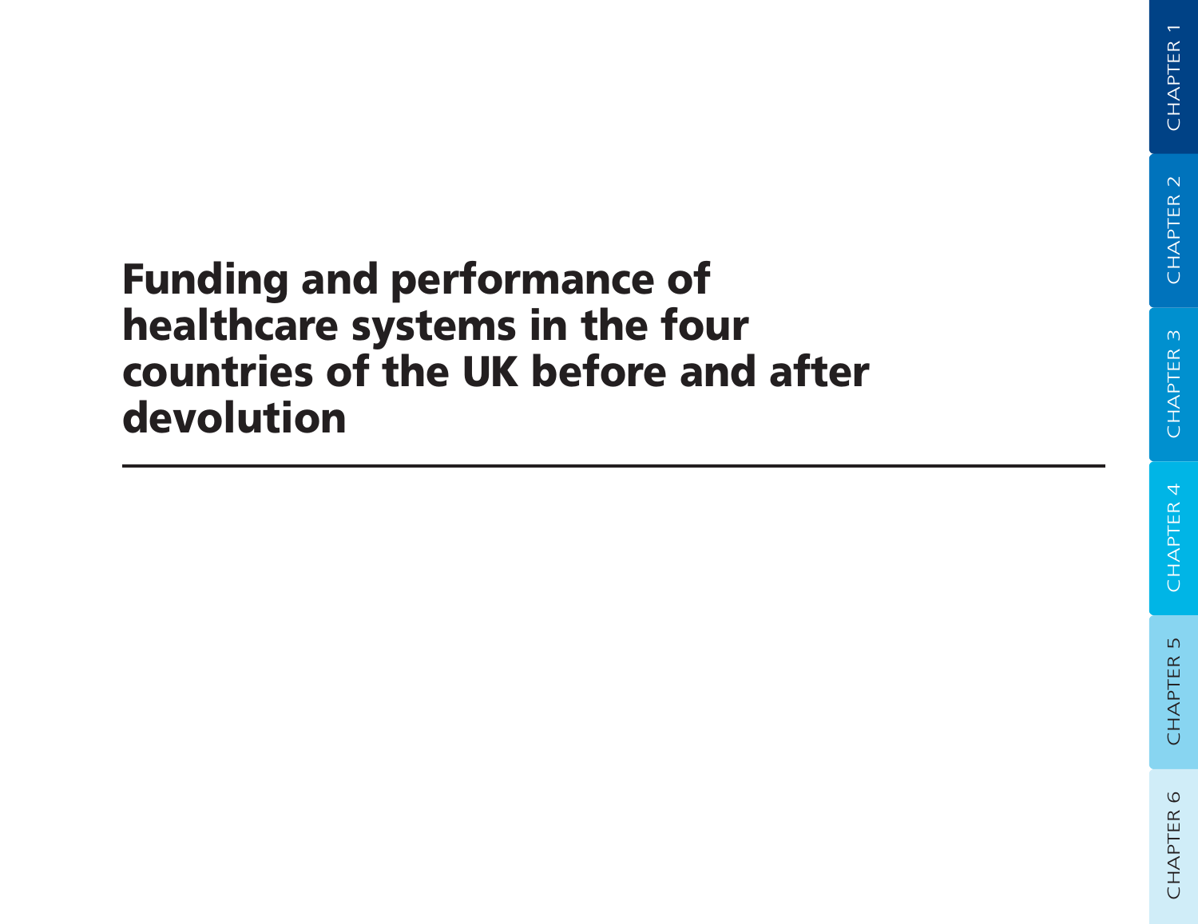# Funding and performance of healthcare systems in the four countries of the UK before and after devolution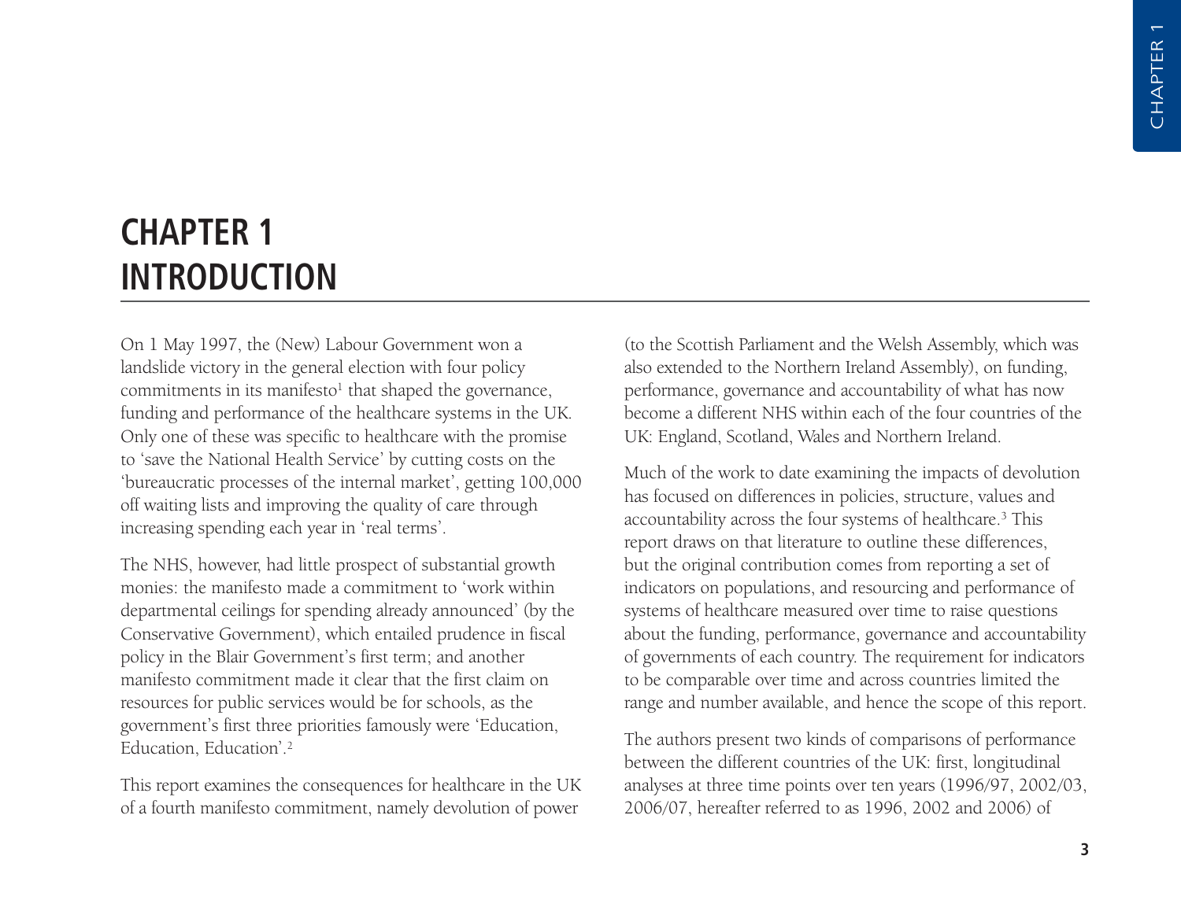# CHAPTER 1 INTRODUCTION

On 1 May 1997, the (New) Labour Government won a landslide victory in the general election with four policy commitments in its manifesto[1] that shaped the governance, funding and performance of the healthcare systems in the UK. Only one of these was specific to healthcare with the promise to 'save the National Health Service' by cutting costs on the 'bureaucratic processes of the internal market', getting 100,000 off waiting lists and improving the quality of care through increasing spending each year in 'real terms'.

The NHS, however, had little prospect of substantial growth monies: the manifesto made a commitment to 'work within departmental ceilings for spending already announced' (by the Conservative Government), which entailed prudence in fiscal policy in the Blair Government's first term; and another manifesto commitment made it clear that the first claim on resources for public services would be for schools, as the government's first three priorities famously were 'Education, Education, Education'.[2]

This report examines the consequences for healthcare in the UK of a fourth manifesto commitment, namely devolution of power (to the Scottish Parliament and the Welsh Assembly, which was also extended to the Northern Ireland Assembly), on funding, performance, governance and accountability of what has now become a different NHS within each of the four countries of the UK: England, Scotland, Wales and Northern Ireland.

Much of the work to date examining the impacts of devolution has focused on differences in policies, structure, values and accountability across the four systems of healthcare.[3] This report draws on that literature to outline these differences, but the original contribution comes from reporting a set of indicators on populations, and resourcing and performance of systems of healthcare measured over time to raise questions about the funding, performance, governance and accountability of governments of each country. The requirement for indicators to be comparable over time and across countries limited the range and number available, and hence the scope of this report.

The authors present two kinds of comparisons of performance between the different countries of the UK: first, longitudinal analyses at three time points over ten years (1996/97, 2002/03, 2006/07, hereafter referred to as 1996, 2002 and 2006) of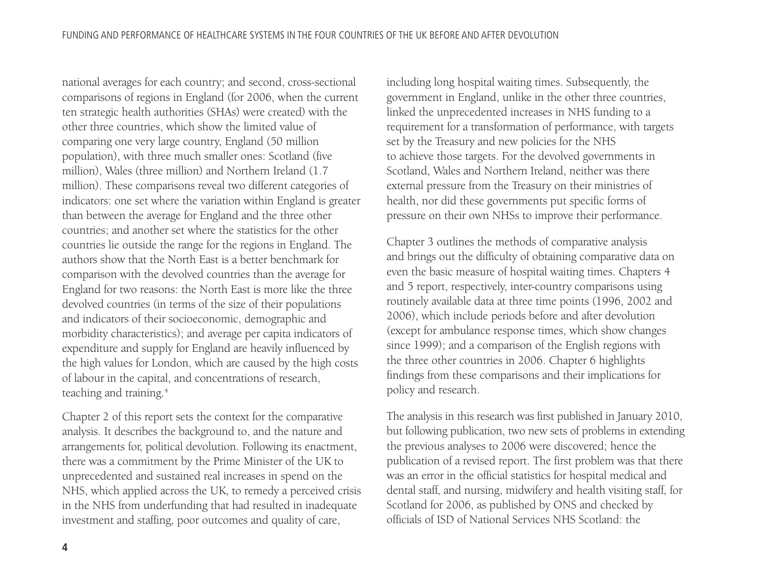national averages for each country; and second, cross-sectional comparisons of regions in England (for 2006, when the current ten strategic health authorities (SHAs) were created) with the other three countries, which show the limited value of comparing one very large country, England (50 million population), with three much smaller ones: Scotland (five million), Wales (three million) and Northern Ireland (1.7 million). These comparisons reveal two different categories of indicators: one set where the variation within England is greater than between the average for England and the three other countries; and another set where the statistics for the other countries lie outside the range for the regions in England. The authors show that the North East is a better benchmark for comparison with the devolved countries than the average for England for two reasons: the North East is more like the three devolved countries (in terms of the size of their populations and indicators of their socioeconomic, demographic and morbidity characteristics); and average per capita indicators of expenditure and supply for England are heavily influenced by the high values for London, which are caused by the high costs of labour in the capital, and concentrations of research, teaching and training.[4]

Chapter 2 of this report sets the context for the comparative analysis. It describes the background to, and the nature and arrangements for, political devolution. Following its enactment, there was a commitment by the Prime Minister of the UK to unprecedented and sustained real increases in spend on the NHS, which applied across the UK, to remedy a perceived crisis in the NHS from underfunding that had resulted in inadequate investment and staffing, poor outcomes and quality of care, including long hospital waiting times. Subsequently, the government in England, unlike in the other three countries, linked the unprecedented increases in NHS funding to a requirement for a transformation of performance, with targets set by the Treasury and new policies for the NHS to achieve those targets. For the devolved governments in Scotland, Wales and Northern Ireland, neither was there external pressure from the Treasury on their ministries of health, nor did these governments put specific forms of pressure on their own NHSs to improve their performance.

Chapter 3 outlines the methods of comparative analysis and brings out the difficulty of obtaining comparative data on even the basic measure of hospital waiting times. Chapters 4 and 5 report, respectively, inter-country comparisons using routinely available data at three time points (1996, 2002 and 2006), which include periods before and after devolution (except for ambulance response times, which show changes since 1999); and a comparison of the English regions with the three other countries in 2006. Chapter 6 highlights findings from these comparisons and their implications for policy and research.

The analysis in this research was first published in January 2010, but following publication, two new sets of problems in extending the previous analyses to 2006 were discovered; hence the publication of a revised report. The first problem was that there was an error in the official statistics for hospital medical and dental staff, and nursing, midwifery and health visiting staff, for Scotland for 2006, as published by ONS and checked by officials of ISD of National Services NHS Scotland: the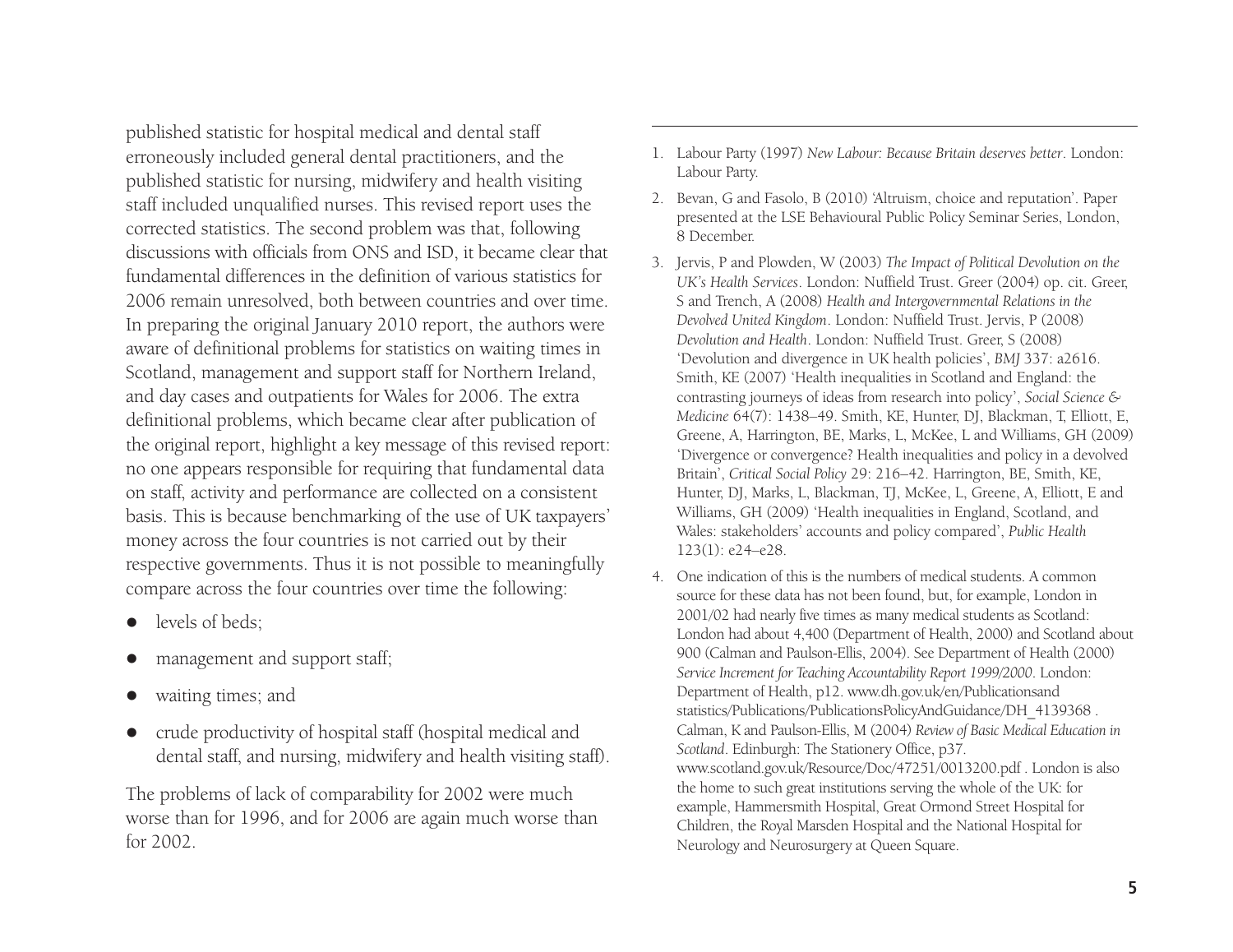published statistic for hospital medical and dental staff erroneously included general dental practitioners, and the published statistic for nursing, midwifery and health visiting staff included unqualified nurses. This revised report uses the corrected statistics. The second problem was that, following discussions with officials from ONS and ISD, it became clear that fundamental differences in the definition of various statistics for 2006 remain unresolved, both between countries and over time. In preparing the original January 2010 report, the authors were aware of definitional problems for statistics on waiting times in Scotland, management and support staff for Northern Ireland, and day cases and outpatients for Wales for 2006. The extra definitional problems, which became clear after publication of the original report, highlight a key message of this revised report: no one appears responsible for requiring that fundamental data on staff, activity and performance are collected on a consistent basis. This is because benchmarking of the use of UK taxpayers' money across the four countries is not carried out by their respective governments. Thus it is not possible to meaningfully compare across the four countries over time the following:

- levels of beds;
- management and support staff;
- waiting times; and
- crude productivity of hospital staff (hospital medical and dental staff, and nursing, midwifery and health visiting staff).

The problems of lack of comparability for 2002 were much worse than for 1996, and for 2006 are again much worse than for 2002.

---

1. Labour Party (1997) *New Labour: Because Britain deserves better*. London: Labour Party.
2. Bevan, G and Fasolo, B (2010) 'Altruism, choice and reputation'. Paper presented at the LSE Behavioural Public Policy Seminar Series, London, 8 December.
3. Jervis, P and Plowden, W (2003) *The Impact of Political Devolution on the UK's Health Services*. London: Nuffield Trust. Greer (2004) op. cit. Greer, S and Trench, A (2008) *Health and Intergovernmental Relations in the Devolved United Kingdom*. London: Nuffield Trust. Jervis, P (2008) *Devolution and Health*. London: Nuffield Trust. Greer, S (2008) 'Devolution and divergence in UK health policies', *BMJ* 337: a2616. Smith, KE (2007) 'Health inequalities in Scotland and England: the contrasting journeys of ideas from research into policy', *Social Science & Medicine* 64(7): 1438–49. Smith, KE, Hunter, DJ, Blackman, T, Elliott, E, Greene, A, Harrington, BE, Marks, L, McKee, L and Williams, GH (2009) 'Divergence or convergence? Health inequalities and policy in a devolved Britain', *Critical Social Policy* 29: 216–42. Harrington, BE, Smith, KE, Hunter, DJ, Marks, L, Blackman, TJ, McKee, L, Greene, A, Elliott, E and Williams, GH (2009) 'Health inequalities in England, Scotland, and Wales: stakeholders' accounts and policy compared', *Public Health* 123(1): e24–e28.
4. One indication of this is the numbers of medical students. A common source for these data has not been found, but, for example, London in 2001/02 had nearly five times as many medical students as Scotland: London had about 4,400 (Department of Health, 2000) and Scotland about 900 (Calman and Paulson-Ellis, 2004). See Department of Health (2000) *Service Increment for Teaching Accountability Report 1999/2000*. London: Department of Health, p12. www.dh.gov.uk/en/Publicationsand statistics/Publications/PublicationsPolicyAndGuidance/DH_4139368 . Calman, K and Paulson-Ellis, M (2004) *Review of Basic Medical Education in Scotland*. Edinburgh: The Stationery Office, p37. www.scotland.gov.uk/Resource/Doc/47251/0013200.pdf . London is also the home to such great institutions serving the whole of the UK: for example, Hammersmith Hospital, Great Ormond Street Hospital for Children, the Royal Marsden Hospital and the National Hospital for Neurology and Neurosurgery at Queen Square.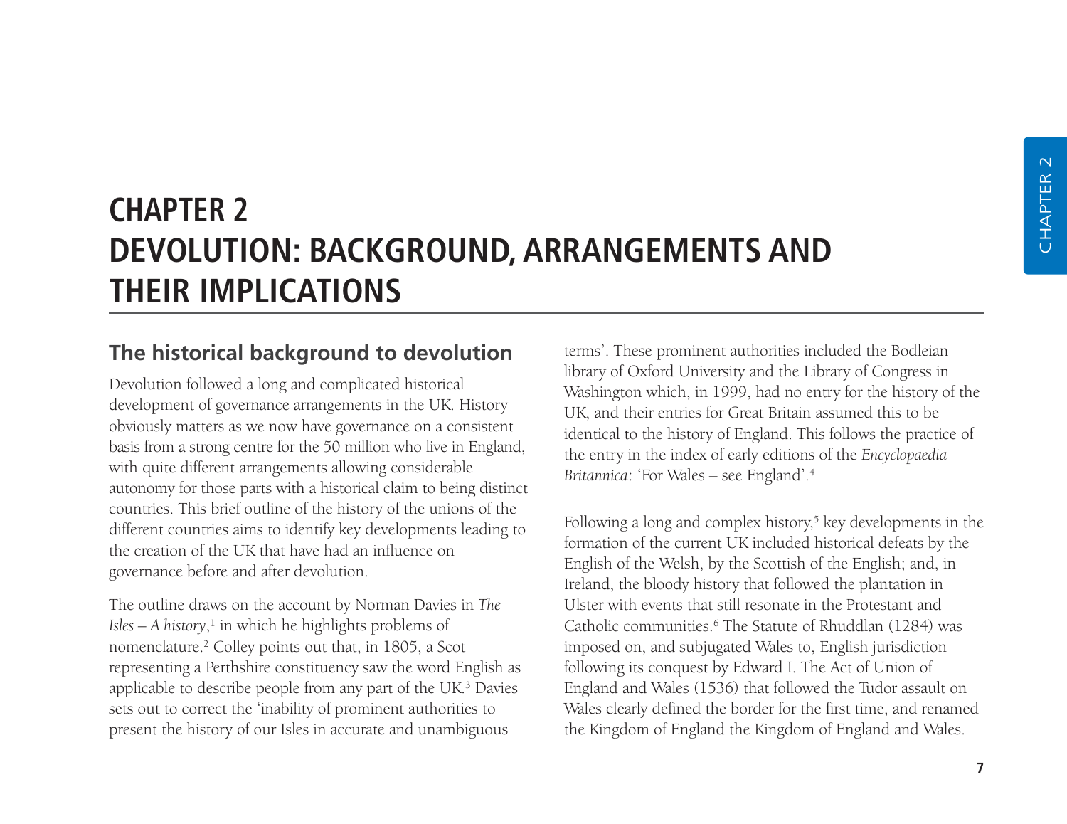# CHAPTER 2
# DEVOLUTION: BACKGROUND, ARRANGEMENTS AND THEIR IMPLICATIONS

## The historical background to devolution

Devolution followed a long and complicated historical development of governance arrangements in the UK. History obviously matters as we now have governance on a consistent basis from a strong centre for the 50 million who live in England, with quite different arrangements allowing considerable autonomy for those parts with a historical claim to being distinct countries. This brief outline of the history of the unions of the different countries aims to identify key developments leading to the creation of the UK that have had an influence on governance before and after devolution.

The outline draws on the account by Norman Davies in *The Isles – A history*,[1] in which he highlights problems of nomenclature.[2] Colley points out that, in 1805, a Scot representing a Perthshire constituency saw the word English as applicable to describe people from any part of the UK.[3] Davies sets out to correct the 'inability of prominent authorities to present the history of our Isles in accurate and unambiguous terms'. These prominent authorities included the Bodleian library of Oxford University and the Library of Congress in Washington which, in 1999, had no entry for the history of the UK, and their entries for Great Britain assumed this to be identical to the history of England. This follows the practice of the entry in the index of early editions of the *Encyclopaedia Britannica*: 'For Wales – see England'.[4]

Following a long and complex history,[5] key developments in the formation of the current UK included historical defeats by the English of the Welsh, by the Scottish of the English; and, in Ireland, the bloody history that followed the plantation in Ulster with events that still resonate in the Protestant and Catholic communities.[6] The Statute of Rhuddlan (1284) was imposed on, and subjugated Wales to, English jurisdiction following its conquest by Edward I. The Act of Union of England and Wales (1536) that followed the Tudor assault on Wales clearly defined the border for the first time, and renamed the Kingdom of England the Kingdom of England and Wales.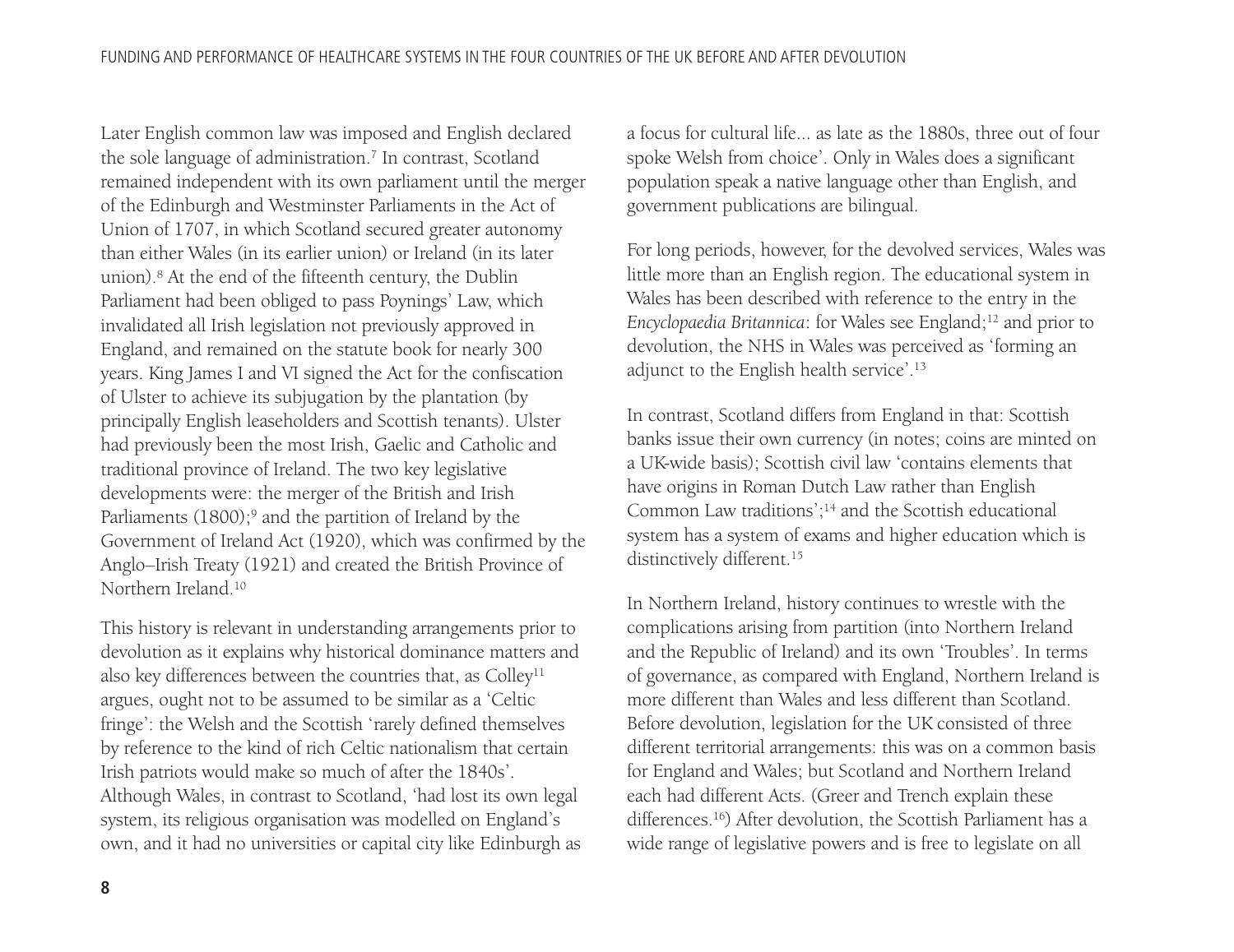Later English common law was imposed and English declared the sole language of administration.[7] In contrast, Scotland remained independent with its own parliament until the merger of the Edinburgh and Westminster Parliaments in the Act of Union of 1707, in which Scotland secured greater autonomy than either Wales (in its earlier union) or Ireland (in its later union).[8] At the end of the fifteenth century, the Dublin Parliament had been obliged to pass Poynings' Law, which invalidated all Irish legislation not previously approved in England, and remained on the statute book for nearly 300 years. King James I and VI signed the Act for the confiscation of Ulster to achieve its subjugation by the plantation (by principally English leaseholders and Scottish tenants). Ulster had previously been the most Irish, Gaelic and Catholic and traditional province of Ireland. The two key legislative developments were: the merger of the British and Irish Parliaments (1800);[9] and the partition of Ireland by the Government of Ireland Act (1920), which was confirmed by the Anglo–Irish Treaty (1921) and created the British Province of Northern Ireland.[10]

This history is relevant in understanding arrangements prior to devolution as it explains why historical dominance matters and also key differences between the countries that, as Colley[11] argues, ought not to be assumed to be similar as a 'Celtic fringe': the Welsh and the Scottish 'rarely defined themselves by reference to the kind of rich Celtic nationalism that certain Irish patriots would make so much of after the 1840s'. Although Wales, in contrast to Scotland, 'had lost its own legal system, its religious organisation was modelled on England's own, and it had no universities or capital city like Edinburgh as a focus for cultural life... as late as the 1880s, three out of four spoke Welsh from choice'. Only in Wales does a significant population speak a native language other than English, and government publications are bilingual.

For long periods, however, for the devolved services, Wales was little more than an English region. The educational system in Wales has been described with reference to the entry in the *Encyclopaedia Britannica*: for Wales see England;[12] and prior to devolution, the NHS in Wales was perceived as 'forming an adjunct to the English health service'.[13]

In contrast, Scotland differs from England in that: Scottish banks issue their own currency (in notes; coins are minted on a UK-wide basis); Scottish civil law 'contains elements that have origins in Roman Dutch Law rather than English Common Law traditions';[14] and the Scottish educational system has a system of exams and higher education which is distinctively different.[15]

In Northern Ireland, history continues to wrestle with the complications arising from partition (into Northern Ireland and the Republic of Ireland) and its own 'Troubles'. In terms of governance, as compared with England, Northern Ireland is more different than Wales and less different than Scotland. Before devolution, legislation for the UK consisted of three different territorial arrangements: this was on a common basis for England and Wales; but Scotland and Northern Ireland each had different Acts. (Greer and Trench explain these differences.[16]) After devolution, the Scottish Parliament has a wide range of legislative powers and is free to legislate on all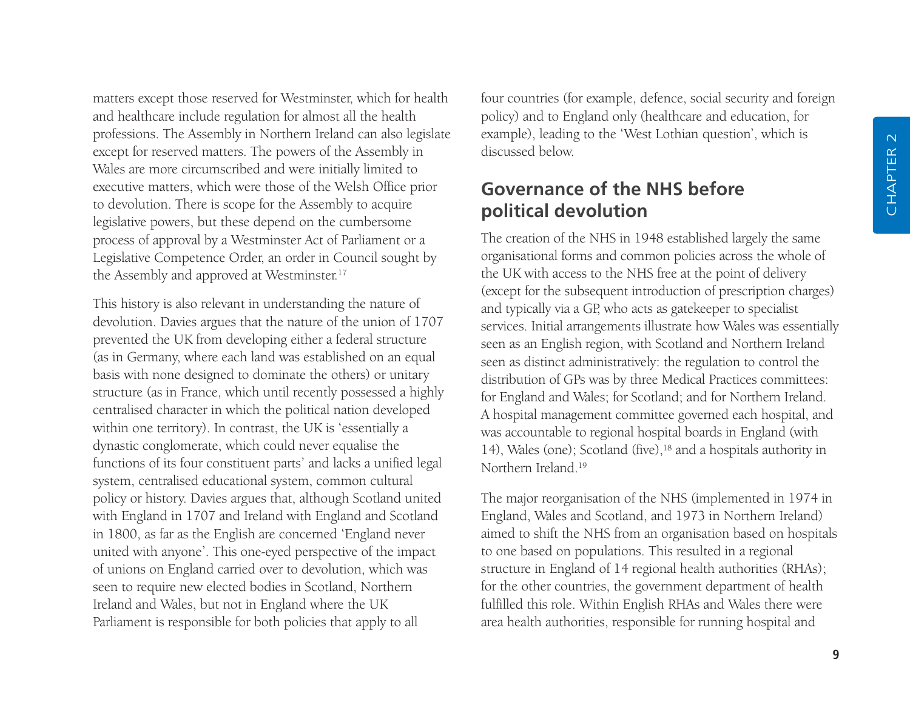matters except those reserved for Westminster, which for health and healthcare include regulation for almost all the health professions. The Assembly in Northern Ireland can also legislate except for reserved matters. The powers of the Assembly in Wales are more circumscribed and were initially limited to executive matters, which were those of the Welsh Office prior to devolution. There is scope for the Assembly to acquire legislative powers, but these depend on the cumbersome process of approval by a Westminster Act of Parliament or a Legislative Competence Order, an order in Council sought by the Assembly and approved at Westminster.[17]

This history is also relevant in understanding the nature of devolution. Davies argues that the nature of the union of 1707 prevented the UK from developing either a federal structure (as in Germany, where each land was established on an equal basis with none designed to dominate the others) or unitary structure (as in France, which until recently possessed a highly centralised character in which the political nation developed within one territory). In contrast, the UK is 'essentially a dynastic conglomerate, which could never equalise the functions of its four constituent parts' and lacks a unified legal system, centralised educational system, common cultural policy or history. Davies argues that, although Scotland united with England in 1707 and Ireland with England and Scotland in 1800, as far as the English are concerned 'England never united with anyone'. This one-eyed perspective of the impact of unions on England carried over to devolution, which was seen to require new elected bodies in Scotland, Northern Ireland and Wales, but not in England where the UK Parliament is responsible for both policies that apply to all four countries (for example, defence, social security and foreign policy) and to England only (healthcare and education, for example), leading to the 'West Lothian question', which is discussed below.

## Governance of the NHS before political devolution

The creation of the NHS in 1948 established largely the same organisational forms and common policies across the whole of the UK with access to the NHS free at the point of delivery (except for the subsequent introduction of prescription charges) and typically via a GP, who acts as gatekeeper to specialist services. Initial arrangements illustrate how Wales was essentially seen as an English region, with Scotland and Northern Ireland seen as distinct administratively: the regulation to control the distribution of GPs was by three Medical Practices committees: for England and Wales; for Scotland; and for Northern Ireland. A hospital management committee governed each hospital, and was accountable to regional hospital boards in England (with 14), Wales (one); Scotland (five),[18] and a hospitals authority in Northern Ireland.[19]

The major reorganisation of the NHS (implemented in 1974 in England, Wales and Scotland, and 1973 in Northern Ireland) aimed to shift the NHS from an organisation based on hospitals to one based on populations. This resulted in a regional structure in England of 14 regional health authorities (RHAs); for the other countries, the government department of health fulfilled this role. Within English RHAs and Wales there were area health authorities, responsible for running hospital and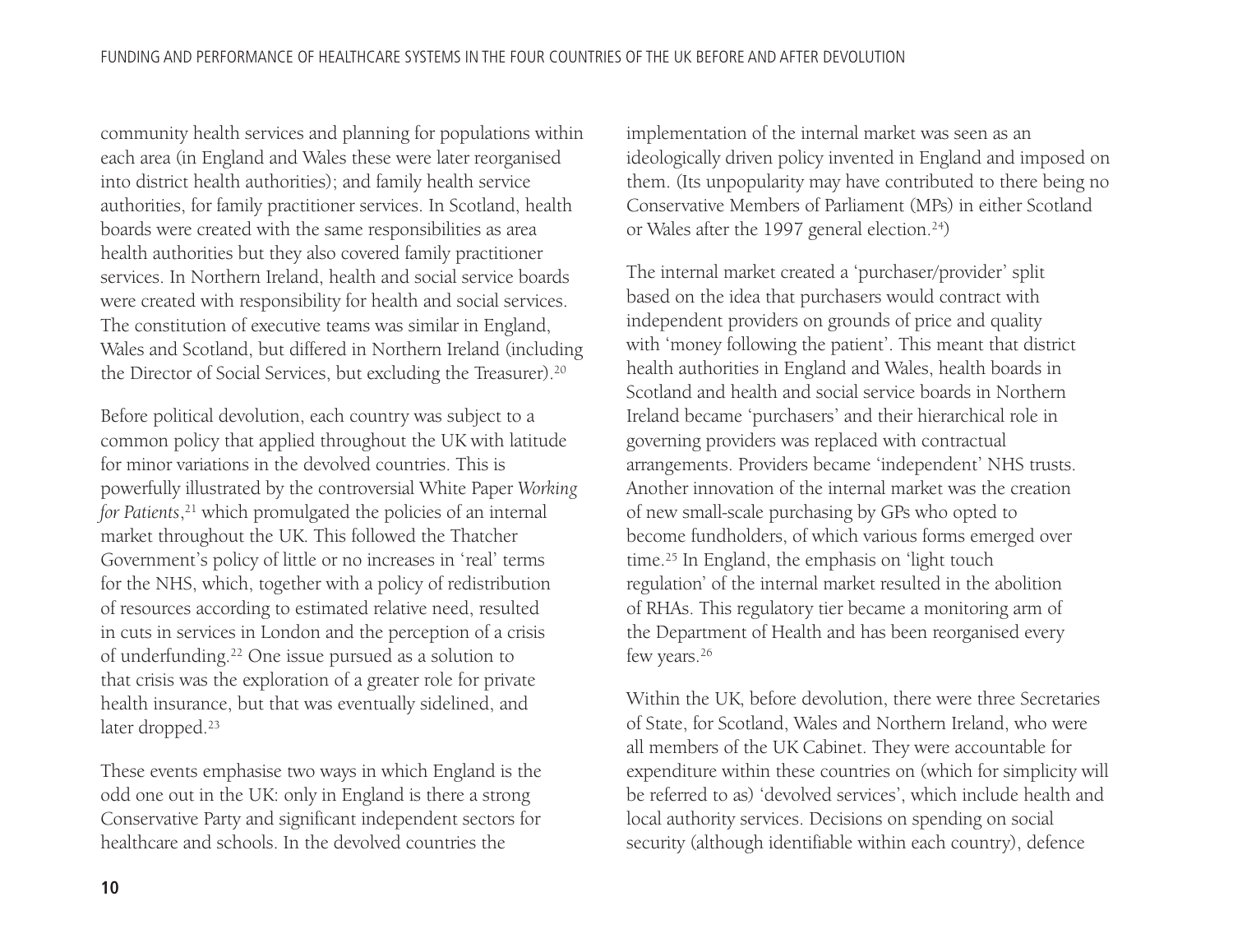community health services and planning for populations within each area (in England and Wales these were later reorganised into district health authorities); and family health service authorities, for family practitioner services. In Scotland, health boards were created with the same responsibilities as area health authorities but they also covered family practitioner services. In Northern Ireland, health and social service boards were created with responsibility for health and social services. The constitution of executive teams was similar in England, Wales and Scotland, but differed in Northern Ireland (including the Director of Social Services, but excluding the Treasurer).[20]

Before political devolution, each country was subject to a common policy that applied throughout the UK with latitude for minor variations in the devolved countries. This is powerfully illustrated by the controversial White Paper *Working for Patients*,[21] which promulgated the policies of an internal market throughout the UK. This followed the Thatcher Government's policy of little or no increases in 'real' terms for the NHS, which, together with a policy of redistribution of resources according to estimated relative need, resulted in cuts in services in London and the perception of a crisis of underfunding.[22] One issue pursued as a solution to that crisis was the exploration of a greater role for private health insurance, but that was eventually sidelined, and later dropped.[23]

These events emphasise two ways in which England is the odd one out in the UK: only in England is there a strong Conservative Party and significant independent sectors for healthcare and schools. In the devolved countries the implementation of the internal market was seen as an ideologically driven policy invented in England and imposed on them. (Its unpopularity may have contributed to there being no Conservative Members of Parliament (MPs) in either Scotland or Wales after the 1997 general election.[24])

The internal market created a 'purchaser/provider' split based on the idea that purchasers would contract with independent providers on grounds of price and quality with 'money following the patient'. This meant that district health authorities in England and Wales, health boards in Scotland and health and social service boards in Northern Ireland became 'purchasers' and their hierarchical role in governing providers was replaced with contractual arrangements. Providers became 'independent' NHS trusts. Another innovation of the internal market was the creation of new small-scale purchasing by GPs who opted to become fundholders, of which various forms emerged over time.[25] In England, the emphasis on 'light touch regulation' of the internal market resulted in the abolition of RHAs. This regulatory tier became a monitoring arm of the Department of Health and has been reorganised every few years.[26]

Within the UK, before devolution, there were three Secretaries of State, for Scotland, Wales and Northern Ireland, who were all members of the UK Cabinet. They were accountable for expenditure within these countries on (which for simplicity will be referred to as) 'devolved services', which include health and local authority services. Decisions on spending on social security (although identifiable within each country), defence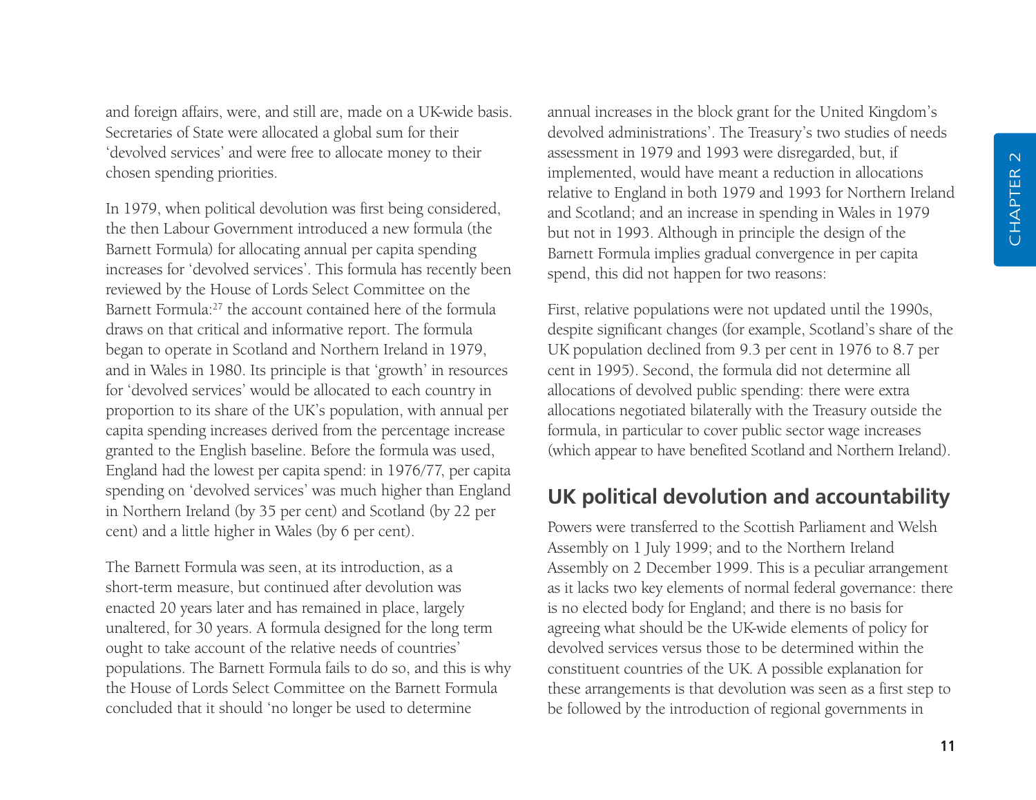and foreign affairs, were, and still are, made on a UK-wide basis. Secretaries of State were allocated a global sum for their 'devolved services' and were free to allocate money to their chosen spending priorities.

In 1979, when political devolution was first being considered, the then Labour Government introduced a new formula (the Barnett Formula) for allocating annual per capita spending increases for 'devolved services'. This formula has recently been reviewed by the House of Lords Select Committee on the Barnett Formula:[27] the account contained here of the formula draws on that critical and informative report. The formula began to operate in Scotland and Northern Ireland in 1979, and in Wales in 1980. Its principle is that 'growth' in resources for 'devolved services' would be allocated to each country in proportion to its share of the UK's population, with annual per capita spending increases derived from the percentage increase granted to the English baseline. Before the formula was used, England had the lowest per capita spend: in 1976/77, per capita spending on 'devolved services' was much higher than England in Northern Ireland (by 35 per cent) and Scotland (by 22 per cent) and a little higher in Wales (by 6 per cent).

The Barnett Formula was seen, at its introduction, as a short-term measure, but continued after devolution was enacted 20 years later and has remained in place, largely unaltered, for 30 years. A formula designed for the long term ought to take account of the relative needs of countries' populations. The Barnett Formula fails to do so, and this is why the House of Lords Select Committee on the Barnett Formula concluded that it should 'no longer be used to determine annual increases in the block grant for the United Kingdom's devolved administrations'. The Treasury's two studies of needs assessment in 1979 and 1993 were disregarded, but, if implemented, would have meant a reduction in allocations relative to England in both 1979 and 1993 for Northern Ireland and Scotland; and an increase in spending in Wales in 1979 but not in 1993. Although in principle the design of the Barnett Formula implies gradual convergence in per capita spend, this did not happen for two reasons:

First, relative populations were not updated until the 1990s, despite significant changes (for example, Scotland's share of the UK population declined from 9.3 per cent in 1976 to 8.7 per cent in 1995). Second, the formula did not determine all allocations of devolved public spending: there were extra allocations negotiated bilaterally with the Treasury outside the formula, in particular to cover public sector wage increases (which appear to have benefited Scotland and Northern Ireland).

## UK political devolution and accountability

Powers were transferred to the Scottish Parliament and Welsh Assembly on 1 July 1999; and to the Northern Ireland Assembly on 2 December 1999. This is a peculiar arrangement as it lacks two key elements of normal federal governance: there is no elected body for England; and there is no basis for agreeing what should be the UK-wide elements of policy for devolved services versus those to be determined within the constituent countries of the UK. A possible explanation for these arrangements is that devolution was seen as a first step to be followed by the introduction of regional governments in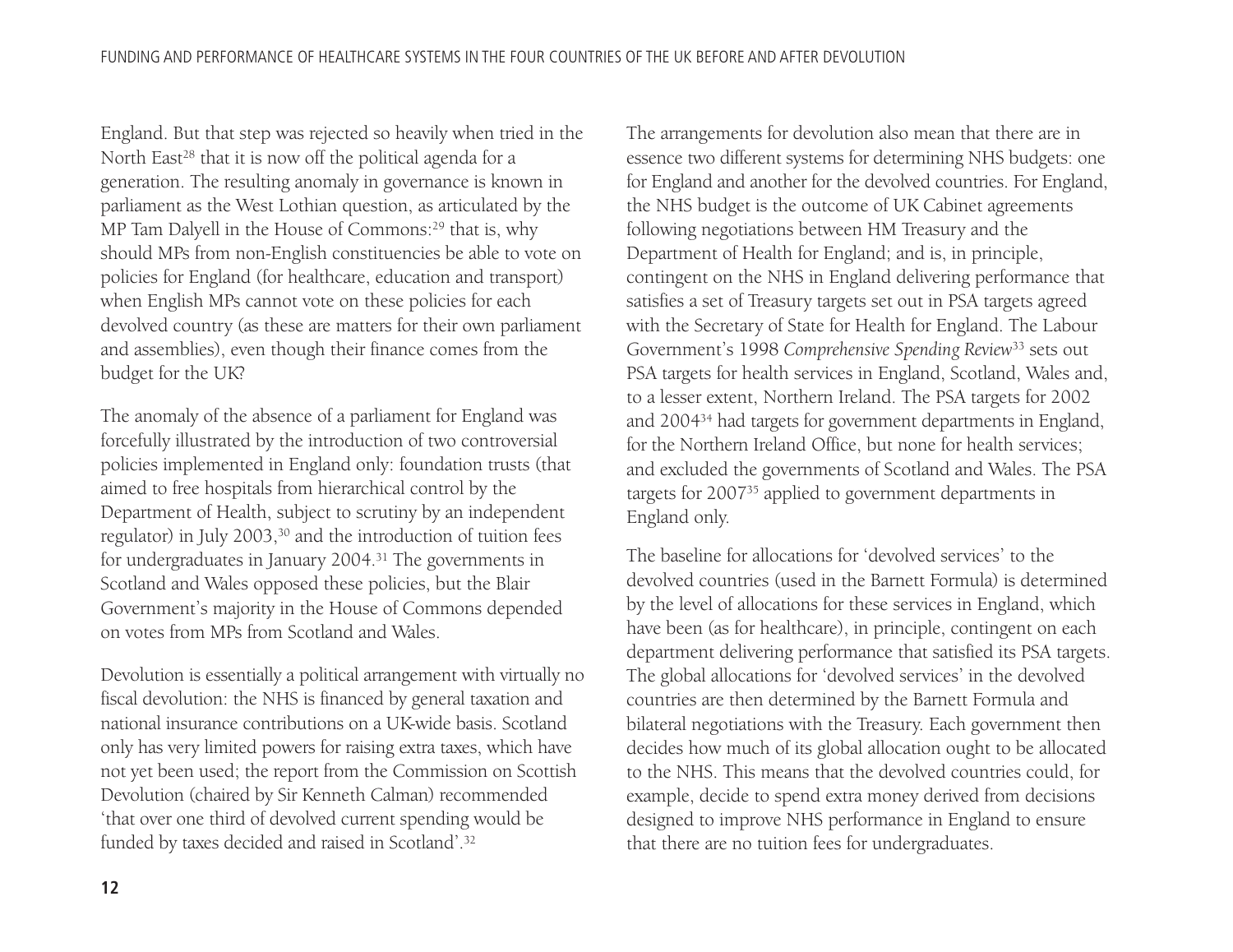England. But that step was rejected so heavily when tried in the North East[28] that it is now off the political agenda for a generation. The resulting anomaly in governance is known in parliament as the West Lothian question, as articulated by the MP Tam Dalyell in the House of Commons:[29] that is, why should MPs from non-English constituencies be able to vote on policies for England (for healthcare, education and transport) when English MPs cannot vote on these policies for each devolved country (as these are matters for their own parliament and assemblies), even though their finance comes from the budget for the UK?

The anomaly of the absence of a parliament for England was forcefully illustrated by the introduction of two controversial policies implemented in England only: foundation trusts (that aimed to free hospitals from hierarchical control by the Department of Health, subject to scrutiny by an independent regulator) in July 2003,[30] and the introduction of tuition fees for undergraduates in January 2004.[31] The governments in Scotland and Wales opposed these policies, but the Blair Government's majority in the House of Commons depended on votes from MPs from Scotland and Wales.

Devolution is essentially a political arrangement with virtually no fiscal devolution: the NHS is financed by general taxation and national insurance contributions on a UK-wide basis. Scotland only has very limited powers for raising extra taxes, which have not yet been used; the report from the Commission on Scottish Devolution (chaired by Sir Kenneth Calman) recommended 'that over one third of devolved current spending would be funded by taxes decided and raised in Scotland'.[32]

The arrangements for devolution also mean that there are in essence two different systems for determining NHS budgets: one for England and another for the devolved countries. For England, the NHS budget is the outcome of UK Cabinet agreements following negotiations between HM Treasury and the Department of Health for England; and is, in principle, contingent on the NHS in England delivering performance that satisfies a set of Treasury targets set out in PSA targets agreed with the Secretary of State for Health for England. The Labour Government's 1998 *Comprehensive Spending Review*[33] sets out PSA targets for health services in England, Scotland, Wales and, to a lesser extent, Northern Ireland. The PSA targets for 2002 and 2004[34] had targets for government departments in England, for the Northern Ireland Office, but none for health services; and excluded the governments of Scotland and Wales. The PSA targets for 2007[35] applied to government departments in England only.

The baseline for allocations for 'devolved services' to the devolved countries (used in the Barnett Formula) is determined by the level of allocations for these services in England, which have been (as for healthcare), in principle, contingent on each department delivering performance that satisfied its PSA targets. The global allocations for 'devolved services' in the devolved countries are then determined by the Barnett Formula and bilateral negotiations with the Treasury. Each government then decides how much of its global allocation ought to be allocated to the NHS. This means that the devolved countries could, for example, decide to spend extra money derived from decisions designed to improve NHS performance in England to ensure that there are no tuition fees for undergraduates.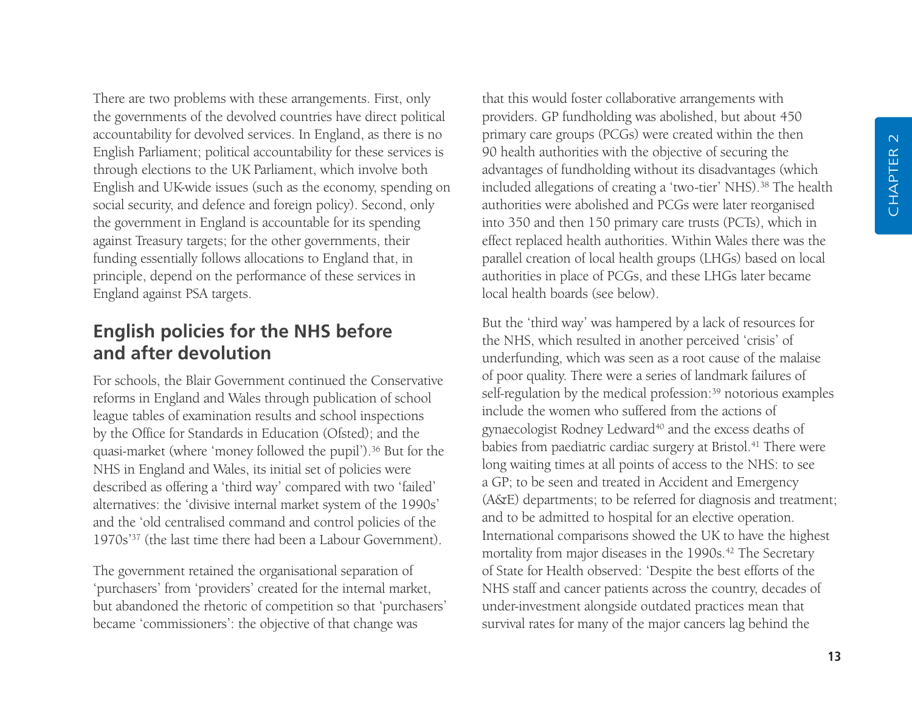There are two problems with these arrangements. First, only the governments of the devolved countries have direct political accountability for devolved services. In England, as there is no English Parliament; political accountability for these services is through elections to the UK Parliament, which involve both English and UK-wide issues (such as the economy, spending on social security, and defence and foreign policy). Second, only the government in England is accountable for its spending against Treasury targets; for the other governments, their funding essentially follows allocations to England that, in principle, depend on the performance of these services in England against PSA targets.

## English policies for the NHS before and after devolution

For schools, the Blair Government continued the Conservative reforms in England and Wales through publication of school league tables of examination results and school inspections by the Office for Standards in Education (Ofsted); and the quasi-market (where 'money followed the pupil').[36] But for the NHS in England and Wales, its initial set of policies were described as offering a 'third way' compared with two 'failed' alternatives: the 'divisive internal market system of the 1990s' and the 'old centralised command and control policies of the 1970s'[37] (the last time there had been a Labour Government).

The government retained the organisational separation of 'purchasers' from 'providers' created for the internal market, but abandoned the rhetoric of competition so that 'purchasers' became 'commissioners': the objective of that change was that this would foster collaborative arrangements with providers. GP fundholding was abolished, but about 450 primary care groups (PCGs) were created within the then 90 health authorities with the objective of securing the advantages of fundholding without its disadvantages (which included allegations of creating a 'two-tier' NHS).[38] The health authorities were abolished and PCGs were later reorganised into 350 and then 150 primary care trusts (PCTs), which in effect replaced health authorities. Within Wales there was the parallel creation of local health groups (LHGs) based on local authorities in place of PCGs, and these LHGs later became local health boards (see below).

But the 'third way' was hampered by a lack of resources for the NHS, which resulted in another perceived 'crisis' of underfunding, which was seen as a root cause of the malaise of poor quality. There were a series of landmark failures of self-regulation by the medical profession:[39] notorious examples include the women who suffered from the actions of gynaecologist Rodney Ledward[40] and the excess deaths of babies from paediatric cardiac surgery at Bristol.[41] There were long waiting times at all points of access to the NHS: to see a GP; to be seen and treated in Accident and Emergency (A&E) departments; to be referred for diagnosis and treatment; and to be admitted to hospital for an elective operation. International comparisons showed the UK to have the highest mortality from major diseases in the 1990s.[42] The Secretary of State for Health observed: 'Despite the best efforts of the NHS staff and cancer patients across the country, decades of under-investment alongside outdated practices mean that survival rates for many of the major cancers lag behind the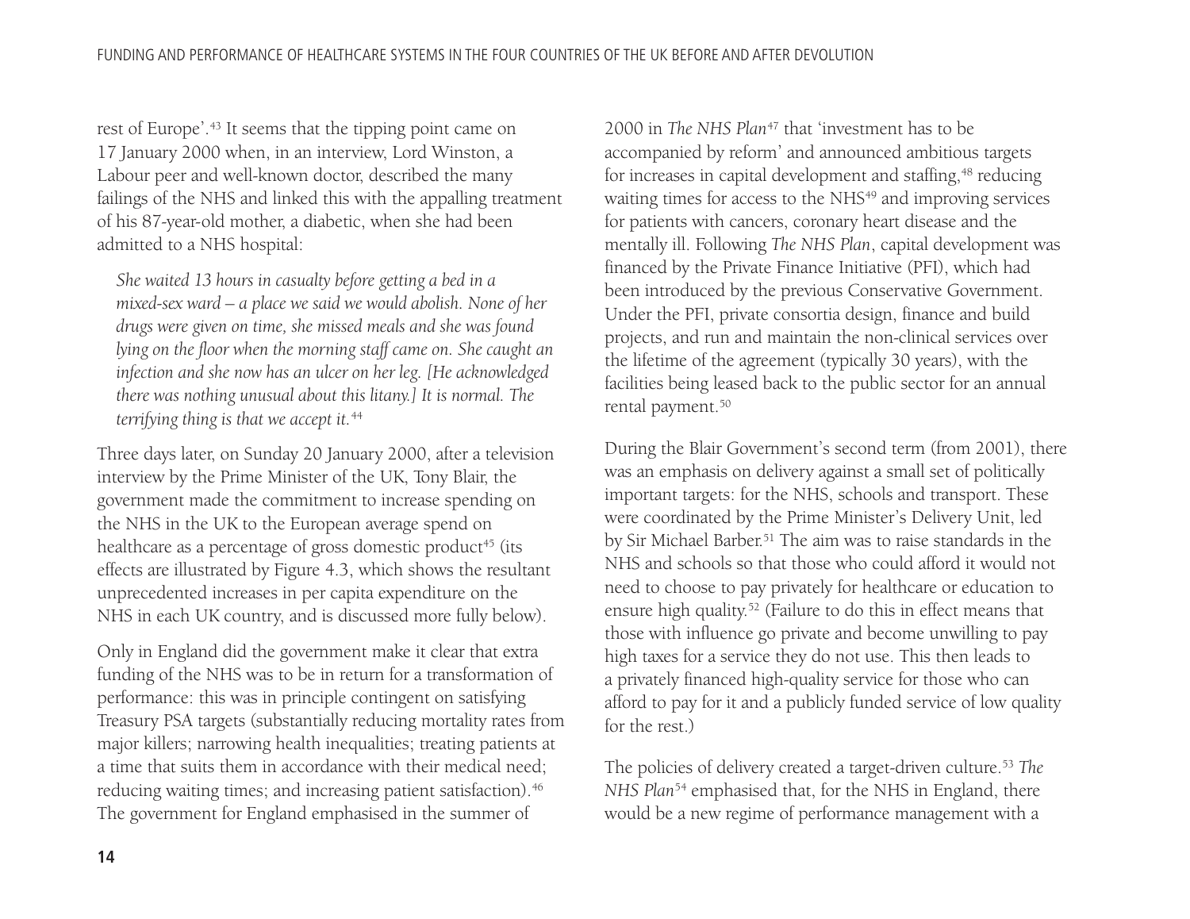rest of Europe'.[43] It seems that the tipping point came on 17 January 2000 when, in an interview, Lord Winston, a Labour peer and well-known doctor, described the many failings of the NHS and linked this with the appalling treatment of his 87-year-old mother, a diabetic, when she had been admitted to a NHS hospital:

> *She waited 13 hours in casualty before getting a bed in a mixed-sex ward – a place we said we would abolish. None of her drugs were given on time, she missed meals and she was found lying on the floor when the morning staff came on. She caught an infection and she now has an ulcer on her leg. [He acknowledged there was nothing unusual about this litany.] It is normal. The terrifying thing is that we accept it.*[44]

Three days later, on Sunday 20 January 2000, after a television interview by the Prime Minister of the UK, Tony Blair, the government made the commitment to increase spending on the NHS in the UK to the European average spend on healthcare as a percentage of gross domestic product[45] (its effects are illustrated by Figure 4.3, which shows the resultant unprecedented increases in per capita expenditure on the NHS in each UK country, and is discussed more fully below).

Only in England did the government make it clear that extra funding of the NHS was to be in return for a transformation of performance: this was in principle contingent on satisfying Treasury PSA targets (substantially reducing mortality rates from major killers; narrowing health inequalities; treating patients at a time that suits them in accordance with their medical need; reducing waiting times; and increasing patient satisfaction).[46] The government for England emphasised in the summer of 2000 in *The NHS Plan*[47] that 'investment has to be accompanied by reform' and announced ambitious targets for increases in capital development and staffing,[48] reducing waiting times for access to the NHS[49] and improving services for patients with cancers, coronary heart disease and the mentally ill. Following *The NHS Plan*, capital development was financed by the Private Finance Initiative (PFI), which had been introduced by the previous Conservative Government. Under the PFI, private consortia design, finance and build projects, and run and maintain the non-clinical services over the lifetime of the agreement (typically 30 years), with the facilities being leased back to the public sector for an annual rental payment.[50]

During the Blair Government's second term (from 2001), there was an emphasis on delivery against a small set of politically important targets: for the NHS, schools and transport. These were coordinated by the Prime Minister's Delivery Unit, led by Sir Michael Barber.[51] The aim was to raise standards in the NHS and schools so that those who could afford it would not need to choose to pay privately for healthcare or education to ensure high quality.[52] (Failure to do this in effect means that those with influence go private and become unwilling to pay high taxes for a service they do not use. This then leads to a privately financed high-quality service for those who can afford to pay for it and a publicly funded service of low quality for the rest.)

The policies of delivery created a target-driven culture.[53] *The NHS Plan*[54] emphasised that, for the NHS in England, there would be a new regime of performance management with a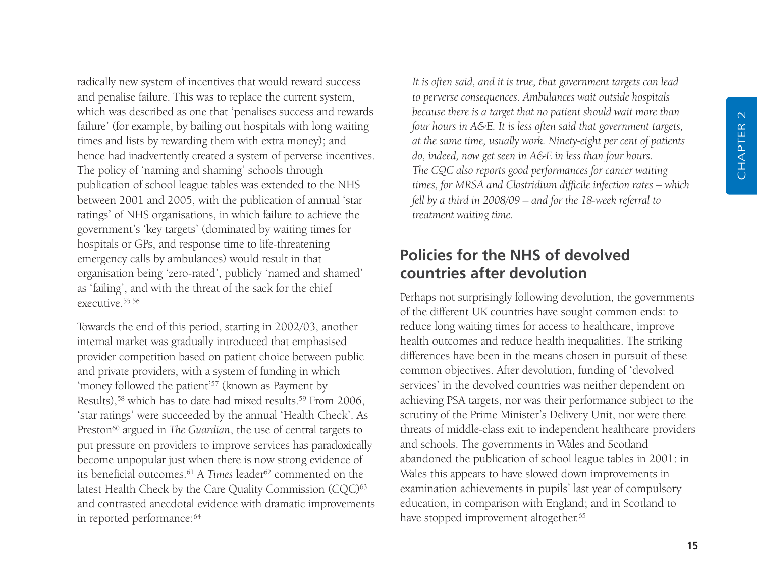radically new system of incentives that would reward success and penalise failure. This was to replace the current system, which was described as one that 'penalises success and rewards failure' (for example, by bailing out hospitals with long waiting times and lists by rewarding them with extra money); and hence had inadvertently created a system of perverse incentives. The policy of 'naming and shaming' schools through publication of school league tables was extended to the NHS between 2001 and 2005, with the publication of annual 'star ratings' of NHS organisations, in which failure to achieve the government's 'key targets' (dominated by waiting times for hospitals or GPs, and response time to life-threatening emergency calls by ambulances) would result in that organisation being 'zero-rated', publicly 'named and shamed' as 'failing', and with the threat of the sack for the chief executive.[55] [56]

Towards the end of this period, starting in 2002/03, another internal market was gradually introduced that emphasised provider competition based on patient choice between public and private providers, with a system of funding in which 'money followed the patient'[57] (known as Payment by Results),[58] which has to date had mixed results.[59] From 2006, 'star ratings' were succeeded by the annual 'Health Check'. As Preston[60] argued in *The Guardian*, the use of central targets to put pressure on providers to improve services has paradoxically become unpopular just when there is now strong evidence of its beneficial outcomes.[61] A *Times* leader[62] commented on the latest Health Check by the Care Quality Commission (CQC)[63] and contrasted anecdotal evidence with dramatic improvements in reported performance:[64]

*It is often said, and it is true, that government targets can lead to perverse consequences. Ambulances wait outside hospitals because there is a target that no patient should wait more than four hours in A&E. It is less often said that government targets, at the same time, usually work. Ninety-eight per cent of patients do, indeed, now get seen in A&E in less than four hours. The CQC also reports good performances for cancer waiting times, for MRSA and Clostridium difficile infection rates – which fell by a third in 2008/09 – and for the 18-week referral to treatment waiting time.*

## Policies for the NHS of devolved countries after devolution

Perhaps not surprisingly following devolution, the governments of the different UK countries have sought common ends: to reduce long waiting times for access to healthcare, improve health outcomes and reduce health inequalities. The striking differences have been in the means chosen in pursuit of these common objectives. After devolution, funding of 'devolved services' in the devolved countries was neither dependent on achieving PSA targets, nor was their performance subject to the scrutiny of the Prime Minister's Delivery Unit, nor were there threats of middle-class exit to independent healthcare providers and schools. The governments in Wales and Scotland abandoned the publication of school league tables in 2001: in Wales this appears to have slowed down improvements in examination achievements in pupils' last year of compulsory education, in comparison with England; and in Scotland to have stopped improvement altogether.[65]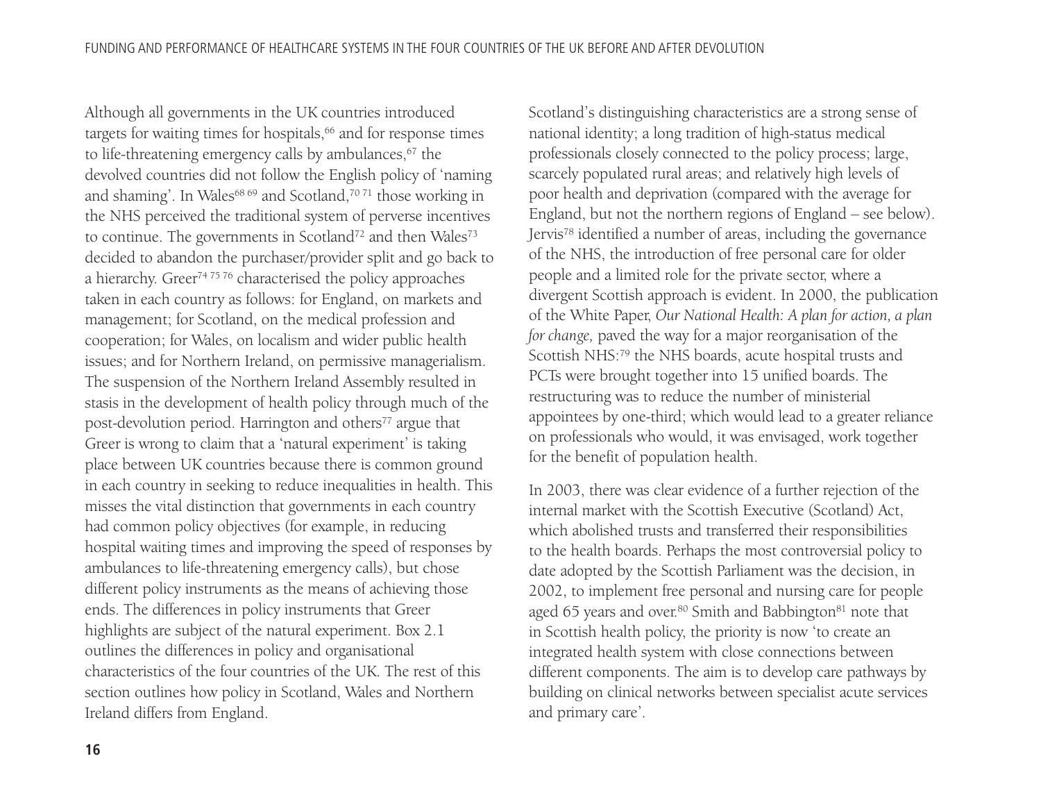Although all governments in the UK countries introduced targets for waiting times for hospitals,[66] and for response times to life-threatening emergency calls by ambulances,[67] the devolved countries did not follow the English policy of 'naming and shaming'. In Wales[68 69] and Scotland,[70 71] those working in the NHS perceived the traditional system of perverse incentives to continue. The governments in Scotland[72] and then Wales[73] decided to abandon the purchaser/provider split and go back to a hierarchy. Greer[74 75 76] characterised the policy approaches taken in each country as follows: for England, on markets and management; for Scotland, on the medical profession and cooperation; for Wales, on localism and wider public health issues; and for Northern Ireland, on permissive managerialism. The suspension of the Northern Ireland Assembly resulted in stasis in the development of health policy through much of the post-devolution period. Harrington and others[77] argue that Greer is wrong to claim that a 'natural experiment' is taking place between UK countries because there is common ground in each country in seeking to reduce inequalities in health. This misses the vital distinction that governments in each country had common policy objectives (for example, in reducing hospital waiting times and improving the speed of responses by ambulances to life-threatening emergency calls), but chose different policy instruments as the means of achieving those ends. The differences in policy instruments that Greer highlights are subject of the natural experiment. Box 2.1 outlines the differences in policy and organisational characteristics of the four countries of the UK. The rest of this section outlines how policy in Scotland, Wales and Northern Ireland differs from England.

Scotland's distinguishing characteristics are a strong sense of national identity; a long tradition of high-status medical professionals closely connected to the policy process; large, scarcely populated rural areas; and relatively high levels of poor health and deprivation (compared with the average for England, but not the northern regions of England – see below). Jervis[78] identified a number of areas, including the governance of the NHS, the introduction of free personal care for older people and a limited role for the private sector, where a divergent Scottish approach is evident. In 2000, the publication of the White Paper, *Our National Health: A plan for action, a plan for change,* paved the way for a major reorganisation of the Scottish NHS:[79] the NHS boards, acute hospital trusts and PCTs were brought together into 15 unified boards. The restructuring was to reduce the number of ministerial appointees by one-third; which would lead to a greater reliance on professionals who would, it was envisaged, work together for the benefit of population health.

In 2003, there was clear evidence of a further rejection of the internal market with the Scottish Executive (Scotland) Act, which abolished trusts and transferred their responsibilities to the health boards. Perhaps the most controversial policy to date adopted by the Scottish Parliament was the decision, in 2002, to implement free personal and nursing care for people aged 65 years and over.[80] Smith and Babbington[81] note that in Scottish health policy, the priority is now 'to create an integrated health system with close connections between different components. The aim is to develop care pathways by building on clinical networks between specialist acute services and primary care'.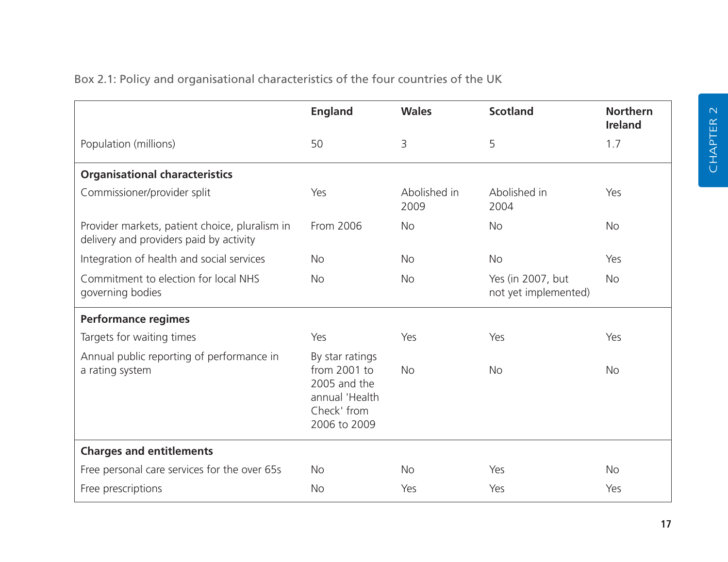Box 2.1: Policy and organisational characteristics of the four countries of the UK

| | England | Wales | Scotland | Northern Ireland |
|---|---|---|---|---|
| Population (millions) | 50 | 3 | 5 | 1.7 |
| **Organisational characteristics** | | | | |
| Commissioner/provider split | Yes | Abolished in 2009 | Abolished in 2004 | Yes |
| Provider markets, patient choice, pluralism in delivery and providers paid by activity | From 2006 | No | No | No |
| Integration of health and social services | No | No | No | Yes |
| Commitment to election for local NHS governing bodies | No | No | Yes (in 2007, but not yet implemented) | No |
| **Performance regimes** | | | | |
| Targets for waiting times | Yes | Yes | Yes | Yes |
| Annual public reporting of performance in a rating system | By star ratings from 2001 to 2005 and the annual 'Health Check' from 2006 to 2009 | No | No | No |
| **Charges and entitlements** | | | | |
| Free personal care services for the over 65s | No | No | Yes | No |
| Free prescriptions | No | Yes | Yes | Yes |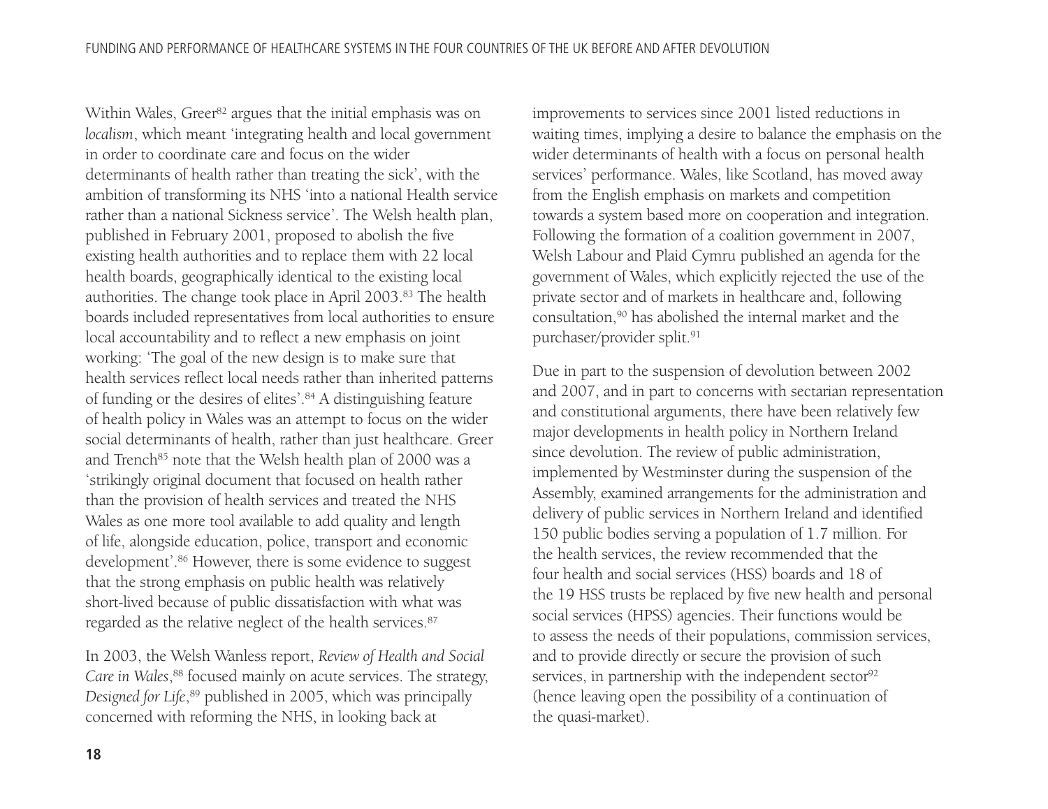Within Wales, Greer[82] argues that the initial emphasis was on *localism*, which meant 'integrating health and local government in order to coordinate care and focus on the wider determinants of health rather than treating the sick', with the ambition of transforming its NHS 'into a national Health service rather than a national Sickness service'. The Welsh health plan, published in February 2001, proposed to abolish the five existing health authorities and to replace them with 22 local health boards, geographically identical to the existing local authorities. The change took place in April 2003.[83] The health boards included representatives from local authorities to ensure local accountability and to reflect a new emphasis on joint working: 'The goal of the new design is to make sure that health services reflect local needs rather than inherited patterns of funding or the desires of elites'.[84] A distinguishing feature of health policy in Wales was an attempt to focus on the wider social determinants of health, rather than just healthcare. Greer and Trench[85] note that the Welsh health plan of 2000 was a 'strikingly original document that focused on health rather than the provision of health services and treated the NHS Wales as one more tool available to add quality and length of life, alongside education, police, transport and economic development'.[86] However, there is some evidence to suggest that the strong emphasis on public health was relatively short-lived because of public dissatisfaction with what was regarded as the relative neglect of the health services.[87]

In 2003, the Welsh Wanless report, *Review of Health and Social Care in Wales*,[88] focused mainly on acute services. The strategy, *Designed for Life*,[89] published in 2005, which was principally concerned with reforming the NHS, in looking back at improvements to services since 2001 listed reductions in waiting times, implying a desire to balance the emphasis on the wider determinants of health with a focus on personal health services' performance. Wales, like Scotland, has moved away from the English emphasis on markets and competition towards a system based more on cooperation and integration. Following the formation of a coalition government in 2007, Welsh Labour and Plaid Cymru published an agenda for the government of Wales, which explicitly rejected the use of the private sector and of markets in healthcare and, following consultation,[90] has abolished the internal market and the purchaser/provider split.[91]

Due in part to the suspension of devolution between 2002 and 2007, and in part to concerns with sectarian representation and constitutional arguments, there have been relatively few major developments in health policy in Northern Ireland since devolution. The review of public administration, implemented by Westminster during the suspension of the Assembly, examined arrangements for the administration and delivery of public services in Northern Ireland and identified 150 public bodies serving a population of 1.7 million. For the health services, the review recommended that the four health and social services (HSS) boards and 18 of the 19 HSS trusts be replaced by five new health and personal social services (HPSS) agencies. Their functions would be to assess the needs of their populations, commission services, and to provide directly or secure the provision of such services, in partnership with the independent sector[92] (hence leaving open the possibility of a continuation of the quasi-market).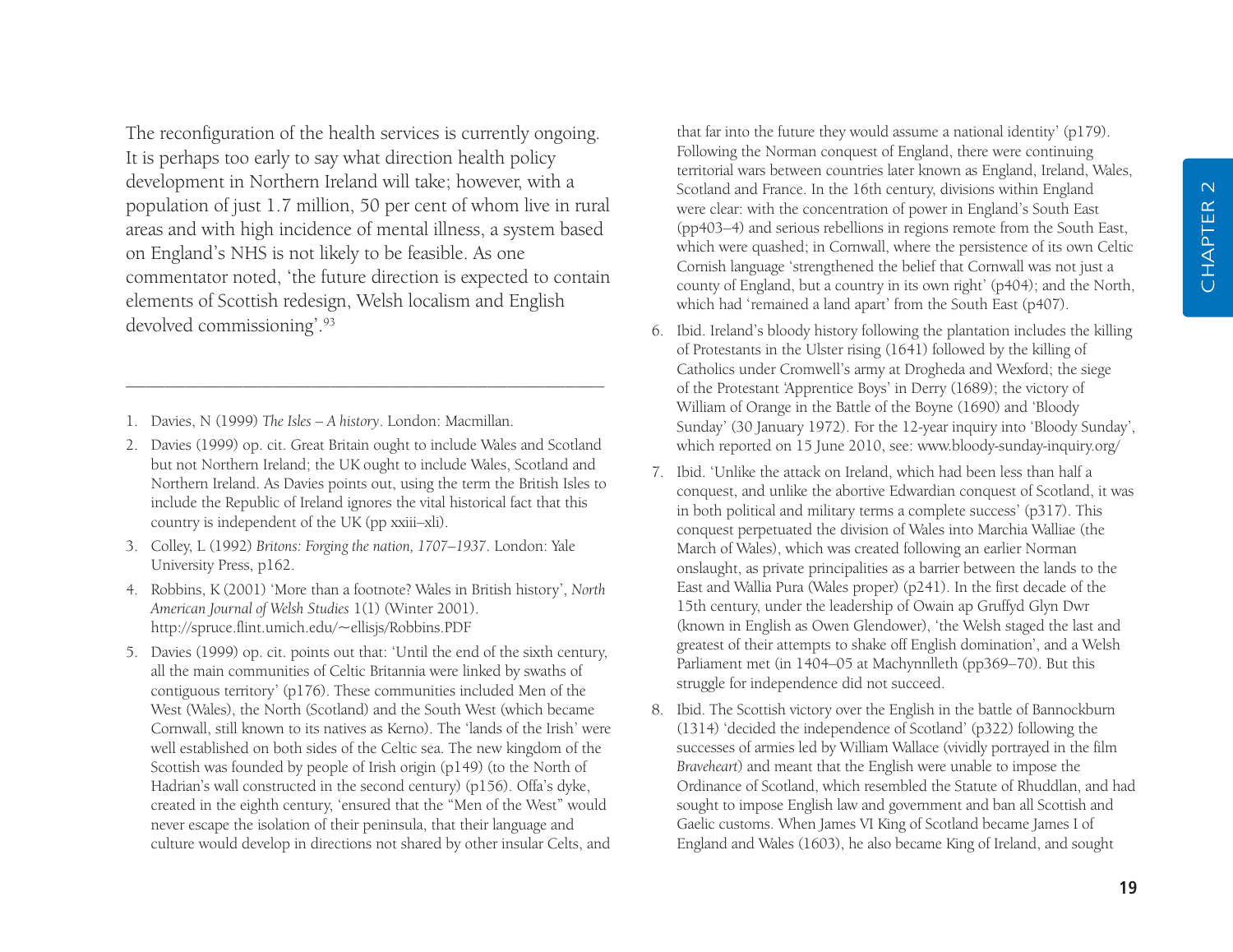The reconfiguration of the health services is currently ongoing. It is perhaps too early to say what direction health policy development in Northern Ireland will take; however, with a population of just 1.7 million, 50 per cent of whom live in rural areas and with high incidence of mental illness, a system based on England's NHS is not likely to be feasible. As one commentator noted, 'the future direction is expected to contain elements of Scottish redesign, Welsh localism and English devolved commissioning'.[93]

---

1. Davies, N (1999) *The Isles – A history*. London: Macmillan.
2. Davies (1999) op. cit. Great Britain ought to include Wales and Scotland but not Northern Ireland; the UK ought to include Wales, Scotland and Northern Ireland. As Davies points out, using the term the British Isles to include the Republic of Ireland ignores the vital historical fact that this country is independent of the UK (pp xxiii–xli).
3. Colley, L (1992) *Britons: Forging the nation, 1707–1937*. London: Yale University Press, p162.
4. Robbins, K (2001) 'More than a footnote? Wales in British history', *North American Journal of Welsh Studies* 1(1) (Winter 2001). http://spruce.flint.umich.edu/~ellisjs/Robbins.PDF
5. Davies (1999) op. cit. points out that: 'Until the end of the sixth century, all the main communities of Celtic Britannia were linked by swaths of contiguous territory' (p176). These communities included Men of the West (Wales), the North (Scotland) and the South West (which became Cornwall, still known to its natives as Kerno). The 'lands of the Irish' were well established on both sides of the Celtic sea. The new kingdom of the Scottish was founded by people of Irish origin (p149) (to the North of Hadrian's wall constructed in the second century) (p156). Offa's dyke, created in the eighth century, 'ensured that the "Men of the West" would never escape the isolation of their peninsula, that their language and culture would develop in directions not shared by other insular Celts, and that far into the future they would assume a national identity' (p179). Following the Norman conquest of England, there were continuing territorial wars between countries later known as England, Ireland, Wales, Scotland and France. In the 16th century, divisions within England were clear: with the concentration of power in England's South East (pp403–4) and serious rebellions in regions remote from the South East, which were quashed; in Cornwall, where the persistence of its own Celtic Cornish language 'strengthened the belief that Cornwall was not just a county of England, but a country in its own right' (p404); and the North, which had 'remained a land apart' from the South East (p407).
6. Ibid. Ireland's bloody history following the plantation includes the killing of Protestants in the Ulster rising (1641) followed by the killing of Catholics under Cromwell's army at Drogheda and Wexford; the siege of the Protestant 'Apprentice Boys' in Derry (1689); the victory of William of Orange in the Battle of the Boyne (1690) and 'Bloody Sunday' (30 January 1972). For the 12-year inquiry into 'Bloody Sunday', which reported on 15 June 2010, see: www.bloody-sunday-inquiry.org/
7. Ibid. 'Unlike the attack on Ireland, which had been less than half a conquest, and unlike the abortive Edwardian conquest of Scotland, it was in both political and military terms a complete success' (p317). This conquest perpetuated the division of Wales into Marchia Walliae (the March of Wales), which was created following an earlier Norman onslaught, as private principalities as a barrier between the lands to the East and Wallia Pura (Wales proper) (p241). In the first decade of the 15th century, under the leadership of Owain ap Gruffyd Glyn Dwr (known in English as Owen Glendower), 'the Welsh staged the last and greatest of their attempts to shake off English domination', and a Welsh Parliament met (in 1404–05 at Machynnlleth (pp369–70). But this struggle for independence did not succeed.
8. Ibid. The Scottish victory over the English in the battle of Bannockburn (1314) 'decided the independence of Scotland' (p322) following the successes of armies led by William Wallace (vividly portrayed in the film *Braveheart*) and meant that the English were unable to impose the Ordinance of Scotland, which resembled the Statute of Rhuddlan, and had sought to impose English law and government and ban all Scottish and Gaelic customs. When James VI King of Scotland became James I of England and Wales (1603), he also became King of Ireland, and sought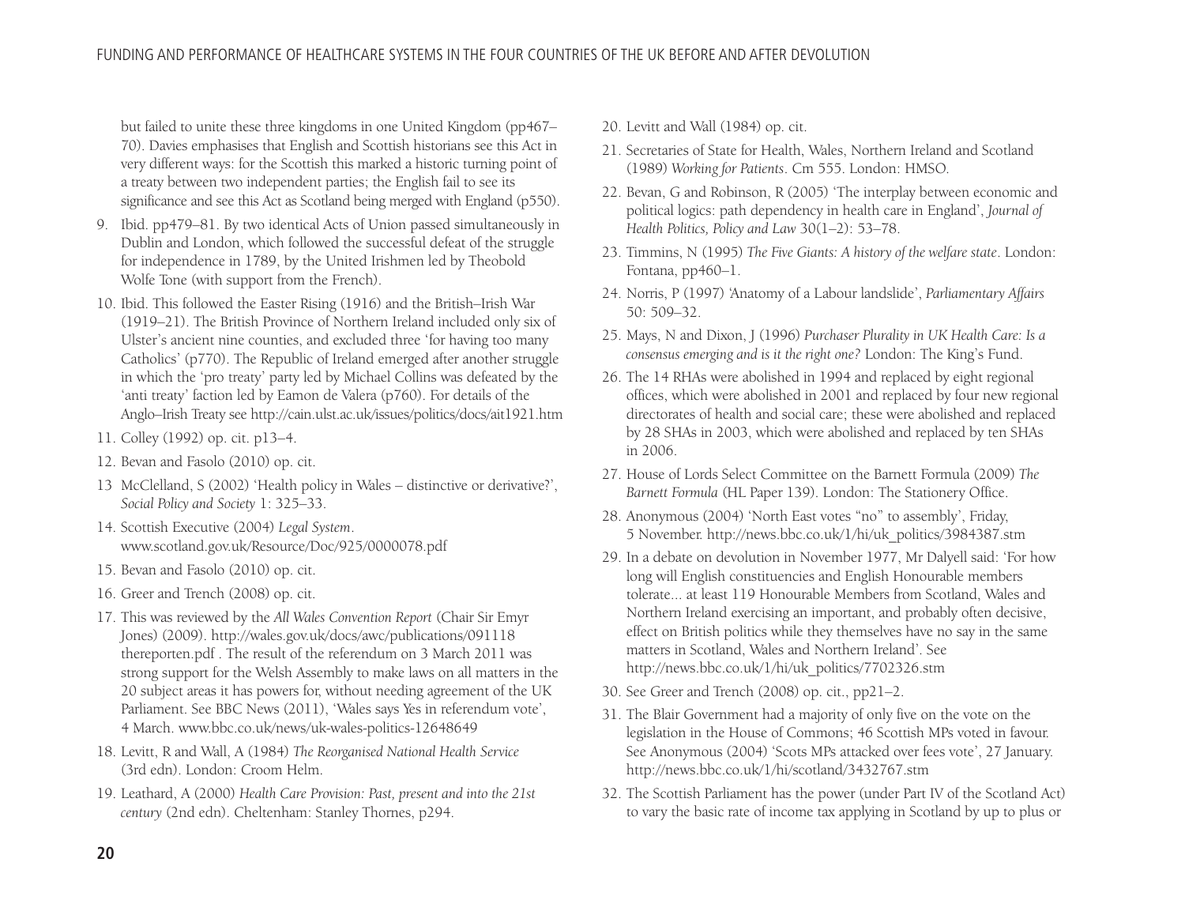but failed to unite these three kingdoms in one United Kingdom (pp467–70). Davies emphasises that English and Scottish historians see this Act in very different ways: for the Scottish this marked a historic turning point of a treaty between two independent parties; the English fail to see its significance and see this Act as Scotland being merged with England (p550).

9. Ibid. pp479–81. By two identical Acts of Union passed simultaneously in Dublin and London, which followed the successful defeat of the struggle for independence in 1789, by the United Irishmen led by Theobold Wolfe Tone (with support from the French).
10. Ibid. This followed the Easter Rising (1916) and the British–Irish War (1919–21). The British Province of Northern Ireland included only six of Ulster's ancient nine counties, and excluded three 'for having too many Catholics' (p770). The Republic of Ireland emerged after another struggle in which the 'pro treaty' party led by Michael Collins was defeated by the 'anti treaty' faction led by Eamon de Valera (p760). For details of the Anglo–Irish Treaty see http://cain.ulst.ac.uk/issues/politics/docs/ait1921.htm
11. Colley (1992) op. cit. p13–4.
12. Bevan and Fasolo (2010) op. cit.
13. McClelland, S (2002) 'Health policy in Wales – distinctive or derivative?', *Social Policy and Society* 1: 325–33.
14. Scottish Executive (2004) *Legal System*. www.scotland.gov.uk/Resource/Doc/925/0000078.pdf
15. Bevan and Fasolo (2010) op. cit.
16. Greer and Trench (2008) op. cit.
17. This was reviewed by the *All Wales Convention Report* (Chair Sir Emyr Jones) (2009). http://wales.gov.uk/docs/awc/publications/091118 thereporten.pdf . The result of the referendum on 3 March 2011 was strong support for the Welsh Assembly to make laws on all matters in the 20 subject areas it has powers for, without needing agreement of the UK Parliament. See BBC News (2011), 'Wales says Yes in referendum vote', 4 March. www.bbc.co.uk/news/uk-wales-politics-12648649
18. Levitt, R and Wall, A (1984) *The Reorganised National Health Service* (3rd edn). London: Croom Helm.
19. Leathard, A (2000) *Health Care Provision: Past, present and into the 21st century* (2nd edn). Cheltenham: Stanley Thornes, p294.
20. Levitt and Wall (1984) op. cit.
21. Secretaries of State for Health, Wales, Northern Ireland and Scotland (1989) *Working for Patients*. Cm 555. London: HMSO.
22. Bevan, G and Robinson, R (2005) 'The interplay between economic and political logics: path dependency in health care in England', *Journal of Health Politics, Policy and Law* 30(1–2): 53–78.
23. Timmins, N (1995) *The Five Giants: A history of the welfare state*. London: Fontana, pp460–1.
24. Norris, P (1997) 'Anatomy of a Labour landslide', *Parliamentary Affairs* 50: 509–32.
25. Mays, N and Dixon, J (1996) *Purchaser Plurality in UK Health Care: Is a consensus emerging and is it the right one?* London: The King's Fund.
26. The 14 RHAs were abolished in 1994 and replaced by eight regional offices, which were abolished in 2001 and replaced by four new regional directorates of health and social care; these were abolished and replaced by 28 SHAs in 2003, which were abolished and replaced by ten SHAs in 2006.
27. House of Lords Select Committee on the Barnett Formula (2009) *The Barnett Formula* (HL Paper 139). London: The Stationery Office.
28. Anonymous (2004) 'North East votes "no" to assembly', Friday, 5 November. http://news.bbc.co.uk/1/hi/uk_politics/3984387.stm
29. In a debate on devolution in November 1977, Mr Dalyell said: 'For how long will English constituencies and English Honourable members tolerate... at least 119 Honourable Members from Scotland, Wales and Northern Ireland exercising an important, and probably often decisive, effect on British politics while they themselves have no say in the same matters in Scotland, Wales and Northern Ireland'. See http://news.bbc.co.uk/1/hi/uk_politics/7702326.stm
30. See Greer and Trench (2008) op. cit., pp21–2.
31. The Blair Government had a majority of only five on the vote on the legislation in the House of Commons; 46 Scottish MPs voted in favour. See Anonymous (2004) 'Scots MPs attacked over fees vote', 27 January. http://news.bbc.co.uk/1/hi/scotland/3432767.stm
32. The Scottish Parliament has the power (under Part IV of the Scotland Act) to vary the basic rate of income tax applying in Scotland by up to plus or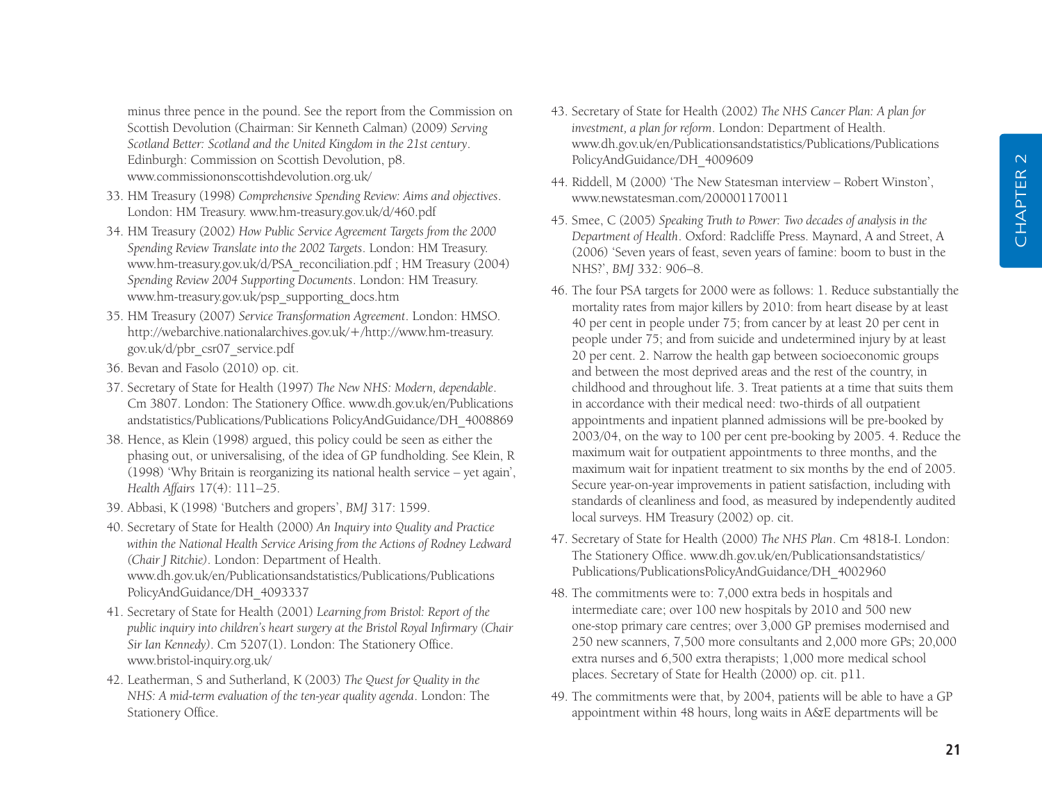minus three pence in the pound. See the report from the Commission on Scottish Devolution (Chairman: Sir Kenneth Calman) (2009) *Serving Scotland Better: Scotland and the United Kingdom in the 21st century*. Edinburgh: Commission on Scottish Devolution, p8. www.commissiononscottishdevolution.org.uk/

33. HM Treasury (1998) *Comprehensive Spending Review: Aims and objectives*. London: HM Treasury. www.hm-treasury.gov.uk/d/460.pdf
34. HM Treasury (2002) *How Public Service Agreement Targets from the 2000 Spending Review Translate into the 2002 Targets*. London: HM Treasury. www.hm-treasury.gov.uk/d/PSA_reconciliation.pdf ; HM Treasury (2004) *Spending Review 2004 Supporting Documents*. London: HM Treasury. www.hm-treasury.gov.uk/psp_supporting_docs.htm
35. HM Treasury (2007) *Service Transformation Agreement*. London: HMSO. http://webarchive.nationalarchives.gov.uk/+/http://www.hm-treasury.gov.uk/d/pbr_csr07_service.pdf
36. Bevan and Fasolo (2010) op. cit.
37. Secretary of State for Health (1997) *The New NHS: Modern, dependable*. Cm 3807. London: The Stationery Office. www.dh.gov.uk/en/Publicationsandstatistics/Publications/Publications PolicyAndGuidance/DH_4008869
38. Hence, as Klein (1998) argued, this policy could be seen as either the phasing out, or universalising, of the idea of GP fundholding. See Klein, R (1998) 'Why Britain is reorganizing its national health service – yet again', *Health Affairs* 17(4): 111–25.
39. Abbasi, K (1998) 'Butchers and gropers', *BMJ* 317: 1599.
40. Secretary of State for Health (2000) *An Inquiry into Quality and Practice within the National Health Service Arising from the Actions of Rodney Ledward (Chair J Ritchie)*. London: Department of Health. www.dh.gov.uk/en/Publicationsandstatistics/Publications/Publications PolicyAndGuidance/DH_4093337
41. Secretary of State for Health (2001) *Learning from Bristol: Report of the public inquiry into children's heart surgery at the Bristol Royal Infirmary (Chair Sir Ian Kennedy)*. Cm 5207(1). London: The Stationery Office. www.bristol-inquiry.org.uk/
42. Leatherman, S and Sutherland, K (2003) *The Quest for Quality in the NHS: A mid-term evaluation of the ten-year quality agenda*. London: The Stationery Office.
43. Secretary of State for Health (2002) *The NHS Cancer Plan: A plan for investment, a plan for reform*. London: Department of Health. www.dh.gov.uk/en/Publicationsandstatistics/Publications/Publications PolicyAndGuidance/DH_4009609
44. Riddell, M (2000) 'The New Statesman interview – Robert Winston', www.newstatesman.com/200001170011
45. Smee, C (2005) *Speaking Truth to Power: Two decades of analysis in the Department of Health*. Oxford: Radcliffe Press. Maynard, A and Street, A (2006) 'Seven years of feast, seven years of famine: boom to bust in the NHS?', *BMJ* 332: 906–8.
46. The four PSA targets for 2000 were as follows: 1. Reduce substantially the mortality rates from major killers by 2010: from heart disease by at least 40 per cent in people under 75; from cancer by at least 20 per cent in people under 75; and from suicide and undetermined injury by at least 20 per cent. 2. Narrow the health gap between socioeconomic groups and between the most deprived areas and the rest of the country, in childhood and throughout life. 3. Treat patients at a time that suits them in accordance with their medical need: two-thirds of all outpatient appointments and inpatient planned admissions will be pre-booked by 2003/04, on the way to 100 per cent pre-booking by 2005. 4. Reduce the maximum wait for outpatient appointments to three months, and the maximum wait for inpatient treatment to six months by the end of 2005. Secure year-on-year improvements in patient satisfaction, including with standards of cleanliness and food, as measured by independently audited local surveys. HM Treasury (2002) op. cit.
47. Secretary of State for Health (2000) *The NHS Plan*. Cm 4818-I. London: The Stationery Office. www.dh.gov.uk/en/Publicationsandstatistics/Publications/PublicationsPolicyAndGuidance/DH_4002960
48. The commitments were to: 7,000 extra beds in hospitals and intermediate care; over 100 new hospitals by 2010 and 500 new one-stop primary care centres; over 3,000 GP premises modernised and 250 new scanners, 7,500 more consultants and 2,000 more GPs; 20,000 extra nurses and 6,500 extra therapists; 1,000 more medical school places. Secretary of State for Health (2000) op. cit. p11.
49. The commitments were that, by 2004, patients will be able to have a GP appointment within 48 hours, long waits in A&E departments will be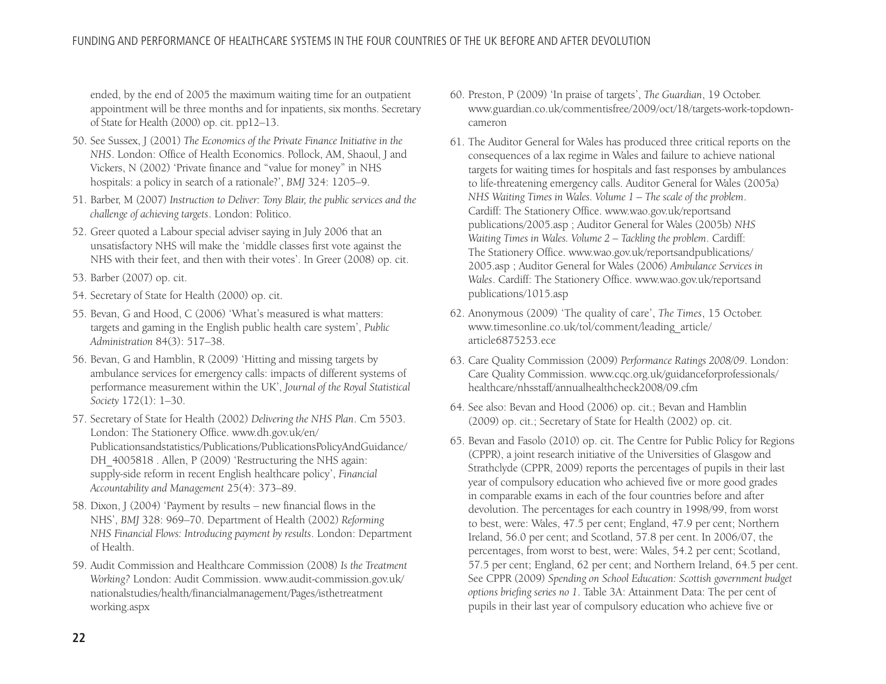ended, by the end of 2005 the maximum waiting time for an outpatient appointment will be three months and for inpatients, six months. Secretary of State for Health (2000) op. cit. pp12–13.

50. See Sussex, J (2001) *The Economics of the Private Finance Initiative in the NHS*. London: Office of Health Economics. Pollock, AM, Shaoul, J and Vickers, N (2002) 'Private finance and "value for money" in NHS hospitals: a policy in search of a rationale?', *BMJ* 324: 1205–9.

51. Barber, M (2007) *Instruction to Deliver: Tony Blair, the public services and the challenge of achieving targets*. London: Politico.

52. Greer quoted a Labour special adviser saying in July 2006 that an unsatisfactory NHS will make the 'middle classes first vote against the NHS with their feet, and then with their votes'. In Greer (2008) op. cit.

53. Barber (2007) op. cit.

54. Secretary of State for Health (2000) op. cit.

55. Bevan, G and Hood, C (2006) 'What's measured is what matters: targets and gaming in the English public health care system', *Public Administration* 84(3): 517–38.

56. Bevan, G and Hamblin, R (2009) 'Hitting and missing targets by ambulance services for emergency calls: impacts of different systems of performance measurement within the UK', *Journal of the Royal Statistical Society* 172(1): 1–30.

57. Secretary of State for Health (2002) *Delivering the NHS Plan*. Cm 5503. London: The Stationery Office. www.dh.gov.uk/en/Publicationsandstatistics/Publications/PublicationsPolicyAndGuidance/DH_4005818 . Allen, P (2009) 'Restructuring the NHS again: supply-side reform in recent English healthcare policy', *Financial Accountability and Management* 25(4): 373–89.

58. Dixon, J (2004) 'Payment by results – new financial flows in the NHS', *BMJ* 328: 969–70. Department of Health (2002) *Reforming NHS Financial Flows: Introducing payment by results*. London: Department of Health.

59. Audit Commission and Healthcare Commission (2008) *Is the Treatment Working?* London: Audit Commission. www.audit-commission.gov.uk/nationalstudies/health/financialmanagement/Pages/isthetreatmentworking.aspx

60. Preston, P (2009) 'In praise of targets', *The Guardian*, 19 October. www.guardian.co.uk/commentisfree/2009/oct/18/targets-work-topdown-cameron

61. The Auditor General for Wales has produced three critical reports on the consequences of a lax regime in Wales and failure to achieve national targets for waiting times for hospitals and fast responses by ambulances to life-threatening emergency calls. Auditor General for Wales (2005a) *NHS Waiting Times in Wales. Volume 1 – The scale of the problem*. Cardiff: The Stationery Office. www.wao.gov.uk/reportsandpublications/2005.asp ; Auditor General for Wales (2005b) *NHS Waiting Times in Wales. Volume 2 – Tackling the problem*. Cardiff: The Stationery Office. www.wao.gov.uk/reportsandpublications/2005.asp ; Auditor General for Wales (2006) *Ambulance Services in Wales*. Cardiff: The Stationery Office. www.wao.gov.uk/reportsandpublications/1015.asp

62. Anonymous (2009) 'The quality of care', *The Times*, 15 October. www.timesonline.co.uk/tol/comment/leading_article/article6875253.ece

63. Care Quality Commission (2009) *Performance Ratings 2008/09*. London: Care Quality Commission. www.cqc.org.uk/guidanceforprofessionals/healthcare/nhsstaff/annualhealthcheck2008/09.cfm

64. See also: Bevan and Hood (2006) op. cit.; Bevan and Hamblin (2009) op. cit.; Secretary of State for Health (2002) op. cit.

65. Bevan and Fasolo (2010) op. cit. The Centre for Public Policy for Regions (CPPR), a joint research initiative of the Universities of Glasgow and Strathclyde (CPPR, 2009) reports the percentages of pupils in their last year of compulsory education who achieved five or more good grades in comparable exams in each of the four countries before and after devolution. The percentages for each country in 1998/99, from worst to best, were: Wales, 47.5 per cent; England, 47.9 per cent; Northern Ireland, 56.0 per cent; and Scotland, 57.8 per cent. In 2006/07, the percentages, from worst to best, were: Wales, 54.2 per cent; Scotland, 57.5 per cent; England, 62 per cent; and Northern Ireland, 64.5 per cent. See CPPR (2009) *Spending on School Education: Scottish government budget options briefing series no 1*. Table 3A: Attainment Data: The per cent of pupils in their last year of compulsory education who achieve five or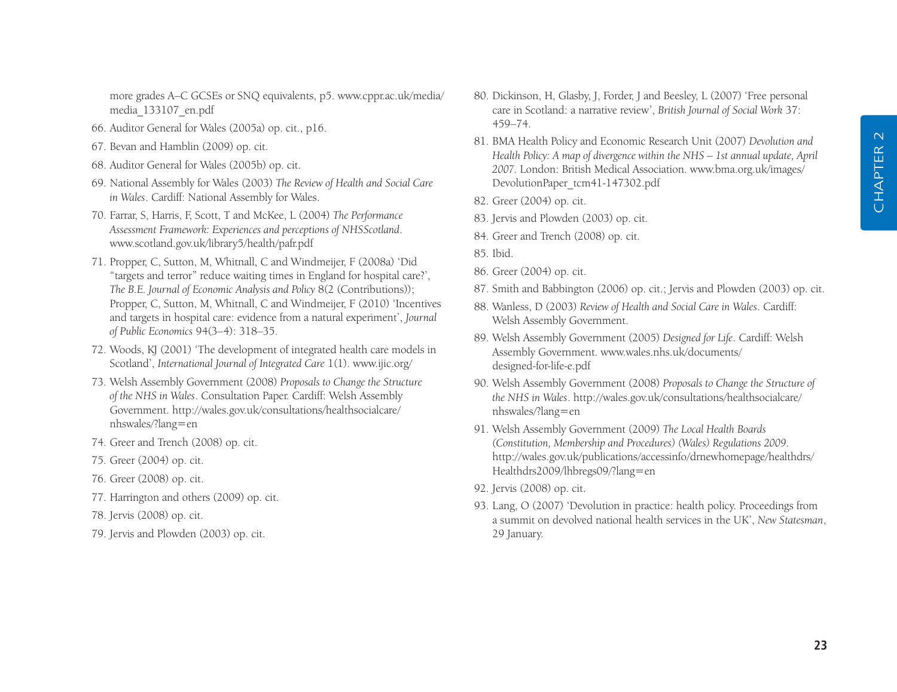more grades A–C GCSEs or SNQ equivalents, p5. www.cppr.ac.uk/media/media_133107_en.pdf

66. Auditor General for Wales (2005a) op. cit., p16.
67. Bevan and Hamblin (2009) op. cit.
68. Auditor General for Wales (2005b) op. cit.
69. National Assembly for Wales (2003) *The Review of Health and Social Care in Wales*. Cardiff: National Assembly for Wales.
70. Farrar, S, Harris, F, Scott, T and McKee, L (2004) *The Performance Assessment Framework: Experiences and perceptions of NHSScotland*. www.scotland.gov.uk/library5/health/pafr.pdf
71. Propper, C, Sutton, M, Whitnall, C and Windmeijer, F (2008a) 'Did "targets and terror" reduce waiting times in England for hospital care?', *The B.E. Journal of Economic Analysis and Policy* 8(2 (Contributions)); Propper, C, Sutton, M, Whitnall, C and Windmeijer, F (2010) 'Incentives and targets in hospital care: evidence from a natural experiment', *Journal of Public Economics* 94(3–4): 318–35.
72. Woods, KJ (2001) 'The development of integrated health care models in Scotland', *International Journal of Integrated Care* 1(1). www.ijic.org/
73. Welsh Assembly Government (2008) *Proposals to Change the Structure of the NHS in Wales*. Consultation Paper. Cardiff: Welsh Assembly Government. http://wales.gov.uk/consultations/healthsocialcare/nhswales/?lang=en
74. Greer and Trench (2008) op. cit.
75. Greer (2004) op. cit.
76. Greer (2008) op. cit.
77. Harrington and others (2009) op. cit.
78. Jervis (2008) op. cit.
79. Jervis and Plowden (2003) op. cit.
80. Dickinson, H, Glasby, J, Forder, J and Beesley, L (2007) 'Free personal care in Scotland: a narrative review', *British Journal of Social Work* 37: 459–74.
81. BMA Health Policy and Economic Research Unit (2007) *Devolution and Health Policy: A map of divergence within the NHS – 1st annual update, April 2007*. London: British Medical Association. www.bma.org.uk/images/DevolutionPaper_tcm41-147302.pdf
82. Greer (2004) op. cit.
83. Jervis and Plowden (2003) op. cit.
84. Greer and Trench (2008) op. cit.
85. Ibid.
86. Greer (2004) op. cit.
87. Smith and Babbington (2006) op. cit.; Jervis and Plowden (2003) op. cit.
88. Wanless, D (2003) *Review of Health and Social Care in Wales*. Cardiff: Welsh Assembly Government.
89. Welsh Assembly Government (2005) *Designed for Life*. Cardiff: Welsh Assembly Government. www.wales.nhs.uk/documents/designed-for-life-e.pdf
90. Welsh Assembly Government (2008) *Proposals to Change the Structure of the NHS in Wales*. http://wales.gov.uk/consultations/healthsocialcare/nhswales/?lang=en
91. Welsh Assembly Government (2009) *The Local Health Boards (Constitution, Membership and Procedures) (Wales) Regulations 2009*. http://wales.gov.uk/publications/accessinfo/drnewhomepage/healthdrs/Healthdrs2009/lhbregs09/?lang=en
92. Jervis (2008) op. cit.
93. Lang, O (2007) 'Devolution in practice: health policy. Proceedings from a summit on devolved national health services in the UK', *New Statesman*, 29 January.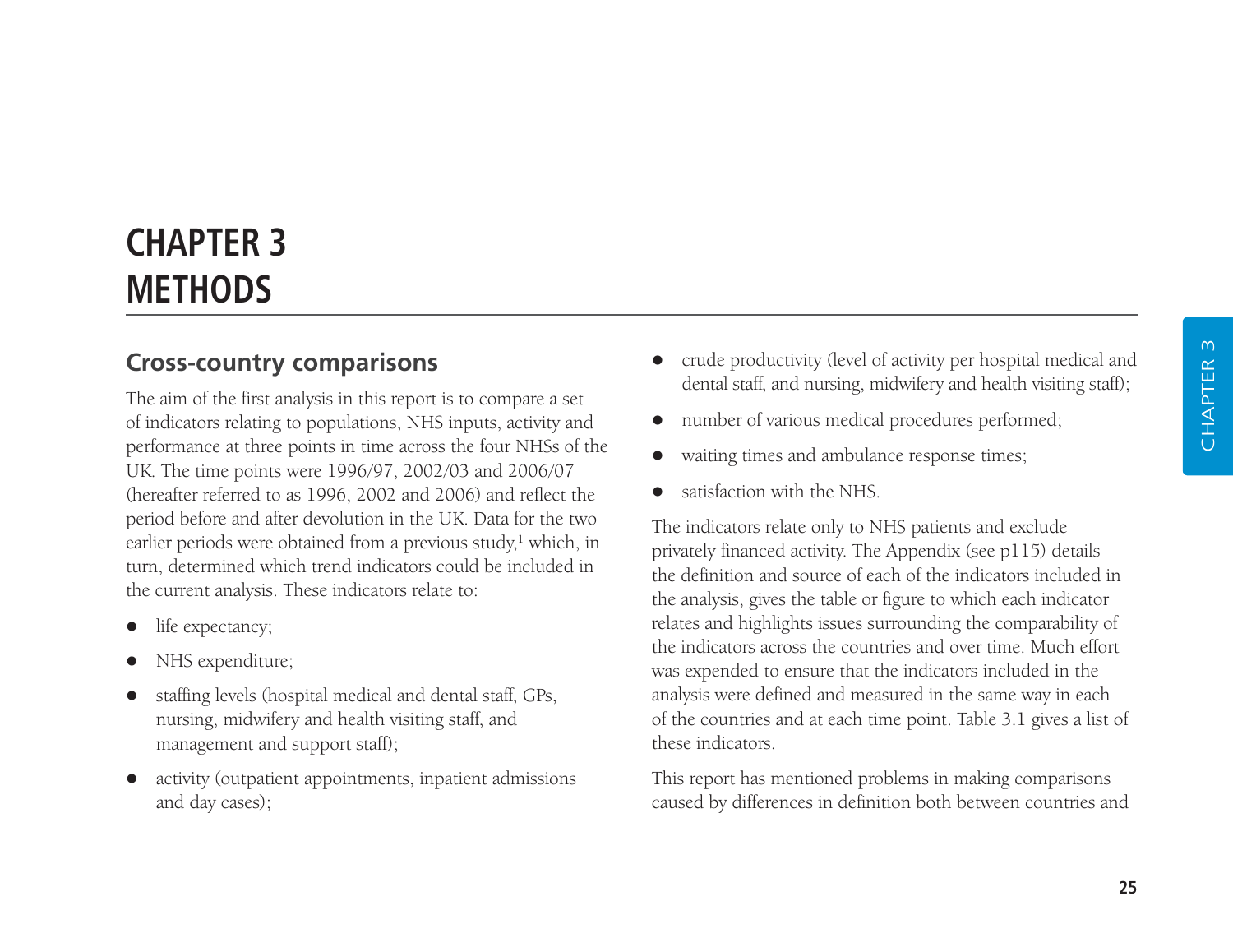# CHAPTER 3
# METHODS

## Cross-country comparisons

The aim of the first analysis in this report is to compare a set of indicators relating to populations, NHS inputs, activity and performance at three points in time across the four NHSs of the UK. The time points were 1996/97, 2002/03 and 2006/07 (hereafter referred to as 1996, 2002 and 2006) and reflect the period before and after devolution in the UK. Data for the two earlier periods were obtained from a previous study,[1] which, in turn, determined which trend indicators could be included in the current analysis. These indicators relate to:

- life expectancy;
- NHS expenditure;
- staffing levels (hospital medical and dental staff, GPs, nursing, midwifery and health visiting staff, and management and support staff);
- activity (outpatient appointments, inpatient admissions and day cases);
- crude productivity (level of activity per hospital medical and dental staff, and nursing, midwifery and health visiting staff);
- number of various medical procedures performed;
- waiting times and ambulance response times;
- satisfaction with the NHS.

The indicators relate only to NHS patients and exclude privately financed activity. The Appendix (see p115) details the definition and source of each of the indicators included in the analysis, gives the table or figure to which each indicator relates and highlights issues surrounding the comparability of the indicators across the countries and over time. Much effort was expended to ensure that the indicators included in the analysis were defined and measured in the same way in each of the countries and at each time point. Table 3.1 gives a list of these indicators.

This report has mentioned problems in making comparisons caused by differences in definition both between countries and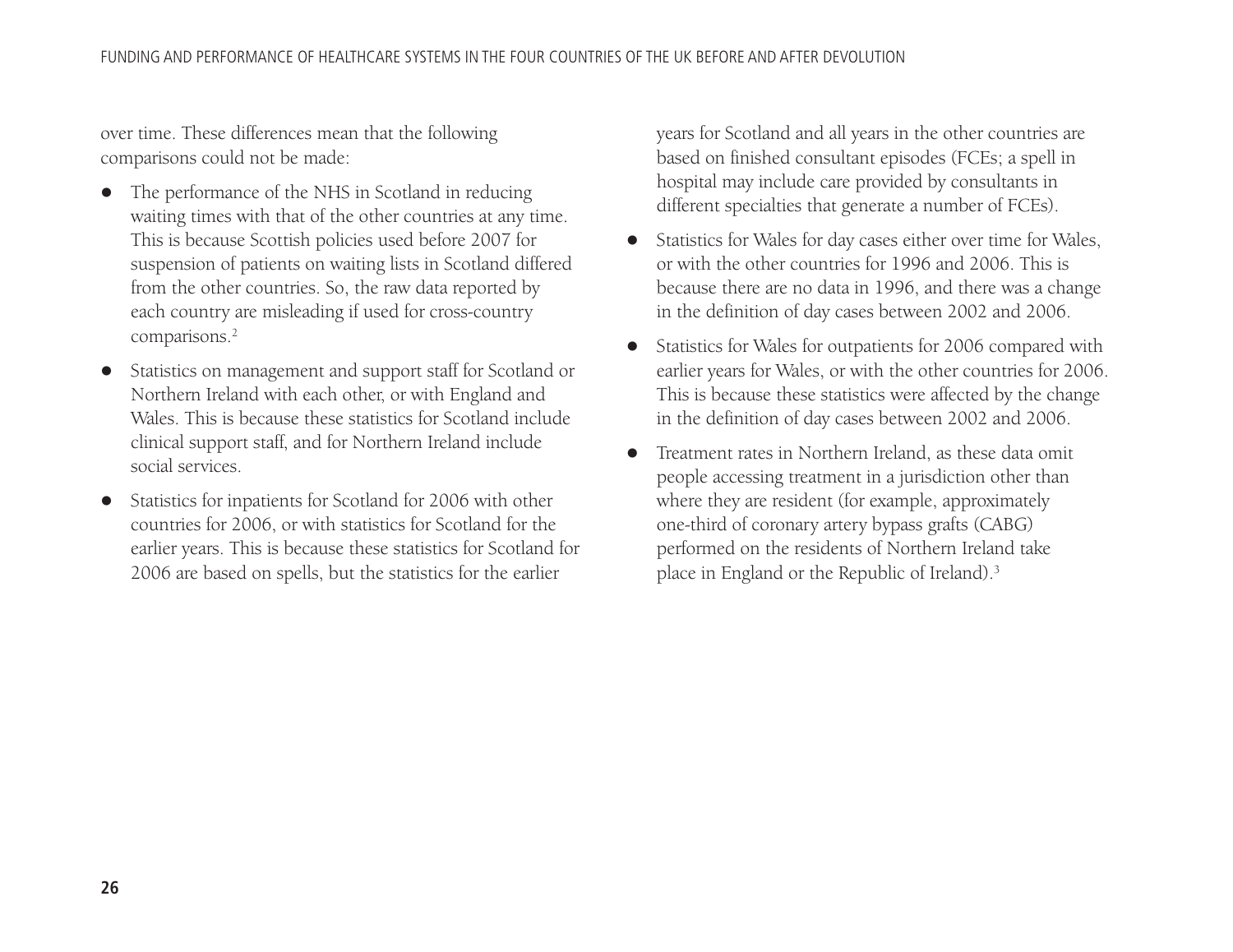over time. These differences mean that the following comparisons could not be made:

- The performance of the NHS in Scotland in reducing waiting times with that of the other countries at any time. This is because Scottish policies used before 2007 for suspension of patients on waiting lists in Scotland differed from the other countries. So, the raw data reported by each country are misleading if used for cross-country comparisons.[2]
- Statistics on management and support staff for Scotland or Northern Ireland with each other, or with England and Wales. This is because these statistics for Scotland include clinical support staff, and for Northern Ireland include social services.
- Statistics for inpatients for Scotland for 2006 with other countries for 2006, or with statistics for Scotland for the earlier years. This is because these statistics for Scotland for 2006 are based on spells, but the statistics for the earlier years for Scotland and all years in the other countries are based on finished consultant episodes (FCEs; a spell in hospital may include care provided by consultants in different specialties that generate a number of FCEs).
- Statistics for Wales for day cases either over time for Wales, or with the other countries for 1996 and 2006. This is because there are no data in 1996, and there was a change in the definition of day cases between 2002 and 2006.
- Statistics for Wales for outpatients for 2006 compared with earlier years for Wales, or with the other countries for 2006. This is because these statistics were affected by the change in the definition of day cases between 2002 and 2006.
- Treatment rates in Northern Ireland, as these data omit people accessing treatment in a jurisdiction other than where they are resident (for example, approximately one-third of coronary artery bypass grafts (CABG) performed on the residents of Northern Ireland take place in England or the Republic of Ireland).[3]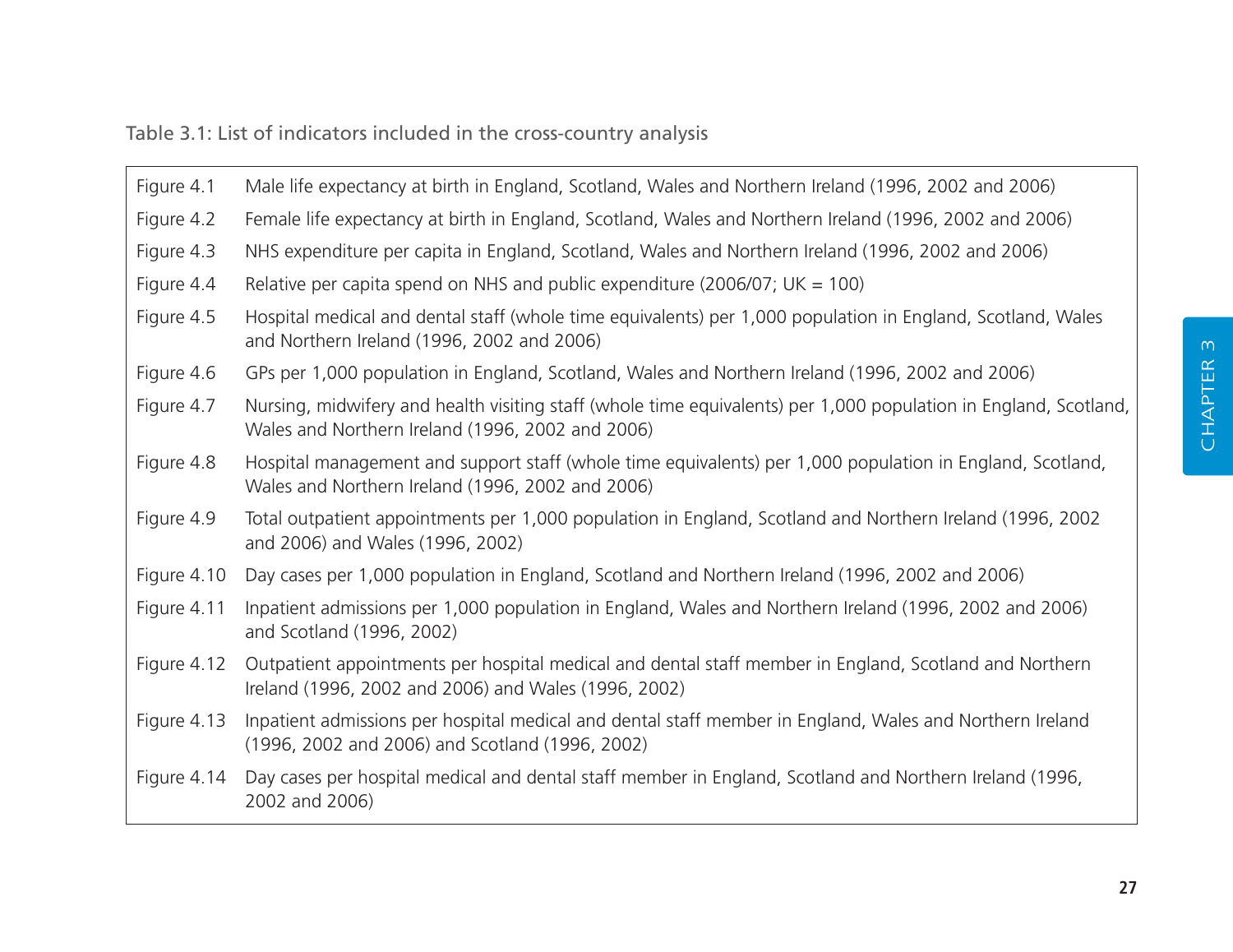Table 3.1: List of indicators included in the cross-country analysis

| | |
|---|---|
| Figure 4.1 | Male life expectancy at birth in England, Scotland, Wales and Northern Ireland (1996, 2002 and 2006) |
| Figure 4.2 | Female life expectancy at birth in England, Scotland, Wales and Northern Ireland (1996, 2002 and 2006) |
| Figure 4.3 | NHS expenditure per capita in England, Scotland, Wales and Northern Ireland (1996, 2002 and 2006) |
| Figure 4.4 | Relative per capita spend on NHS and public expenditure (2006/07; UK = 100) |
| Figure 4.5 | Hospital medical and dental staff (whole time equivalents) per 1,000 population in England, Scotland, Wales and Northern Ireland (1996, 2002 and 2006) |
| Figure 4.6 | GPs per 1,000 population in England, Scotland, Wales and Northern Ireland (1996, 2002 and 2006) |
| Figure 4.7 | Nursing, midwifery and health visiting staff (whole time equivalents) per 1,000 population in England, Scotland, Wales and Northern Ireland (1996, 2002 and 2006) |
| Figure 4.8 | Hospital management and support staff (whole time equivalents) per 1,000 population in England, Scotland, Wales and Northern Ireland (1996, 2002 and 2006) |
| Figure 4.9 | Total outpatient appointments per 1,000 population in England, Scotland and Northern Ireland (1996, 2002 and 2006) and Wales (1996, 2002) |
| Figure 4.10 | Day cases per 1,000 population in England, Scotland and Northern Ireland (1996, 2002 and 2006) |
| Figure 4.11 | Inpatient admissions per 1,000 population in England, Wales and Northern Ireland (1996, 2002 and 2006) and Scotland (1996, 2002) |
| Figure 4.12 | Outpatient appointments per hospital medical and dental staff member in England, Scotland and Northern Ireland (1996, 2002 and 2006) and Wales (1996, 2002) |
| Figure 4.13 | Inpatient admissions per hospital medical and dental staff member in England, Wales and Northern Ireland (1996, 2002 and 2006) and Scotland (1996, 2002) |
| Figure 4.14 | Day cases per hospital medical and dental staff member in England, Scotland and Northern Ireland (1996, 2002 and 2006) |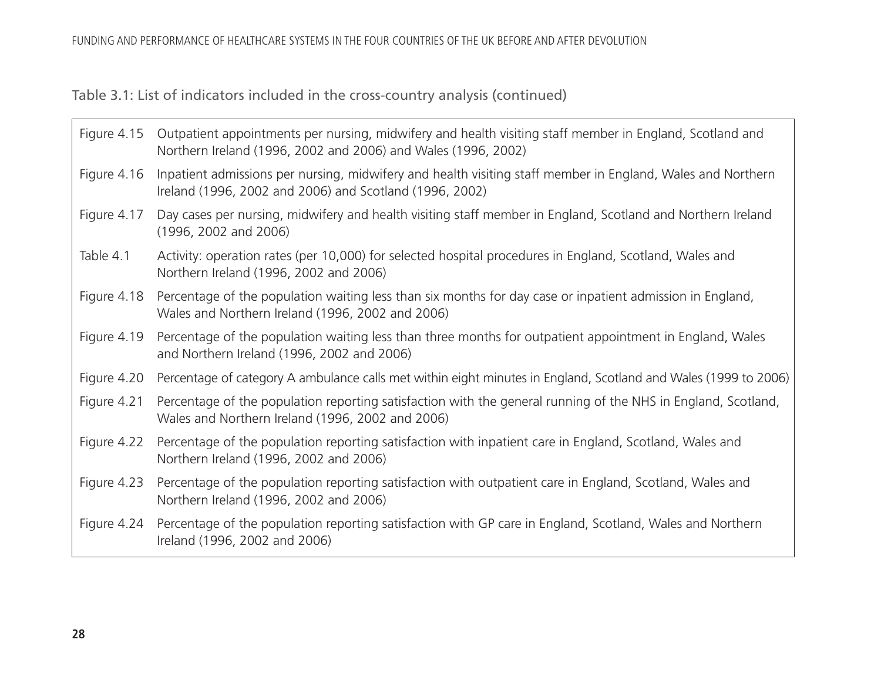Table 3.1: List of indicators included in the cross-country analysis (continued)

| | |
|---|---|
| Figure 4.15 | Outpatient appointments per nursing, midwifery and health visiting staff member in England, Scotland and Northern Ireland (1996, 2002 and 2006) and Wales (1996, 2002) |
| Figure 4.16 | Inpatient admissions per nursing, midwifery and health visiting staff member in England, Wales and Northern Ireland (1996, 2002 and 2006) and Scotland (1996, 2002) |
| Figure 4.17 | Day cases per nursing, midwifery and health visiting staff member in England, Scotland and Northern Ireland (1996, 2002 and 2006) |
| Table 4.1 | Activity: operation rates (per 10,000) for selected hospital procedures in England, Scotland, Wales and Northern Ireland (1996, 2002 and 2006) |
| Figure 4.18 | Percentage of the population waiting less than six months for day case or inpatient admission in England, Wales and Northern Ireland (1996, 2002 and 2006) |
| Figure 4.19 | Percentage of the population waiting less than three months for outpatient appointment in England, Wales and Northern Ireland (1996, 2002 and 2006) |
| Figure 4.20 | Percentage of category A ambulance calls met within eight minutes in England, Scotland and Wales (1999 to 2006) |
| Figure 4.21 | Percentage of the population reporting satisfaction with the general running of the NHS in England, Scotland, Wales and Northern Ireland (1996, 2002 and 2006) |
| Figure 4.22 | Percentage of the population reporting satisfaction with inpatient care in England, Scotland, Wales and Northern Ireland (1996, 2002 and 2006) |
| Figure 4.23 | Percentage of the population reporting satisfaction with outpatient care in England, Scotland, Wales and Northern Ireland (1996, 2002 and 2006) |
| Figure 4.24 | Percentage of the population reporting satisfaction with GP care in England, Scotland, Wales and Northern Ireland (1996, 2002 and 2006) |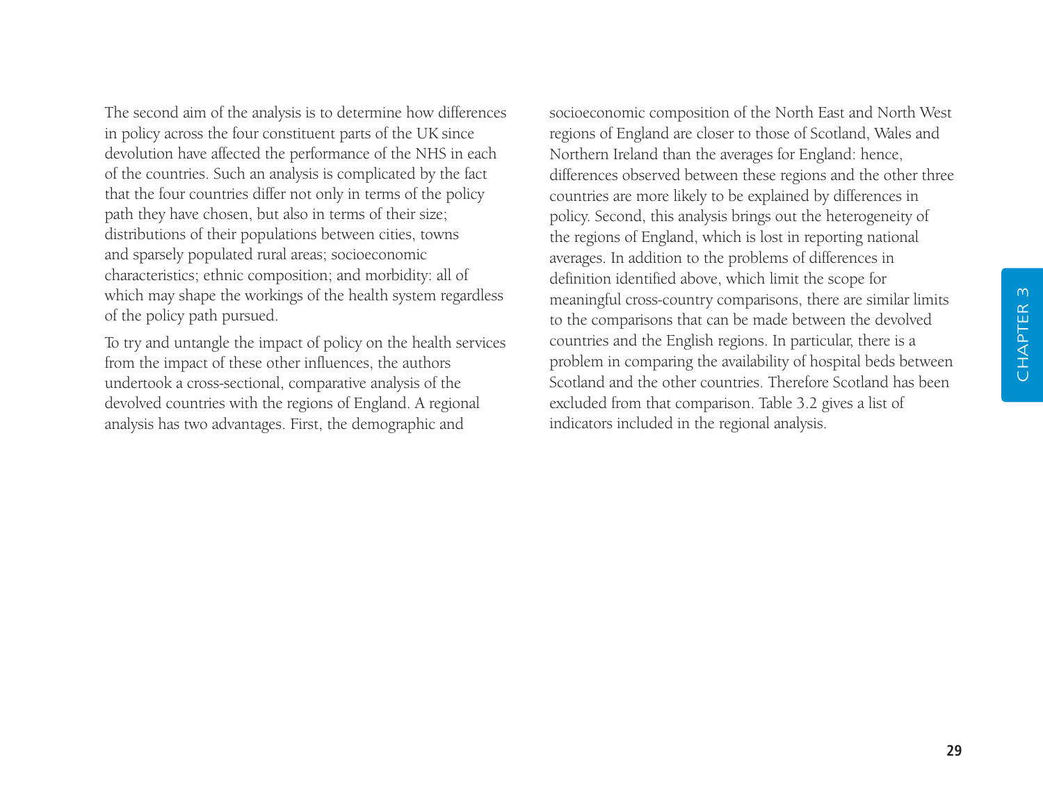The second aim of the analysis is to determine how differences in policy across the four constituent parts of the UK since devolution have affected the performance of the NHS in each of the countries. Such an analysis is complicated by the fact that the four countries differ not only in terms of the policy path they have chosen, but also in terms of their size; distributions of their populations between cities, towns and sparsely populated rural areas; socioeconomic characteristics; ethnic composition; and morbidity: all of which may shape the workings of the health system regardless of the policy path pursued.

To try and untangle the impact of policy on the health services from the impact of these other influences, the authors undertook a cross-sectional, comparative analysis of the devolved countries with the regions of England. A regional analysis has two advantages. First, the demographic and socioeconomic composition of the North East and North West regions of England are closer to those of Scotland, Wales and Northern Ireland than the averages for England: hence, differences observed between these regions and the other three countries are more likely to be explained by differences in policy. Second, this analysis brings out the heterogeneity of the regions of England, which is lost in reporting national averages. In addition to the problems of differences in definition identified above, which limit the scope for meaningful cross-country comparisons, there are similar limits to the comparisons that can be made between the devolved countries and the English regions. In particular, there is a problem in comparing the availability of hospital beds between Scotland and the other countries. Therefore Scotland has been excluded from that comparison. Table 3.2 gives a list of indicators included in the regional analysis.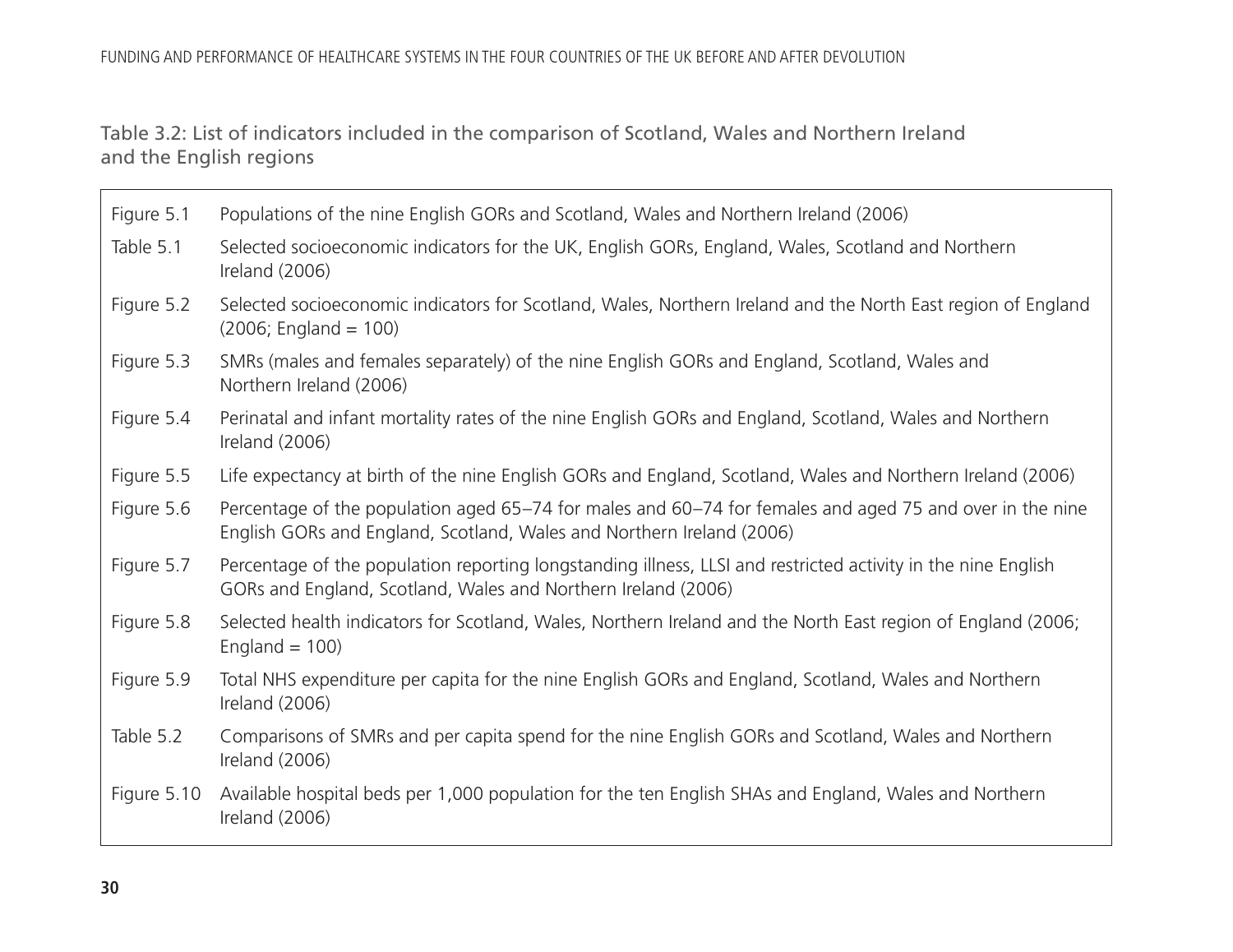Table 3.2: List of indicators included in the comparison of Scotland, Wales and Northern Ireland and the English regions

| | |
|---|---|
| Figure 5.1 | Populations of the nine English GORs and Scotland, Wales and Northern Ireland (2006) |
| Table 5.1 | Selected socioeconomic indicators for the UK, English GORs, England, Wales, Scotland and Northern Ireland (2006) |
| Figure 5.2 | Selected socioeconomic indicators for Scotland, Wales, Northern Ireland and the North East region of England (2006; England = 100) |
| Figure 5.3 | SMRs (males and females separately) of the nine English GORs and England, Scotland, Wales and Northern Ireland (2006) |
| Figure 5.4 | Perinatal and infant mortality rates of the nine English GORs and England, Scotland, Wales and Northern Ireland (2006) |
| Figure 5.5 | Life expectancy at birth of the nine English GORs and England, Scotland, Wales and Northern Ireland (2006) |
| Figure 5.6 | Percentage of the population aged 65–74 for males and 60–74 for females and aged 75 and over in the nine English GORs and England, Scotland, Wales and Northern Ireland (2006) |
| Figure 5.7 | Percentage of the population reporting longstanding illness, LLSI and restricted activity in the nine English GORs and England, Scotland, Wales and Northern Ireland (2006) |
| Figure 5.8 | Selected health indicators for Scotland, Wales, Northern Ireland and the North East region of England (2006; England = 100) |
| Figure 5.9 | Total NHS expenditure per capita for the nine English GORs and England, Scotland, Wales and Northern Ireland (2006) |
| Table 5.2 | Comparisons of SMRs and per capita spend for the nine English GORs and Scotland, Wales and Northern Ireland (2006) |
| Figure 5.10 | Available hospital beds per 1,000 population for the ten English SHAs and England, Wales and Northern Ireland (2006) |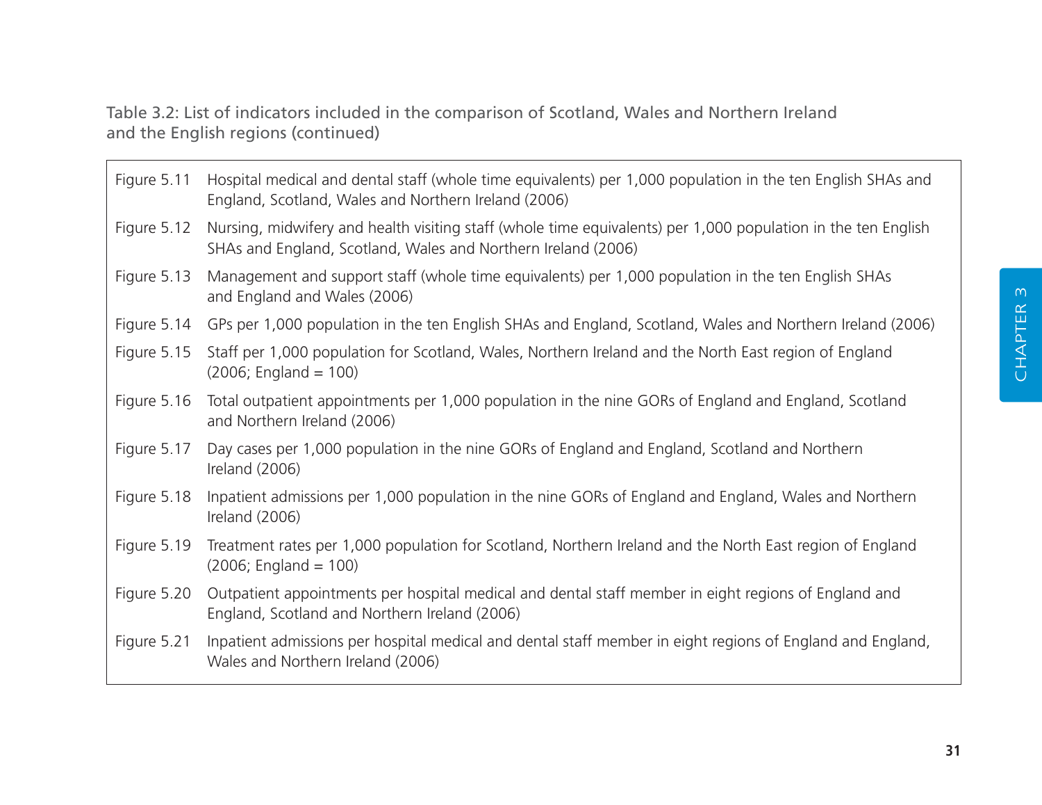Table 3.2: List of indicators included in the comparison of Scotland, Wales and Northern Ireland and the English regions (continued)

| | |
|---|---|
| Figure 5.11 | Hospital medical and dental staff (whole time equivalents) per 1,000 population in the ten English SHAs and England, Scotland, Wales and Northern Ireland (2006) |
| Figure 5.12 | Nursing, midwifery and health visiting staff (whole time equivalents) per 1,000 population in the ten English SHAs and England, Scotland, Wales and Northern Ireland (2006) |
| Figure 5.13 | Management and support staff (whole time equivalents) per 1,000 population in the ten English SHAs and England and Wales (2006) |
| Figure 5.14 | GPs per 1,000 population in the ten English SHAs and England, Scotland, Wales and Northern Ireland (2006) |
| Figure 5.15 | Staff per 1,000 population for Scotland, Wales, Northern Ireland and the North East region of England (2006; England = 100) |
| Figure 5.16 | Total outpatient appointments per 1,000 population in the nine GORs of England and England, Scotland and Northern Ireland (2006) |
| Figure 5.17 | Day cases per 1,000 population in the nine GORs of England and England, Scotland and Northern Ireland (2006) |
| Figure 5.18 | Inpatient admissions per 1,000 population in the nine GORs of England and England, Wales and Northern Ireland (2006) |
| Figure 5.19 | Treatment rates per 1,000 population for Scotland, Northern Ireland and the North East region of England (2006; England = 100) |
| Figure 5.20 | Outpatient appointments per hospital medical and dental staff member in eight regions of England and England, Scotland and Northern Ireland (2006) |
| Figure 5.21 | Inpatient admissions per hospital medical and dental staff member in eight regions of England and England, Wales and Northern Ireland (2006) |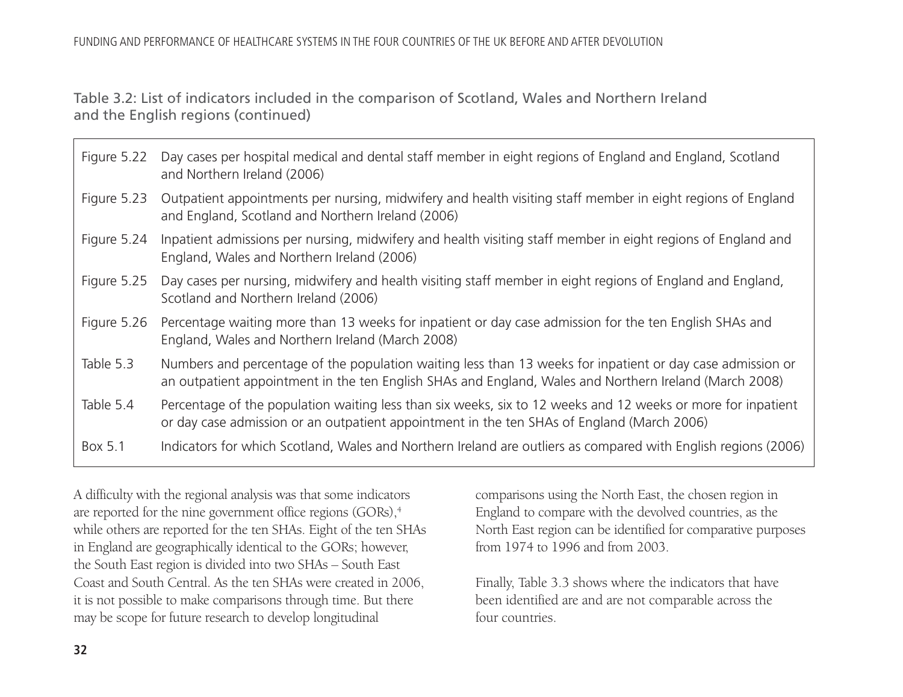Table 3.2: List of indicators included in the comparison of Scotland, Wales and Northern Ireland and the English regions (continued)

| | |
|---|---|
| Figure 5.22 | Day cases per hospital medical and dental staff member in eight regions of England and England, Scotland and Northern Ireland (2006) |
| Figure 5.23 | Outpatient appointments per nursing, midwifery and health visiting staff member in eight regions of England and England, Scotland and Northern Ireland (2006) |
| Figure 5.24 | Inpatient admissions per nursing, midwifery and health visiting staff member in eight regions of England and England, Wales and Northern Ireland (2006) |
| Figure 5.25 | Day cases per nursing, midwifery and health visiting staff member in eight regions of England and England, Scotland and Northern Ireland (2006) |
| Figure 5.26 | Percentage waiting more than 13 weeks for inpatient or day case admission for the ten English SHAs and England, Wales and Northern Ireland (March 2008) |
| Table 5.3 | Numbers and percentage of the population waiting less than 13 weeks for inpatient or day case admission or an outpatient appointment in the ten English SHAs and England, Wales and Northern Ireland (March 2008) |
| Table 5.4 | Percentage of the population waiting less than six weeks, six to 12 weeks and 12 weeks or more for inpatient or day case admission or an outpatient appointment in the ten SHAs of England (March 2006) |
| Box 5.1 | Indicators for which Scotland, Wales and Northern Ireland are outliers as compared with English regions (2006) |

A difficulty with the regional analysis was that some indicators are reported for the nine government office regions (GORs),[4] while others are reported for the ten SHAs. Eight of the ten SHAs in England are geographically identical to the GORs; however, the South East region is divided into two SHAs – South East Coast and South Central. As the ten SHAs were created in 2006, it is not possible to make comparisons through time. But there may be scope for future research to develop longitudinal comparisons using the North East, the chosen region in England to compare with the devolved countries, as the North East region can be identified for comparative purposes from 1974 to 1996 and from 2003.

Finally, Table 3.3 shows where the indicators that have been identified are and are not comparable across the four countries.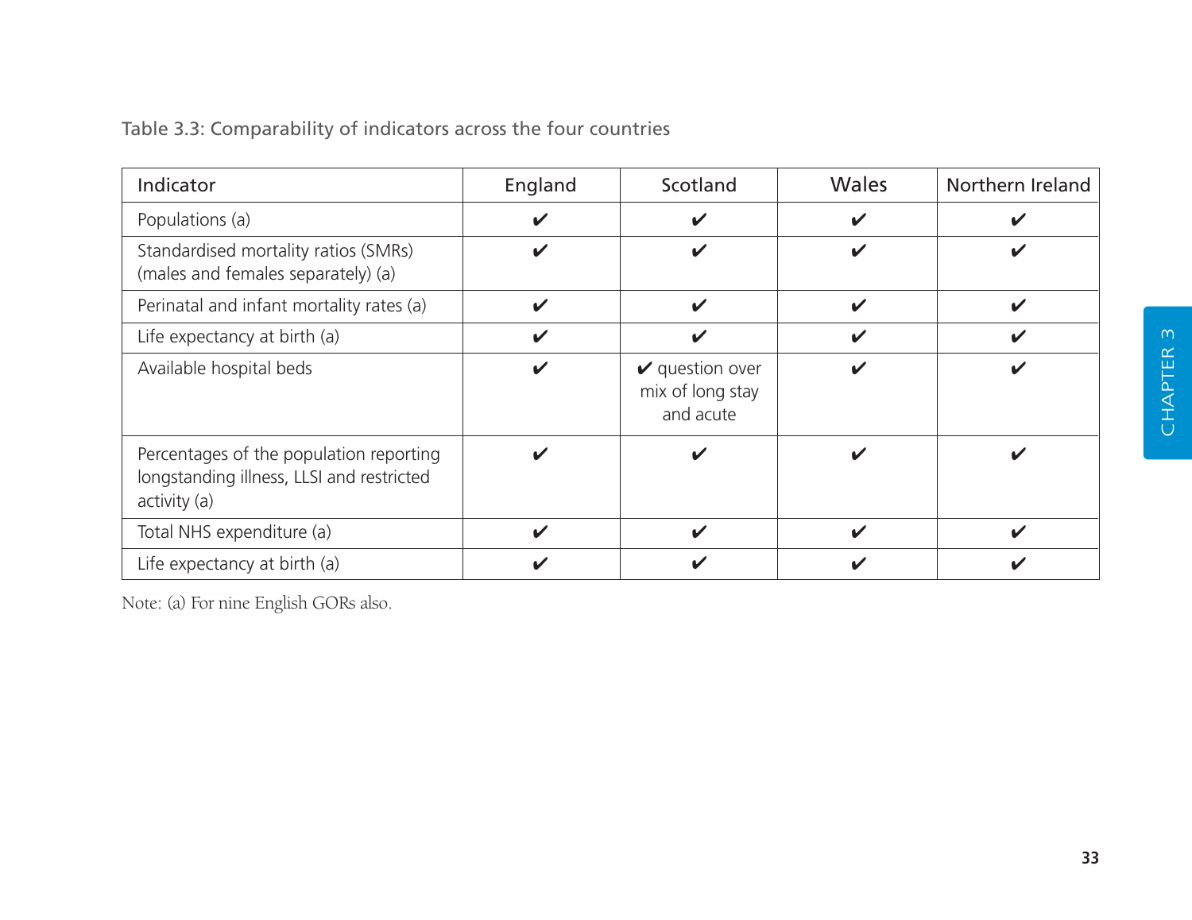Table 3.3: Comparability of indicators across the four countries

| Indicator | England | Scotland | Wales | Northern Ireland |
|---|---|---|---|---|
| Populations (a) | ✔ | ✔ | ✔ | ✔ |
| Standardised mortality ratios (SMRs) (males and females separately) (a) | ✔ | ✔ | ✔ | ✔ |
| Perinatal and infant mortality rates (a) | ✔ | ✔ | ✔ | ✔ |
| Life expectancy at birth (a) | ✔ | ✔ | ✔ | ✔ |
| Available hospital beds | ✔ | ✔ question over mix of long stay and acute | ✔ | ✔ |
| Percentages of the population reporting longstanding illness, LLSI and restricted activity (a) | ✔ | ✔ | ✔ | ✔ |
| Total NHS expenditure (a) | ✔ | ✔ | ✔ | ✔ |
| Life expectancy at birth (a) | ✔ | ✔ | ✔ | ✔ |

Note: (a) For nine English GORs also.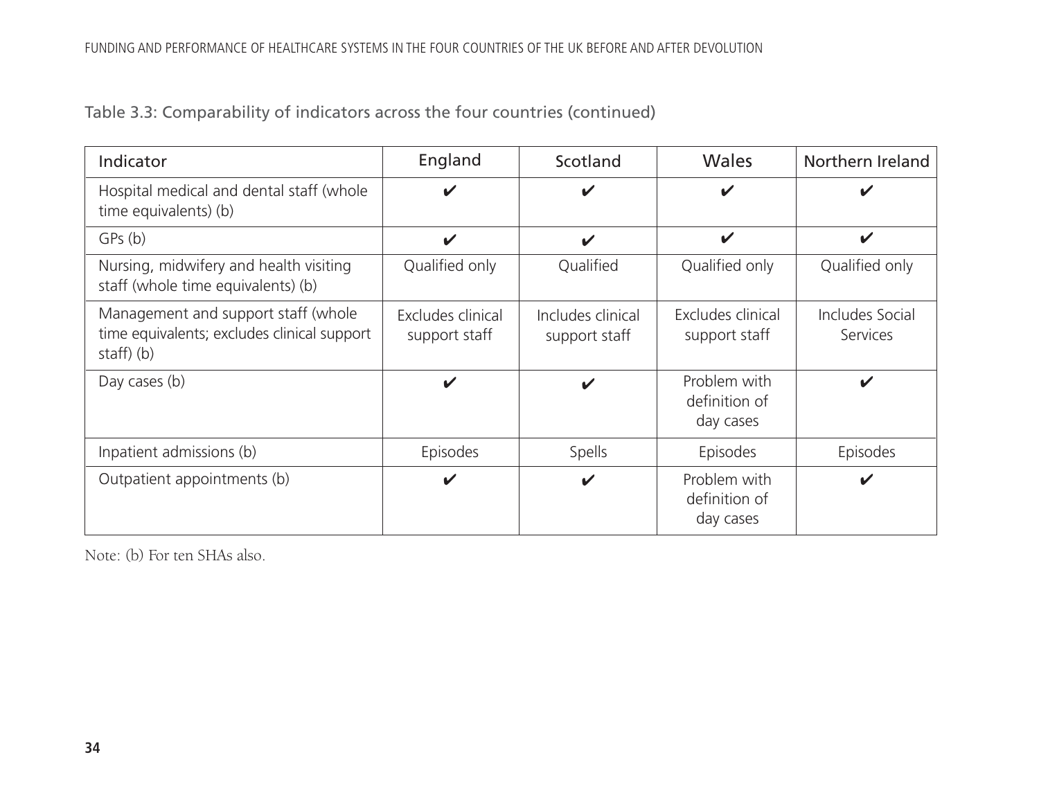Table 3.3: Comparability of indicators across the four countries (continued)

| Indicator | England | Scotland | Wales | Northern Ireland |
|---|---|---|---|---|
| Hospital medical and dental staff (whole time equivalents) (b) | ✔ | ✔ | ✔ | ✔ |
| GPs (b) | ✔ | ✔ | ✔ | ✔ |
| Nursing, midwifery and health visiting staff (whole time equivalents) (b) | Qualified only | Qualified | Qualified only | Qualified only |
| Management and support staff (whole time equivalents; excludes clinical support staff) (b) | Excludes clinical support staff | Includes clinical support staff | Excludes clinical support staff | Includes Social Services |
| Day cases (b) | ✔ | ✔ | Problem with definition of day cases | ✔ |
| Inpatient admissions (b) | Episodes | Spells | Episodes | Episodes |
| Outpatient appointments (b) | ✔ | ✔ | Problem with definition of day cases | ✔ |

Note: (b) For ten SHAs also.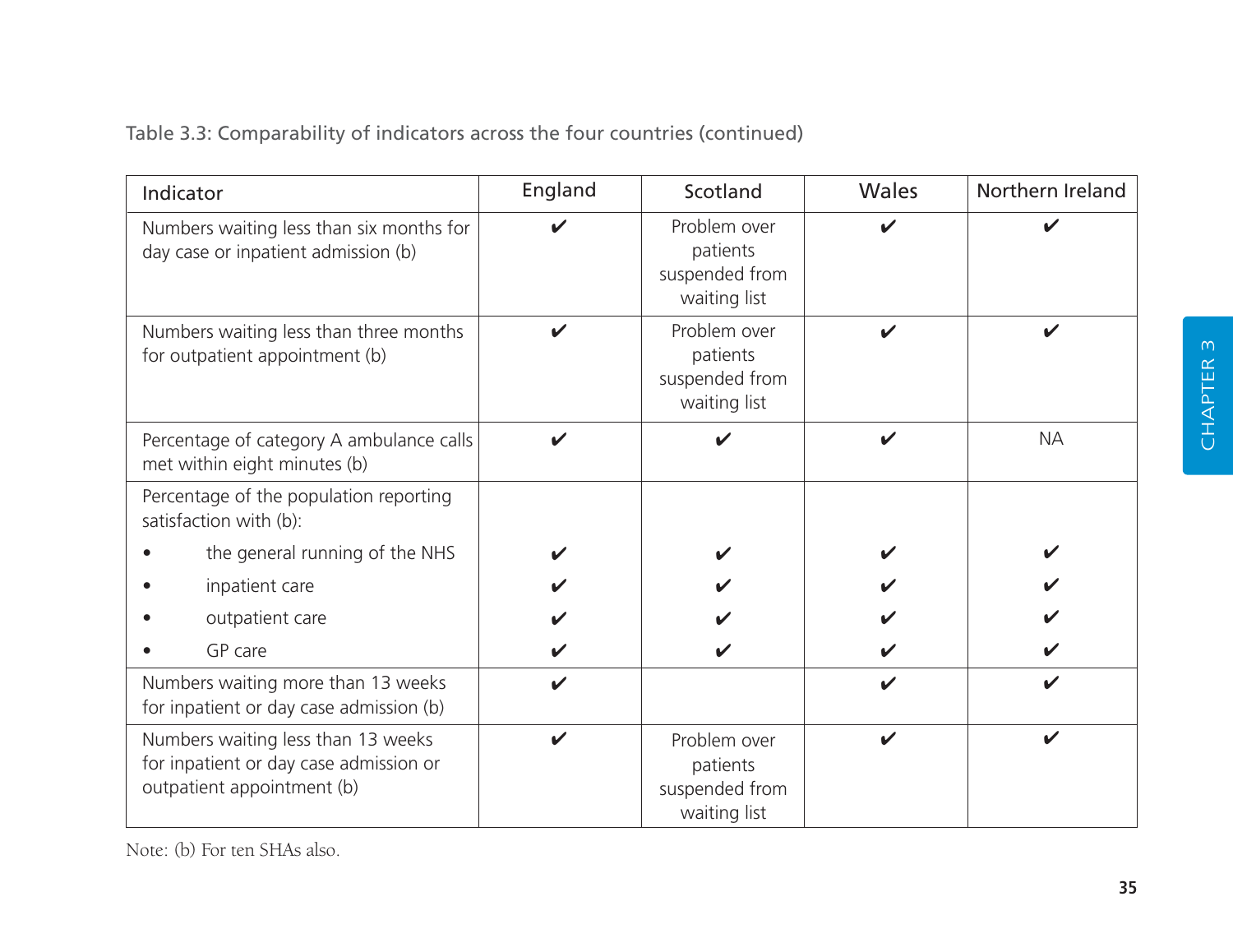Table 3.3: Comparability of indicators across the four countries (continued)

| Indicator | England | Scotland | Wales | Northern Ireland |
|---|---|---|---|---|
| Numbers waiting less than six months for day case or inpatient admission (b) | ✔ | Problem over patients suspended from waiting list | ✔ | ✔ |
| Numbers waiting less than three months for outpatient appointment (b) | ✔ | Problem over patients suspended from waiting list | ✔ | ✔ |
| Percentage of category A ambulance calls met within eight minutes (b) | ✔ | ✔ | ✔ | NA |
| Percentage of the population reporting satisfaction with (b): | | | | |
| • the general running of the NHS | ✔ | ✔ | ✔ | ✔ |
| • inpatient care | ✔ | ✔ | ✔ | ✔ |
| • outpatient care | ✔ | ✔ | ✔ | ✔ |
| • GP care | ✔ | ✔ | ✔ | ✔ |
| Numbers waiting more than 13 weeks for inpatient or day case admission (b) | ✔ | | ✔ | ✔ |
| Numbers waiting less than 13 weeks for inpatient or day case admission or outpatient appointment (b) | ✔ | Problem over patients suspended from waiting list | ✔ | ✔ |

Note: (b) For ten SHAs also.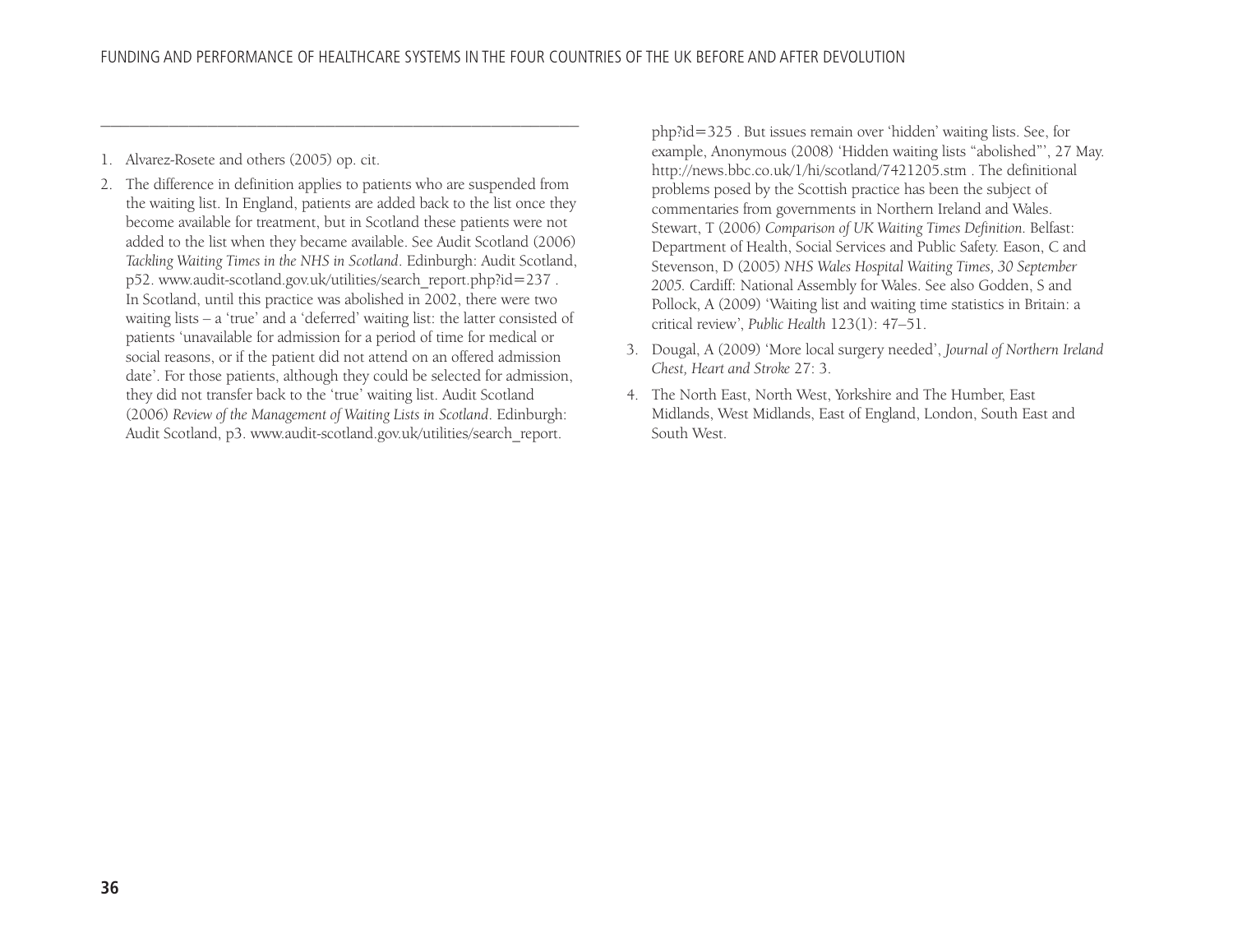1. Alvarez-Rosete and others (2005) op. cit.
2. The difference in definition applies to patients who are suspended from the waiting list. In England, patients are added back to the list once they become available for treatment, but in Scotland these patients were not added to the list when they became available. See Audit Scotland (2006) *Tackling Waiting Times in the NHS in Scotland*. Edinburgh: Audit Scotland, p52. www.audit-scotland.gov.uk/utilities/search_report.php?id=237 . In Scotland, until this practice was abolished in 2002, there were two waiting lists – a 'true' and a 'deferred' waiting list: the latter consisted of patients 'unavailable for admission for a period of time for medical or social reasons, or if the patient did not attend on an offered admission date'. For those patients, although they could be selected for admission, they did not transfer back to the 'true' waiting list. Audit Scotland (2006) *Review of the Management of Waiting Lists in Scotland*. Edinburgh: Audit Scotland, p3. www.audit-scotland.gov.uk/utilities/search_report.php?id=325 . But issues remain over 'hidden' waiting lists. See, for example, Anonymous (2008) 'Hidden waiting lists "abolished"', 27 May. http://news.bbc.co.uk/1/hi/scotland/7421205.stm . The definitional problems posed by the Scottish practice has been the subject of commentaries from governments in Northern Ireland and Wales. Stewart, T (2006) *Comparison of UK Waiting Times Definition*. Belfast: Department of Health, Social Services and Public Safety. Eason, C and Stevenson, D (2005) *NHS Wales Hospital Waiting Times, 30 September 2005.* Cardiff: National Assembly for Wales. See also Godden, S and Pollock, A (2009) 'Waiting list and waiting time statistics in Britain: a critical review', *Public Health* 123(1): 47–51.
3. Dougal, A (2009) 'More local surgery needed', *Journal of Northern Ireland Chest, Heart and Stroke* 27: 3.
4. The North East, North West, Yorkshire and The Humber, East Midlands, West Midlands, East of England, London, South East and South West.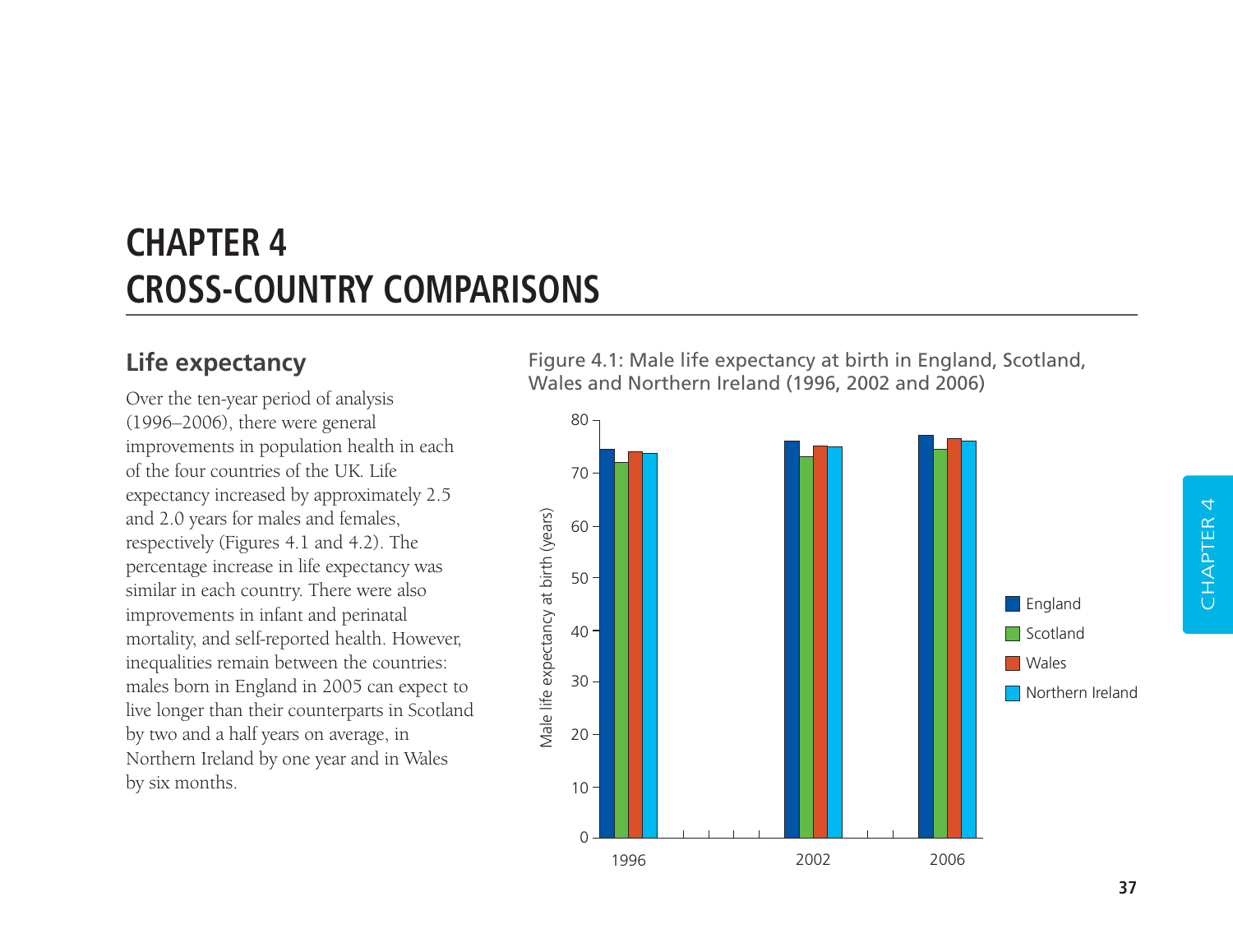# CHAPTER 4
# CROSS-COUNTRY COMPARISONS

## Life expectancy

Over the ten-year period of analysis (1996–2006), there were general improvements in population health in each of the four countries of the UK. Life expectancy increased by approximately 2.5 and 2.0 years for males and females, respectively (Figures 4.1 and 4.2). The percentage increase in life expectancy was similar in each country. There were also improvements in infant and perinatal mortality, and self-reported health. However, inequalities remain between the countries: males born in England in 2005 can expect to live longer than their counterparts in Scotland by two and a half years on average, in Northern Ireland by one year and in Wales by six months.

Figure 4.1: Male life expectancy at birth in England, Scotland, Wales and Northern Ireland (1996, 2002 and 2006)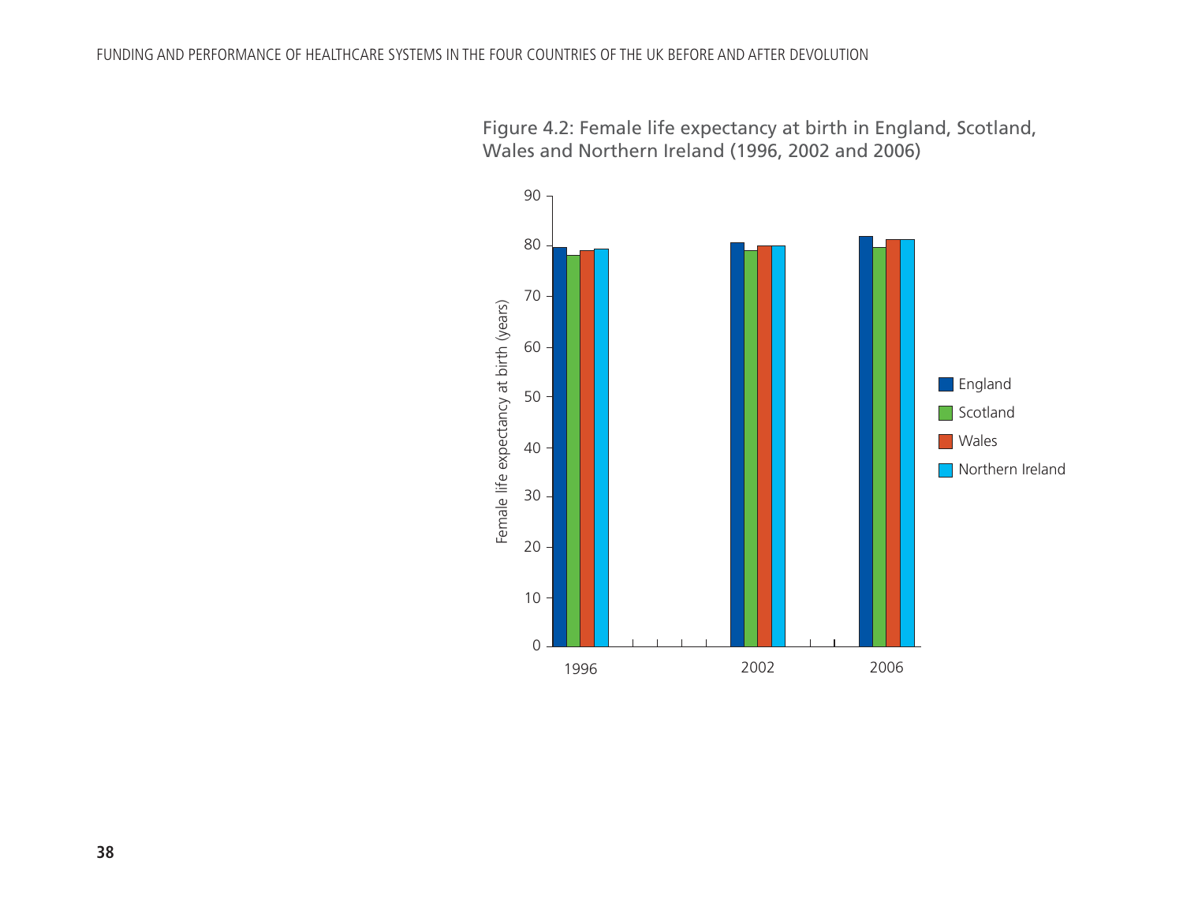Figure 4.2: Female life expectancy at birth in England, Scotland, Wales and Northern Ireland (1996, 2002 and 2006)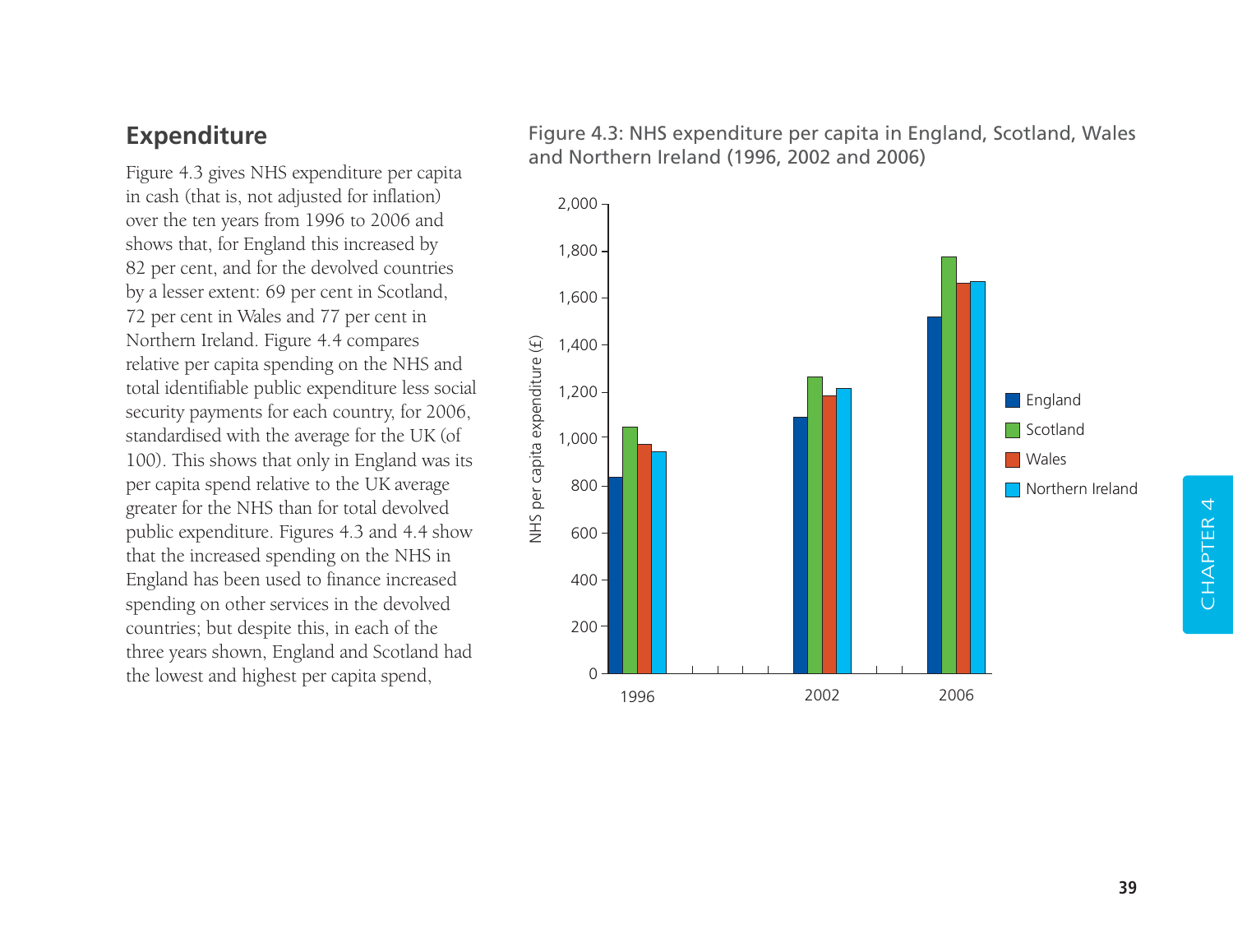## Expenditure

Figure 4.3 gives NHS expenditure per capita in cash (that is, not adjusted for inflation) over the ten years from 1996 to 2006 and shows that, for England this increased by 82 per cent, and for the devolved countries by a lesser extent: 69 per cent in Scotland, 72 per cent in Wales and 77 per cent in Northern Ireland. Figure 4.4 compares relative per capita spending on the NHS and total identifiable public expenditure less social security payments for each country, for 2006, standardised with the average for the UK (of 100). This shows that only in England was its per capita spend relative to the UK average greater for the NHS than for total devolved public expenditure. Figures 4.3 and 4.4 show that the increased spending on the NHS in England has been used to finance increased spending on other services in the devolved countries; but despite this, in each of the three years shown, England and Scotland had the lowest and highest per capita spend,

Figure 4.3: NHS expenditure per capita in England, Scotland, Wales and Northern Ireland (1996, 2002 and 2006)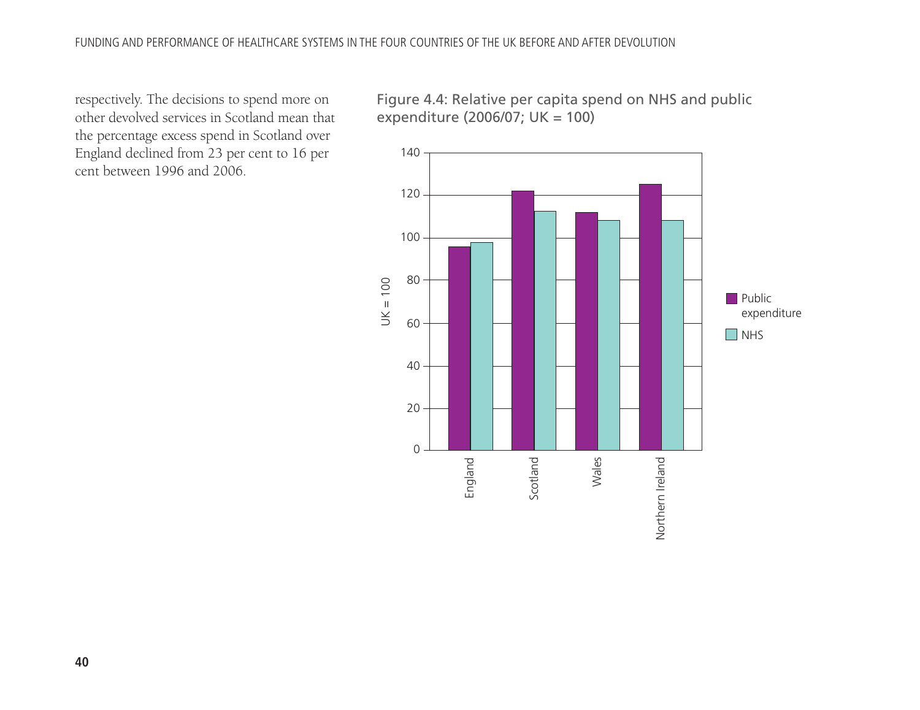respectively. The decisions to spend more on other devolved services in Scotland mean that the percentage excess spend in Scotland over England declined from 23 per cent to 16 per cent between 1996 and 2006.

Figure 4.4: Relative per capita spend on NHS and public expenditure (2006/07; UK = 100)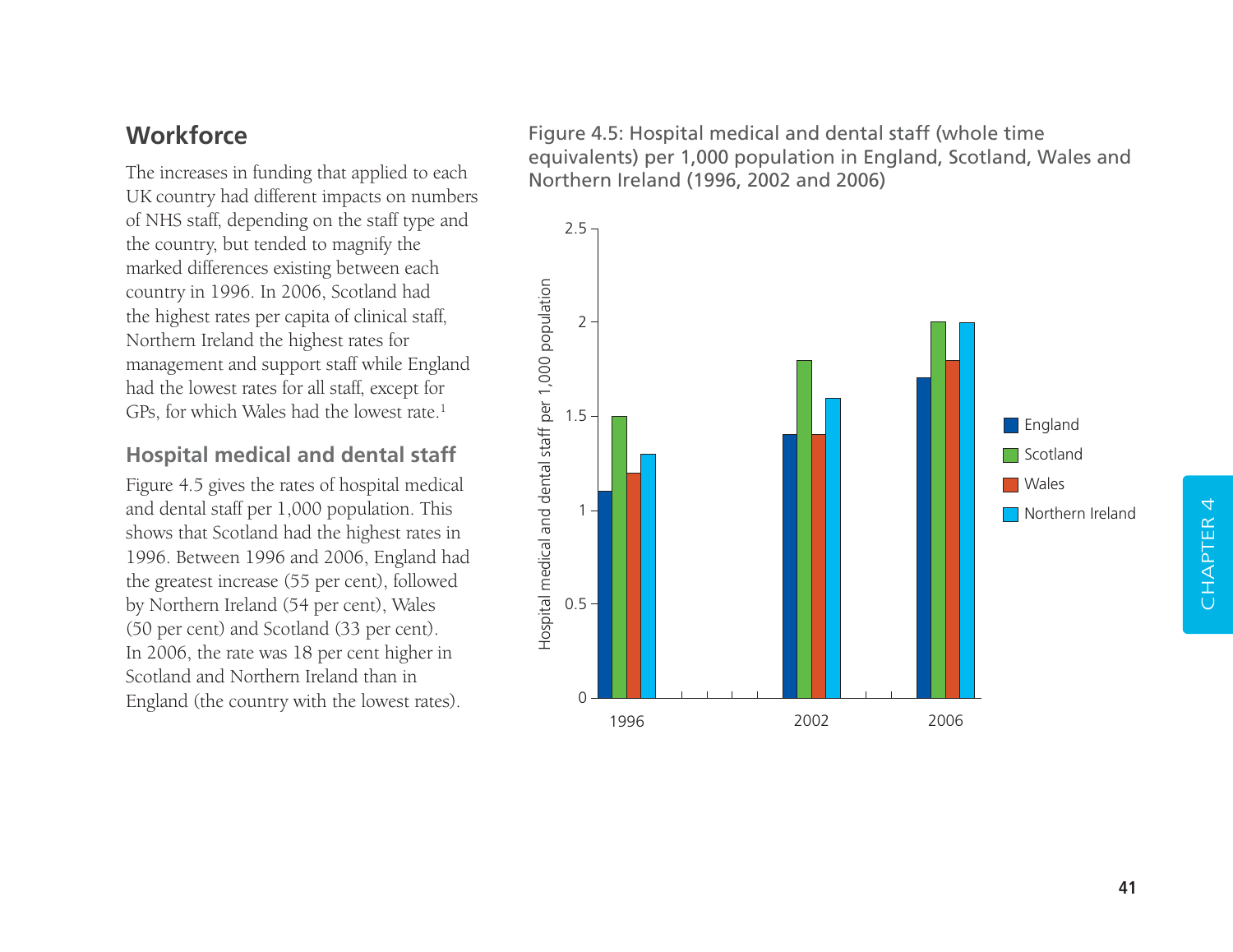## Workforce

The increases in funding that applied to each UK country had different impacts on numbers of NHS staff, depending on the staff type and the country, but tended to magnify the marked differences existing between each country in 1996. In 2006, Scotland had the highest rates per capita of clinical staff, Northern Ireland the highest rates for management and support staff while England had the lowest rates for all staff, except for GPs, for which Wales had the lowest rate.[1]

### Hospital medical and dental staff

Figure 4.5 gives the rates of hospital medical and dental staff per 1,000 population. This shows that Scotland had the highest rates in 1996. Between 1996 and 2006, England had the greatest increase (55 per cent), followed by Northern Ireland (54 per cent), Wales (50 per cent) and Scotland (33 per cent). In 2006, the rate was 18 per cent higher in Scotland and Northern Ireland than in England (the country with the lowest rates).

Figure 4.5: Hospital medical and dental staff (whole time equivalents) per 1,000 population in England, Scotland, Wales and Northern Ireland (1996, 2002 and 2006)

| Year | England | Scotland | Wales | Northern Ireland |
|---|---|---|---|---|
| 1996 | 1.1 | 1.5 | 1.2 | 1.3 |
| 2002 | 1.4 | 1.8 | 1.4 | 1.6 |
| 2006 | 1.7 | 2.0 | 1.8 | 2.0 |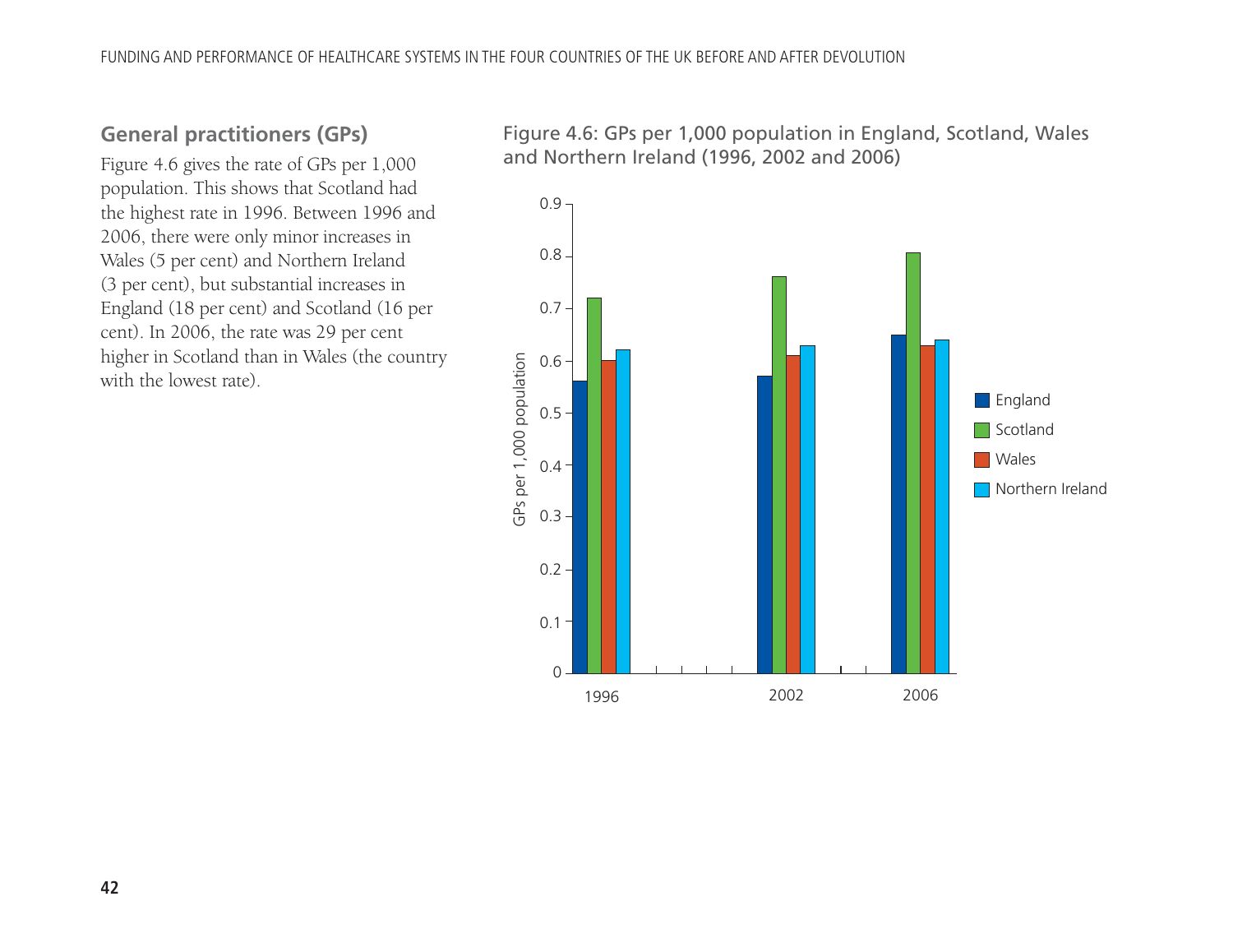## General practitioners (GPs)

Figure 4.6 gives the rate of GPs per 1,000 population. This shows that Scotland had the highest rate in 1996. Between 1996 and 2006, there were only minor increases in Wales (5 per cent) and Northern Ireland (3 per cent), but substantial increases in England (18 per cent) and Scotland (16 per cent). In 2006, the rate was 29 per cent higher in Scotland than in Wales (the country with the lowest rate).

Figure 4.6: GPs per 1,000 population in England, Scotland, Wales and Northern Ireland (1996, 2002 and 2006)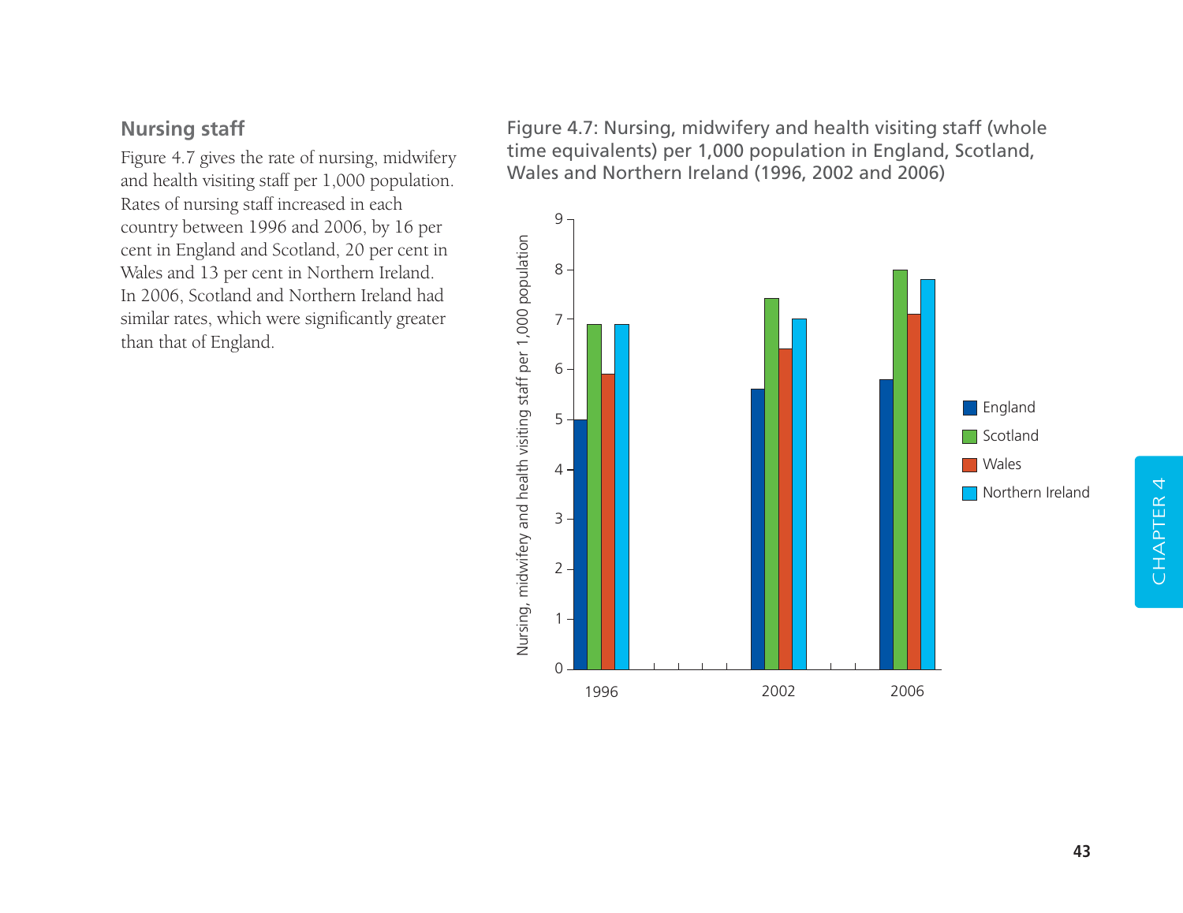## Nursing staff

Figure 4.7 gives the rate of nursing, midwifery and health visiting staff per 1,000 population. Rates of nursing staff increased in each country between 1996 and 2006, by 16 per cent in England and Scotland, 20 per cent in Wales and 13 per cent in Northern Ireland. In 2006, Scotland and Northern Ireland had similar rates, which were significantly greater than that of England.

Figure 4.7: Nursing, midwifery and health visiting staff (whole time equivalents) per 1,000 population in England, Scotland, Wales and Northern Ireland (1996, 2002 and 2006)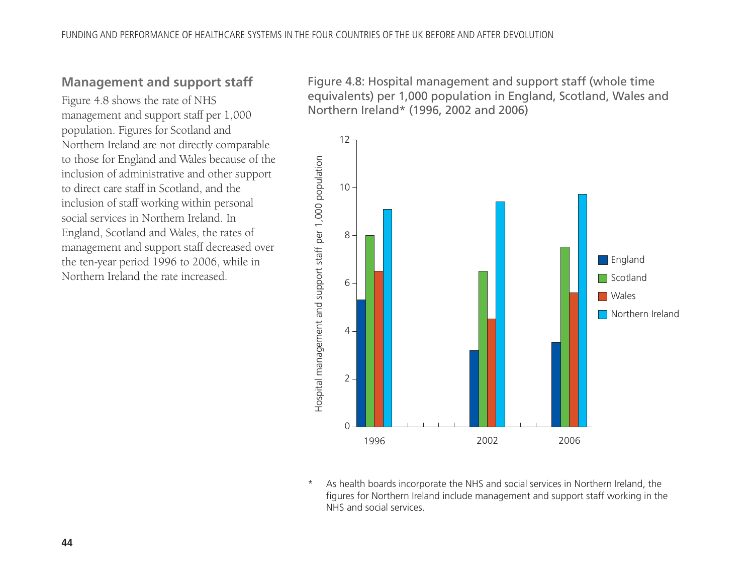## Management and support staff

Figure 4.8 shows the rate of NHS management and support staff per 1,000 population. Figures for Scotland and Northern Ireland are not directly comparable to those for England and Wales because of the inclusion of administrative and other support to direct care staff in Scotland, and the inclusion of staff working within personal social services in Northern Ireland. In England, Scotland and Wales, the rates of management and support staff decreased over the ten-year period 1996 to 2006, while in Northern Ireland the rate increased.

Figure 4.8: Hospital management and support staff (whole time equivalents) per 1,000 population in England, Scotland, Wales and Northern Ireland* (1996, 2002 and 2006)

\* As health boards incorporate the NHS and social services in Northern Ireland, the figures for Northern Ireland include management and support staff working in the NHS and social services.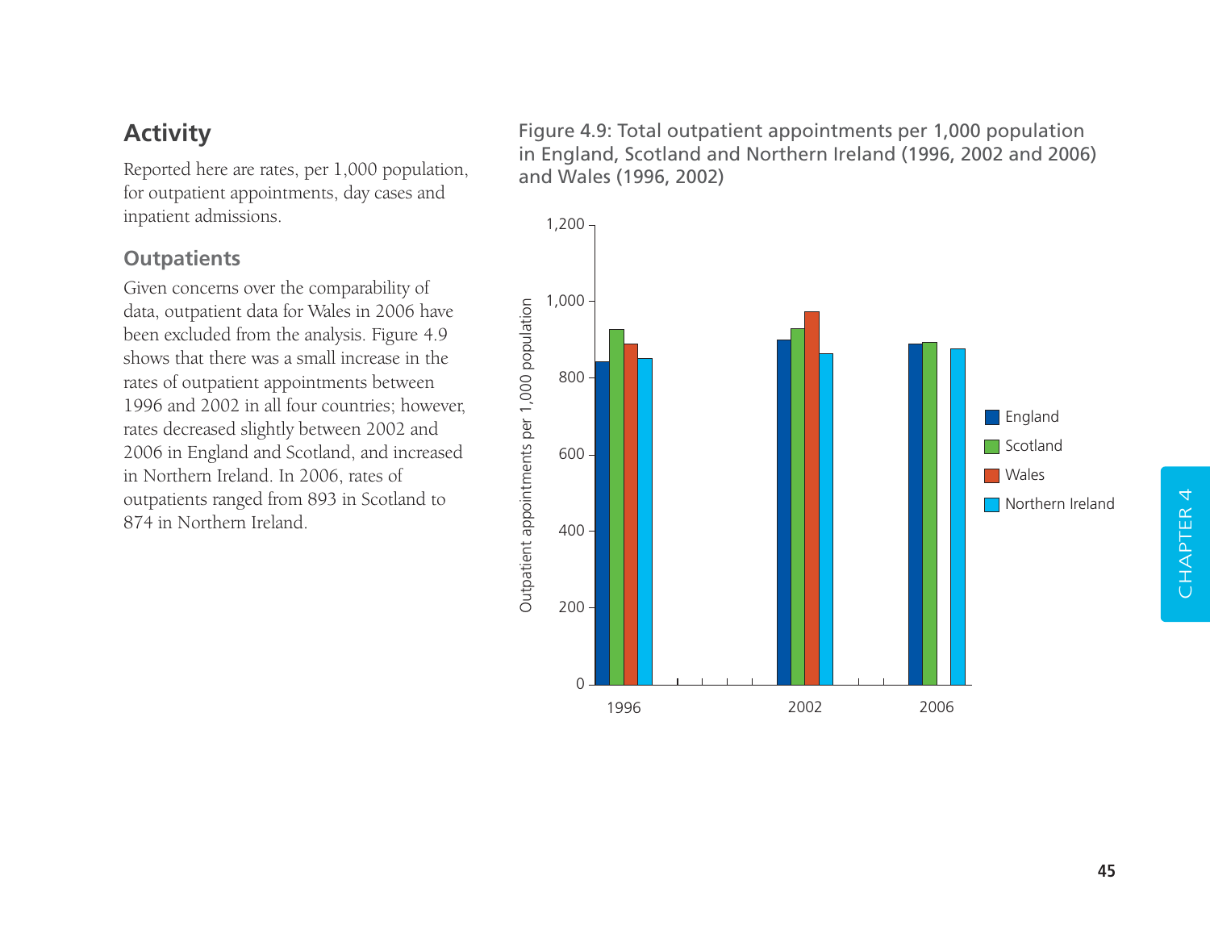## Activity

Reported here are rates, per 1,000 population, for outpatient appointments, day cases and inpatient admissions.

### Outpatients

Given concerns over the comparability of data, outpatient data for Wales in 2006 have been excluded from the analysis. Figure 4.9 shows that there was a small increase in the rates of outpatient appointments between 1996 and 2002 in all four countries; however, rates decreased slightly between 2002 and 2006 in England and Scotland, and increased in Northern Ireland. In 2006, rates of outpatients ranged from 893 in Scotland to 874 in Northern Ireland.

Figure 4.9: Total outpatient appointments per 1,000 population in England, Scotland and Northern Ireland (1996, 2002 and 2006) and Wales (1996, 2002)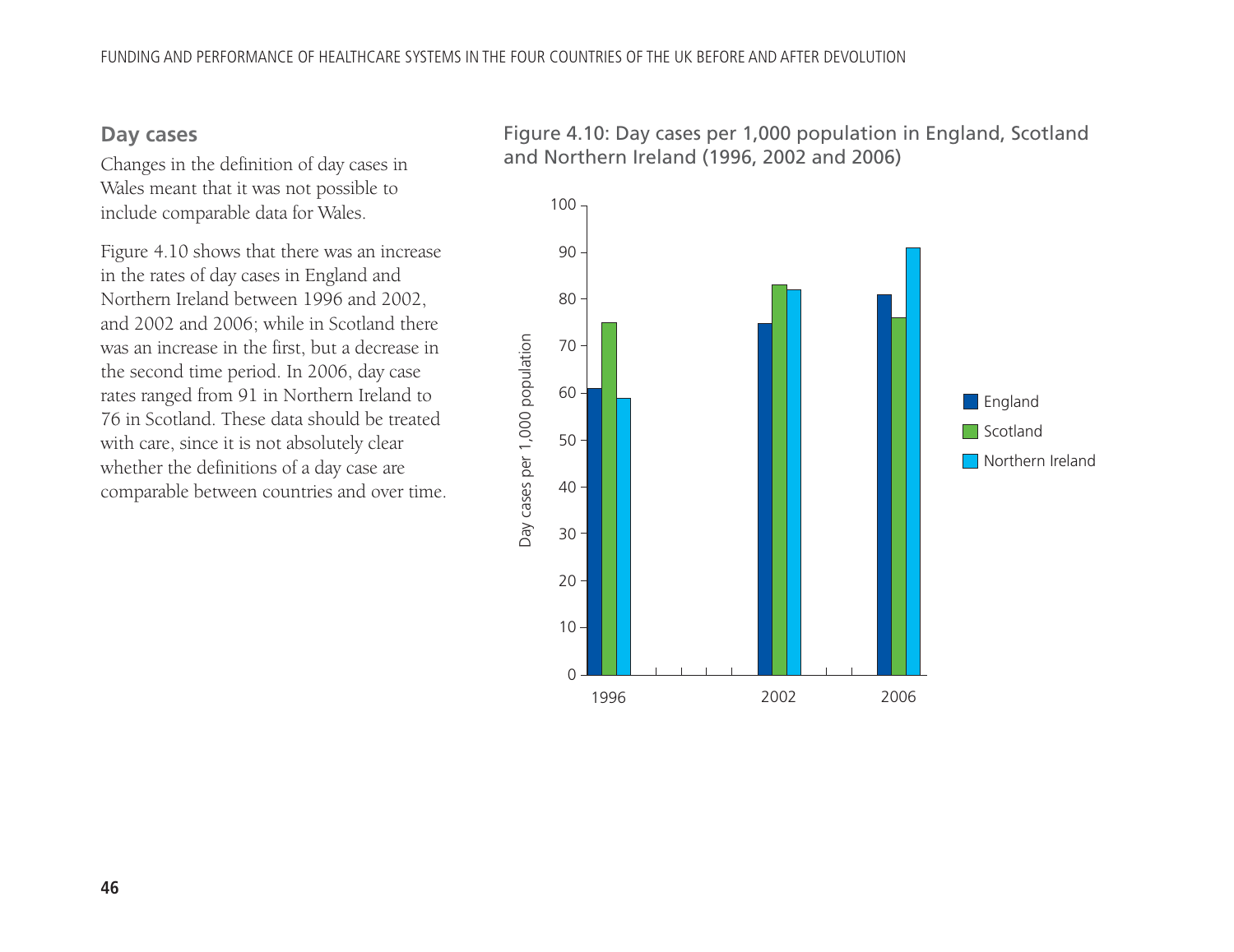## Day cases

Changes in the definition of day cases in Wales meant that it was not possible to include comparable data for Wales.

Figure 4.10 shows that there was an increase in the rates of day cases in England and Northern Ireland between 1996 and 2002, and 2002 and 2006; while in Scotland there was an increase in the first, but a decrease in the second time period. In 2006, day case rates ranged from 91 in Northern Ireland to 76 in Scotland. These data should be treated with care, since it is not absolutely clear whether the definitions of a day case are comparable between countries and over time.

Figure 4.10: Day cases per 1,000 population in England, Scotland and Northern Ireland (1996, 2002 and 2006)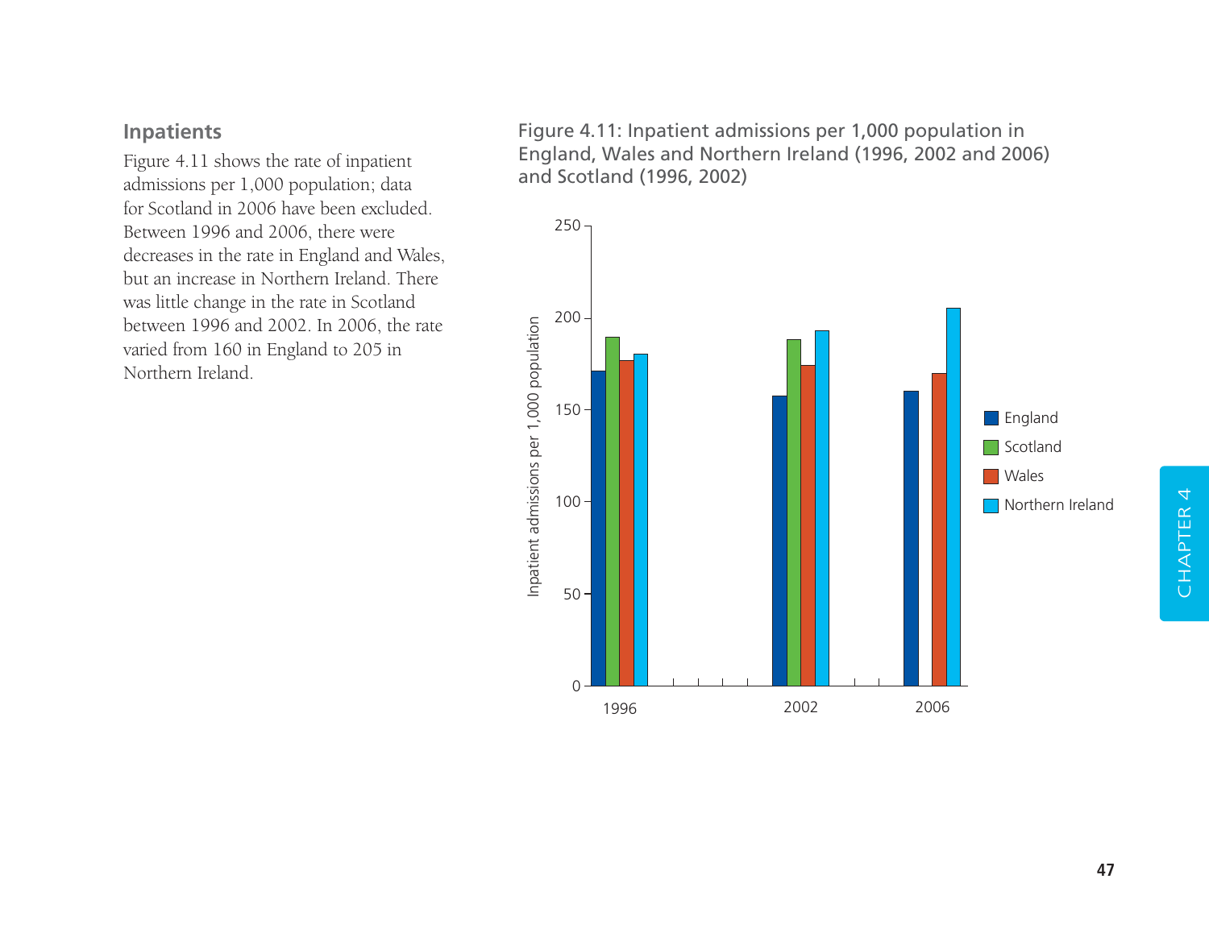## Inpatients

Figure 4.11 shows the rate of inpatient admissions per 1,000 population; data for Scotland in 2006 have been excluded. Between 1996 and 2006, there were decreases in the rate in England and Wales, but an increase in Northern Ireland. There was little change in the rate in Scotland between 1996 and 2002. In 2006, the rate varied from 160 in England to 205 in Northern Ireland.

Figure 4.11: Inpatient admissions per 1,000 population in England, Wales and Northern Ireland (1996, 2002 and 2006) and Scotland (1996, 2002)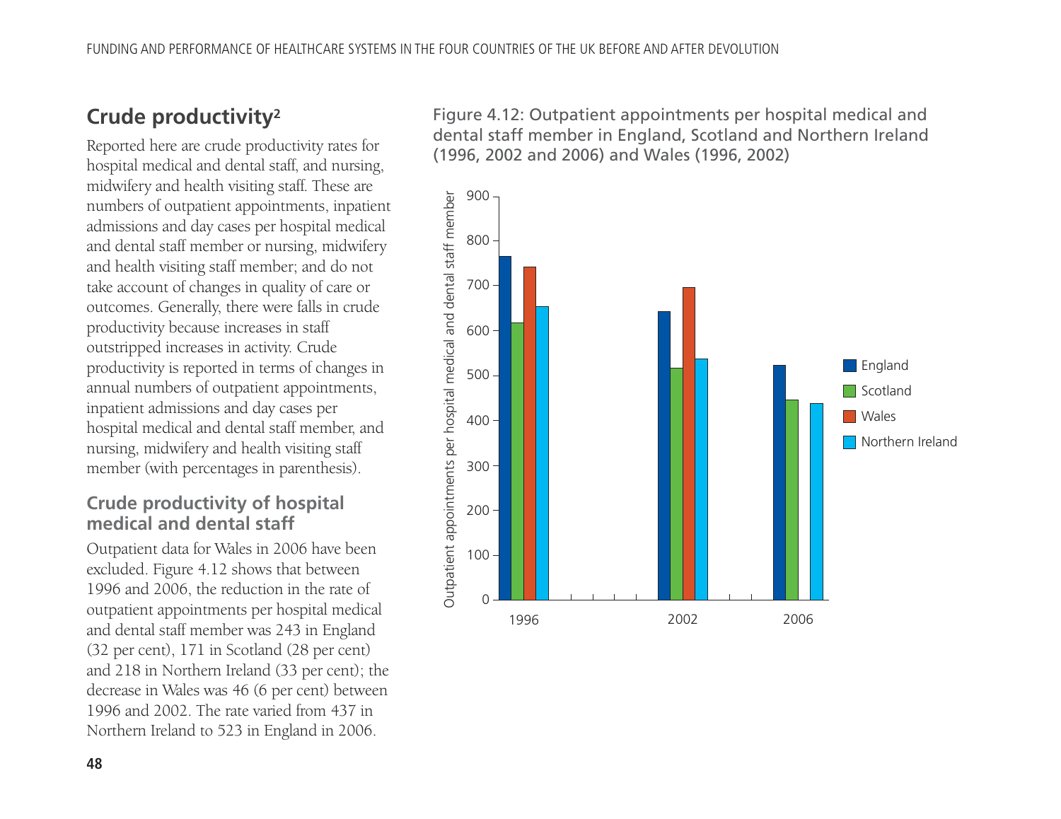## Crude productivity[2]

Reported here are crude productivity rates for hospital medical and dental staff, and nursing, midwifery and health visiting staff. These are numbers of outpatient appointments, inpatient admissions and day cases per hospital medical and dental staff member or nursing, midwifery and health visiting staff member; and do not take account of changes in quality of care or outcomes. Generally, there were falls in crude productivity because increases in staff outstripped increases in activity. Crude productivity is reported in terms of changes in annual numbers of outpatient appointments, inpatient admissions and day cases per hospital medical and dental staff member, and nursing, midwifery and health visiting staff member (with percentages in parenthesis).

### Crude productivity of hospital medical and dental staff

Outpatient data for Wales in 2006 have been excluded. Figure 4.12 shows that between 1996 and 2006, the reduction in the rate of outpatient appointments per hospital medical and dental staff member was 243 in England (32 per cent), 171 in Scotland (28 per cent) and 218 in Northern Ireland (33 per cent); the decrease in Wales was 46 (6 per cent) between 1996 and 2002. The rate varied from 437 in Northern Ireland to 523 in England in 2006.

Figure 4.12: Outpatient appointments per hospital medical and dental staff member in England, Scotland and Northern Ireland (1996, 2002 and 2006) and Wales (1996, 2002)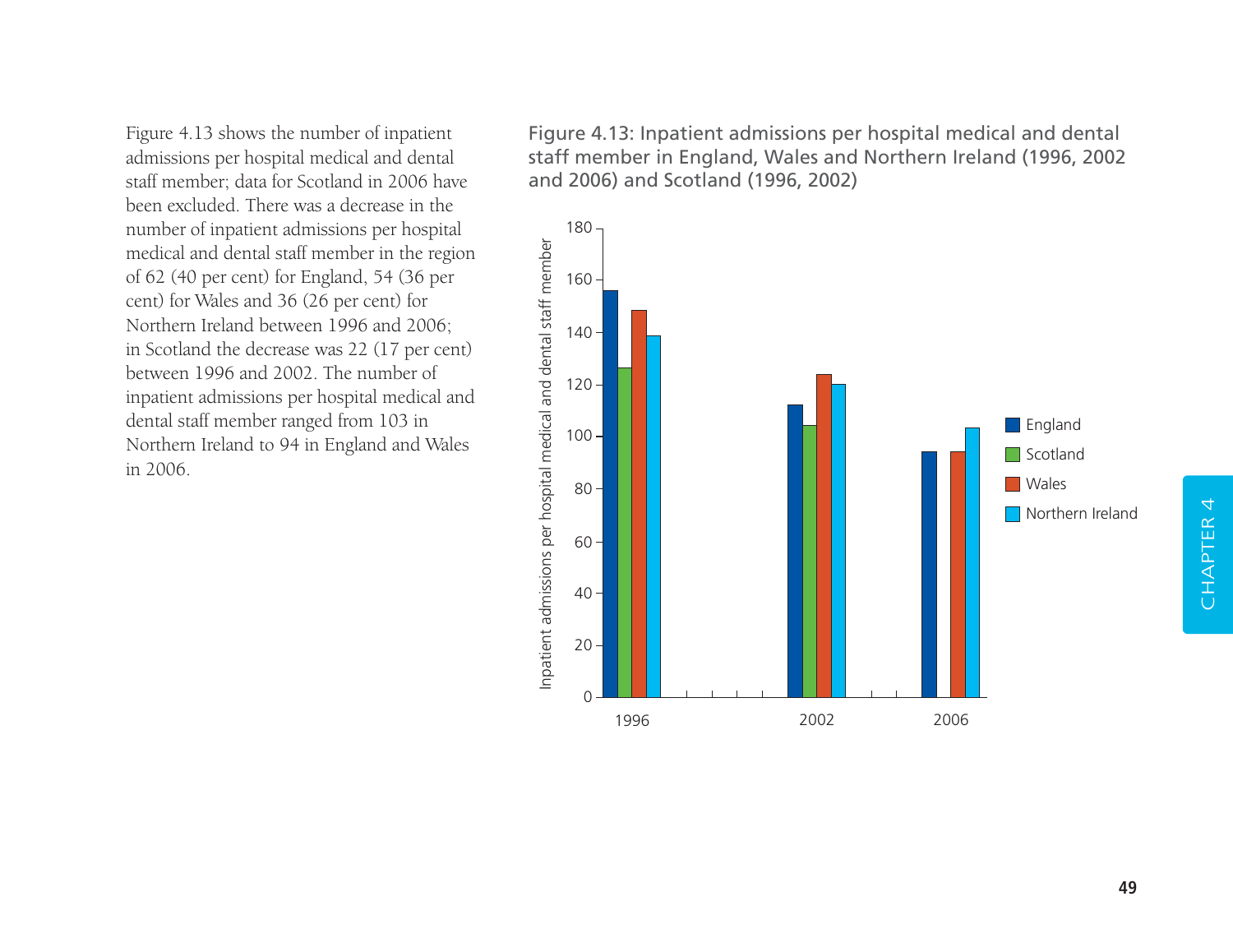Figure 4.13 shows the number of inpatient admissions per hospital medical and dental staff member; data for Scotland in 2006 have been excluded. There was a decrease in the number of inpatient admissions per hospital medical and dental staff member in the region of 62 (40 per cent) for England, 54 (36 per cent) for Wales and 36 (26 per cent) for Northern Ireland between 1996 and 2006; in Scotland the decrease was 22 (17 per cent) between 1996 and 2002. The number of inpatient admissions per hospital medical and dental staff member ranged from 103 in Northern Ireland to 94 in England and Wales in 2006.

Figure 4.13: Inpatient admissions per hospital medical and dental staff member in England, Wales and Northern Ireland (1996, 2002 and 2006) and Scotland (1996, 2002)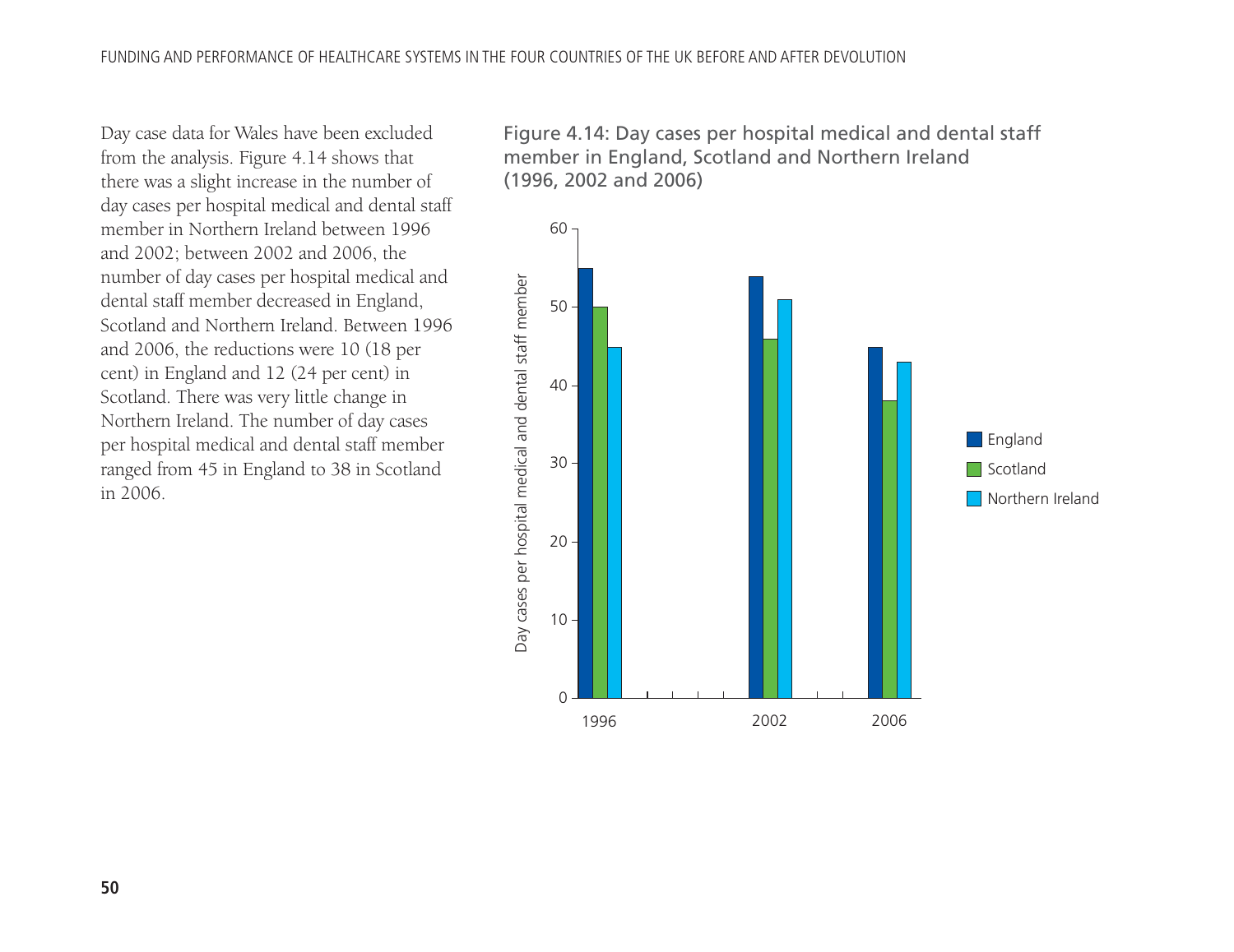Day case data for Wales have been excluded from the analysis. Figure 4.14 shows that there was a slight increase in the number of day cases per hospital medical and dental staff member in Northern Ireland between 1996 and 2002; between 2002 and 2006, the number of day cases per hospital medical and dental staff member decreased in England, Scotland and Northern Ireland. Between 1996 and 2006, the reductions were 10 (18 per cent) in England and 12 (24 per cent) in Scotland. There was very little change in Northern Ireland. The number of day cases per hospital medical and dental staff member ranged from 45 in England to 38 in Scotland in 2006.

Figure 4.14: Day cases per hospital medical and dental staff member in England, Scotland and Northern Ireland (1996, 2002 and 2006)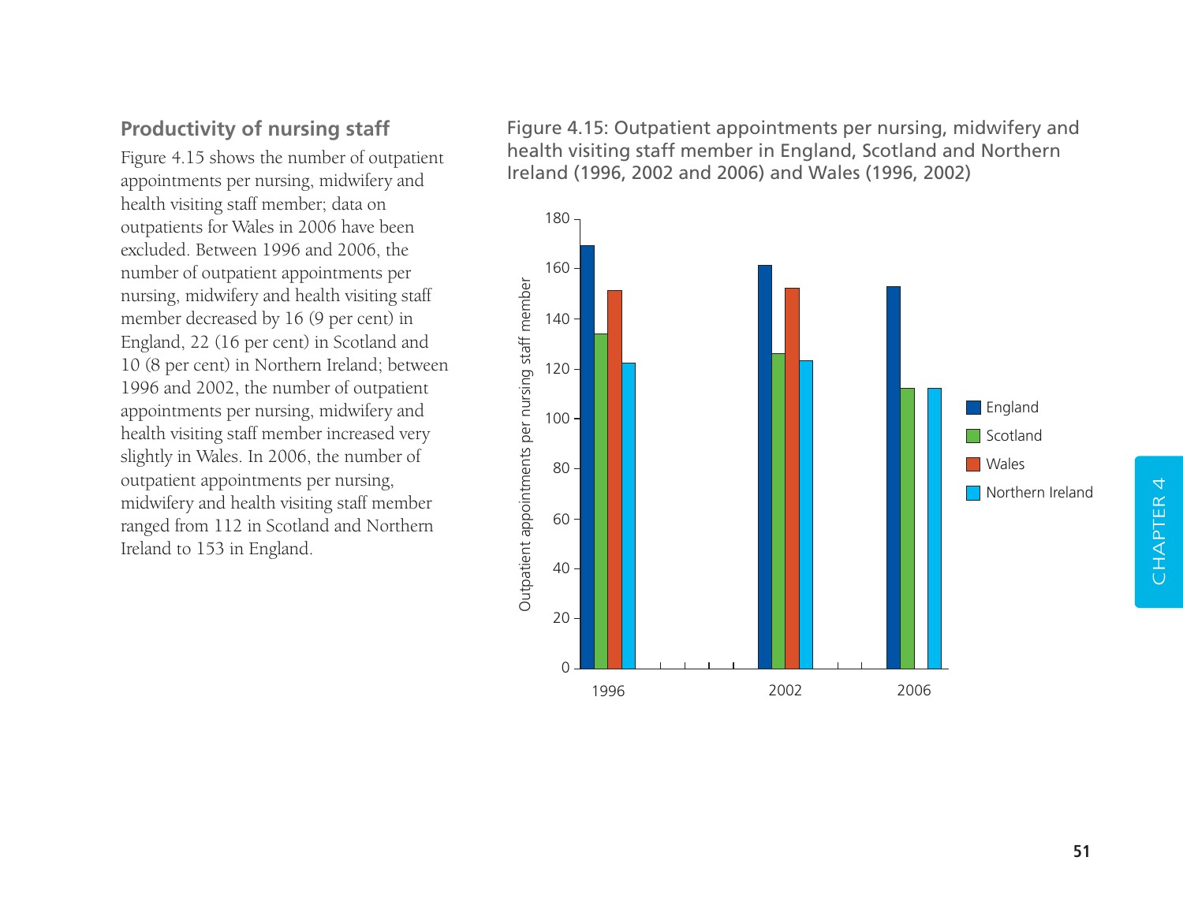## Productivity of nursing staff

Figure 4.15 shows the number of outpatient appointments per nursing, midwifery and health visiting staff member; data on outpatients for Wales in 2006 have been excluded. Between 1996 and 2006, the number of outpatient appointments per nursing, midwifery and health visiting staff member decreased by 16 (9 per cent) in England, 22 (16 per cent) in Scotland and 10 (8 per cent) in Northern Ireland; between 1996 and 2002, the number of outpatient appointments per nursing, midwifery and health visiting staff member increased very slightly in Wales. In 2006, the number of outpatient appointments per nursing, midwifery and health visiting staff member ranged from 112 in Scotland and Northern Ireland to 153 in England.

Figure 4.15: Outpatient appointments per nursing, midwifery and health visiting staff member in England, Scotland and Northern Ireland (1996, 2002 and 2006) and Wales (1996, 2002)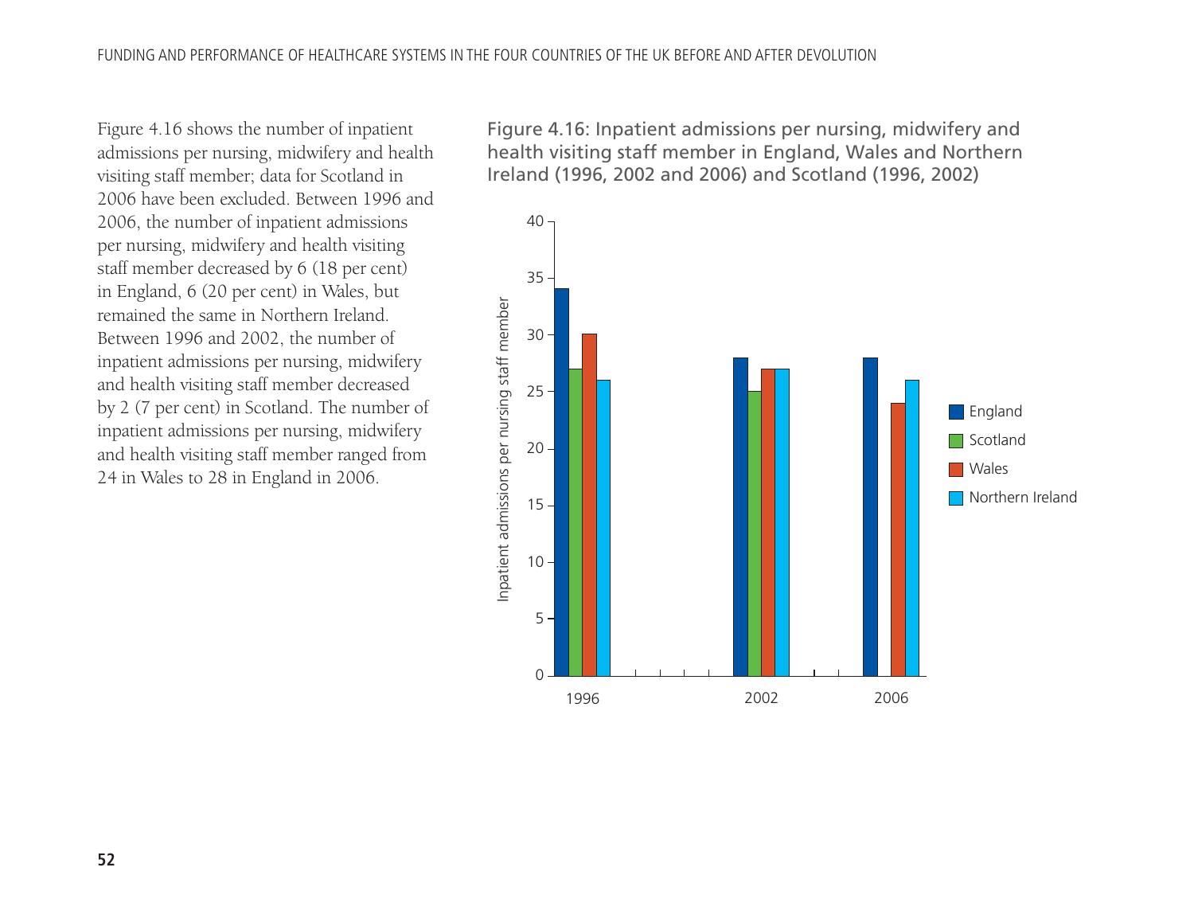Figure 4.16 shows the number of inpatient admissions per nursing, midwifery and health visiting staff member; data for Scotland in 2006 have been excluded. Between 1996 and 2006, the number of inpatient admissions per nursing, midwifery and health visiting staff member decreased by 6 (18 per cent) in England, 6 (20 per cent) in Wales, but remained the same in Northern Ireland. Between 1996 and 2002, the number of inpatient admissions per nursing, midwifery and health visiting staff member decreased by 2 (7 per cent) in Scotland. The number of inpatient admissions per nursing, midwifery and health visiting staff member ranged from 24 in Wales to 28 in England in 2006.

Figure 4.16: Inpatient admissions per nursing, midwifery and health visiting staff member in England, Wales and Northern Ireland (1996, 2002 and 2006) and Scotland (1996, 2002)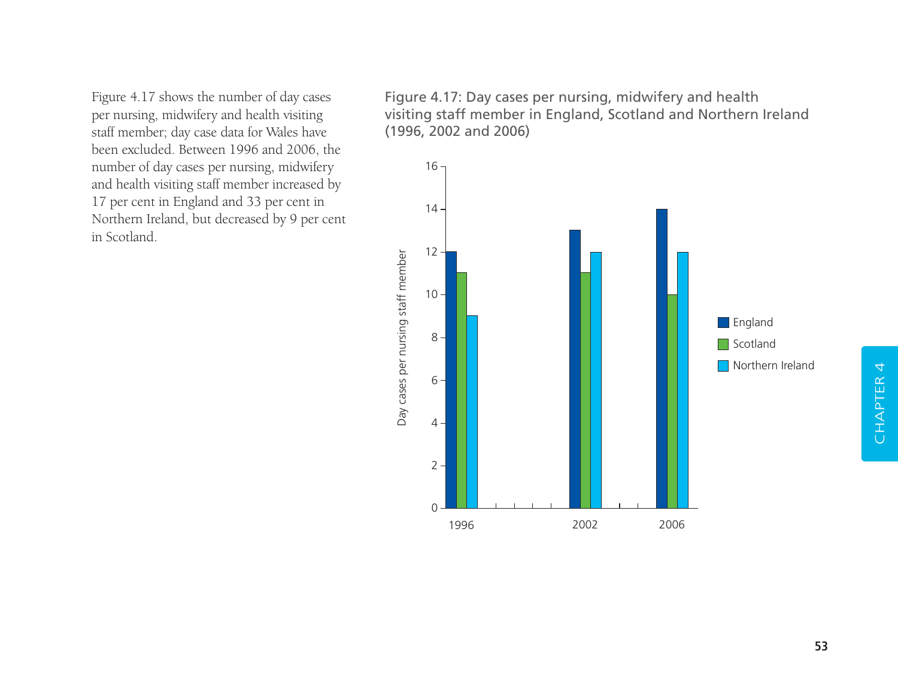Figure 4.17 shows the number of day cases per nursing, midwifery and health visiting staff member; day case data for Wales have been excluded. Between 1996 and 2006, the number of day cases per nursing, midwifery and health visiting staff member increased by 17 per cent in England and 33 per cent in Northern Ireland, but decreased by 9 per cent in Scotland.

Figure 4.17: Day cases per nursing, midwifery and health visiting staff member in England, Scotland and Northern Ireland (1996, 2002 and 2006)

| Year | England | Scotland | Northern Ireland |
|---|---|---|---|
| 1996 | 12 | 11 | 9 |
| 2002 | 13 | 11 | 12 |
| 2006 | 14 | 10 | 12 |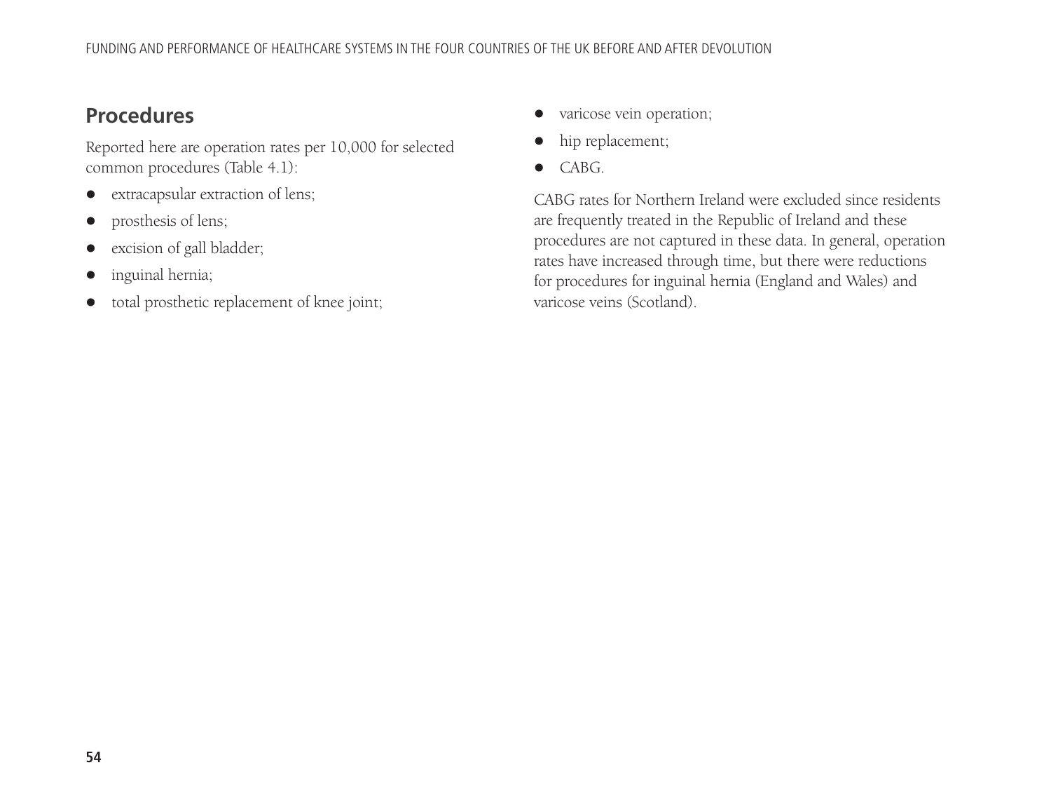## Procedures

Reported here are operation rates per 10,000 for selected common procedures (Table 4.1):

- extracapsular extraction of lens;
- prosthesis of lens;
- excision of gall bladder;
- inguinal hernia;
- total prosthetic replacement of knee joint;
- varicose vein operation;
- hip replacement;
- CABG.

CABG rates for Northern Ireland were excluded since residents are frequently treated in the Republic of Ireland and these procedures are not captured in these data. In general, operation rates have increased through time, but there were reductions for procedures for inguinal hernia (England and Wales) and varicose veins (Scotland).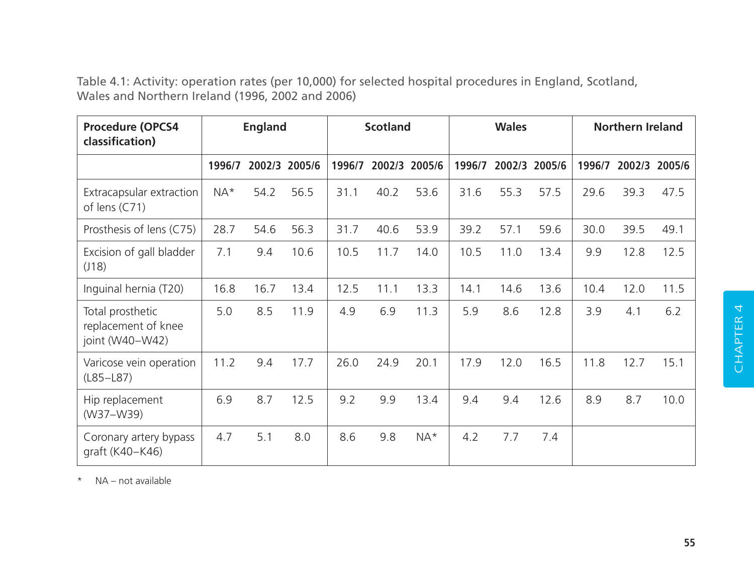Table 4.1: Activity: operation rates (per 10,000) for selected hospital procedures in England, Scotland, Wales and Northern Ireland (1996, 2002 and 2006)

| Procedure (OPCS4 classification) | England | | | Scotland | | | Wales | | | Northern Ireland | | |
|---|---|---|---|---|---|---|---|---|---|---|---|---|
| | 1996/7 | 2002/3 | 2005/6 | 1996/7 | 2002/3 | 2005/6 | 1996/7 | 2002/3 | 2005/6 | 1996/7 | 2002/3 | 2005/6 |
| Extracapsular extraction of lens (C71) | NA* | 54.2 | 56.5 | 31.1 | 40.2 | 53.6 | 31.6 | 55.3 | 57.5 | 29.6 | 39.3 | 47.5 |
| Prosthesis of lens (C75) | 28.7 | 54.6 | 56.3 | 31.7 | 40.6 | 53.9 | 39.2 | 57.1 | 59.6 | 30.0 | 39.5 | 49.1 |
| Excision of gall bladder (J18) | 7.1 | 9.4 | 10.6 | 10.5 | 11.7 | 14.0 | 10.5 | 11.0 | 13.4 | 9.9 | 12.8 | 12.5 |
| Inguinal hernia (T20) | 16.8 | 16.7 | 13.4 | 12.5 | 11.1 | 13.3 | 14.1 | 14.6 | 13.6 | 10.4 | 12.0 | 11.5 |
| Total prosthetic replacement of knee joint (W40–W42) | 5.0 | 8.5 | 11.9 | 4.9 | 6.9 | 11.3 | 5.9 | 8.6 | 12.8 | 3.9 | 4.1 | 6.2 |
| Varicose vein operation (L85–L87) | 11.2 | 9.4 | 17.7 | 26.0 | 24.9 | 20.1 | 17.9 | 12.0 | 16.5 | 11.8 | 12.7 | 15.1 |
| Hip replacement (W37–W39) | 6.9 | 8.7 | 12.5 | 9.2 | 9.9 | 13.4 | 9.4 | 9.4 | 12.6 | 8.9 | 8.7 | 10.0 |
| Coronary artery bypass graft (K40–K46) | 4.7 | 5.1 | 8.0 | 8.6 | 9.8 | NA* | 4.2 | 7.7 | 7.4 | | | |

* NA – not available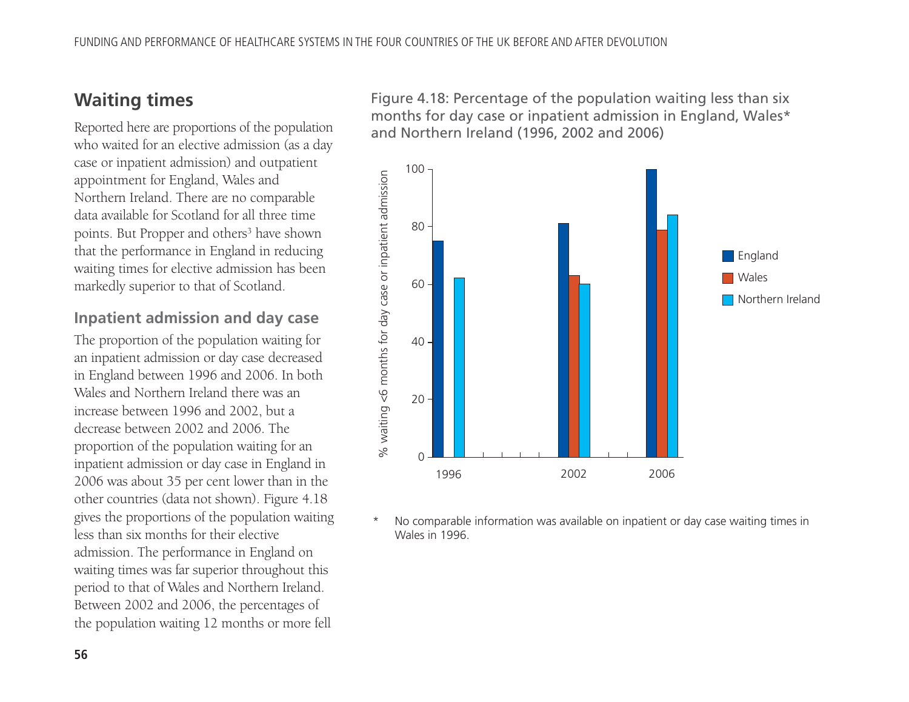## Waiting times

Reported here are proportions of the population who waited for an elective admission (as a day case or inpatient admission) and outpatient appointment for England, Wales and Northern Ireland. There are no comparable data available for Scotland for all three time points. But Propper and others[3] have shown that the performance in England in reducing waiting times for elective admission has been markedly superior to that of Scotland.

### Inpatient admission and day case

The proportion of the population waiting for an inpatient admission or day case decreased in England between 1996 and 2006. In both Wales and Northern Ireland there was an increase between 1996 and 2002, but a decrease between 2002 and 2006. The proportion of the population waiting for an inpatient admission or day case in England in 2006 was about 35 per cent lower than in the other countries (data not shown). Figure 4.18 gives the proportions of the population waiting less than six months for their elective admission. The performance in England on waiting times was far superior throughout this period to that of Wales and Northern Ireland. Between 2002 and 2006, the percentages of the population waiting 12 months or more fell

Figure 4.18: Percentage of the population waiting less than six months for day case or inpatient admission in England, Wales* and Northern Ireland (1996, 2002 and 2006)

\* No comparable information was available on inpatient or day case waiting times in Wales in 1996.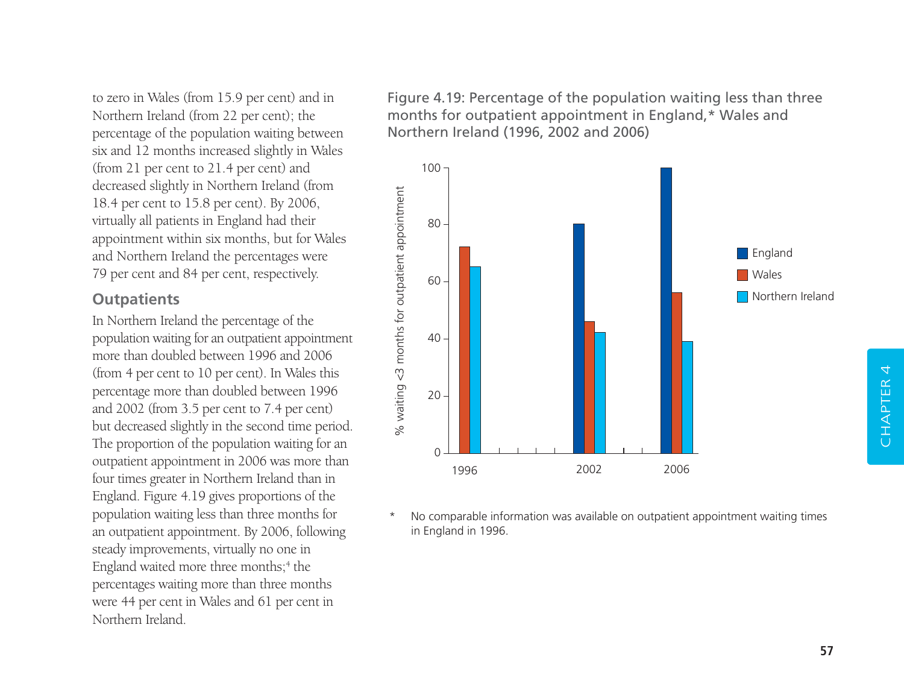to zero in Wales (from 15.9 per cent) and in Northern Ireland (from 22 per cent); the percentage of the population waiting between six and 12 months increased slightly in Wales (from 21 per cent to 21.4 per cent) and decreased slightly in Northern Ireland (from 18.4 per cent to 15.8 per cent). By 2006, virtually all patients in England had their appointment within six months, but for Wales and Northern Ireland the percentages were 79 per cent and 84 per cent, respectively.

## Outpatients

In Northern Ireland the percentage of the population waiting for an outpatient appointment more than doubled between 1996 and 2006 (from 4 per cent to 10 per cent). In Wales this percentage more than doubled between 1996 and 2002 (from 3.5 per cent to 7.4 per cent) but decreased slightly in the second time period. The proportion of the population waiting for an outpatient appointment in 2006 was more than four times greater in Northern Ireland than in England. Figure 4.19 gives proportions of the population waiting less than three months for an outpatient appointment. By 2006, following steady improvements, virtually no one in England waited more three months;[4] the percentages waiting more than three months were 44 per cent in Wales and 61 per cent in Northern Ireland.

Figure 4.19: Percentage of the population waiting less than three months for outpatient appointment in England,* Wales and Northern Ireland (1996, 2002 and 2006)

\* No comparable information was available on outpatient appointment waiting times in England in 1996.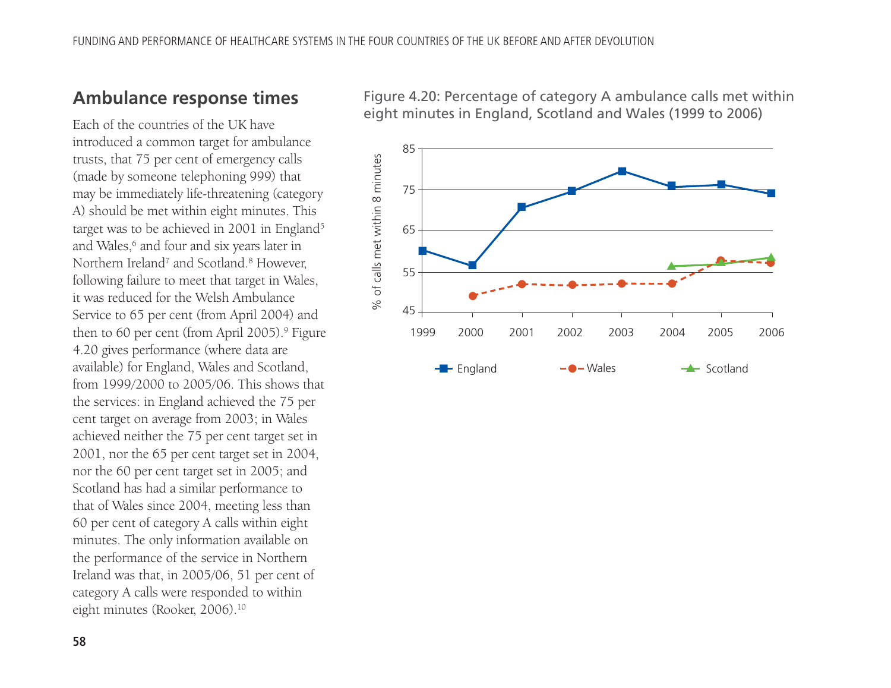## Ambulance response times

Each of the countries of the UK have introduced a common target for ambulance trusts, that 75 per cent of emergency calls (made by someone telephoning 999) that may be immediately life-threatening (category A) should be met within eight minutes. This target was to be achieved in 2001 in England[5] and Wales,[6] and four and six years later in Northern Ireland[7] and Scotland.[8] However, following failure to meet that target in Wales, it was reduced for the Welsh Ambulance Service to 65 per cent (from April 2004) and then to 60 per cent (from April 2005).[9] Figure 4.20 gives performance (where data are available) for England, Wales and Scotland, from 1999/2000 to 2005/06. This shows that the services: in England achieved the 75 per cent target on average from 2003; in Wales achieved neither the 75 per cent target set in 2001, nor the 65 per cent target set in 2004, nor the 60 per cent target set in 2005; and Scotland has had a similar performance to that of Wales since 2004, meeting less than 60 per cent of category A calls within eight minutes. The only information available on the performance of the service in Northern Ireland was that, in 2005/06, 51 per cent of category A calls were responded to within eight minutes (Rooker, 2006).[10]

Figure 4.20: Percentage of category A ambulance calls met within eight minutes in England, Scotland and Wales (1999 to 2006)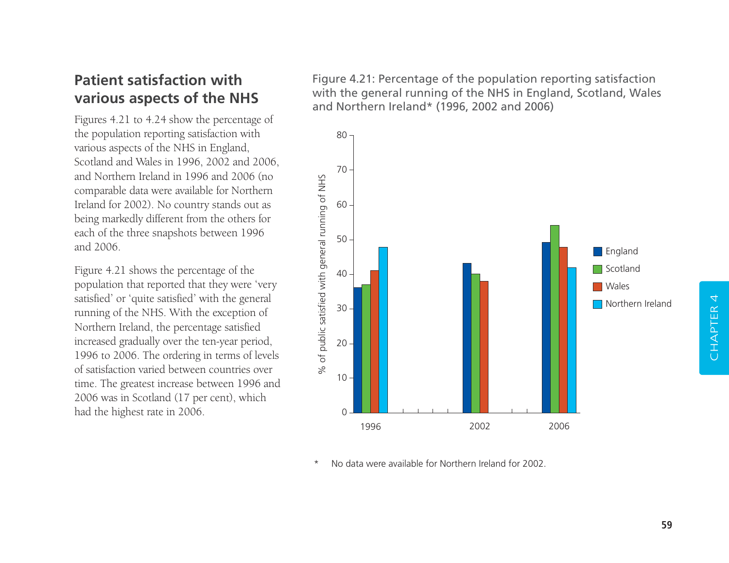## Patient satisfaction with various aspects of the NHS

Figures 4.21 to 4.24 show the percentage of the population reporting satisfaction with various aspects of the NHS in England, Scotland and Wales in 1996, 2002 and 2006, and Northern Ireland in 1996 and 2006 (no comparable data were available for Northern Ireland for 2002). No country stands out as being markedly different from the others for each of the three snapshots between 1996 and 2006.

Figure 4.21 shows the percentage of the population that reported that they were 'very satisfied' or 'quite satisfied' with the general running of the NHS. With the exception of Northern Ireland, the percentage satisfied increased gradually over the ten-year period, 1996 to 2006. The ordering in terms of levels of satisfaction varied between countries over time. The greatest increase between 1996 and 2006 was in Scotland (17 per cent), which had the highest rate in 2006.

Figure 4.21: Percentage of the population reporting satisfaction with the general running of the NHS in England, Scotland, Wales and Northern Ireland* (1996, 2002 and 2006)

\* No data were available for Northern Ireland for 2002.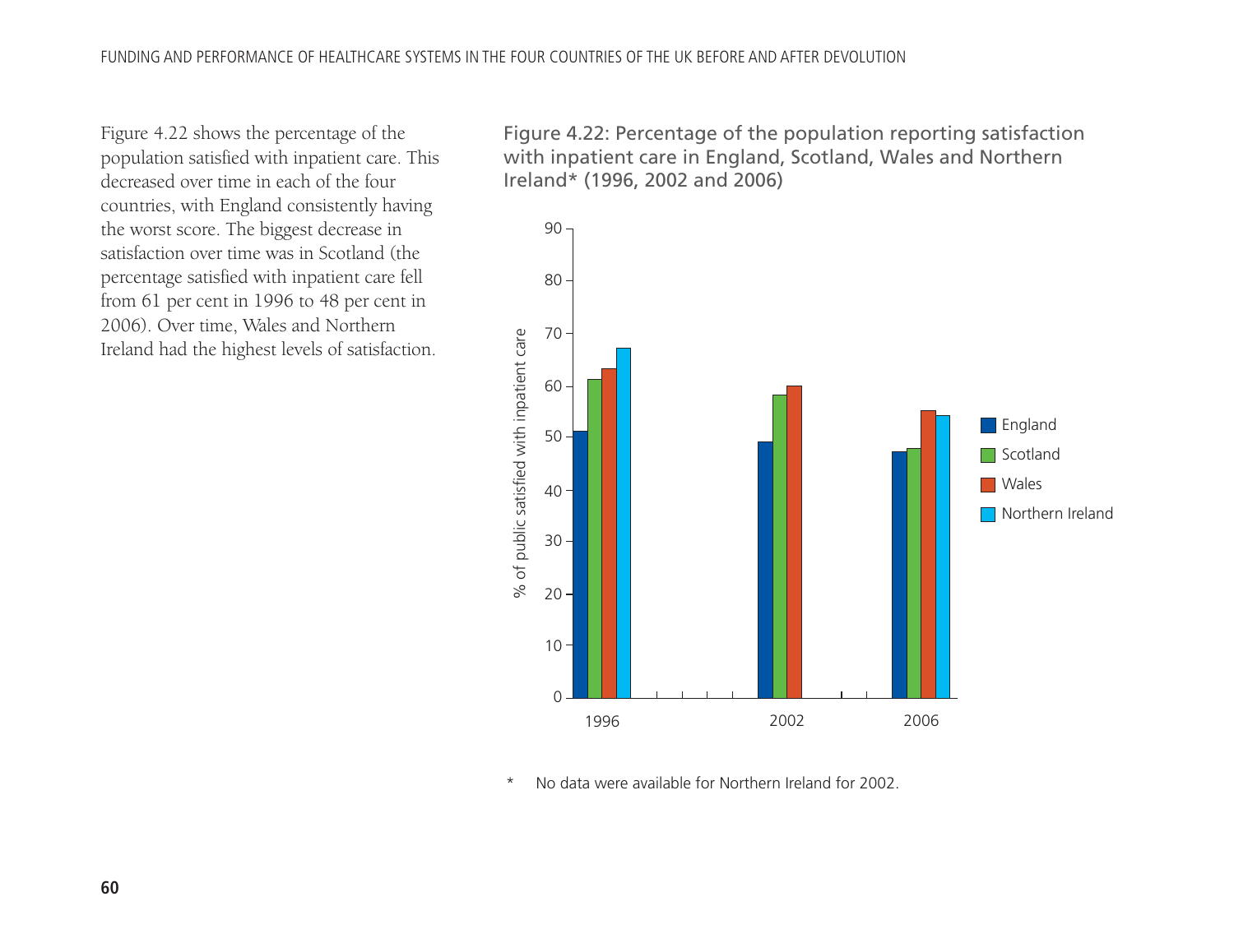Figure 4.22 shows the percentage of the population satisfied with inpatient care. This decreased over time in each of the four countries, with England consistently having the worst score. The biggest decrease in satisfaction over time was in Scotland (the percentage satisfied with inpatient care fell from 61 per cent in 1996 to 48 per cent in 2006). Over time, Wales and Northern Ireland had the highest levels of satisfaction.

Figure 4.22: Percentage of the population reporting satisfaction with inpatient care in England, Scotland, Wales and Northern Ireland* (1996, 2002 and 2006)

\* No data were available for Northern Ireland for 2002.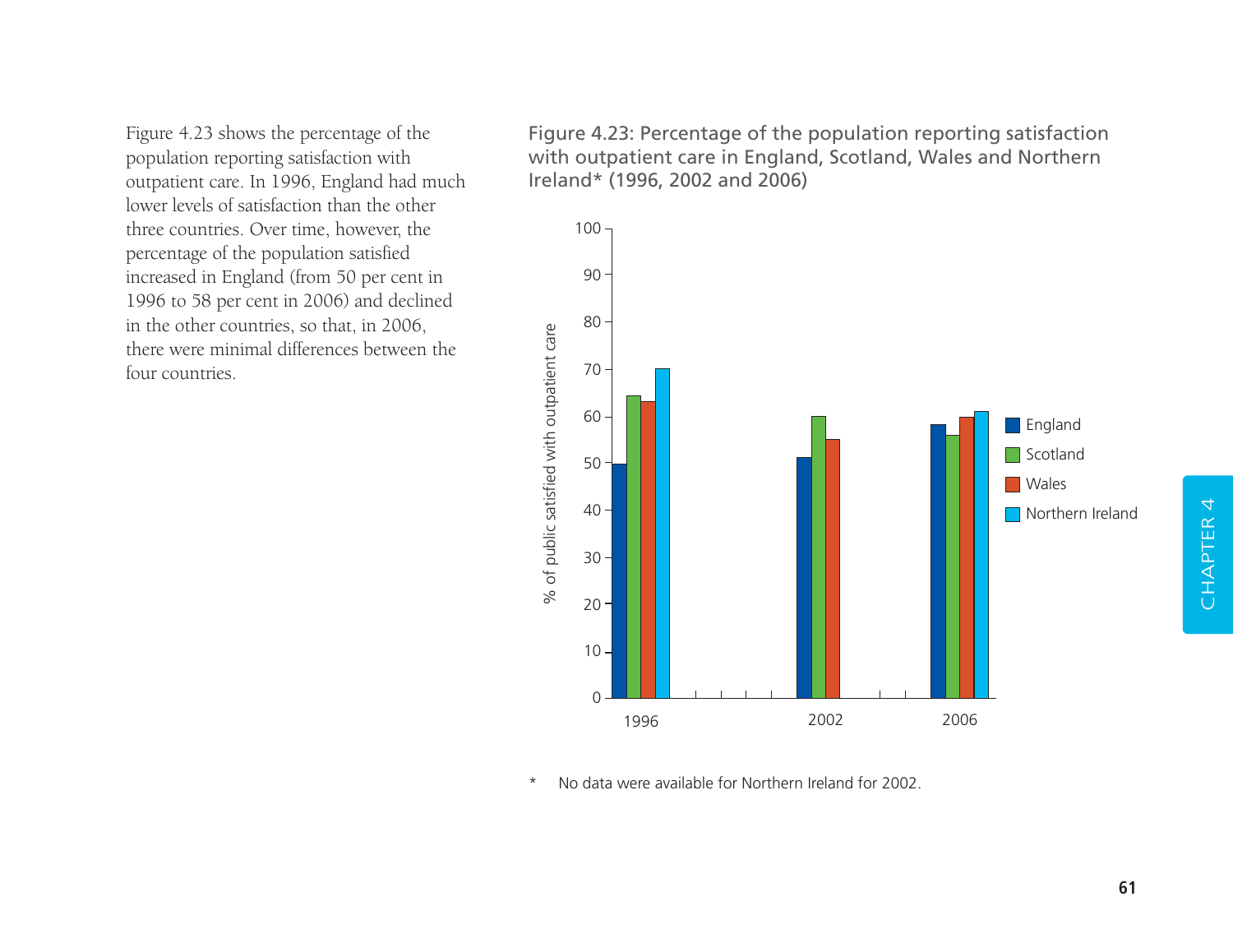Figure 4.23 shows the percentage of the population reporting satisfaction with outpatient care. In 1996, England had much lower levels of satisfaction than the other three countries. Over time, however, the percentage of the population satisfied increased in England (from 50 per cent in 1996 to 58 per cent in 2006) and declined in the other countries, so that, in 2006, there were minimal differences between the four countries.

**Figure 4.23: Percentage of the population reporting satisfaction with outpatient care in England, Scotland, Wales and Northern Ireland* (1996, 2002 and 2006)**

\* No data were available for Northern Ireland for 2002.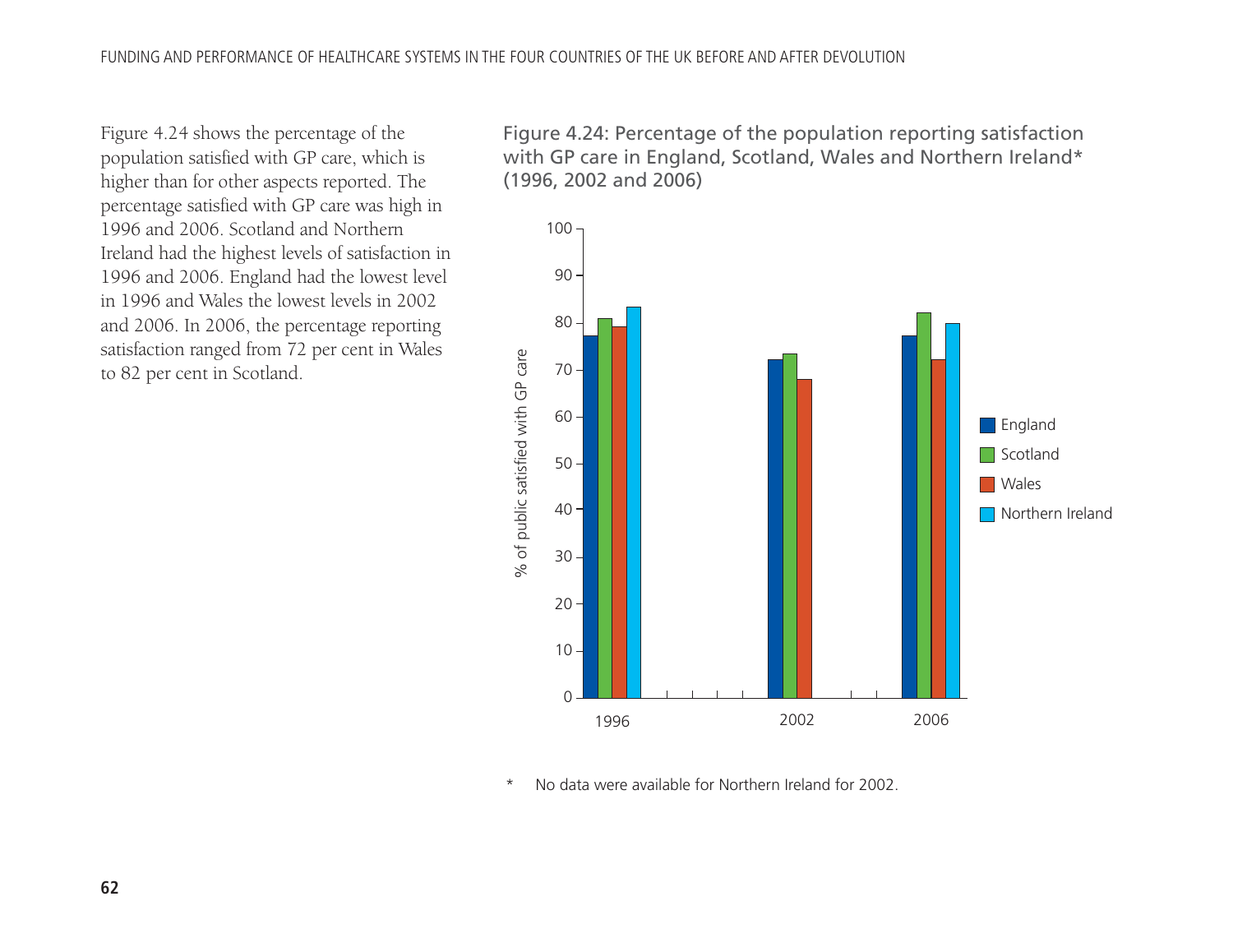Figure 4.24 shows the percentage of the population satisfied with GP care, which is higher than for other aspects reported. The percentage satisfied with GP care was high in 1996 and 2006. Scotland and Northern Ireland had the highest levels of satisfaction in 1996 and 2006. England had the lowest level in 1996 and Wales the lowest levels in 2002 and 2006. In 2006, the percentage reporting satisfaction ranged from 72 per cent in Wales to 82 per cent in Scotland.

**Figure 4.24: Percentage of the population reporting satisfaction with GP care in England, Scotland, Wales and Northern Ireland* (1996, 2002 and 2006)**

\* No data were available for Northern Ireland for 2002.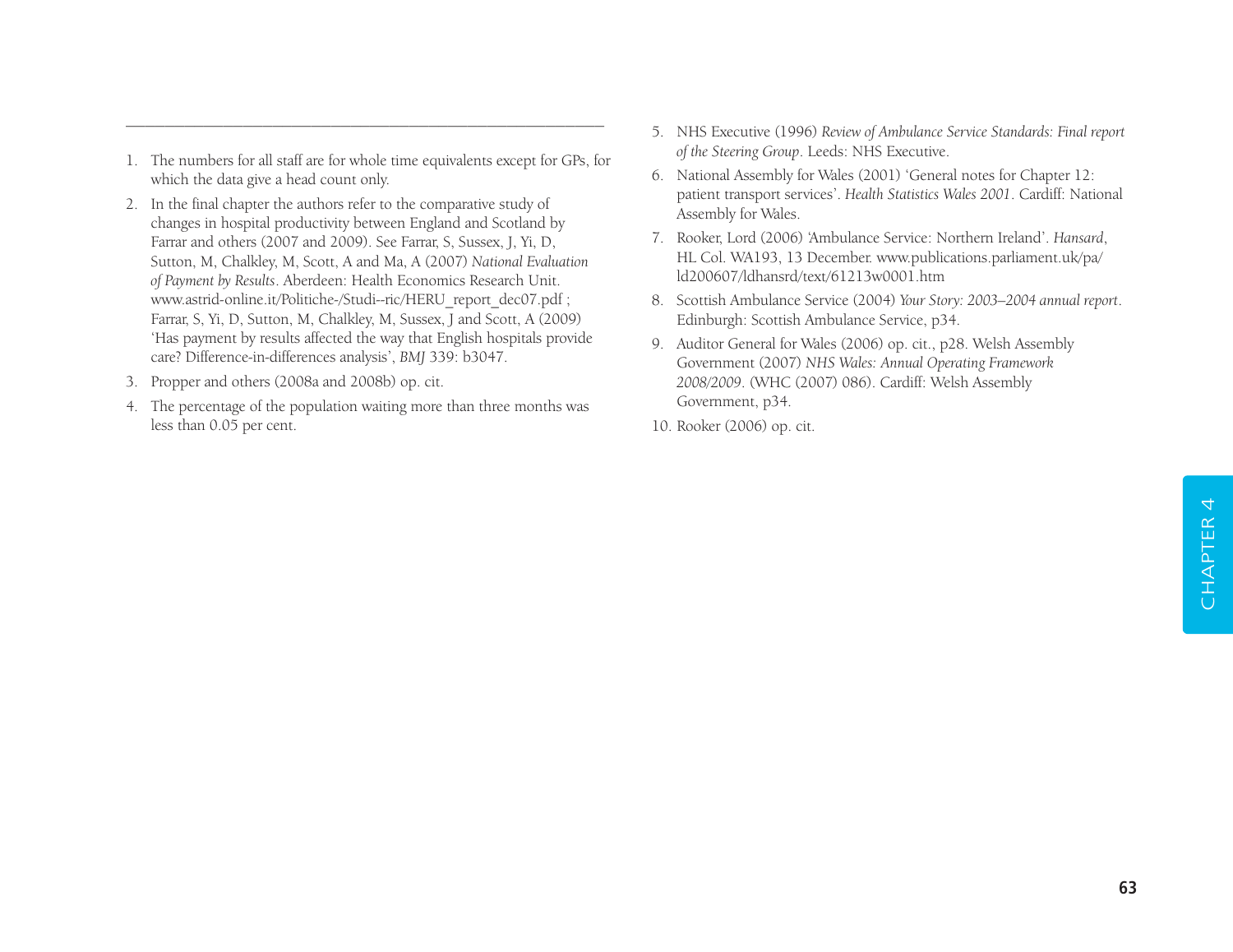1. The numbers for all staff are for whole time equivalents except for GPs, for which the data give a head count only.
2. In the final chapter the authors refer to the comparative study of changes in hospital productivity between England and Scotland by Farrar and others (2007 and 2009). See Farrar, S, Sussex, J, Yi, D, Sutton, M, Chalkley, M, Scott, A and Ma, A (2007) *National Evaluation of Payment by Results*. Aberdeen: Health Economics Research Unit. www.astrid-online.it/Politiche-/Studi--ric/HERU_report_dec07.pdf ; Farrar, S, Yi, D, Sutton, M, Chalkley, M, Sussex, J and Scott, A (2009) 'Has payment by results affected the way that English hospitals provide care? Difference-in-differences analysis', *BMJ* 339: b3047.
3. Propper and others (2008a and 2008b) op. cit.
4. The percentage of the population waiting more than three months was less than 0.05 per cent.
5. NHS Executive (1996) *Review of Ambulance Service Standards: Final report of the Steering Group*. Leeds: NHS Executive.
6. National Assembly for Wales (2001) 'General notes for Chapter 12: patient transport services'. *Health Statistics Wales 2001*. Cardiff: National Assembly for Wales.
7. Rooker, Lord (2006) 'Ambulance Service: Northern Ireland'. *Hansard*, HL Col. WA193, 13 December. www.publications.parliament.uk/pa/ld200607/ldhansrd/text/61213w0001.htm
8. Scottish Ambulance Service (2004) *Your Story: 2003–2004 annual report*. Edinburgh: Scottish Ambulance Service, p34.
9. Auditor General for Wales (2006) op. cit., p28. Welsh Assembly Government (2007) *NHS Wales: Annual Operating Framework 2008/2009*. (WHC (2007) 086). Cardiff: Welsh Assembly Government, p34.
10. Rooker (2006) op. cit.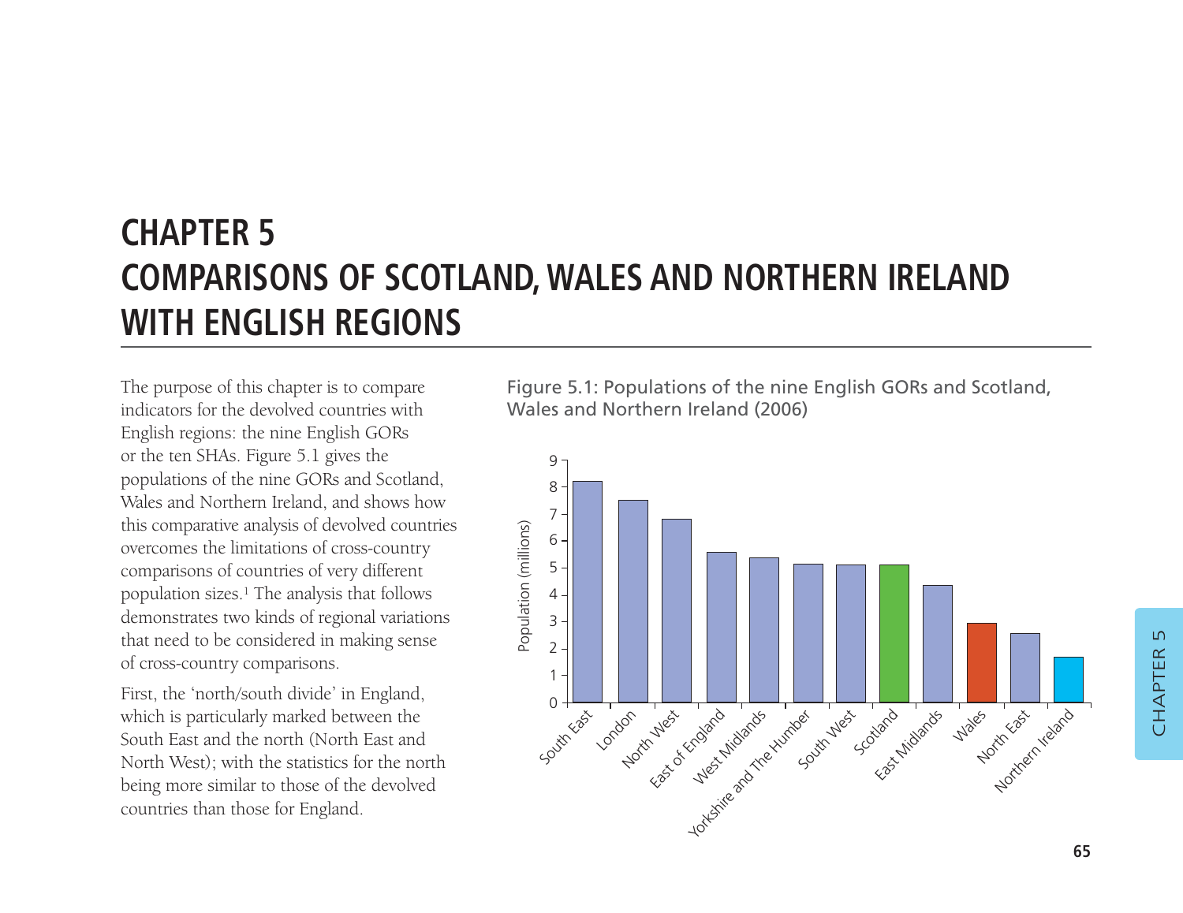# CHAPTER 5
# COMPARISONS OF SCOTLAND, WALES AND NORTHERN IRELAND WITH ENGLISH REGIONS

The purpose of this chapter is to compare indicators for the devolved countries with English regions: the nine English GORs or the ten SHAs. Figure 5.1 gives the populations of the nine GORs and Scotland, Wales and Northern Ireland, and shows how this comparative analysis of devolved countries overcomes the limitations of cross-country comparisons of countries of very different population sizes.[1] The analysis that follows demonstrates two kinds of regional variations that need to be considered in making sense of cross-country comparisons.

First, the 'north/south divide' in England, which is particularly marked between the South East and the north (North East and North West); with the statistics for the north being more similar to those of the devolved countries than those for England.

Figure 5.1: Populations of the nine English GORs and Scotland, Wales and Northern Ireland (2006)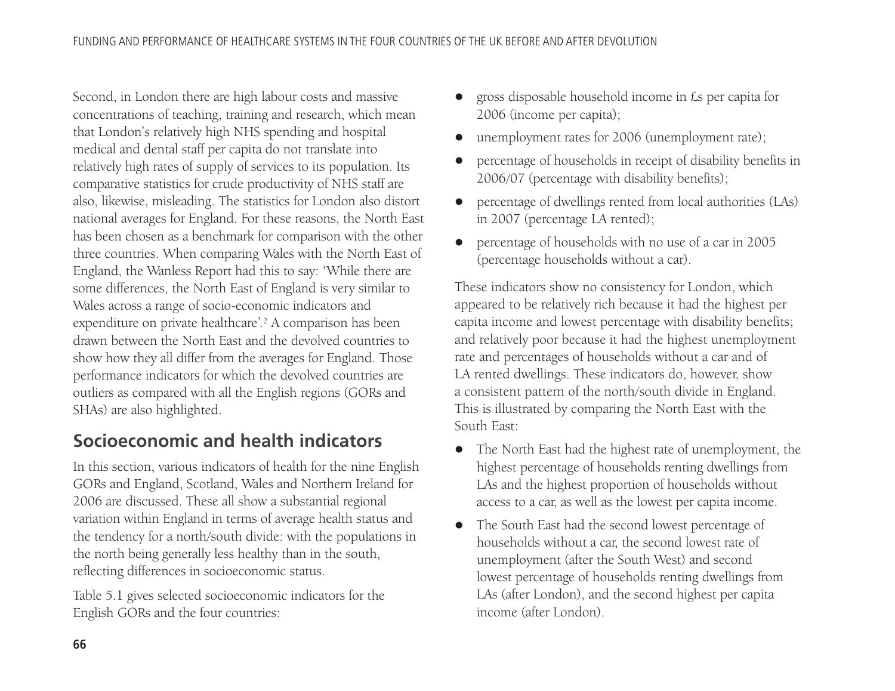Second, in London there are high labour costs and massive concentrations of teaching, training and research, which mean that London's relatively high NHS spending and hospital medical and dental staff per capita do not translate into relatively high rates of supply of services to its population. Its comparative statistics for crude productivity of NHS staff are also, likewise, misleading. The statistics for London also distort national averages for England. For these reasons, the North East has been chosen as a benchmark for comparison with the other three countries. When comparing Wales with the North East of England, the Wanless Report had this to say: 'While there are some differences, the North East of England is very similar to Wales across a range of socio-economic indicators and expenditure on private healthcare'.[2] A comparison has been drawn between the North East and the devolved countries to show how they all differ from the averages for England. Those performance indicators for which the devolved countries are outliers as compared with all the English regions (GORs and SHAs) are also highlighted.

## Socioeconomic and health indicators

In this section, various indicators of health for the nine English GORs and England, Scotland, Wales and Northern Ireland for 2006 are discussed. These all show a substantial regional variation within England in terms of average health status and the tendency for a north/south divide: with the populations in the north being generally less healthy than in the south, reflecting differences in socioeconomic status.

Table 5.1 gives selected socioeconomic indicators for the English GORs and the four countries:

- gross disposable household income in £s per capita for 2006 (income per capita);
- unemployment rates for 2006 (unemployment rate);
- percentage of households in receipt of disability benefits in 2006/07 (percentage with disability benefits);
- percentage of dwellings rented from local authorities (LAs) in 2007 (percentage LA rented);
- percentage of households with no use of a car in 2005 (percentage households without a car).

These indicators show no consistency for London, which appeared to be relatively rich because it had the highest per capita income and lowest percentage with disability benefits; and relatively poor because it had the highest unemployment rate and percentages of households without a car and of LA rented dwellings. These indicators do, however, show a consistent pattern of the north/south divide in England. This is illustrated by comparing the North East with the South East:

- The North East had the highest rate of unemployment, the highest percentage of households renting dwellings from LAs and the highest proportion of households without access to a car, as well as the lowest per capita income.
- The South East had the second lowest percentage of households without a car, the second lowest rate of unemployment (after the South West) and second lowest percentage of households renting dwellings from LAs (after London), and the second highest per capita income (after London).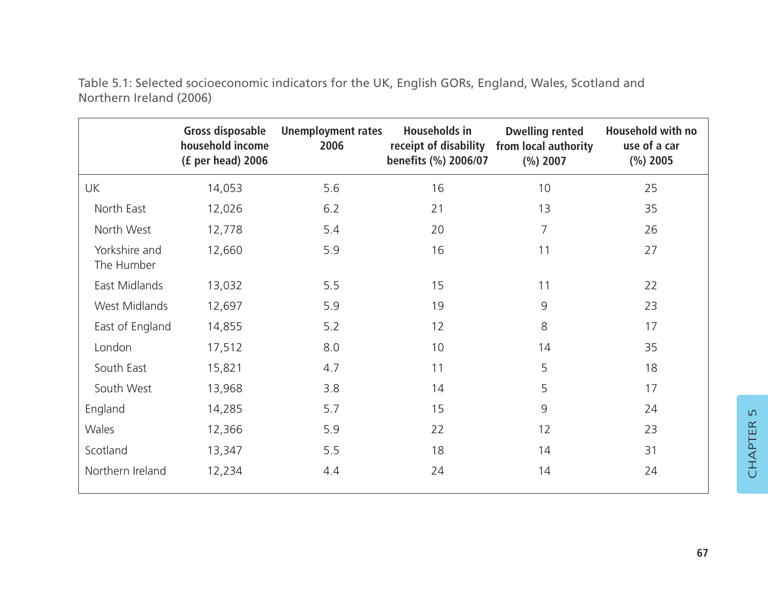Table 5.1: Selected socioeconomic indicators for the UK, English GORs, England, Wales, Scotland and Northern Ireland (2006)

| | Gross disposable household income (£ per head) 2006 | Unemployment rates 2006 | Households in receipt of disability benefits (%) 2006/07 | Dwelling rented from local authority (%) 2007 | Household with no use of a car (%) 2005 |
|---|---|---|---|---|---|
| UK | 14,053 | 5.6 | 16 | 10 | 25 |
| North East | 12,026 | 6.2 | 21 | 13 | 35 |
| North West | 12,778 | 5.4 | 20 | 7 | 26 |
| Yorkshire and The Humber | 12,660 | 5.9 | 16 | 11 | 27 |
| East Midlands | 13,032 | 5.5 | 15 | 11 | 22 |
| West Midlands | 12,697 | 5.9 | 19 | 9 | 23 |
| East of England | 14,855 | 5.2 | 12 | 8 | 17 |
| London | 17,512 | 8.0 | 10 | 14 | 35 |
| South East | 15,821 | 4.7 | 11 | 5 | 18 |
| South West | 13,968 | 3.8 | 14 | 5 | 17 |
| England | 14,285 | 5.7 | 15 | 9 | 24 |
| Wales | 12,366 | 5.9 | 22 | 12 | 23 |
| Scotland | 13,347 | 5.5 | 18 | 14 | 31 |
| Northern Ireland | 12,234 | 4.4 | 24 | 14 | 24 |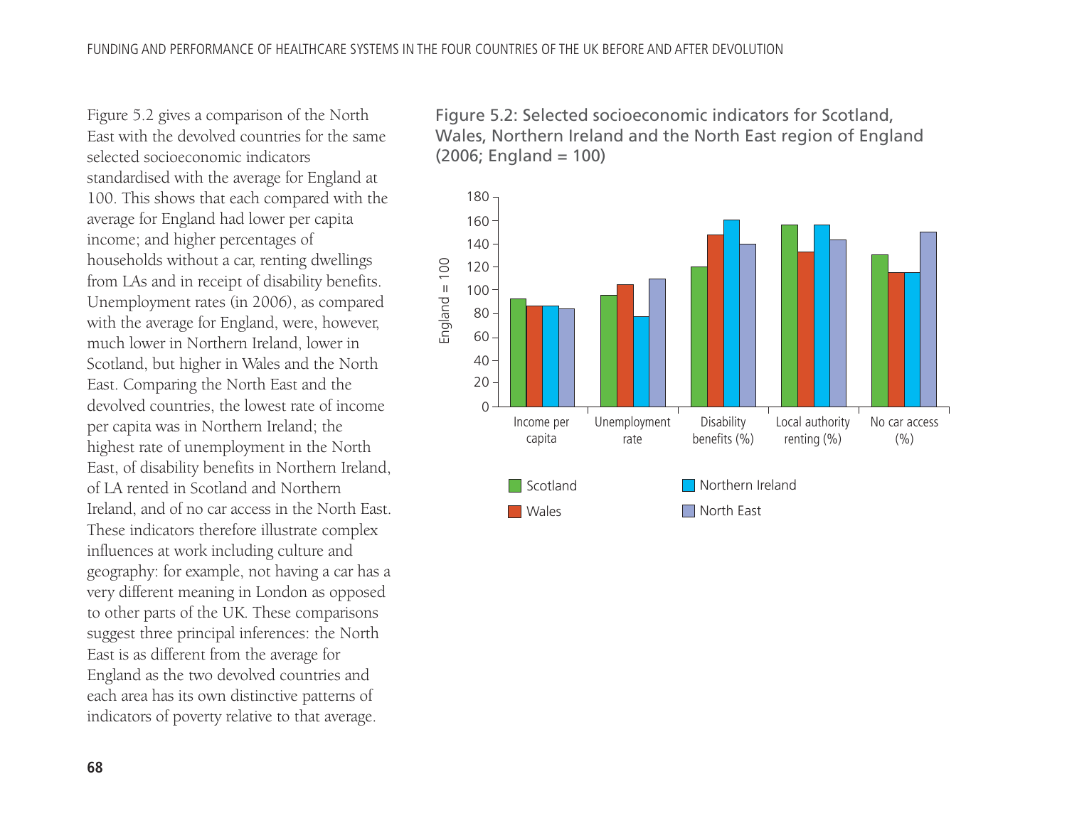Figure 5.2 gives a comparison of the North East with the devolved countries for the same selected socioeconomic indicators standardised with the average for England at 100. This shows that each compared with the average for England had lower per capita income; and higher percentages of households without a car, renting dwellings from LAs and in receipt of disability benefits. Unemployment rates (in 2006), as compared with the average for England, were, however, much lower in Northern Ireland, lower in Scotland, but higher in Wales and the North East. Comparing the North East and the devolved countries, the lowest rate of income per capita was in Northern Ireland; the highest rate of unemployment in the North East, of disability benefits in Northern Ireland, of LA rented in Scotland and Northern Ireland, and of no car access in the North East. These indicators therefore illustrate complex influences at work including culture and geography: for example, not having a car has a very different meaning in London as opposed to other parts of the UK. These comparisons suggest three principal inferences: the North East is as different from the average for England as the two devolved countries and each area has its own distinctive patterns of indicators of poverty relative to that average.

Figure 5.2: Selected socioeconomic indicators for Scotland, Wales, Northern Ireland and the North East region of England (2006; England = 100)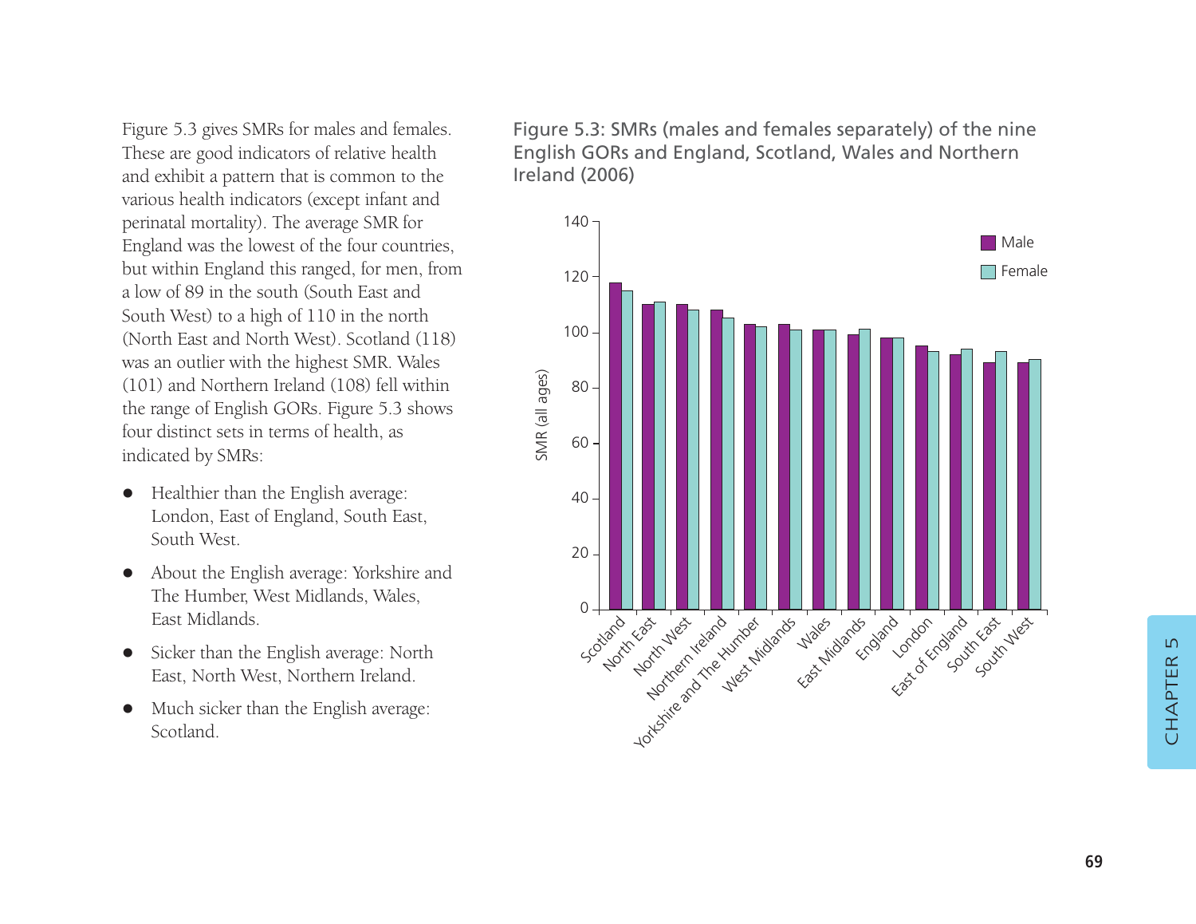Figure 5.3 gives SMRs for males and females. These are good indicators of relative health and exhibit a pattern that is common to the various health indicators (except infant and perinatal mortality). The average SMR for England was the lowest of the four countries, but within England this ranged, for men, from a low of 89 in the south (South East and South West) to a high of 110 in the north (North East and North West). Scotland (118) was an outlier with the highest SMR. Wales (101) and Northern Ireland (108) fell within the range of English GORs. Figure 5.3 shows four distinct sets in terms of health, as indicated by SMRs:

- Healthier than the English average: London, East of England, South East, South West.
- About the English average: Yorkshire and The Humber, West Midlands, Wales, East Midlands.
- Sicker than the English average: North East, North West, Northern Ireland.
- Much sicker than the English average: Scotland.

Figure 5.3: SMRs (males and females separately) of the nine English GORs and England, Scotland, Wales and Northern Ireland (2006)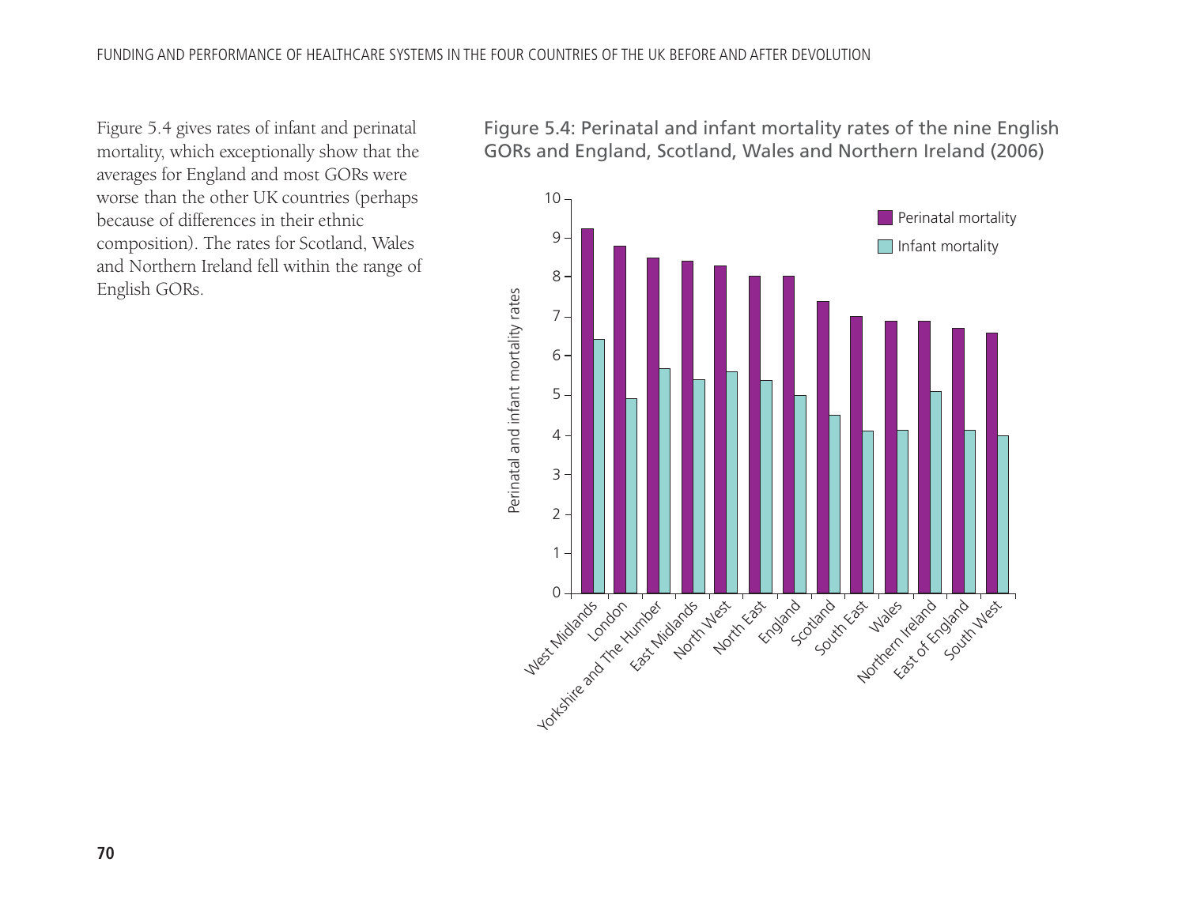Figure 5.4 gives rates of infant and perinatal mortality, which exceptionally show that the averages for England and most GORs were worse than the other UK countries (perhaps because of differences in their ethnic composition). The rates for Scotland, Wales and Northern Ireland fell within the range of English GORs.

Figure 5.4: Perinatal and infant mortality rates of the nine English GORs and England, Scotland, Wales and Northern Ireland (2006)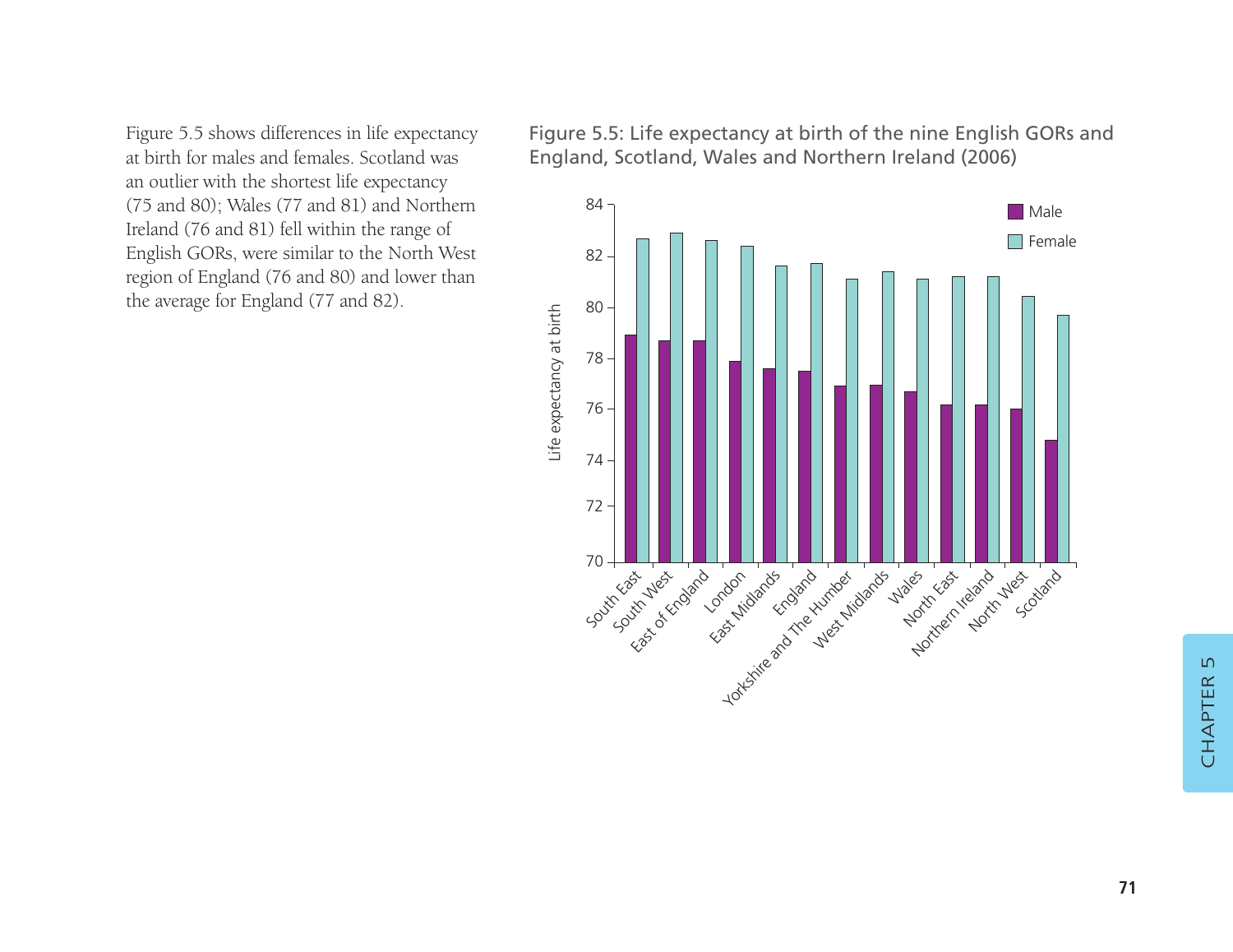Figure 5.5 shows differences in life expectancy at birth for males and females. Scotland was an outlier with the shortest life expectancy (75 and 80); Wales (77 and 81) and Northern Ireland (76 and 81) fell within the range of English GORs, were similar to the North West region of England (76 and 80) and lower than the average for England (77 and 82).

Figure 5.5: Life expectancy at birth of the nine English GORs and England, Scotland, Wales and Northern Ireland (2006)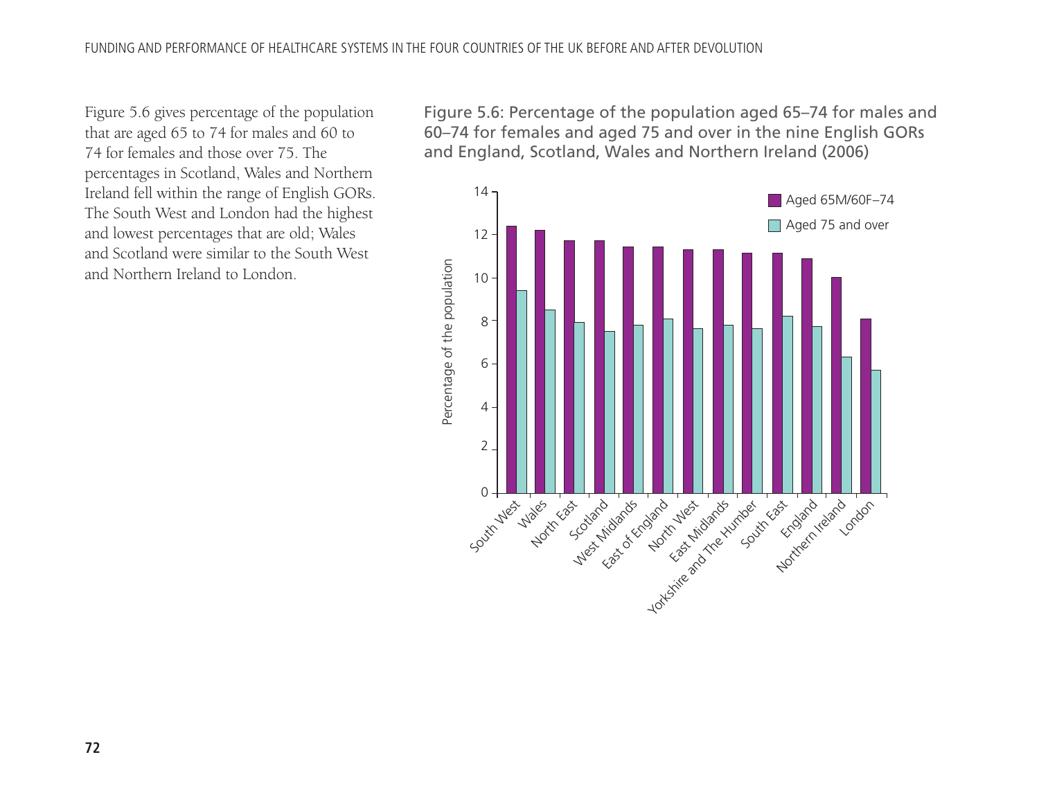Figure 5.6 gives percentage of the population that are aged 65 to 74 for males and 60 to 74 for females and those over 75. The percentages in Scotland, Wales and Northern Ireland fell within the range of English GORs. The South West and London had the highest and lowest percentages that are old; Wales and Scotland were similar to the South West and Northern Ireland to London.

Figure 5.6: Percentage of the population aged 65–74 for males and 60–74 for females and aged 75 and over in the nine English GORs and England, Scotland, Wales and Northern Ireland (2006)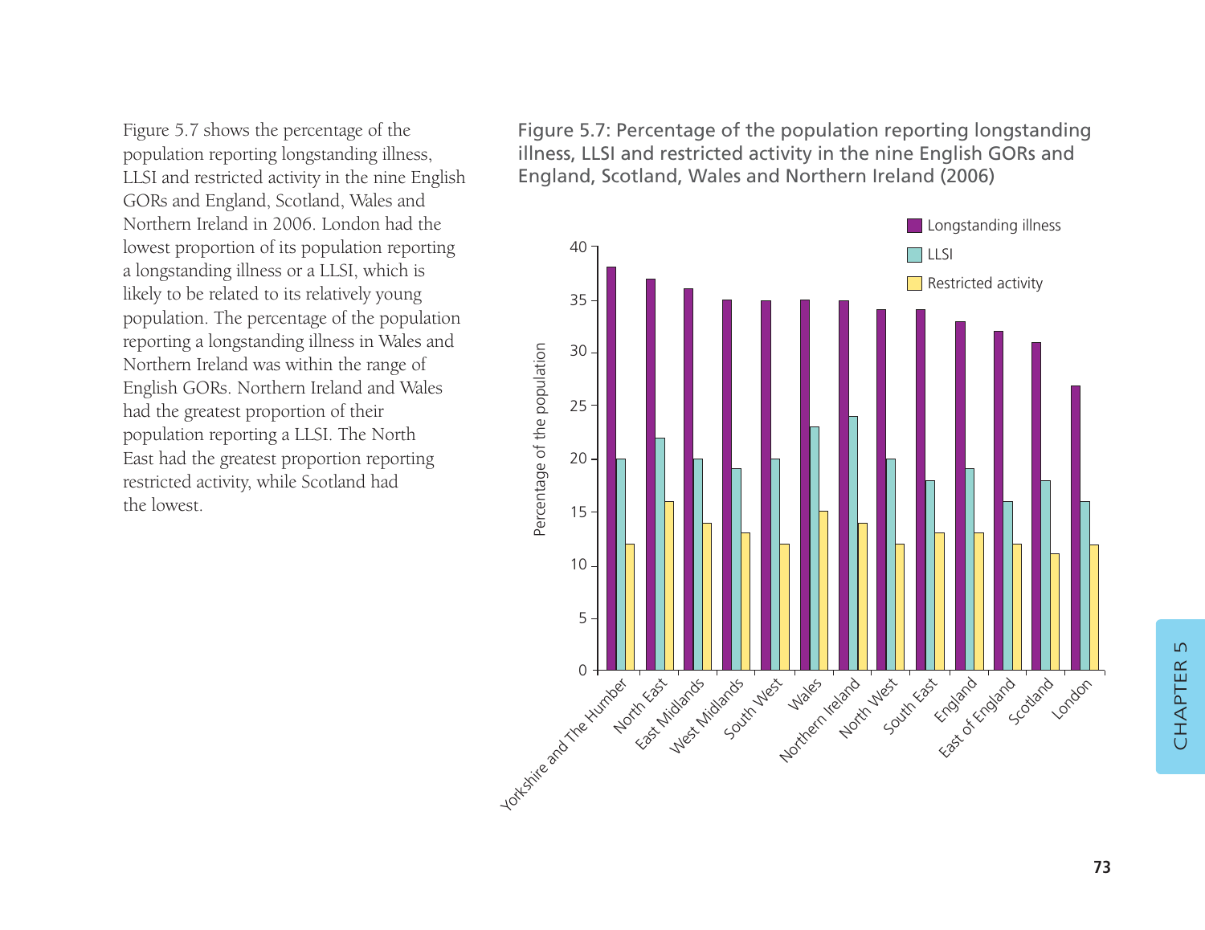Figure 5.7 shows the percentage of the population reporting longstanding illness, LLSI and restricted activity in the nine English GORs and England, Scotland, Wales and Northern Ireland in 2006. London had the lowest proportion of its population reporting a longstanding illness or a LLSI, which is likely to be related to its relatively young population. The percentage of the population reporting a longstanding illness in Wales and Northern Ireland was within the range of English GORs. Northern Ireland and Wales had the greatest proportion of their population reporting a LLSI. The North East had the greatest proportion reporting restricted activity, while Scotland had the lowest.

Figure 5.7: Percentage of the population reporting longstanding illness, LLSI and restricted activity in the nine English GORs and England, Scotland, Wales and Northern Ireland (2006)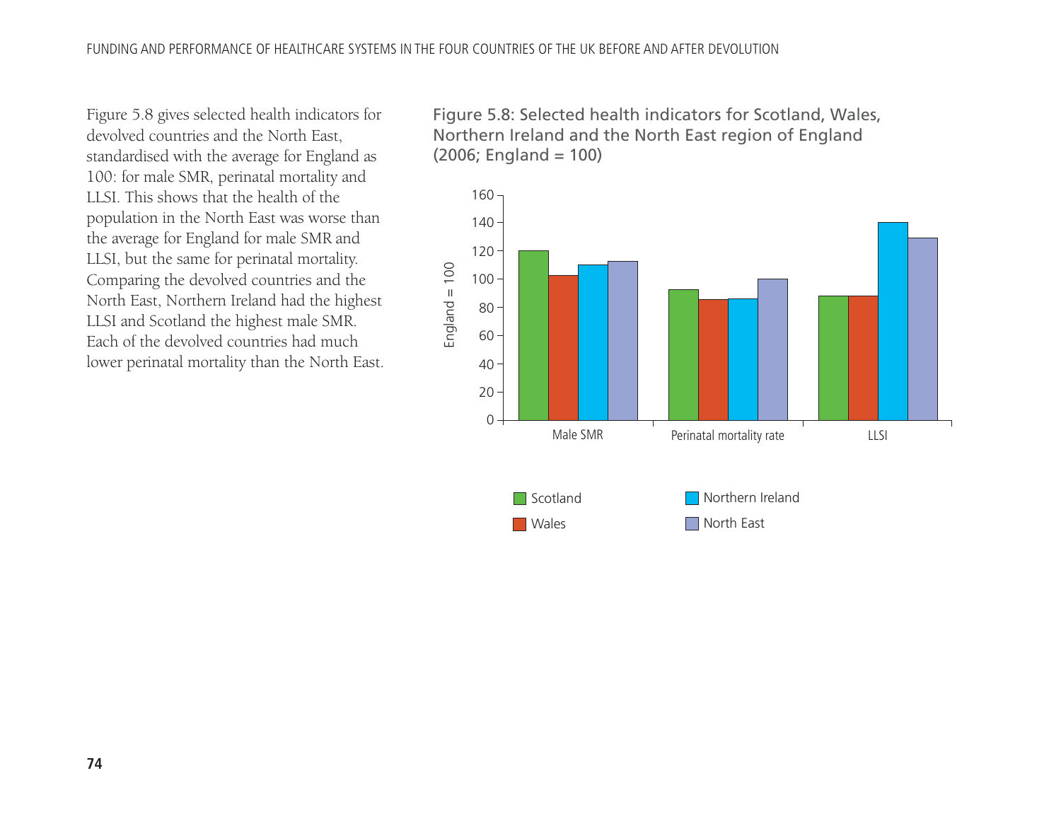Figure 5.8 gives selected health indicators for devolved countries and the North East, standardised with the average for England as 100: for male SMR, perinatal mortality and LLSI. This shows that the health of the population in the North East was worse than the average for England for male SMR and LLSI, but the same for perinatal mortality. Comparing the devolved countries and the North East, Northern Ireland had the highest LLSI and Scotland the highest male SMR. Each of the devolved countries had much lower perinatal mortality than the North East.

Figure 5.8: Selected health indicators for Scotland, Wales, Northern Ireland and the North East region of England (2006; England = 100)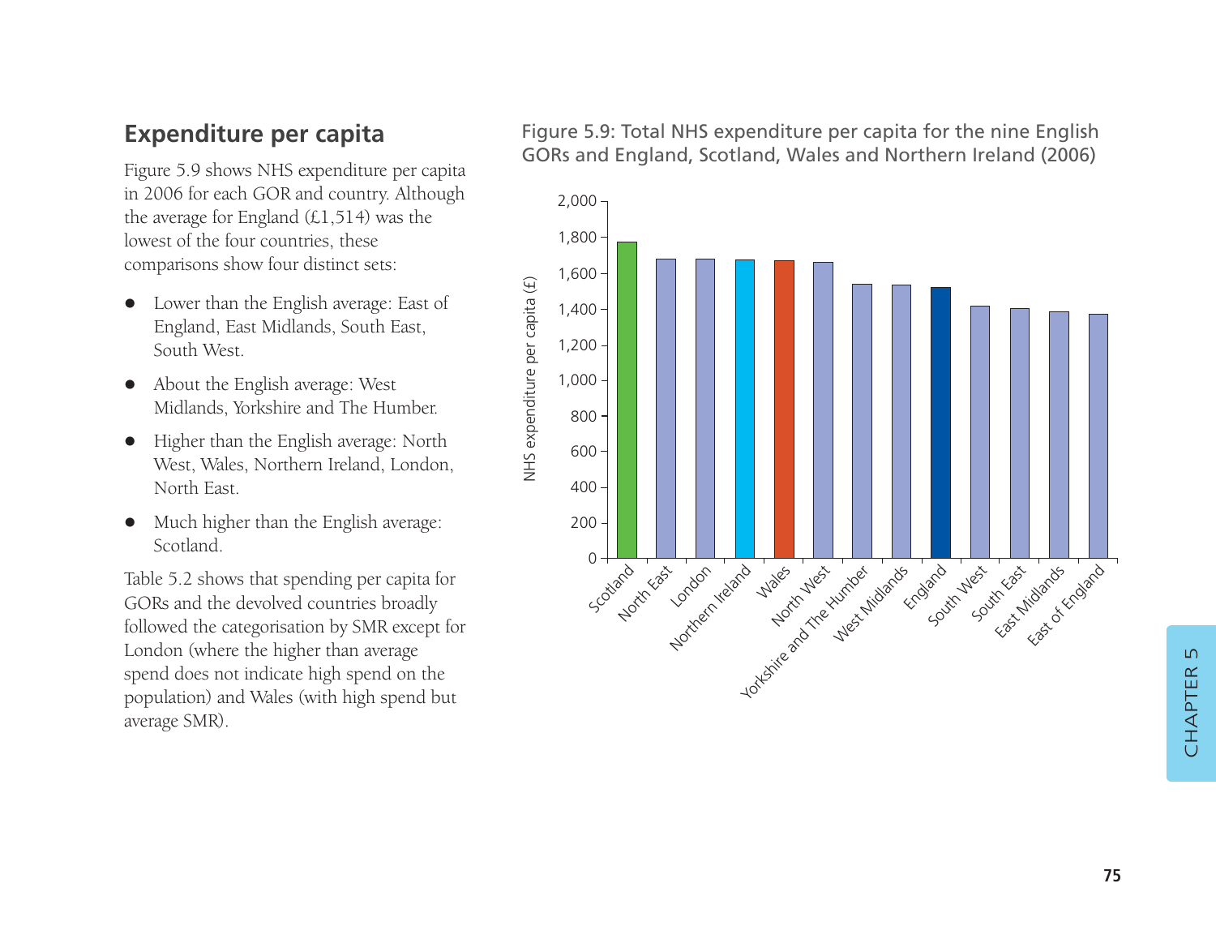## Expenditure per capita

Figure 5.9 shows NHS expenditure per capita in 2006 for each GOR and country. Although the average for England (£1,514) was the lowest of the four countries, these comparisons show four distinct sets:

- Lower than the English average: East of England, East Midlands, South East, South West.
- About the English average: West Midlands, Yorkshire and The Humber.
- Higher than the English average: North West, Wales, Northern Ireland, London, North East.
- Much higher than the English average: Scotland.

Table 5.2 shows that spending per capita for GORs and the devolved countries broadly followed the categorisation by SMR except for London (where the higher than average spend does not indicate high spend on the population) and Wales (with high spend but average SMR).

Figure 5.9: Total NHS expenditure per capita for the nine English GORs and England, Scotland, Wales and Northern Ireland (2006)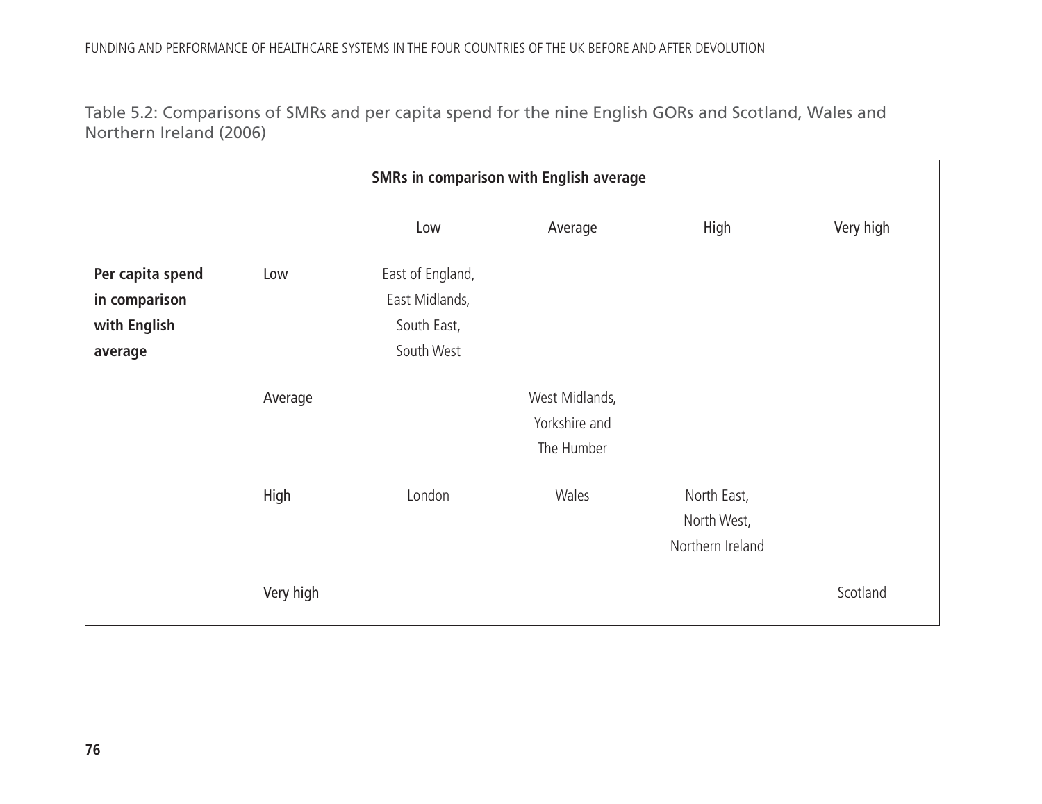Table 5.2: Comparisons of SMRs and per capita spend for the nine English GORs and Scotland, Wales and Northern Ireland (2006)

| | | SMRs in comparison with English average | | | |
|---|---|---|---|---|---|
| | | Low | Average | High | Very high |
| **Per capita spend in comparison with English average** | Low | East of England, East Midlands, South East, South West | | | |
| | Average | | West Midlands, Yorkshire and The Humber | | |
| | High | London | Wales | North East, North West, Northern Ireland | |
| | Very high | | | | Scotland |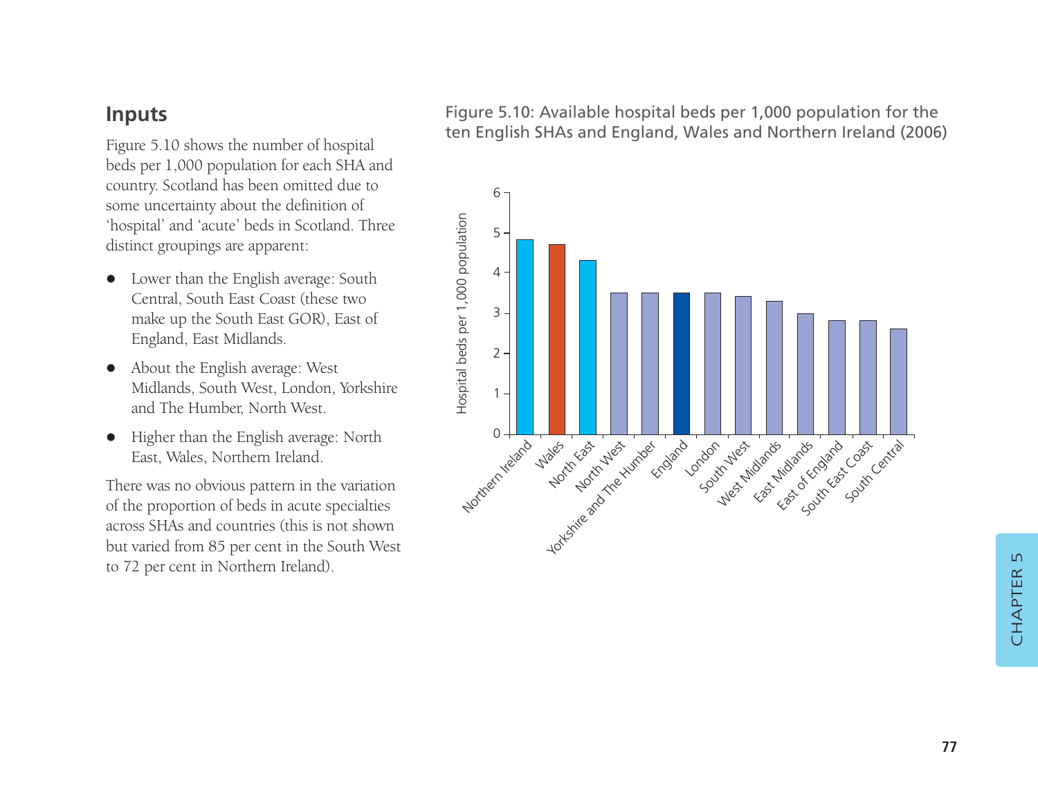## Inputs

Figure 5.10 shows the number of hospital beds per 1,000 population for each SHA and country. Scotland has been omitted due to some uncertainty about the definition of 'hospital' and 'acute' beds in Scotland. Three distinct groupings are apparent:

- Lower than the English average: South Central, South East Coast (these two make up the South East GOR), East of England, East Midlands.
- About the English average: West Midlands, South West, London, Yorkshire and The Humber, North West.
- Higher than the English average: North East, Wales, Northern Ireland.

There was no obvious pattern in the variation of the proportion of beds in acute specialties across SHAs and countries (this is not shown but varied from 85 per cent in the South West to 72 per cent in Northern Ireland).

Figure 5.10: Available hospital beds per 1,000 population for the ten English SHAs and England, Wales and Northern Ireland (2006)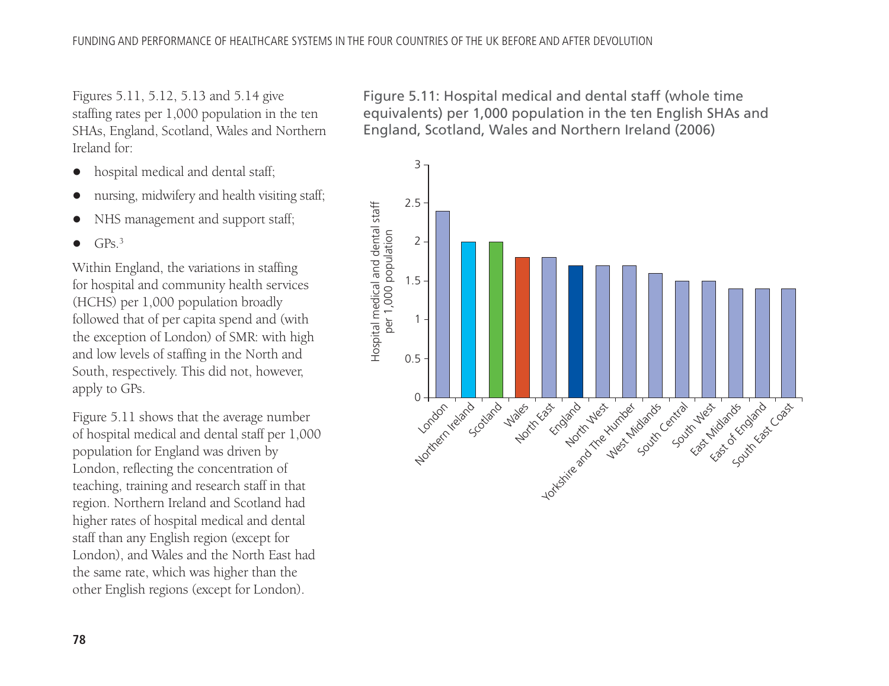Figures 5.11, 5.12, 5.13 and 5.14 give staffing rates per 1,000 population in the ten SHAs, England, Scotland, Wales and Northern Ireland for:

- hospital medical and dental staff;
- nursing, midwifery and health visiting staff;
- NHS management and support staff;
- GPs.[3]

Within England, the variations in staffing for hospital and community health services (HCHS) per 1,000 population broadly followed that of per capita spend and (with the exception of London) of SMR: with high and low levels of staffing in the North and South, respectively. This did not, however, apply to GPs.

Figure 5.11 shows that the average number of hospital medical and dental staff per 1,000 population for England was driven by London, reflecting the concentration of teaching, training and research staff in that region. Northern Ireland and Scotland had higher rates of hospital medical and dental staff than any English region (except for London), and Wales and the North East had the same rate, which was higher than the other English regions (except for London).

Figure 5.11: Hospital medical and dental staff (whole time equivalents) per 1,000 population in the ten English SHAs and England, Scotland, Wales and Northern Ireland (2006)

| Region | Hospital medical and dental staff per 1,000 population |
| --- | --- |
| London | 2.4 |
| Northern Ireland | 2.0 |
| Scotland | 2.0 |
| Wales | 1.8 |
| North East | 1.8 |
| England | 1.7 |
| North West | 1.7 |
| Yorkshire and The Humber | 1.7 |
| West Midlands | 1.6 |
| South Central | 1.5 |
| South West | 1.5 |
| East Midlands | 1.4 |
| East of England | 1.4 |
| South East Coast | 1.4 |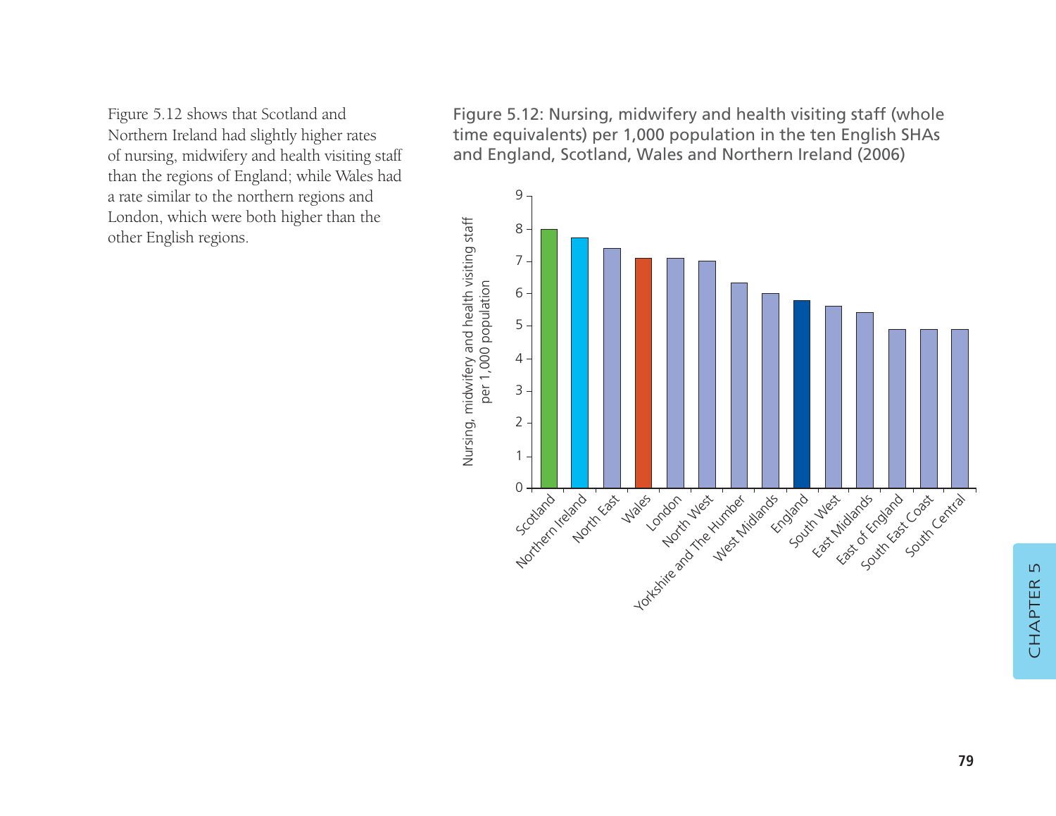Figure 5.12 shows that Scotland and Northern Ireland had slightly higher rates of nursing, midwifery and health visiting staff than the regions of England; while Wales had a rate similar to the northern regions and London, which were both higher than the other English regions.

Figure 5.12: Nursing, midwifery and health visiting staff (whole time equivalents) per 1,000 population in the ten English SHAs and England, Scotland, Wales and Northern Ireland (2006)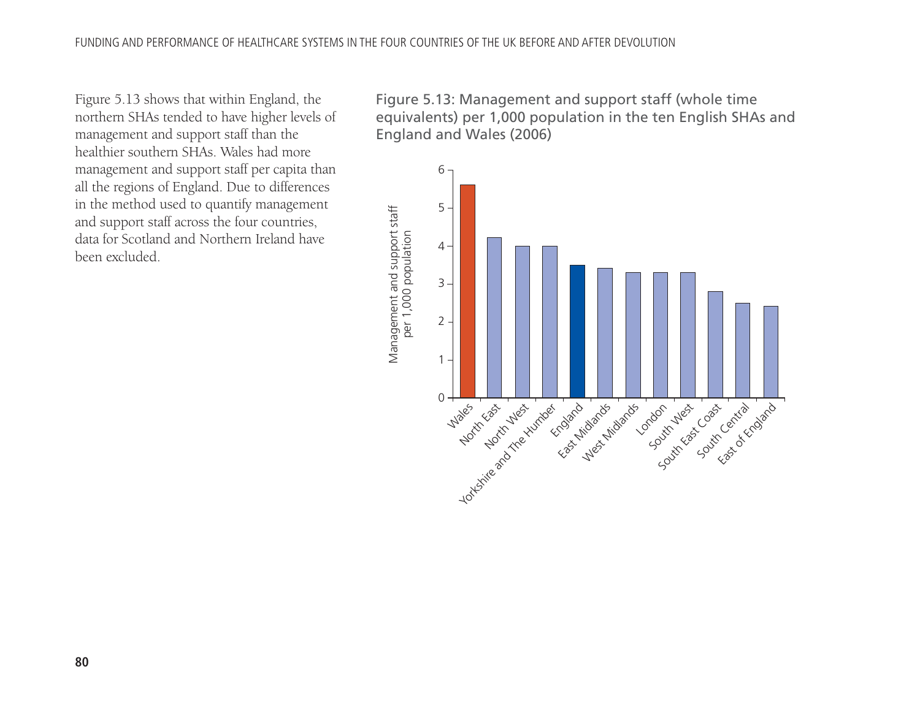Figure 5.13 shows that within England, the northern SHAs tended to have higher levels of management and support staff than the healthier southern SHAs. Wales had more management and support staff per capita than all the regions of England. Due to differences in the method used to quantify management and support staff across the four countries, data for Scotland and Northern Ireland have been excluded.

Figure 5.13: Management and support staff (whole time equivalents) per 1,000 population in the ten English SHAs and England and Wales (2006)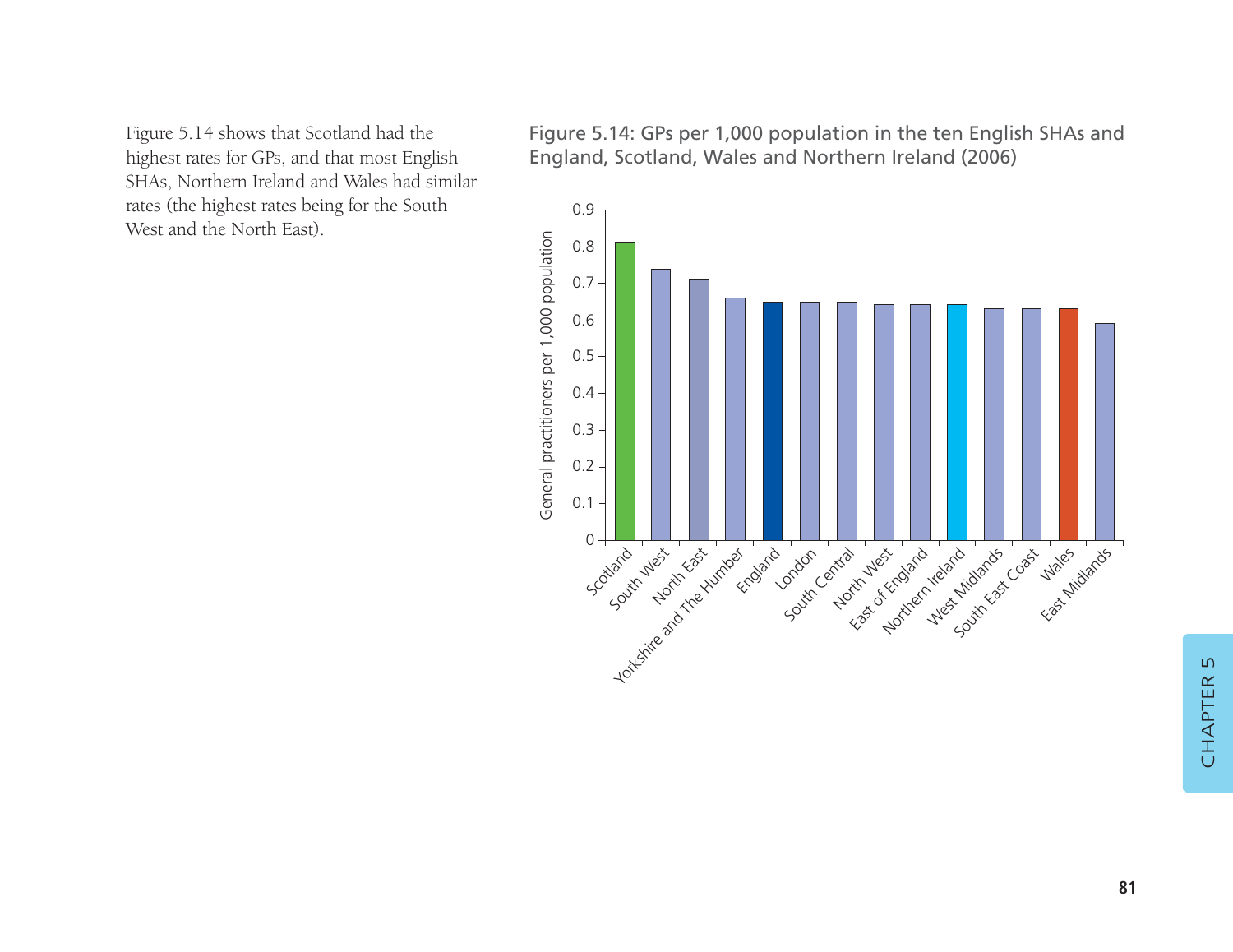Figure 5.14 shows that Scotland had the highest rates for GPs, and that most English SHAs, Northern Ireland and Wales had similar rates (the highest rates being for the South West and the North East).

Figure 5.14: GPs per 1,000 population in the ten English SHAs and England, Scotland, Wales and Northern Ireland (2006)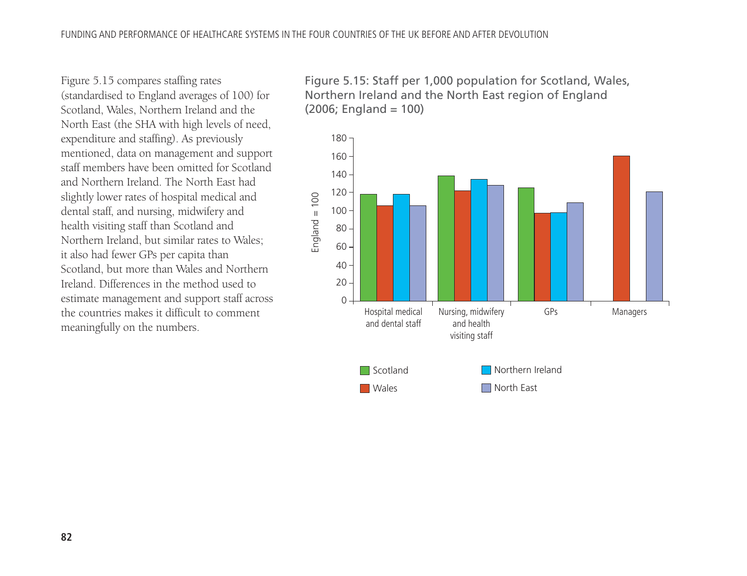Figure 5.15 compares staffing rates (standardised to England averages of 100) for Scotland, Wales, Northern Ireland and the North East (the SHA with high levels of need, expenditure and staffing). As previously mentioned, data on management and support staff members have been omitted for Scotland and Northern Ireland. The North East had slightly lower rates of hospital medical and dental staff, and nursing, midwifery and health visiting staff than Scotland and Northern Ireland, but similar rates to Wales; it also had fewer GPs per capita than Scotland, but more than Wales and Northern Ireland. Differences in the method used to estimate management and support staff across the countries makes it difficult to comment meaningfully on the numbers.

Figure 5.15: Staff per 1,000 population for Scotland, Wales, Northern Ireland and the North East region of England (2006; England = 100)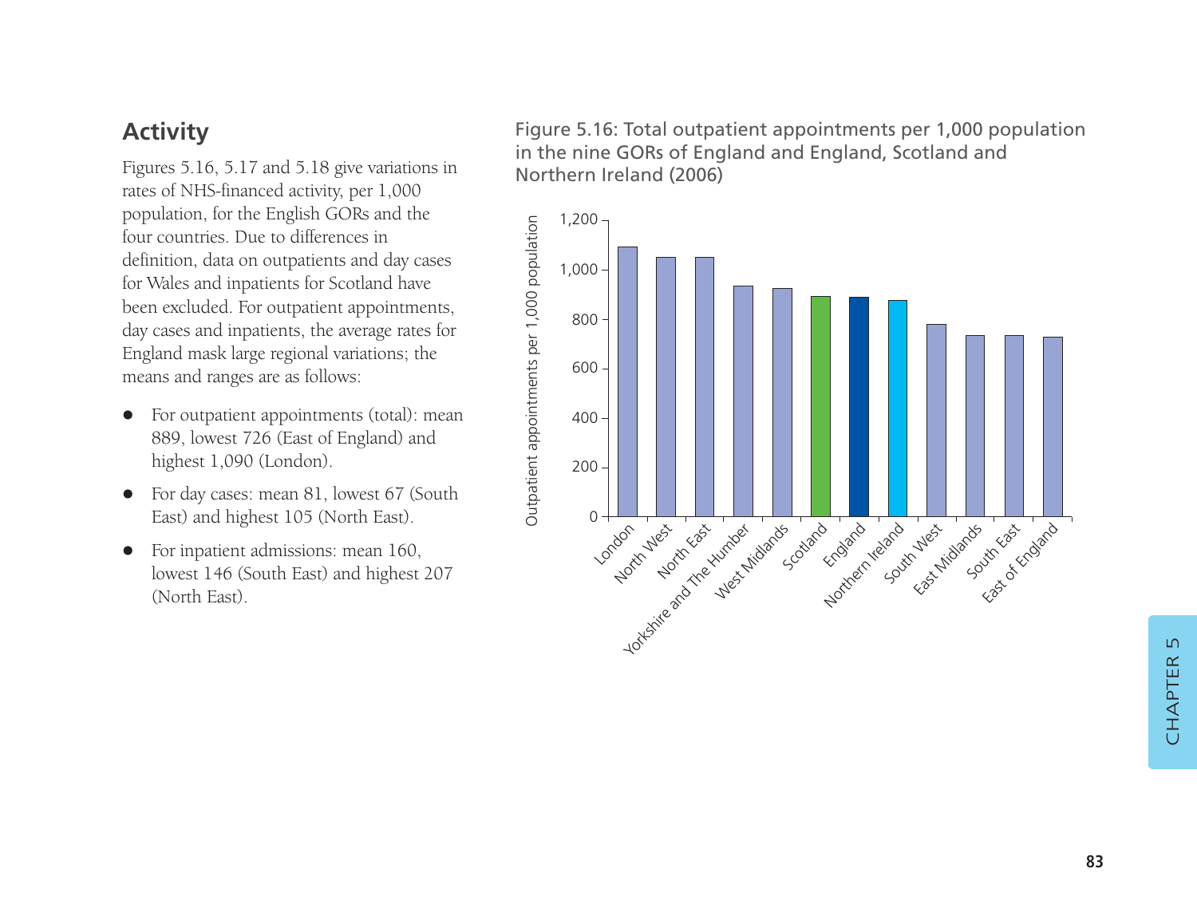## Activity

Figures 5.16, 5.17 and 5.18 give variations in rates of NHS-financed activity, per 1,000 population, for the English GORs and the four countries. Due to differences in definition, data on outpatients and day cases for Wales and inpatients for Scotland have been excluded. For outpatient appointments, day cases and inpatients, the average rates for England mask large regional variations; the means and ranges are as follows:

- For outpatient appointments (total): mean 889, lowest 726 (East of England) and highest 1,090 (London).
- For day cases: mean 81, lowest 67 (South East) and highest 105 (North East).
- For inpatient admissions: mean 160, lowest 146 (South East) and highest 207 (North East).

Figure 5.16: Total outpatient appointments per 1,000 population in the nine GORs of England and England, Scotland and Northern Ireland (2006)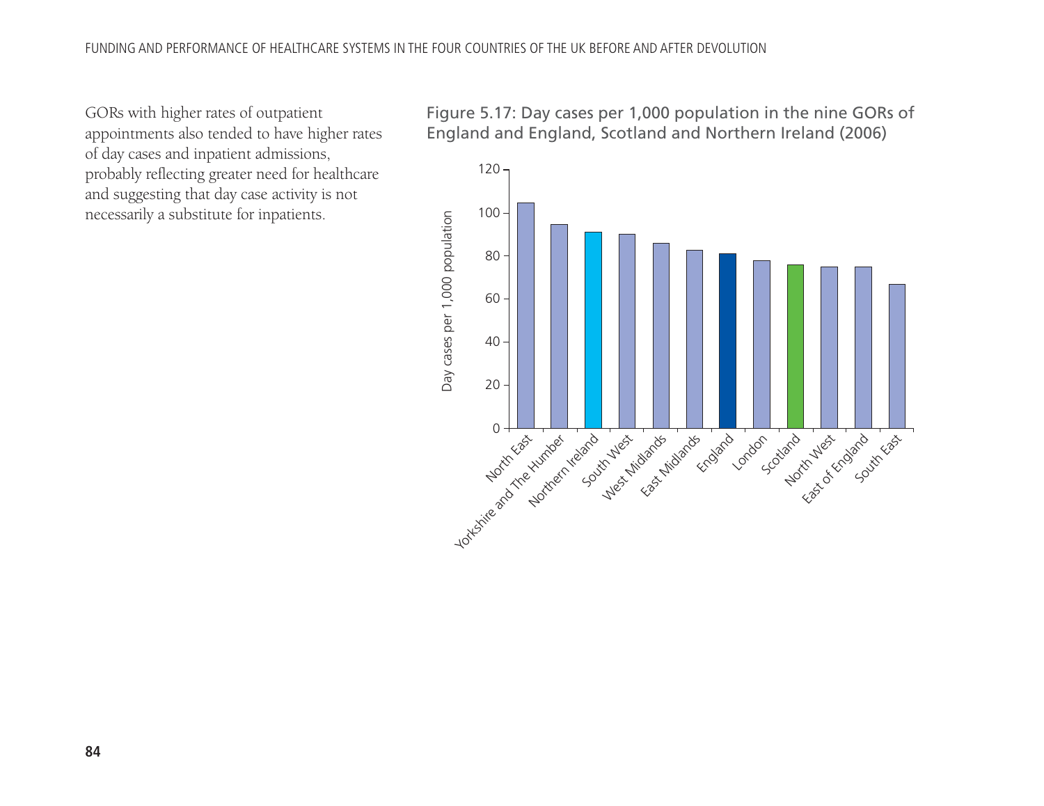GORs with higher rates of outpatient appointments also tended to have higher rates of day cases and inpatient admissions, probably reflecting greater need for healthcare and suggesting that day case activity is not necessarily a substitute for inpatients.

Figure 5.17: Day cases per 1,000 population in the nine GORs of England and England, Scotland and Northern Ireland (2006)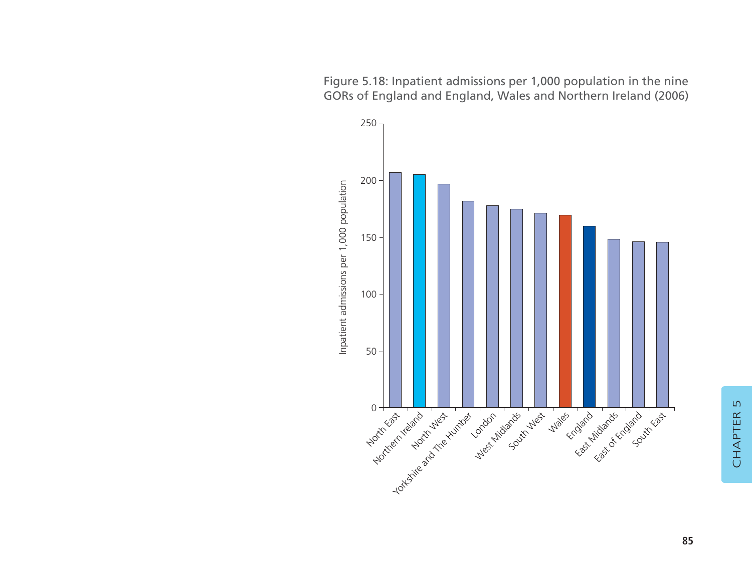Figure 5.18: Inpatient admissions per 1,000 population in the nine GORs of England and England, Wales and Northern Ireland (2006)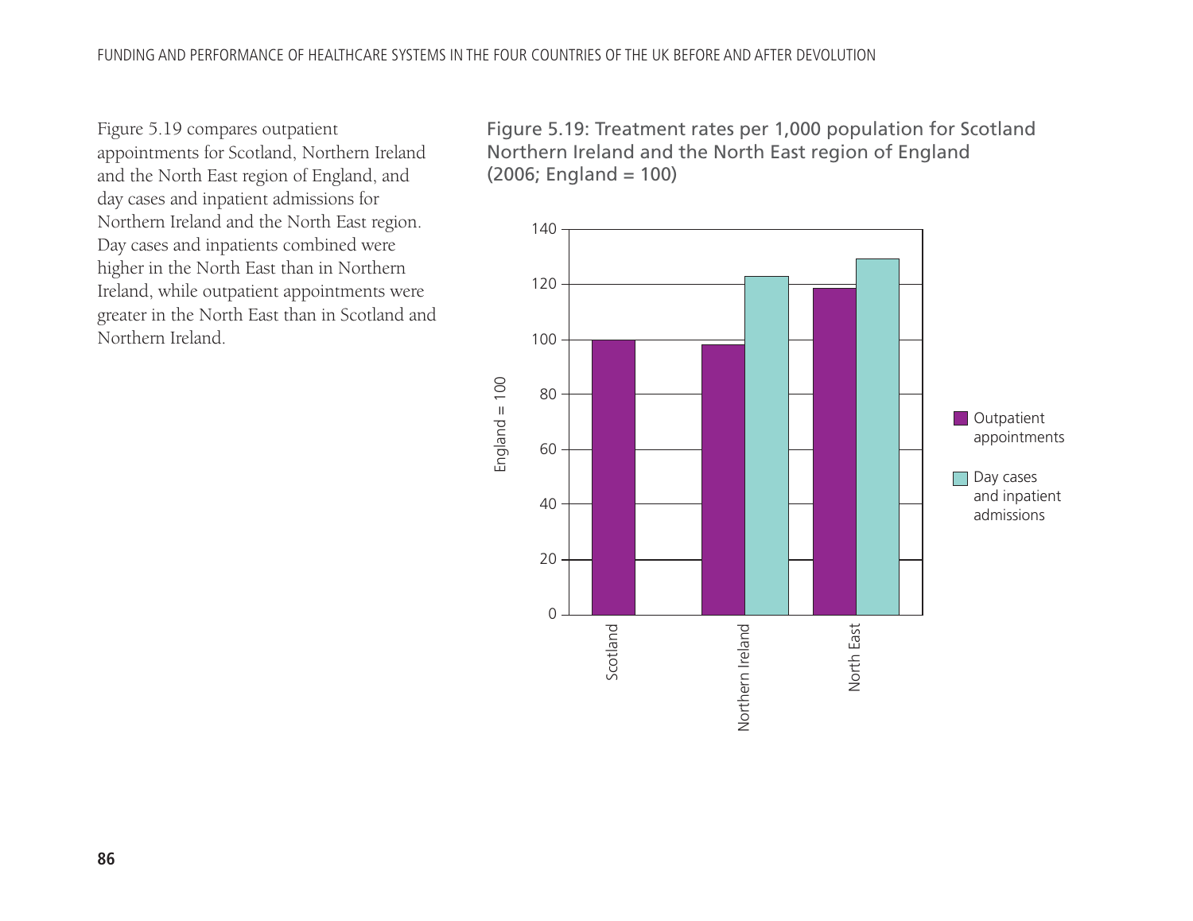Figure 5.19 compares outpatient appointments for Scotland, Northern Ireland and the North East region of England, and day cases and inpatient admissions for Northern Ireland and the North East region. Day cases and inpatients combined were higher in the North East than in Northern Ireland, while outpatient appointments were greater in the North East than in Scotland and Northern Ireland.

Figure 5.19: Treatment rates per 1,000 population for Scotland Northern Ireland and the North East region of England (2006; England = 100)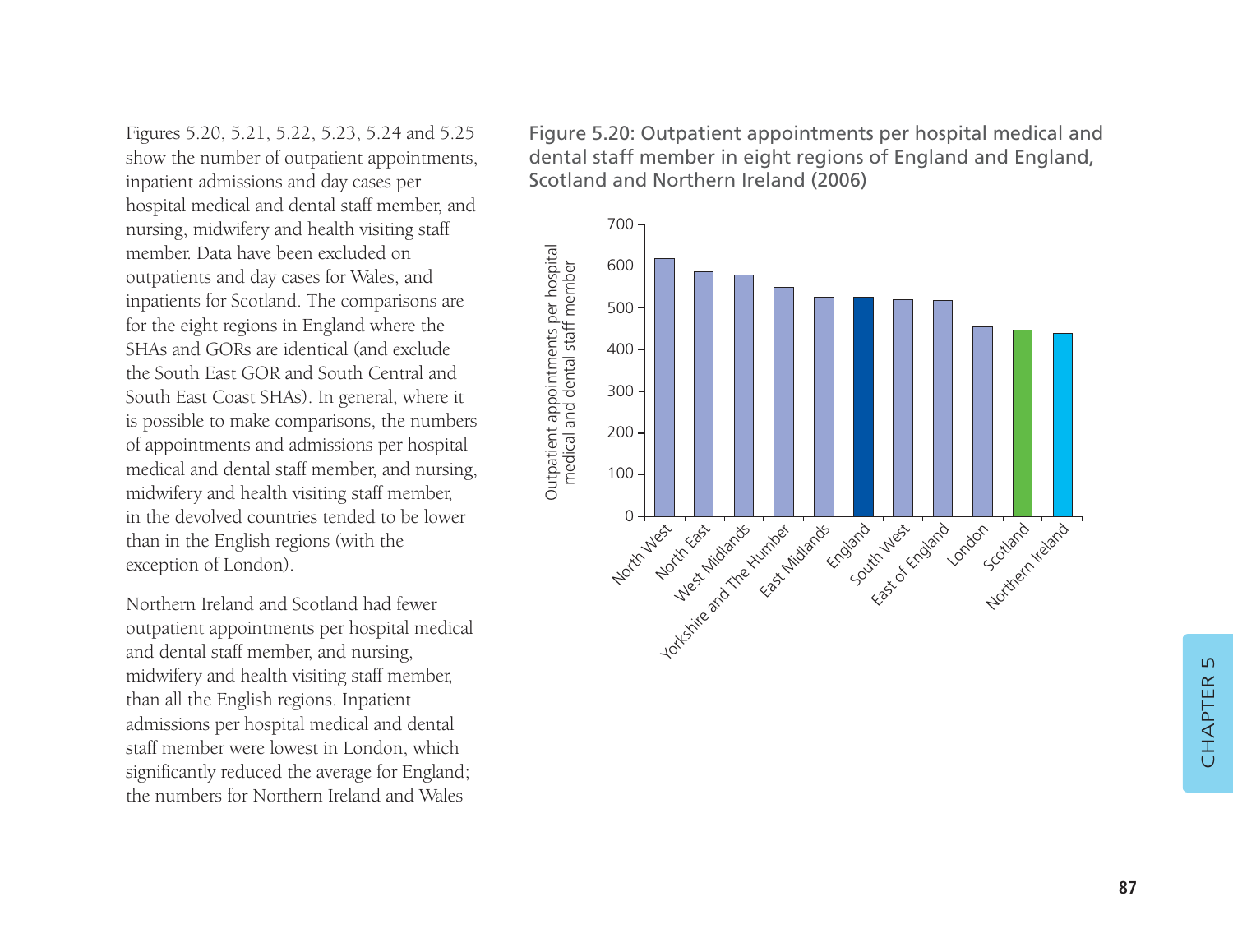Figures 5.20, 5.21, 5.22, 5.23, 5.24 and 5.25 show the number of outpatient appointments, inpatient admissions and day cases per hospital medical and dental staff member, and nursing, midwifery and health visiting staff member. Data have been excluded on outpatients and day cases for Wales, and inpatients for Scotland. The comparisons are for the eight regions in England where the SHAs and GORs are identical (and exclude the South East GOR and South Central and South East Coast SHAs). In general, where it is possible to make comparisons, the numbers of appointments and admissions per hospital medical and dental staff member, and nursing, midwifery and health visiting staff member, in the devolved countries tended to be lower than in the English regions (with the exception of London).

Northern Ireland and Scotland had fewer outpatient appointments per hospital medical and dental staff member, and nursing, midwifery and health visiting staff member, than all the English regions. Inpatient admissions per hospital medical and dental staff member were lowest in London, which significantly reduced the average for England; the numbers for Northern Ireland and Wales

Figure 5.20: Outpatient appointments per hospital medical and dental staff member in eight regions of England and England, Scotland and Northern Ireland (2006)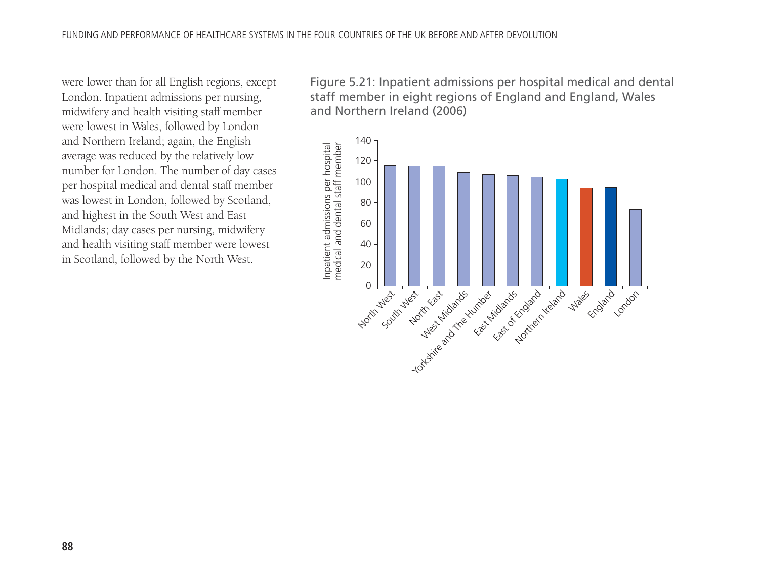were lower than for all English regions, except London. Inpatient admissions per nursing, midwifery and health visiting staff member were lowest in Wales, followed by London and Northern Ireland; again, the English average was reduced by the relatively low number for London. The number of day cases per hospital medical and dental staff member was lowest in London, followed by Scotland, and highest in the South West and East Midlands; day cases per nursing, midwifery and health visiting staff member were lowest in Scotland, followed by the North West.

Figure 5.21: Inpatient admissions per hospital medical and dental staff member in eight regions of England and England, Wales and Northern Ireland (2006)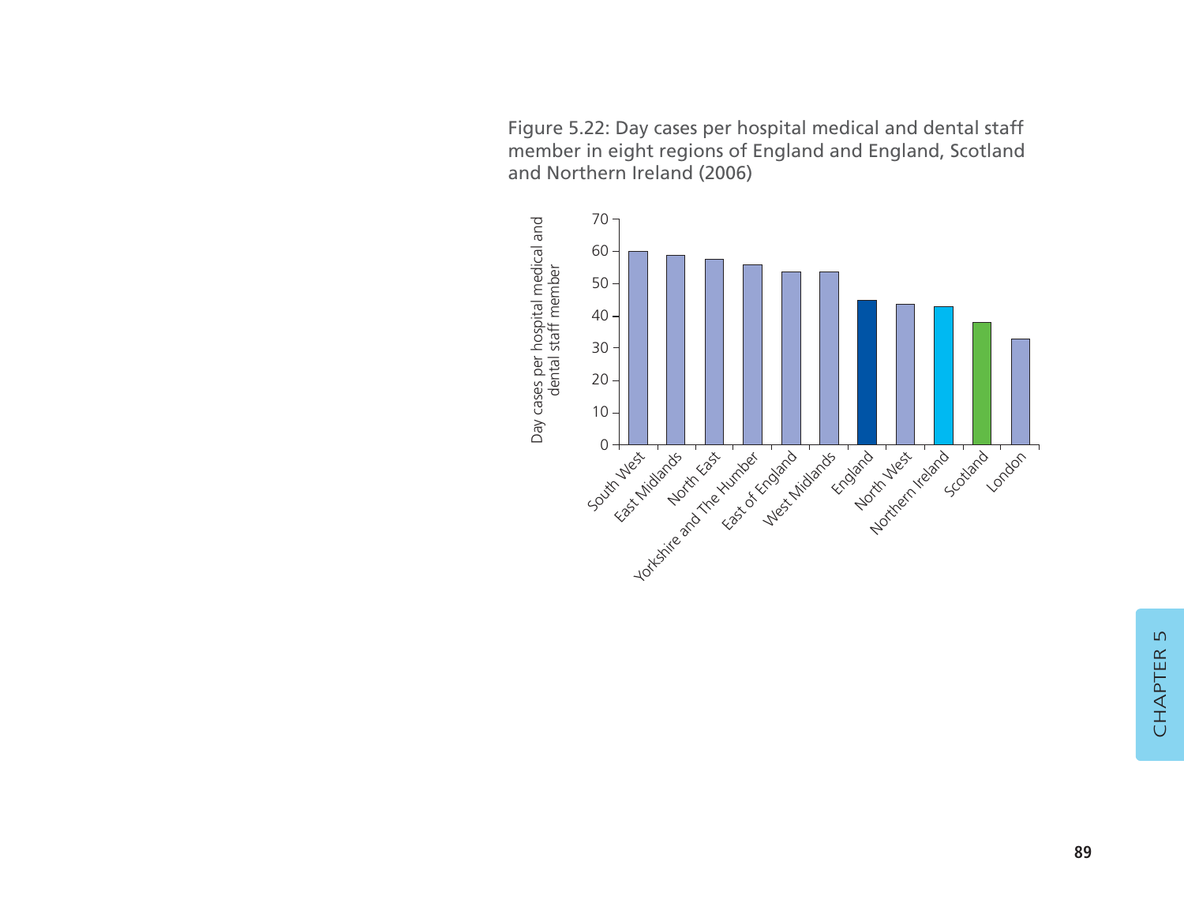Figure 5.22: Day cases per hospital medical and dental staff member in eight regions of England and England, Scotland and Northern Ireland (2006)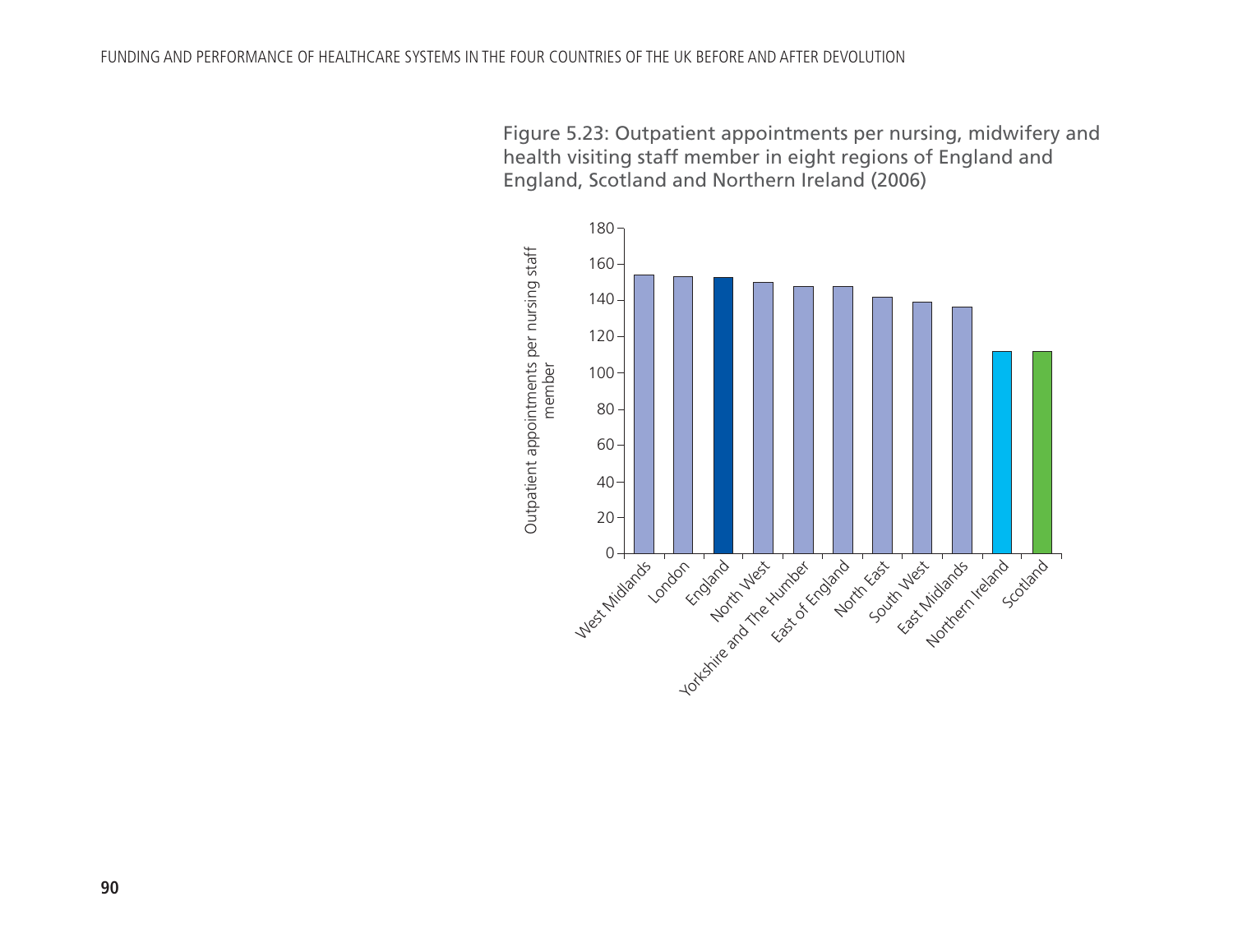Figure 5.23: Outpatient appointments per nursing, midwifery and health visiting staff member in eight regions of England and England, Scotland and Northern Ireland (2006)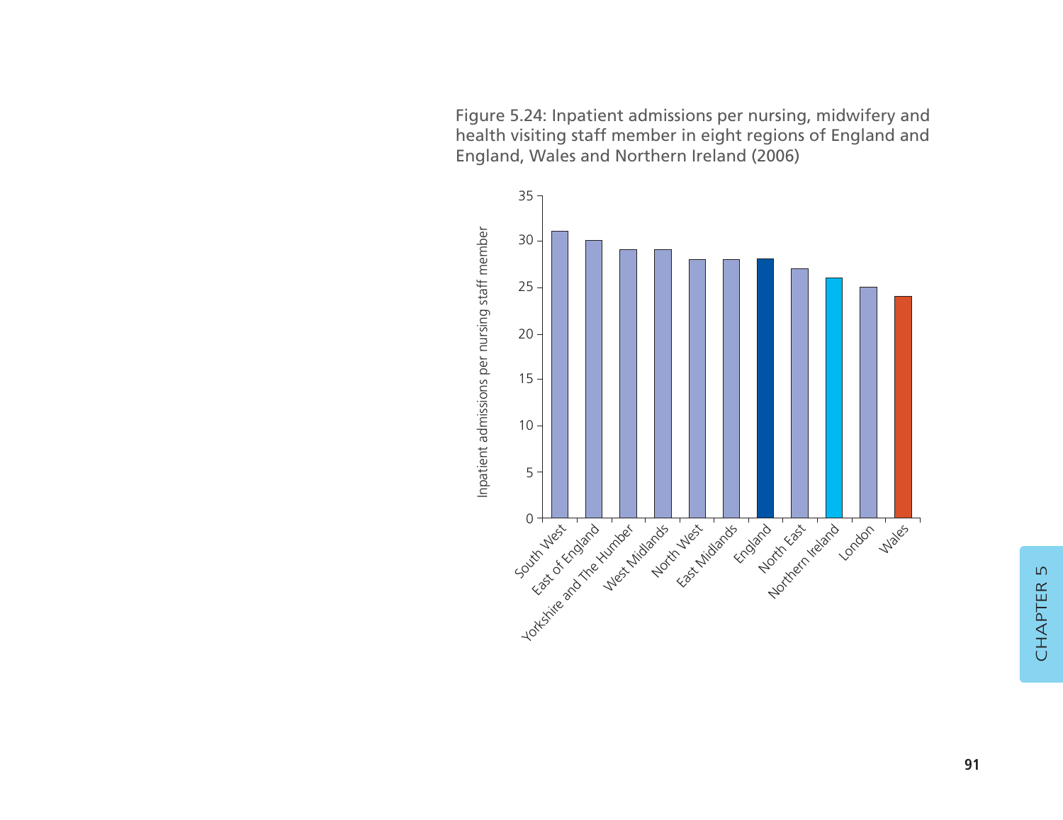Figure 5.24: Inpatient admissions per nursing, midwifery and health visiting staff member in eight regions of England and England, Wales and Northern Ireland (2006)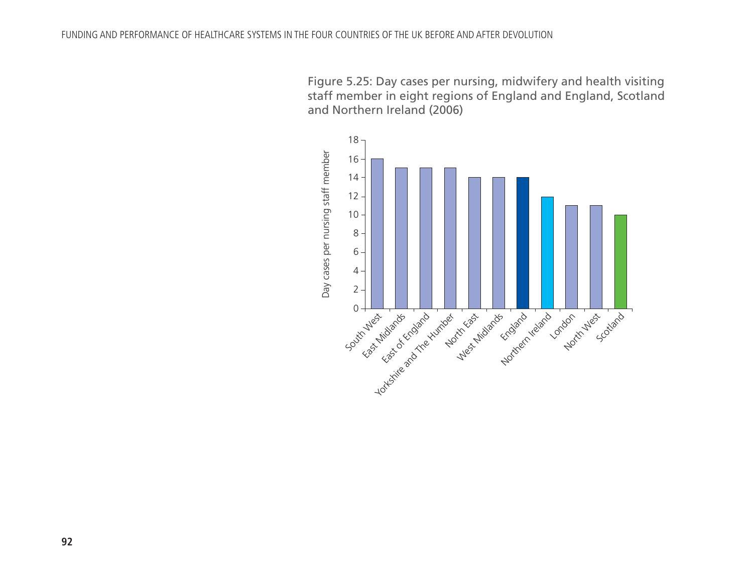Figure 5.25: Day cases per nursing, midwifery and health visiting staff member in eight regions of England and England, Scotland and Northern Ireland (2006)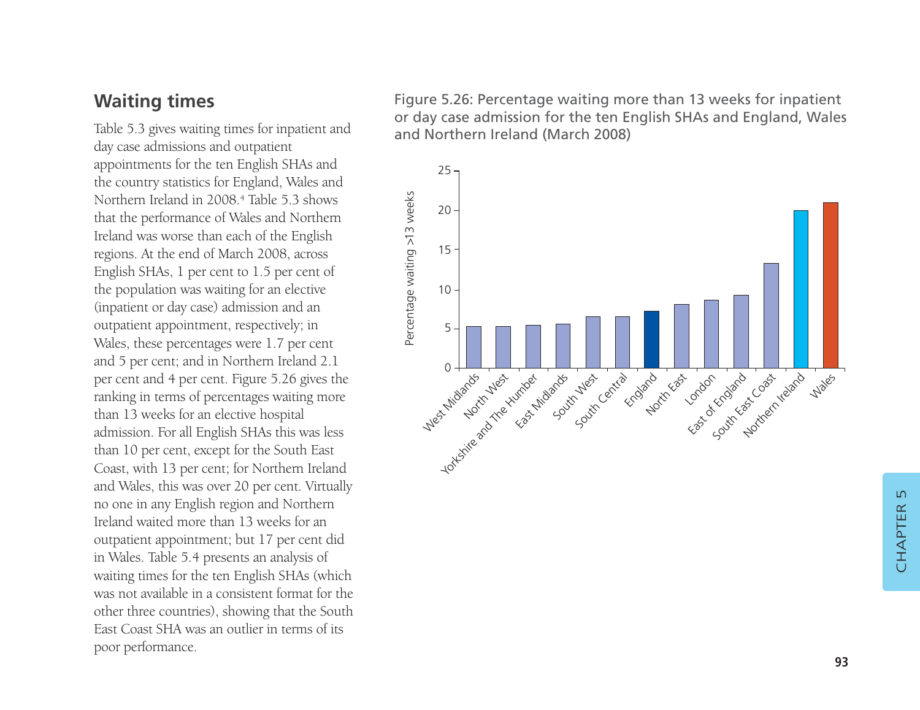## Waiting times

Table 5.3 gives waiting times for inpatient and day case admissions and outpatient appointments for the ten English SHAs and the country statistics for England, Wales and Northern Ireland in 2008.[4] Table 5.3 shows that the performance of Wales and Northern Ireland was worse than each of the English regions. At the end of March 2008, across English SHAs, 1 per cent to 1.5 per cent of the population was waiting for an elective (inpatient or day case) admission and an outpatient appointment, respectively; in Wales, these percentages were 1.7 per cent and 5 per cent; and in Northern Ireland 2.1 per cent and 4 per cent. Figure 5.26 gives the ranking in terms of percentages waiting more than 13 weeks for an elective hospital admission. For all English SHAs this was less than 10 per cent, except for the South East Coast, with 13 per cent; for Northern Ireland and Wales, this was over 20 per cent. Virtually no one in any English region and Northern Ireland waited more than 13 weeks for an outpatient appointment; but 17 per cent did in Wales. Table 5.4 presents an analysis of waiting times for the ten English SHAs (which was not available in a consistent format for the other three countries), showing that the South East Coast SHA was an outlier in terms of its poor performance.

Figure 5.26: Percentage waiting more than 13 weeks for inpatient or day case admission for the ten English SHAs and England, Wales and Northern Ireland (March 2008)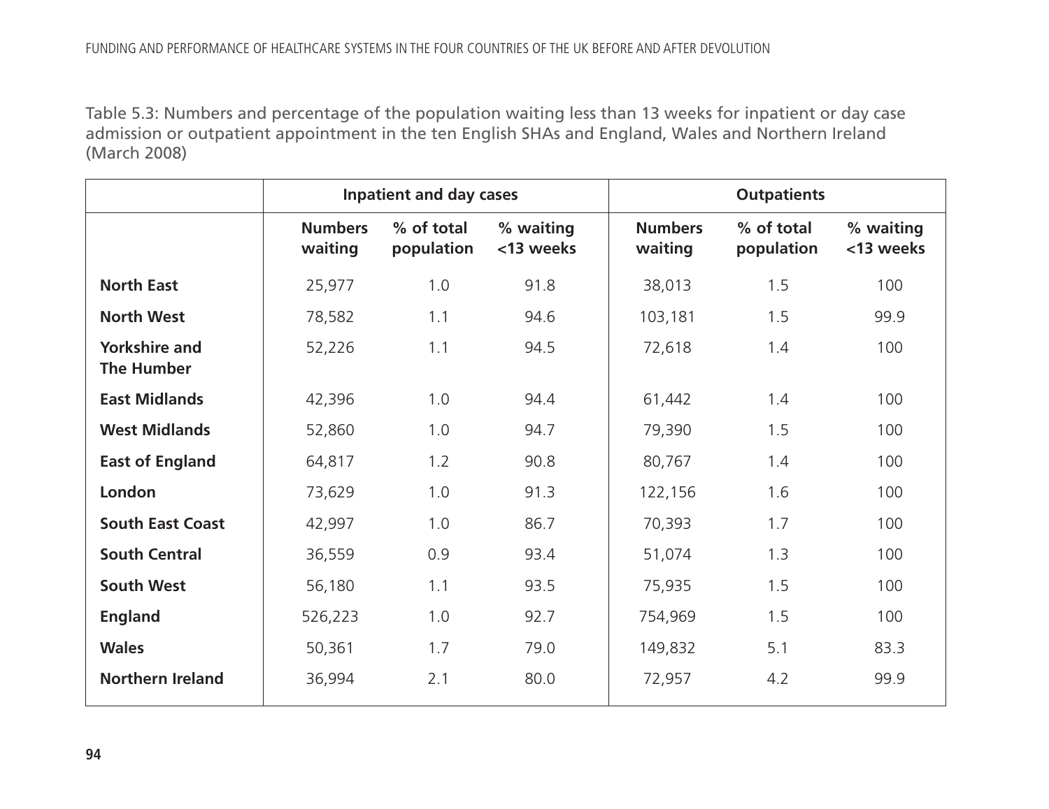Table 5.3: Numbers and percentage of the population waiting less than 13 weeks for inpatient or day case admission or outpatient appointment in the ten English SHAs and England, Wales and Northern Ireland (March 2008)

| | Inpatient and day cases | | | Outpatients | | |
|---|---|---|---|---|---|---|
| | Numbers waiting | % of total population | % waiting <13 weeks | Numbers waiting | % of total population | % waiting <13 weeks |
| **North East** | 25,977 | 1.0 | 91.8 | 38,013 | 1.5 | 100 |
| **North West** | 78,582 | 1.1 | 94.6 | 103,181 | 1.5 | 99.9 |
| **Yorkshire and The Humber** | 52,226 | 1.1 | 94.5 | 72,618 | 1.4 | 100 |
| **East Midlands** | 42,396 | 1.0 | 94.4 | 61,442 | 1.4 | 100 |
| **West Midlands** | 52,860 | 1.0 | 94.7 | 79,390 | 1.5 | 100 |
| **East of England** | 64,817 | 1.2 | 90.8 | 80,767 | 1.4 | 100 |
| **London** | 73,629 | 1.0 | 91.3 | 122,156 | 1.6 | 100 |
| **South East Coast** | 42,997 | 1.0 | 86.7 | 70,393 | 1.7 | 100 |
| **South Central** | 36,559 | 0.9 | 93.4 | 51,074 | 1.3 | 100 |
| **South West** | 56,180 | 1.1 | 93.5 | 75,935 | 1.5 | 100 |
| **England** | 526,223 | 1.0 | 92.7 | 754,969 | 1.5 | 100 |
| **Wales** | 50,361 | 1.7 | 79.0 | 149,832 | 5.1 | 83.3 |
| **Northern Ireland** | 36,994 | 2.1 | 80.0 | 72,957 | 4.2 | 99.9 |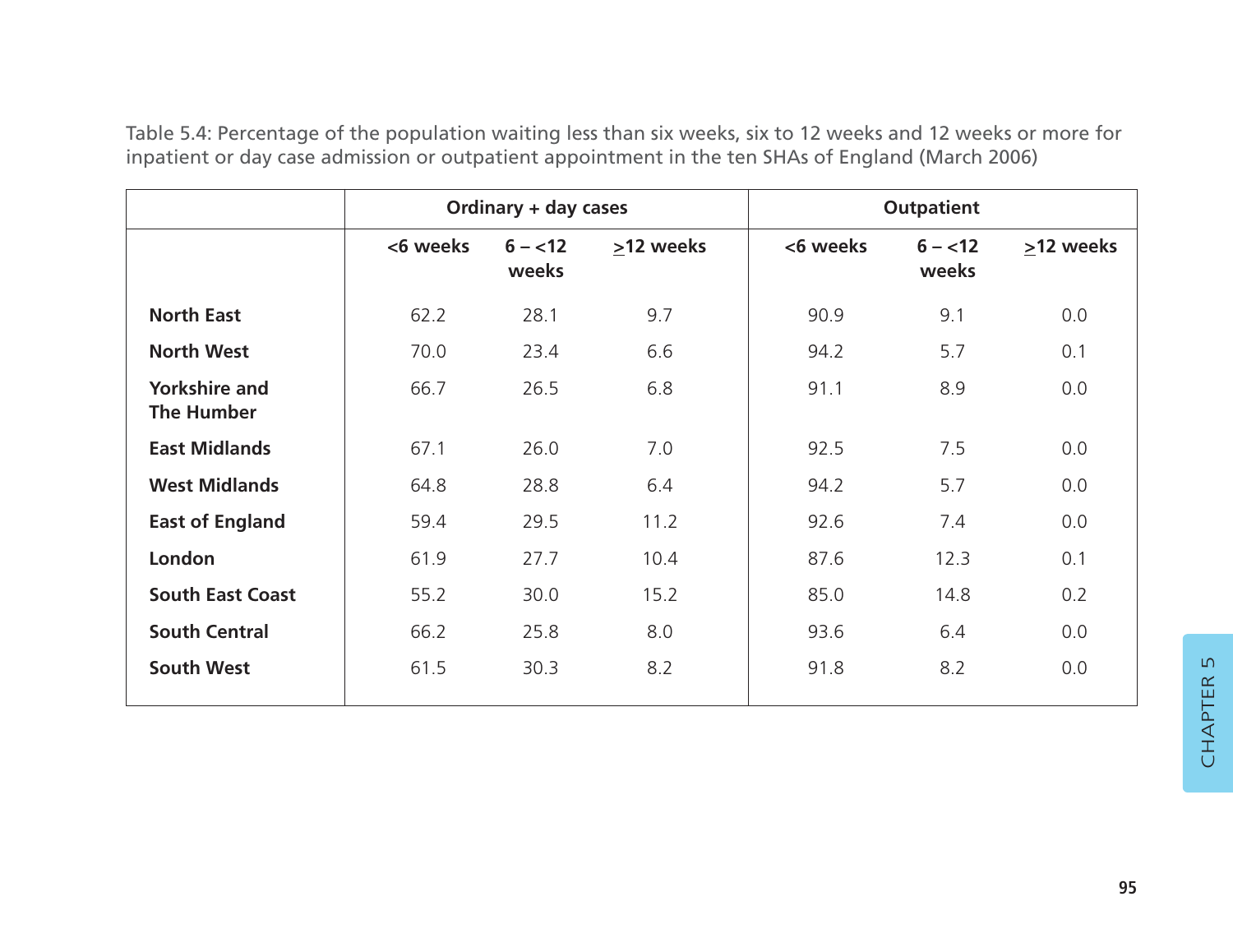Table 5.4: Percentage of the population waiting less than six weeks, six to 12 weeks and 12 weeks or more for inpatient or day case admission or outpatient appointment in the ten SHAs of England (March 2006)

| | Ordinary + day cases | | | Outpatient | | |
|---|---|---|---|---|---|---|
| | <6 weeks | 6 – <12 weeks | ≥12 weeks | <6 weeks | 6 – <12 weeks | ≥12 weeks |
| **North East** | 62.2 | 28.1 | 9.7 | 90.9 | 9.1 | 0.0 |
| **North West** | 70.0 | 23.4 | 6.6 | 94.2 | 5.7 | 0.1 |
| **Yorkshire and The Humber** | 66.7 | 26.5 | 6.8 | 91.1 | 8.9 | 0.0 |
| **East Midlands** | 67.1 | 26.0 | 7.0 | 92.5 | 7.5 | 0.0 |
| **West Midlands** | 64.8 | 28.8 | 6.4 | 94.2 | 5.7 | 0.0 |
| **East of England** | 59.4 | 29.5 | 11.2 | 92.6 | 7.4 | 0.0 |
| **London** | 61.9 | 27.7 | 10.4 | 87.6 | 12.3 | 0.1 |
| **South East Coast** | 55.2 | 30.0 | 15.2 | 85.0 | 14.8 | 0.2 |
| **South Central** | 66.2 | 25.8 | 8.0 | 93.6 | 6.4 | 0.0 |
| **South West** | 61.5 | 30.3 | 8.2 | 91.8 | 8.2 | 0.0 |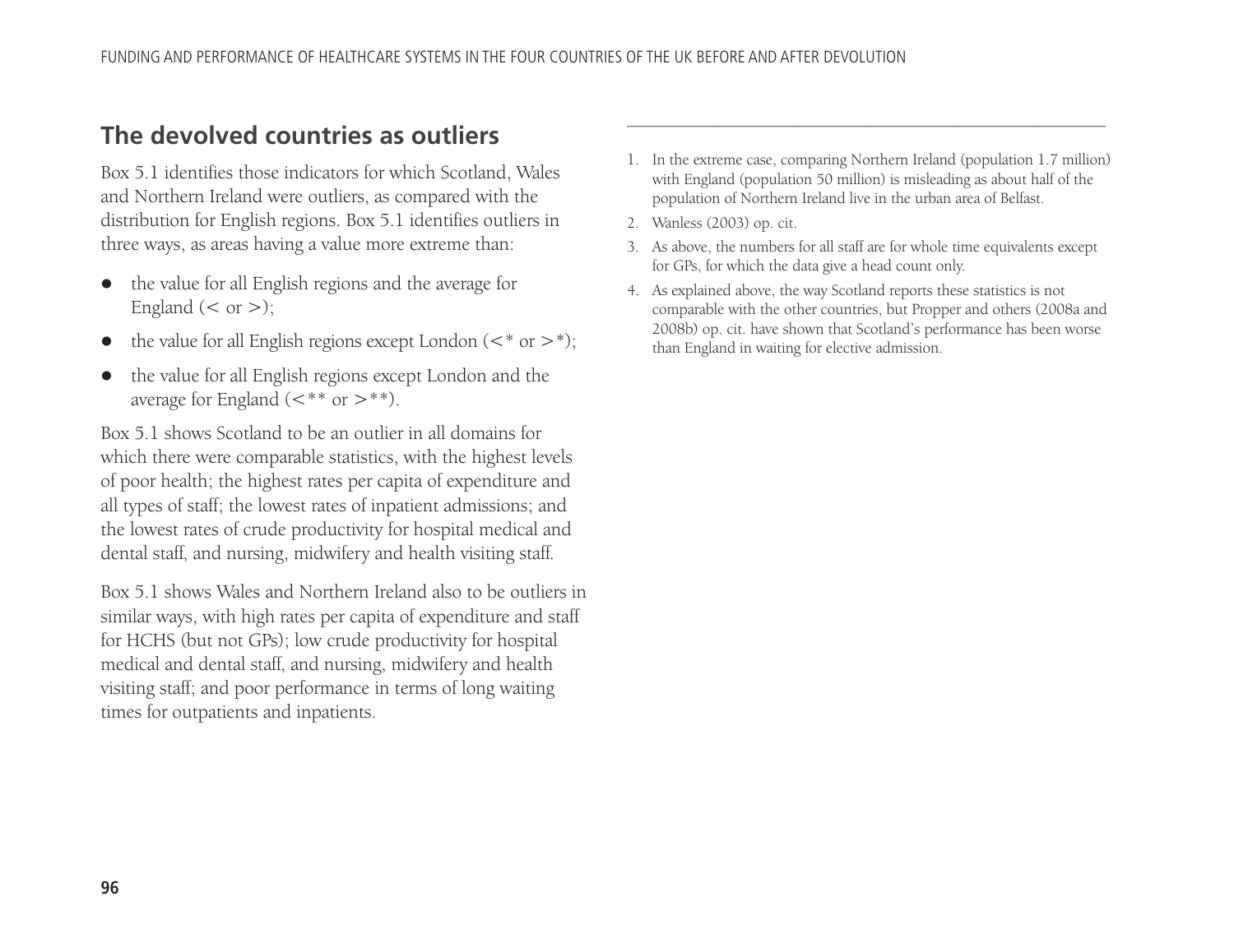## The devolved countries as outliers

Box 5.1 identifies those indicators for which Scotland, Wales and Northern Ireland were outliers, as compared with the distribution for English regions. Box 5.1 identifies outliers in three ways, as areas having a value more extreme than:

- the value for all English regions and the average for England (< or >);
- the value for all English regions except London (<* or >*);
- the value for all English regions except London and the average for England (<** or >**).

Box 5.1 shows Scotland to be an outlier in all domains for which there were comparable statistics, with the highest levels of poor health; the highest rates per capita of expenditure and all types of staff; the lowest rates of inpatient admissions; and the lowest rates of crude productivity for hospital medical and dental staff, and nursing, midwifery and health visiting staff.

Box 5.1 shows Wales and Northern Ireland also to be outliers in similar ways, with high rates per capita of expenditure and staff for HCHS (but not GPs); low crude productivity for hospital medical and dental staff, and nursing, midwifery and health visiting staff; and poor performance in terms of long waiting times for outpatients and inpatients.

---

1. In the extreme case, comparing Northern Ireland (population 1.7 million) with England (population 50 million) is misleading as about half of the population of Northern Ireland live in the urban area of Belfast.
2. Wanless (2003) op. cit.
3. As above, the numbers for all staff are for whole time equivalents except for GPs, for which the data give a head count only.
4. As explained above, the way Scotland reports these statistics is not comparable with the other countries, but Propper and others (2008a and 2008b) op. cit. have shown that Scotland's performance has been worse than England in waiting for elective admission.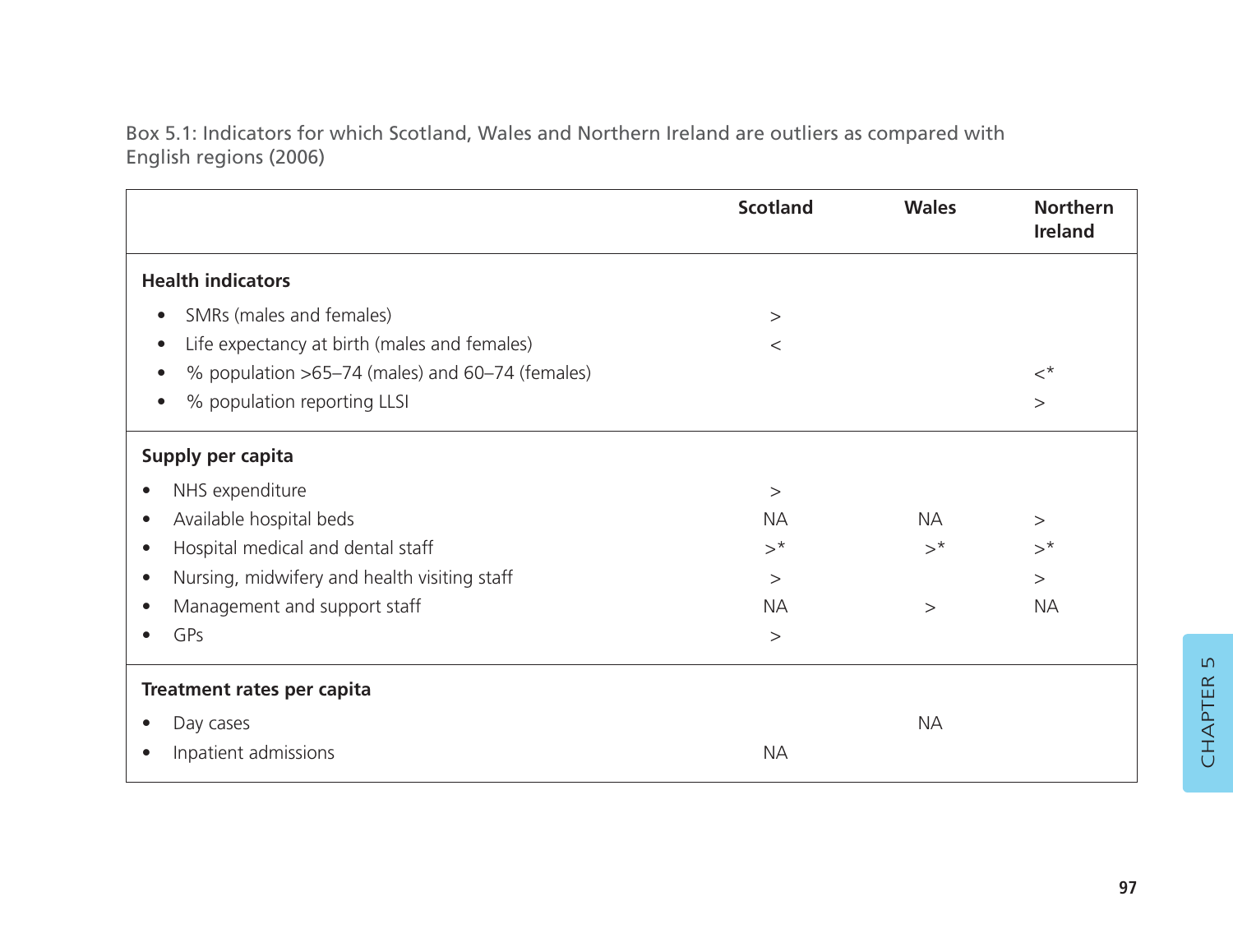Box 5.1: Indicators for which Scotland, Wales and Northern Ireland are outliers as compared with English regions (2006)

| | Scotland | Wales | Northern Ireland |
|---|---|---|---|
| **Health indicators** | | | |
| • SMRs (males and females) | > | | |
| • Life expectancy at birth (males and females) | < | | |
| • % population >65–74 (males) and 60–74 (females) | | | <* |
| • % population reporting LLSI | | | > |
| **Supply per capita** | | | |
| • NHS expenditure | > | | |
| • Available hospital beds | NA | NA | > |
| • Hospital medical and dental staff | >* | >* | >* |
| • Nursing, midwifery and health visiting staff | > | | > |
| • Management and support staff | NA | > | NA |
| • GPs | > | | |
| **Treatment rates per capita** | | | |
| • Day cases | | NA | |
| • Inpatient admissions | NA | | |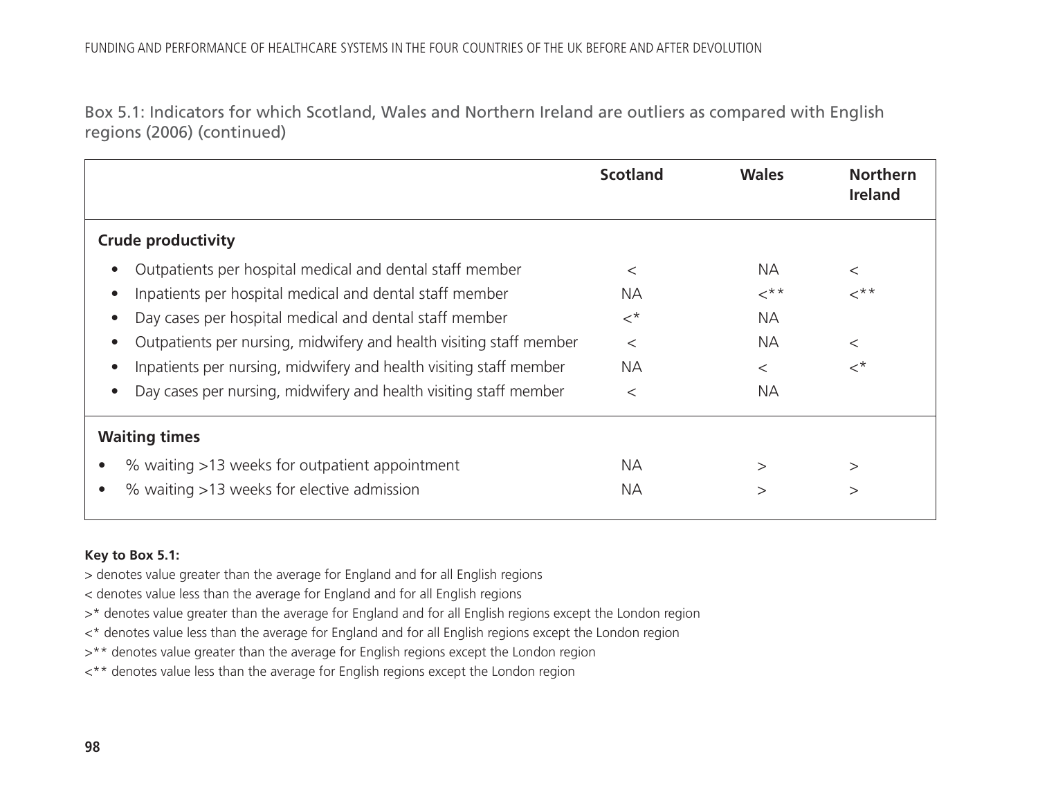Box 5.1: Indicators for which Scotland, Wales and Northern Ireland are outliers as compared with English regions (2006) (continued)

| | Scotland | Wales | Northern Ireland |
|---|---|---|---|
| **Crude productivity** | | | |
| • Outpatients per hospital medical and dental staff member | < | NA | < |
| • Inpatients per hospital medical and dental staff member | NA | <** | <** |
| • Day cases per hospital medical and dental staff member | <* | NA | |
| • Outpatients per nursing, midwifery and health visiting staff member | < | NA | < |
| • Inpatients per nursing, midwifery and health visiting staff member | NA | < | <* |
| • Day cases per nursing, midwifery and health visiting staff member | < | NA | |
| **Waiting times** | | | |
| • % waiting >13 weeks for outpatient appointment | NA | > | > |
| • % waiting >13 weeks for elective admission | NA | > | > |

**Key to Box 5.1:**

> denotes value greater than the average for England and for all English regions

< denotes value less than the average for England and for all English regions

>* denotes value greater than the average for England and for all English regions except the London region

<* denotes value less than the average for England and for all English regions except the London region

>** denotes value greater than the average for English regions except the London region

<** denotes value less than the average for English regions except the London region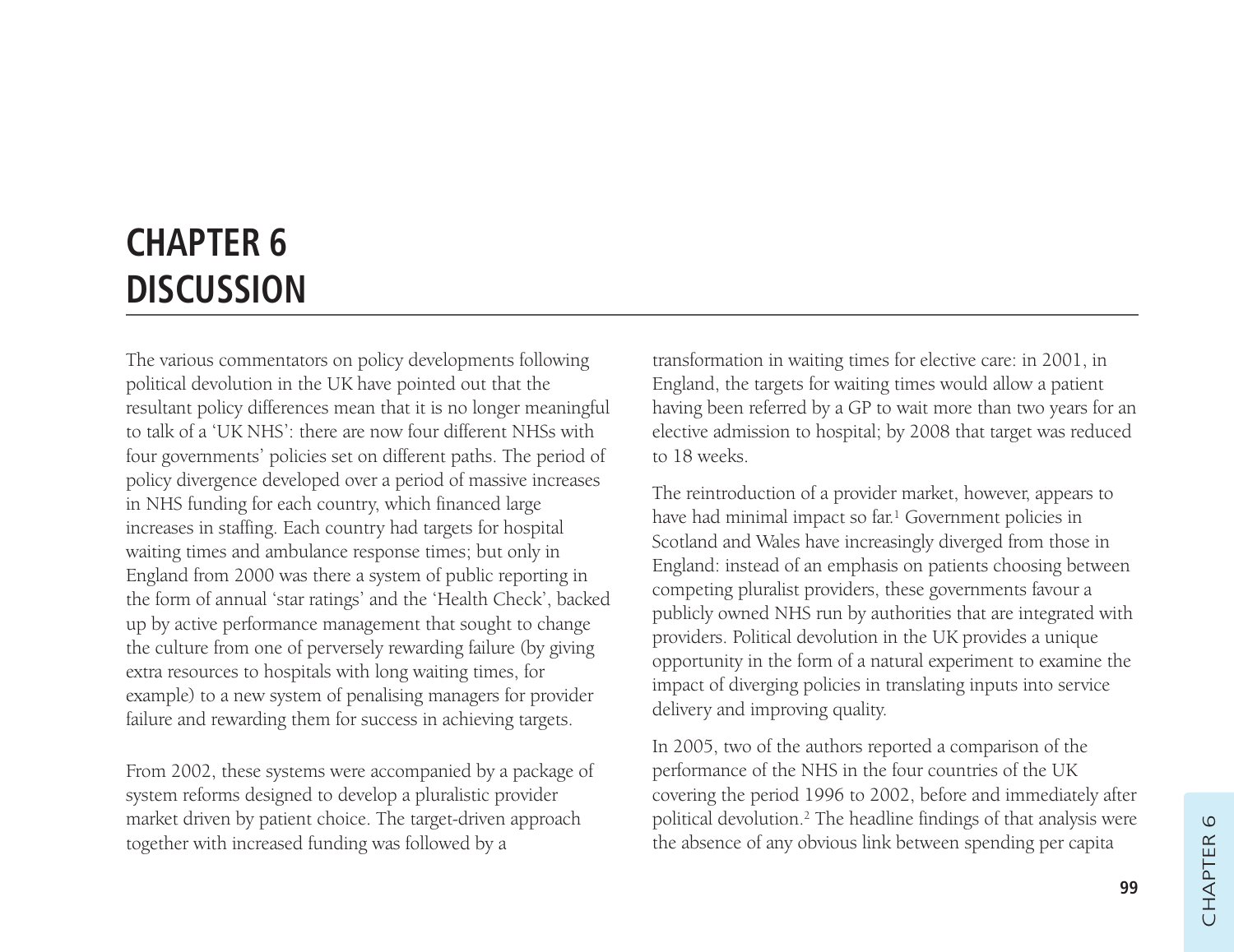# CHAPTER 6 DISCUSSION

The various commentators on policy developments following political devolution in the UK have pointed out that the resultant policy differences mean that it is no longer meaningful to talk of a 'UK NHS': there are now four different NHSs with four governments' policies set on different paths. The period of policy divergence developed over a period of massive increases in NHS funding for each country, which financed large increases in staffing. Each country had targets for hospital waiting times and ambulance response times; but only in England from 2000 was there a system of public reporting in the form of annual 'star ratings' and the 'Health Check', backed up by active performance management that sought to change the culture from one of perversely rewarding failure (by giving extra resources to hospitals with long waiting times, for example) to a new system of penalising managers for provider failure and rewarding them for success in achieving targets.

From 2002, these systems were accompanied by a package of system reforms designed to develop a pluralistic provider market driven by patient choice. The target-driven approach together with increased funding was followed by a transformation in waiting times for elective care: in 2001, in England, the targets for waiting times would allow a patient having been referred by a GP to wait more than two years for an elective admission to hospital; by 2008 that target was reduced to 18 weeks.

The reintroduction of a provider market, however, appears to have had minimal impact so far.[1] Government policies in Scotland and Wales have increasingly diverged from those in England: instead of an emphasis on patients choosing between competing pluralist providers, these governments favour a publicly owned NHS run by authorities that are integrated with providers. Political devolution in the UK provides a unique opportunity in the form of a natural experiment to examine the impact of diverging policies in translating inputs into service delivery and improving quality.

In 2005, two of the authors reported a comparison of the performance of the NHS in the four countries of the UK covering the period 1996 to 2002, before and immediately after political devolution.[2] The headline findings of that analysis were the absence of any obvious link between spending per capita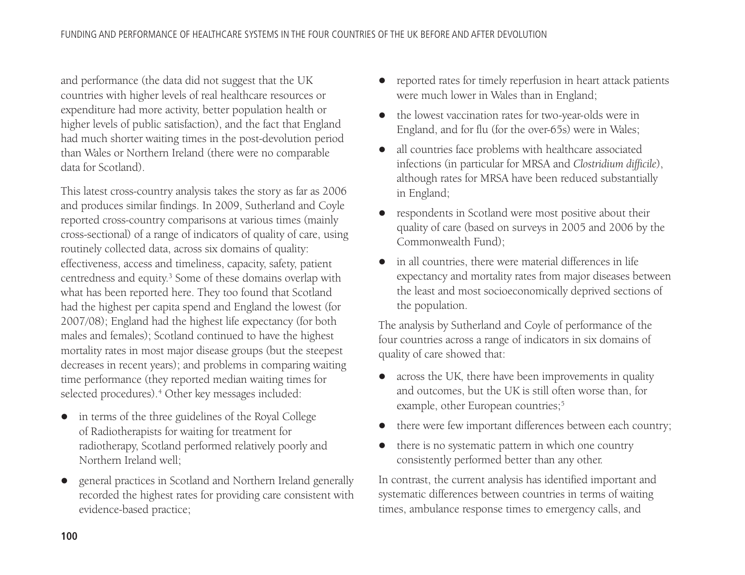and performance (the data did not suggest that the UK countries with higher levels of real healthcare resources or expenditure had more activity, better population health or higher levels of public satisfaction), and the fact that England had much shorter waiting times in the post-devolution period than Wales or Northern Ireland (there were no comparable data for Scotland).

This latest cross-country analysis takes the story as far as 2006 and produces similar findings. In 2009, Sutherland and Coyle reported cross-country comparisons at various times (mainly cross-sectional) of a range of indicators of quality of care, using routinely collected data, across six domains of quality: effectiveness, access and timeliness, capacity, safety, patient centredness and equity.[3] Some of these domains overlap with what has been reported here. They too found that Scotland had the highest per capita spend and England the lowest (for 2007/08); England had the highest life expectancy (for both males and females); Scotland continued to have the highest mortality rates in most major disease groups (but the steepest decreases in recent years); and problems in comparing waiting time performance (they reported median waiting times for selected procedures).[4] Other key messages included:

- in terms of the three guidelines of the Royal College of Radiotherapists for waiting for treatment for radiotherapy, Scotland performed relatively poorly and Northern Ireland well;
- general practices in Scotland and Northern Ireland generally recorded the highest rates for providing care consistent with evidence-based practice;
- reported rates for timely reperfusion in heart attack patients were much lower in Wales than in England;
- the lowest vaccination rates for two-year-olds were in England, and for flu (for the over-65s) were in Wales;
- all countries face problems with healthcare associated infections (in particular for MRSA and *Clostridium difficile*), although rates for MRSA have been reduced substantially in England;
- respondents in Scotland were most positive about their quality of care (based on surveys in 2005 and 2006 by the Commonwealth Fund);
- in all countries, there were material differences in life expectancy and mortality rates from major diseases between the least and most socioeconomically deprived sections of the population.

The analysis by Sutherland and Coyle of performance of the four countries across a range of indicators in six domains of quality of care showed that:

- across the UK, there have been improvements in quality and outcomes, but the UK is still often worse than, for example, other European countries;[5]
- there were few important differences between each country;
- there is no systematic pattern in which one country consistently performed better than any other.

In contrast, the current analysis has identified important and systematic differences between countries in terms of waiting times, ambulance response times to emergency calls, and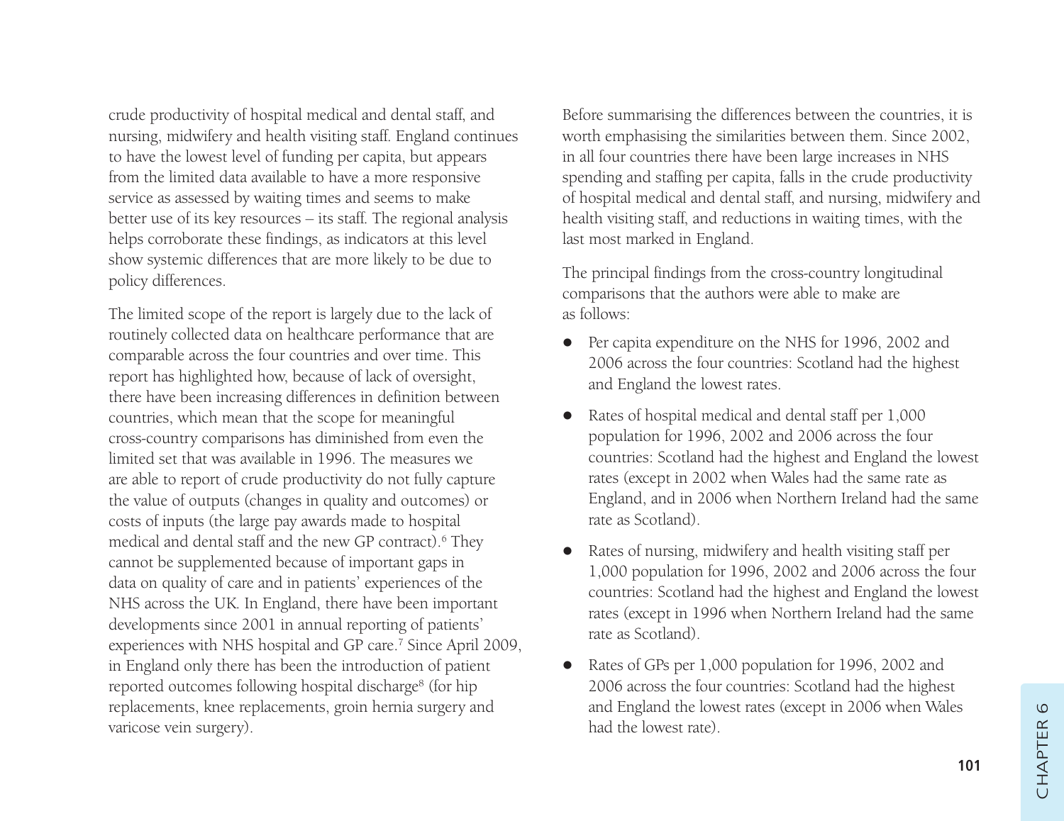crude productivity of hospital medical and dental staff, and nursing, midwifery and health visiting staff. England continues to have the lowest level of funding per capita, but appears from the limited data available to have a more responsive service as assessed by waiting times and seems to make better use of its key resources – its staff. The regional analysis helps corroborate these findings, as indicators at this level show systemic differences that are more likely to be due to policy differences.

The limited scope of the report is largely due to the lack of routinely collected data on healthcare performance that are comparable across the four countries and over time. This report has highlighted how, because of lack of oversight, there have been increasing differences in definition between countries, which mean that the scope for meaningful cross-country comparisons has diminished from even the limited set that was available in 1996. The measures we are able to report of crude productivity do not fully capture the value of outputs (changes in quality and outcomes) or costs of inputs (the large pay awards made to hospital medical and dental staff and the new GP contract).[6] They cannot be supplemented because of important gaps in data on quality of care and in patients' experiences of the NHS across the UK. In England, there have been important developments since 2001 in annual reporting of patients' experiences with NHS hospital and GP care.[7] Since April 2009, in England only there has been the introduction of patient reported outcomes following hospital discharge[8] (for hip replacements, knee replacements, groin hernia surgery and varicose vein surgery).

Before summarising the differences between the countries, it is worth emphasising the similarities between them. Since 2002, in all four countries there have been large increases in NHS spending and staffing per capita, falls in the crude productivity of hospital medical and dental staff, and nursing, midwifery and health visiting staff, and reductions in waiting times, with the last most marked in England.

The principal findings from the cross-country longitudinal comparisons that the authors were able to make are as follows:

- Per capita expenditure on the NHS for 1996, 2002 and 2006 across the four countries: Scotland had the highest and England the lowest rates.
- Rates of hospital medical and dental staff per 1,000 population for 1996, 2002 and 2006 across the four countries: Scotland had the highest and England the lowest rates (except in 2002 when Wales had the same rate as England, and in 2006 when Northern Ireland had the same rate as Scotland).
- Rates of nursing, midwifery and health visiting staff per 1,000 population for 1996, 2002 and 2006 across the four countries: Scotland had the highest and England the lowest rates (except in 1996 when Northern Ireland had the same rate as Scotland).
- Rates of GPs per 1,000 population for 1996, 2002 and 2006 across the four countries: Scotland had the highest and England the lowest rates (except in 2006 when Wales had the lowest rate).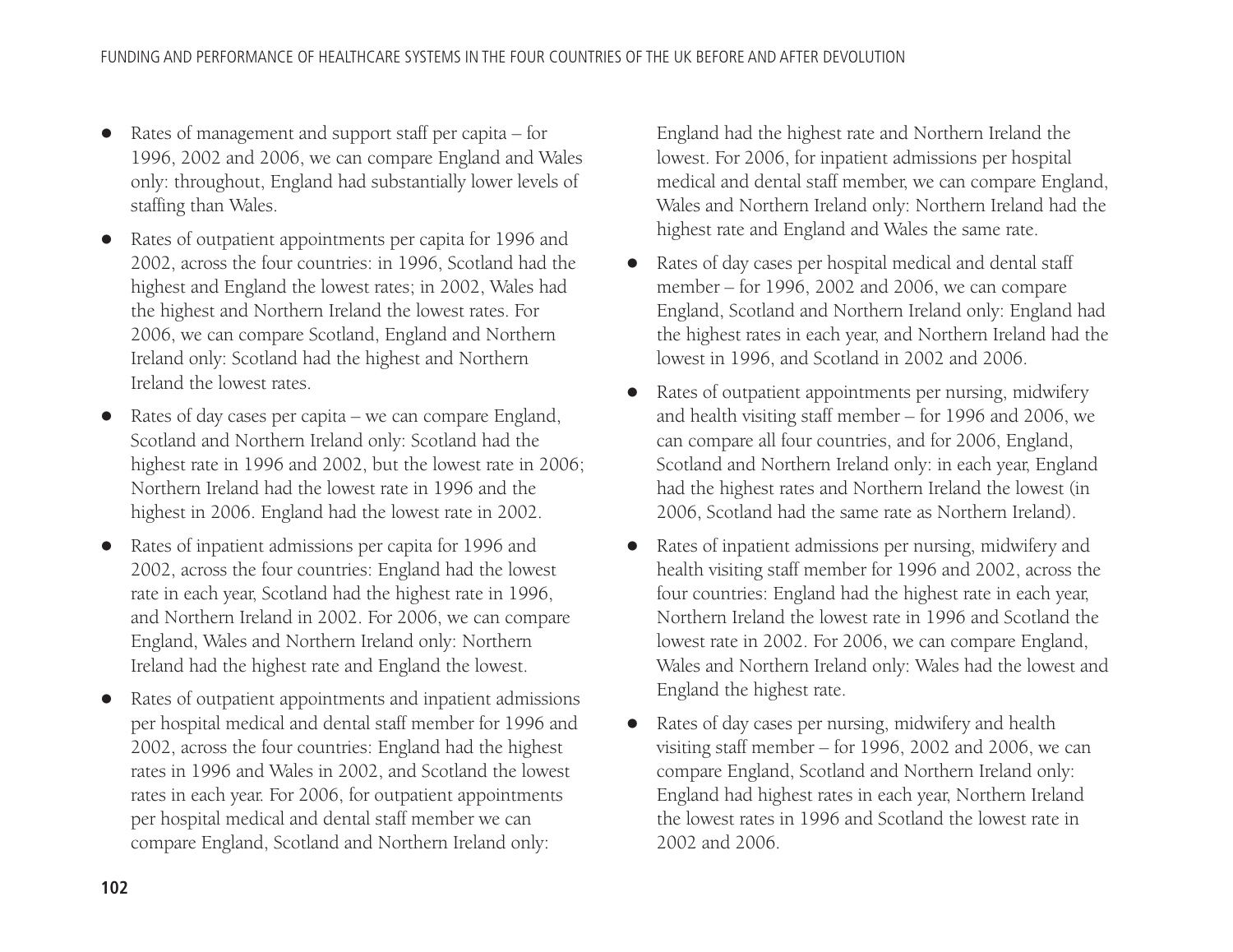- Rates of management and support staff per capita – for 1996, 2002 and 2006, we can compare England and Wales only: throughout, England had substantially lower levels of staffing than Wales.
- Rates of outpatient appointments per capita for 1996 and 2002, across the four countries: in 1996, Scotland had the highest and England the lowest rates; in 2002, Wales had the highest and Northern Ireland the lowest rates. For 2006, we can compare Scotland, England and Northern Ireland only: Scotland had the highest and Northern Ireland the lowest rates.
- Rates of day cases per capita – we can compare England, Scotland and Northern Ireland only: Scotland had the highest rate in 1996 and 2002, but the lowest rate in 2006; Northern Ireland had the lowest rate in 1996 and the highest in 2006. England had the lowest rate in 2002.
- Rates of inpatient admissions per capita for 1996 and 2002, across the four countries: England had the lowest rate in each year, Scotland had the highest rate in 1996, and Northern Ireland in 2002. For 2006, we can compare England, Wales and Northern Ireland only: Northern Ireland had the highest rate and England the lowest.
- Rates of outpatient appointments and inpatient admissions per hospital medical and dental staff member for 1996 and 2002, across the four countries: England had the highest rates in 1996 and Wales in 2002, and Scotland the lowest rates in each year. For 2006, for outpatient appointments per hospital medical and dental staff member we can compare England, Scotland and Northern Ireland only: England had the highest rate and Northern Ireland the lowest. For 2006, for inpatient admissions per hospital medical and dental staff member, we can compare England, Wales and Northern Ireland only: Northern Ireland had the highest rate and England and Wales the same rate.
- Rates of day cases per hospital medical and dental staff member – for 1996, 2002 and 2006, we can compare England, Scotland and Northern Ireland only: England had the highest rates in each year, and Northern Ireland had the lowest in 1996, and Scotland in 2002 and 2006.
- Rates of outpatient appointments per nursing, midwifery and health visiting staff member – for 1996 and 2006, we can compare all four countries, and for 2006, England, Scotland and Northern Ireland only: in each year, England had the highest rates and Northern Ireland the lowest (in 2006, Scotland had the same rate as Northern Ireland).
- Rates of inpatient admissions per nursing, midwifery and health visiting staff member for 1996 and 2002, across the four countries: England had the highest rate in each year, Northern Ireland the lowest rate in 1996 and Scotland the lowest rate in 2002. For 2006, we can compare England, Wales and Northern Ireland only: Wales had the lowest and England the highest rate.
- Rates of day cases per nursing, midwifery and health visiting staff member – for 1996, 2002 and 2006, we can compare England, Scotland and Northern Ireland only: England had highest rates in each year, Northern Ireland the lowest rates in 1996 and Scotland the lowest rate in 2002 and 2006.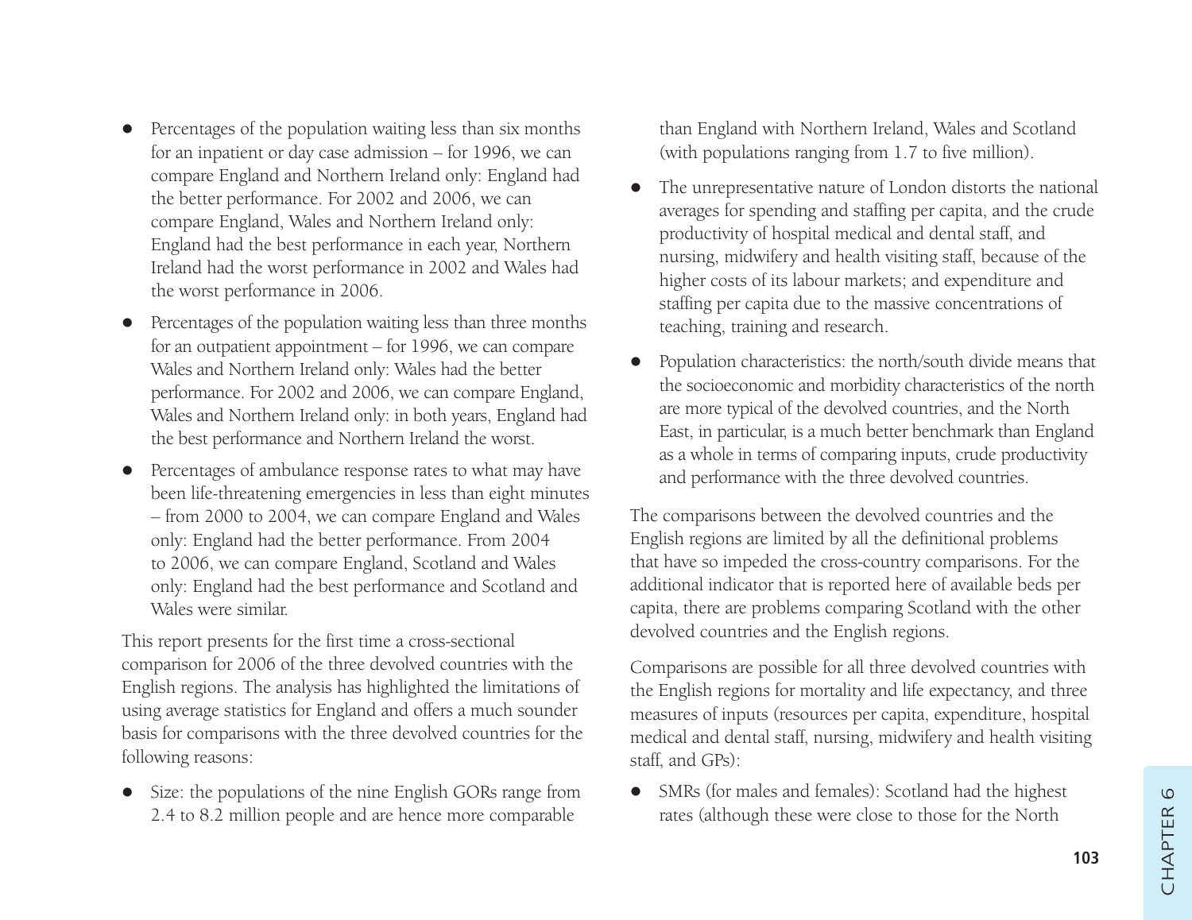- Percentages of the population waiting less than six months for an inpatient or day case admission – for 1996, we can compare England and Northern Ireland only: England had the better performance. For 2002 and 2006, we can compare England, Wales and Northern Ireland only: England had the best performance in each year, Northern Ireland had the worst performance in 2002 and Wales had the worst performance in 2006.
- Percentages of the population waiting less than three months for an outpatient appointment – for 1996, we can compare Wales and Northern Ireland only: Wales had the better performance. For 2002 and 2006, we can compare England, Wales and Northern Ireland only: in both years, England had the best performance and Northern Ireland the worst.
- Percentages of ambulance response rates to what may have been life-threatening emergencies in less than eight minutes – from 2000 to 2004, we can compare England and Wales only: England had the better performance. From 2004 to 2006, we can compare England, Scotland and Wales only: England had the best performance and Scotland and Wales were similar.

This report presents for the first time a cross-sectional comparison for 2006 of the three devolved countries with the English regions. The analysis has highlighted the limitations of using average statistics for England and offers a much sounder basis for comparisons with the three devolved countries for the following reasons:

- Size: the populations of the nine English GORs range from 2.4 to 8.2 million people and are hence more comparable than England with Northern Ireland, Wales and Scotland (with populations ranging from 1.7 to five million).
- The unrepresentative nature of London distorts the national averages for spending and staffing per capita, and the crude productivity of hospital medical and dental staff, and nursing, midwifery and health visiting staff, because of the higher costs of its labour markets; and expenditure and staffing per capita due to the massive concentrations of teaching, training and research.
- Population characteristics: the north/south divide means that the socioeconomic and morbidity characteristics of the north are more typical of the devolved countries, and the North East, in particular, is a much better benchmark than England as a whole in terms of comparing inputs, crude productivity and performance with the three devolved countries.

The comparisons between the devolved countries and the English regions are limited by all the definitional problems that have so impeded the cross-country comparisons. For the additional indicator that is reported here of available beds per capita, there are problems comparing Scotland with the other devolved countries and the English regions.

Comparisons are possible for all three devolved countries with the English regions for mortality and life expectancy, and three measures of inputs (resources per capita, expenditure, hospital medical and dental staff, nursing, midwifery and health visiting staff, and GPs):

- SMRs (for males and females): Scotland had the highest rates (although these were close to those for the North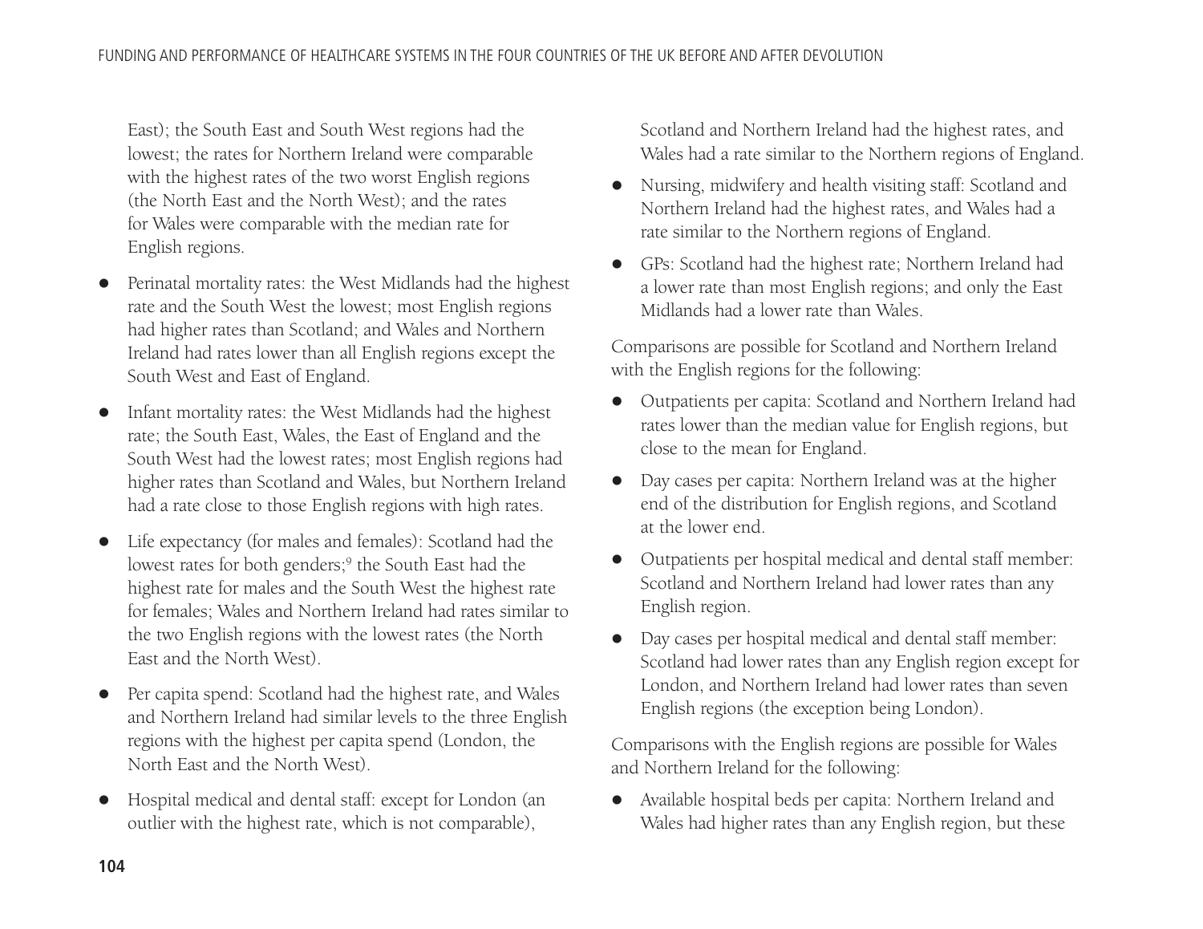East); the South East and South West regions had the lowest; the rates for Northern Ireland were comparable with the highest rates of the two worst English regions (the North East and the North West); and the rates for Wales were comparable with the median rate for English regions.

- Perinatal mortality rates: the West Midlands had the highest rate and the South West the lowest; most English regions had higher rates than Scotland; and Wales and Northern Ireland had rates lower than all English regions except the South West and East of England.
- Infant mortality rates: the West Midlands had the highest rate; the South East, Wales, the East of England and the South West had the lowest rates; most English regions had higher rates than Scotland and Wales, but Northern Ireland had a rate close to those English regions with high rates.
- Life expectancy (for males and females): Scotland had the lowest rates for both genders;[9] the South East had the highest rate for males and the South West the highest rate for females; Wales and Northern Ireland had rates similar to the two English regions with the lowest rates (the North East and the North West).
- Per capita spend: Scotland had the highest rate, and Wales and Northern Ireland had similar levels to the three English regions with the highest per capita spend (London, the North East and the North West).
- Hospital medical and dental staff: except for London (an outlier with the highest rate, which is not comparable), Scotland and Northern Ireland had the highest rates, and Wales had a rate similar to the Northern regions of England.
- Nursing, midwifery and health visiting staff: Scotland and Northern Ireland had the highest rates, and Wales had a rate similar to the Northern regions of England.
- GPs: Scotland had the highest rate; Northern Ireland had a lower rate than most English regions; and only the East Midlands had a lower rate than Wales.

Comparisons are possible for Scotland and Northern Ireland with the English regions for the following:

- Outpatients per capita: Scotland and Northern Ireland had rates lower than the median value for English regions, but close to the mean for England.
- Day cases per capita: Northern Ireland was at the higher end of the distribution for English regions, and Scotland at the lower end.
- Outpatients per hospital medical and dental staff member: Scotland and Northern Ireland had lower rates than any English region.
- Day cases per hospital medical and dental staff member: Scotland had lower rates than any English region except for London, and Northern Ireland had lower rates than seven English regions (the exception being London).

Comparisons with the English regions are possible for Wales and Northern Ireland for the following:

- Available hospital beds per capita: Northern Ireland and Wales had higher rates than any English region, but these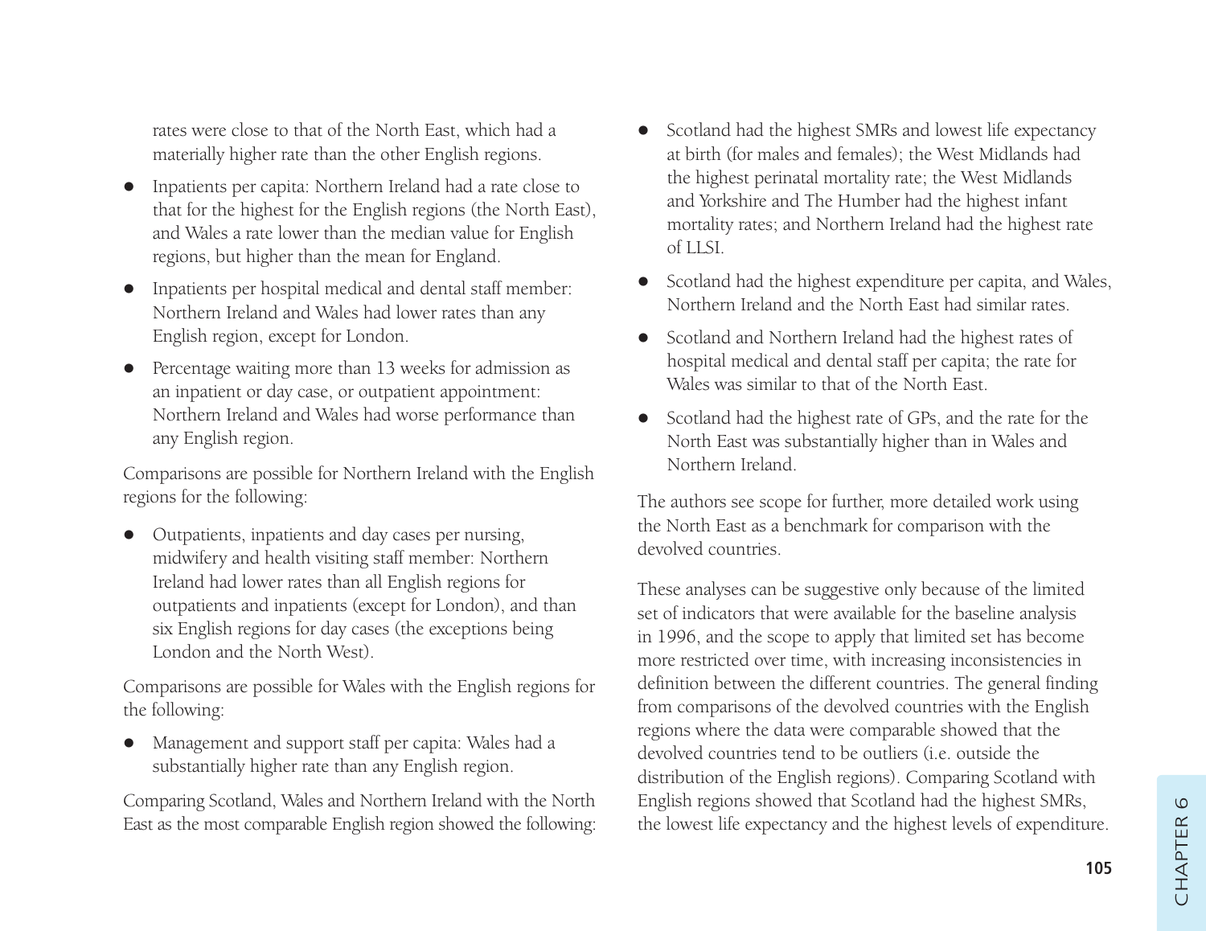rates were close to that of the North East, which had a materially higher rate than the other English regions.

- Inpatients per capita: Northern Ireland had a rate close to that for the highest for the English regions (the North East), and Wales a rate lower than the median value for English regions, but higher than the mean for England.
- Inpatients per hospital medical and dental staff member: Northern Ireland and Wales had lower rates than any English region, except for London.
- Percentage waiting more than 13 weeks for admission as an inpatient or day case, or outpatient appointment: Northern Ireland and Wales had worse performance than any English region.

Comparisons are possible for Northern Ireland with the English regions for the following:

- Outpatients, inpatients and day cases per nursing, midwifery and health visiting staff member: Northern Ireland had lower rates than all English regions for outpatients and inpatients (except for London), and than six English regions for day cases (the exceptions being London and the North West).

Comparisons are possible for Wales with the English regions for the following:

- Management and support staff per capita: Wales had a substantially higher rate than any English region.

Comparing Scotland, Wales and Northern Ireland with the North East as the most comparable English region showed the following:

- Scotland had the highest SMRs and lowest life expectancy at birth (for males and females); the West Midlands had the highest perinatal mortality rate; the West Midlands and Yorkshire and The Humber had the highest infant mortality rates; and Northern Ireland had the highest rate of LLSI.
- Scotland had the highest expenditure per capita, and Wales, Northern Ireland and the North East had similar rates.
- Scotland and Northern Ireland had the highest rates of hospital medical and dental staff per capita; the rate for Wales was similar to that of the North East.
- Scotland had the highest rate of GPs, and the rate for the North East was substantially higher than in Wales and Northern Ireland.

The authors see scope for further, more detailed work using the North East as a benchmark for comparison with the devolved countries.

These analyses can be suggestive only because of the limited set of indicators that were available for the baseline analysis in 1996, and the scope to apply that limited set has become more restricted over time, with increasing inconsistencies in definition between the different countries. The general finding from comparisons of the devolved countries with the English regions where the data were comparable showed that the devolved countries tend to be outliers (i.e. outside the distribution of the English regions). Comparing Scotland with English regions showed that Scotland had the highest SMRs, the lowest life expectancy and the highest levels of expenditure.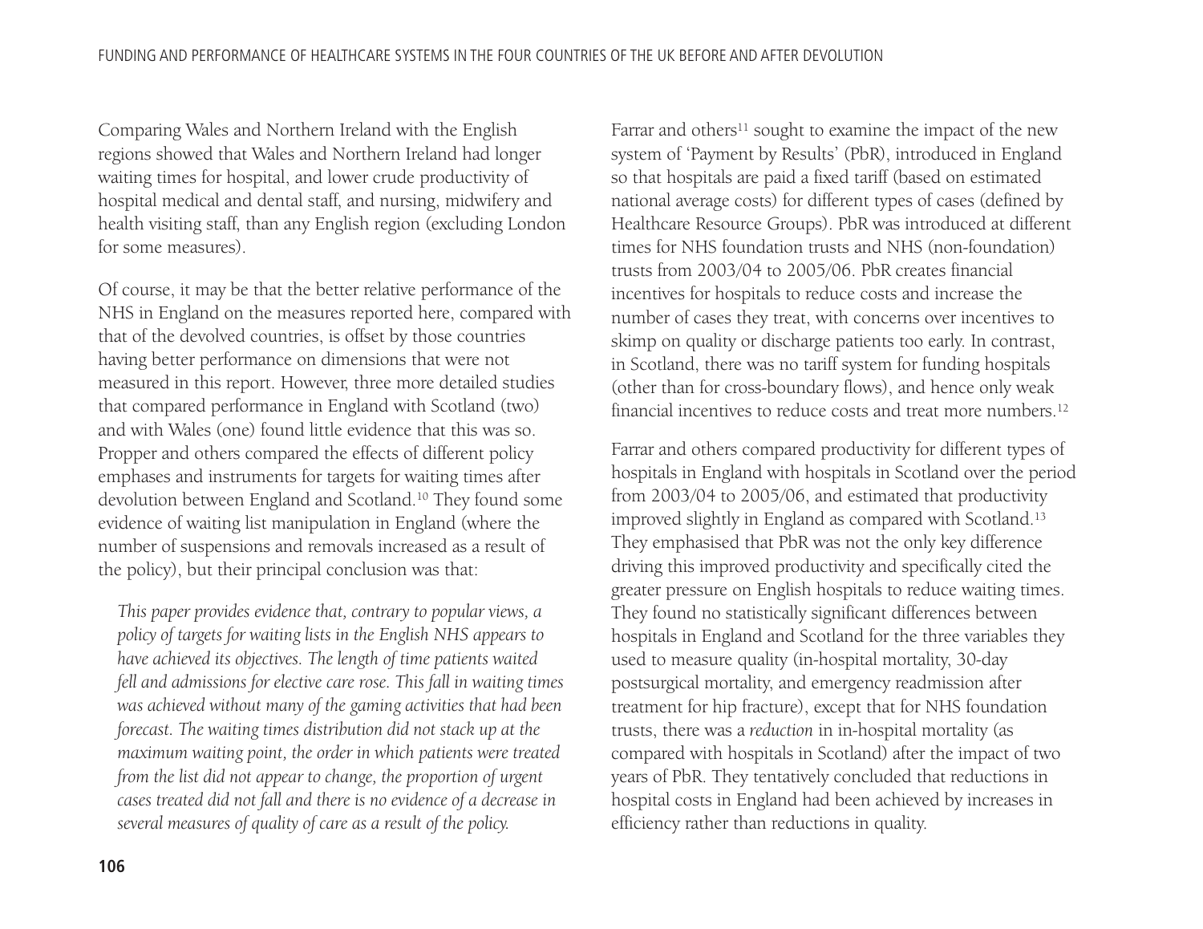Comparing Wales and Northern Ireland with the English regions showed that Wales and Northern Ireland had longer waiting times for hospital, and lower crude productivity of hospital medical and dental staff, and nursing, midwifery and health visiting staff, than any English region (excluding London for some measures).

Of course, it may be that the better relative performance of the NHS in England on the measures reported here, compared with that of the devolved countries, is offset by those countries having better performance on dimensions that were not measured in this report. However, three more detailed studies that compared performance in England with Scotland (two) and with Wales (one) found little evidence that this was so. Propper and others compared the effects of different policy emphases and instruments for targets for waiting times after devolution between England and Scotland.[10] They found some evidence of waiting list manipulation in England (where the number of suspensions and removals increased as a result of the policy), but their principal conclusion was that:

> *This paper provides evidence that, contrary to popular views, a policy of targets for waiting lists in the English NHS appears to have achieved its objectives. The length of time patients waited fell and admissions for elective care rose. This fall in waiting times was achieved without many of the gaming activities that had been forecast. The waiting times distribution did not stack up at the maximum waiting point, the order in which patients were treated from the list did not appear to change, the proportion of urgent cases treated did not fall and there is no evidence of a decrease in several measures of quality of care as a result of the policy.*

Farrar and others[11] sought to examine the impact of the new system of 'Payment by Results' (PbR), introduced in England so that hospitals are paid a fixed tariff (based on estimated national average costs) for different types of cases (defined by Healthcare Resource Groups). PbR was introduced at different times for NHS foundation trusts and NHS (non-foundation) trusts from 2003/04 to 2005/06. PbR creates financial incentives for hospitals to reduce costs and increase the number of cases they treat, with concerns over incentives to skimp on quality or discharge patients too early. In contrast, in Scotland, there was no tariff system for funding hospitals (other than for cross-boundary flows), and hence only weak financial incentives to reduce costs and treat more numbers.[12]

Farrar and others compared productivity for different types of hospitals in England with hospitals in Scotland over the period from 2003/04 to 2005/06, and estimated that productivity improved slightly in England as compared with Scotland.[13] They emphasised that PbR was not the only key difference driving this improved productivity and specifically cited the greater pressure on English hospitals to reduce waiting times. They found no statistically significant differences between hospitals in England and Scotland for the three variables they used to measure quality (in-hospital mortality, 30-day postsurgical mortality, and emergency readmission after treatment for hip fracture), except that for NHS foundation trusts, there was a *reduction* in in-hospital mortality (as compared with hospitals in Scotland) after the impact of two years of PbR. They tentatively concluded that reductions in hospital costs in England had been achieved by increases in efficiency rather than reductions in quality.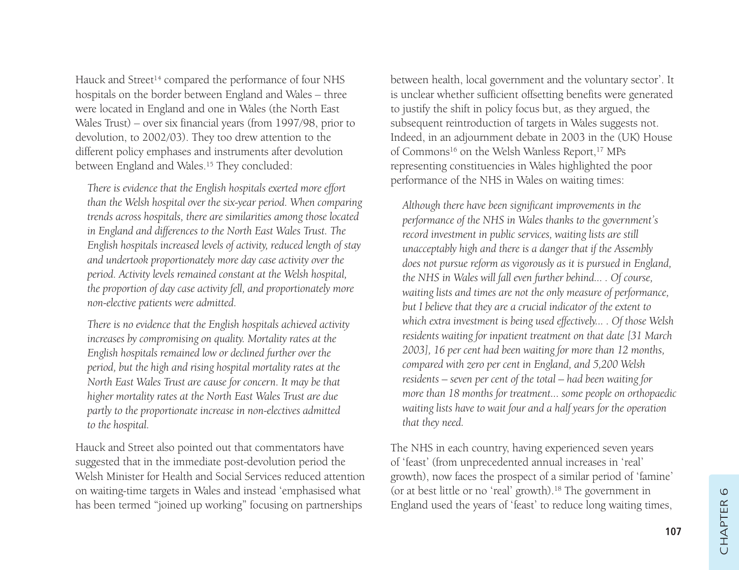Hauck and Street[14] compared the performance of four NHS hospitals on the border between England and Wales – three were located in England and one in Wales (the North East Wales Trust) – over six financial years (from 1997/98, prior to devolution, to 2002/03). They too drew attention to the different policy emphases and instruments after devolution between England and Wales.[15] They concluded:

> *There is evidence that the English hospitals exerted more effort than the Welsh hospital over the six-year period. When comparing trends across hospitals, there are similarities among those located in England and differences to the North East Wales Trust. The English hospitals increased levels of activity, reduced length of stay and undertook proportionately more day case activity over the period. Activity levels remained constant at the Welsh hospital, the proportion of day case activity fell, and proportionately more non-elective patients were admitted.*
>
> *There is no evidence that the English hospitals achieved activity increases by compromising on quality. Mortality rates at the English hospitals remained low or declined further over the period, but the high and rising hospital mortality rates at the North East Wales Trust are cause for concern. It may be that higher mortality rates at the North East Wales Trust are due partly to the proportionate increase in non-electives admitted to the hospital.*

Hauck and Street also pointed out that commentators have suggested that in the immediate post-devolution period the Welsh Minister for Health and Social Services reduced attention on waiting-time targets in Wales and instead 'emphasised what has been termed "joined up working" focusing on partnerships between health, local government and the voluntary sector'. It is unclear whether sufficient offsetting benefits were generated to justify the shift in policy focus but, as they argued, the subsequent reintroduction of targets in Wales suggests not. Indeed, in an adjournment debate in 2003 in the (UK) House of Commons[16] on the Welsh Wanless Report,[17] MPs representing constituencies in Wales highlighted the poor performance of the NHS in Wales on waiting times:

> *Although there have been significant improvements in the performance of the NHS in Wales thanks to the government's record investment in public services, waiting lists are still unacceptably high and there is a danger that if the Assembly does not pursue reform as vigorously as it is pursued in England, the NHS in Wales will fall even further behind... . Of course, waiting lists and times are not the only measure of performance, but I believe that they are a crucial indicator of the extent to which extra investment is being used effectively... . Of those Welsh residents waiting for inpatient treatment on that date [31 March 2003], 16 per cent had been waiting for more than 12 months, compared with zero per cent in England, and 5,200 Welsh residents – seven per cent of the total – had been waiting for more than 18 months for treatment... some people on orthopaedic waiting lists have to wait four and a half years for the operation that they need.*

The NHS in each country, having experienced seven years of 'feast' (from unprecedented annual increases in 'real' growth), now faces the prospect of a similar period of 'famine' (or at best little or no 'real' growth).[18] The government in England used the years of 'feast' to reduce long waiting times,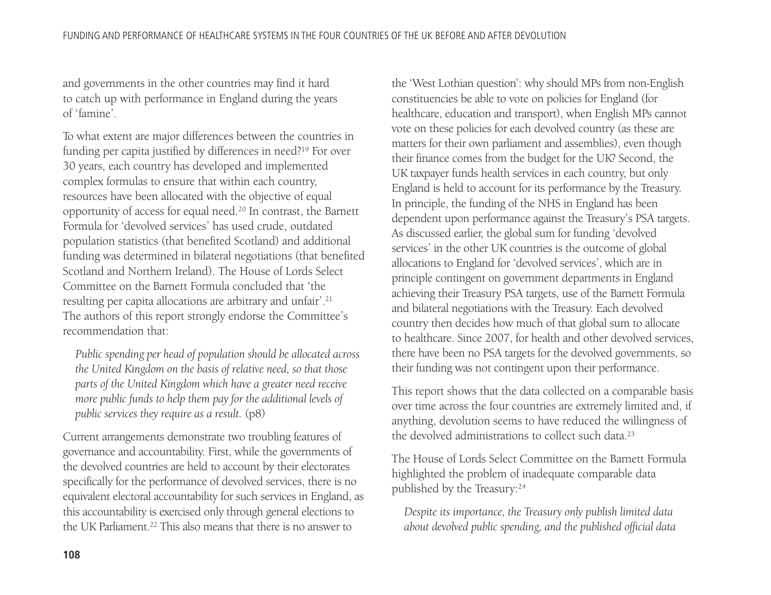and governments in the other countries may find it hard to catch up with performance in England during the years of 'famine'.

To what extent are major differences between the countries in funding per capita justified by differences in need?[19] For over 30 years, each country has developed and implemented complex formulas to ensure that within each country, resources have been allocated with the objective of equal opportunity of access for equal need.[20] In contrast, the Barnett Formula for 'devolved services' has used crude, outdated population statistics (that benefited Scotland) and additional funding was determined in bilateral negotiations (that benefited Scotland and Northern Ireland). The House of Lords Select Committee on the Barnett Formula concluded that 'the resulting per capita allocations are arbitrary and unfair'.[21] The authors of this report strongly endorse the Committee's recommendation that:

> *Public spending per head of population should be allocated across the United Kingdom on the basis of relative need, so that those parts of the United Kingdom which have a greater need receive more public funds to help them pay for the additional levels of public services they require as a result.* (p8)

Current arrangements demonstrate two troubling features of governance and accountability. First, while the governments of the devolved countries are held to account by their electorates specifically for the performance of devolved services, there is no equivalent electoral accountability for such services in England, as this accountability is exercised only through general elections to the UK Parliament.[22] This also means that there is no answer to the 'West Lothian question': why should MPs from non-English constituencies be able to vote on policies for England (for healthcare, education and transport), when English MPs cannot vote on these policies for each devolved country (as these are matters for their own parliament and assemblies), even though their finance comes from the budget for the UK? Second, the UK taxpayer funds health services in each country, but only England is held to account for its performance by the Treasury. In principle, the funding of the NHS in England has been dependent upon performance against the Treasury's PSA targets. As discussed earlier, the global sum for funding 'devolved services' in the other UK countries is the outcome of global allocations to England for 'devolved services', which are in principle contingent on government departments in England achieving their Treasury PSA targets, use of the Barnett Formula and bilateral negotiations with the Treasury. Each devolved country then decides how much of that global sum to allocate to healthcare. Since 2007, for health and other devolved services, there have been no PSA targets for the devolved governments, so their funding was not contingent upon their performance.

This report shows that the data collected on a comparable basis over time across the four countries are extremely limited and, if anything, devolution seems to have reduced the willingness of the devolved administrations to collect such data.[23]

The House of Lords Select Committee on the Barnett Formula highlighted the problem of inadequate comparable data published by the Treasury:[24]

> *Despite its importance, the Treasury only publish limited data about devolved public spending, and the published official data*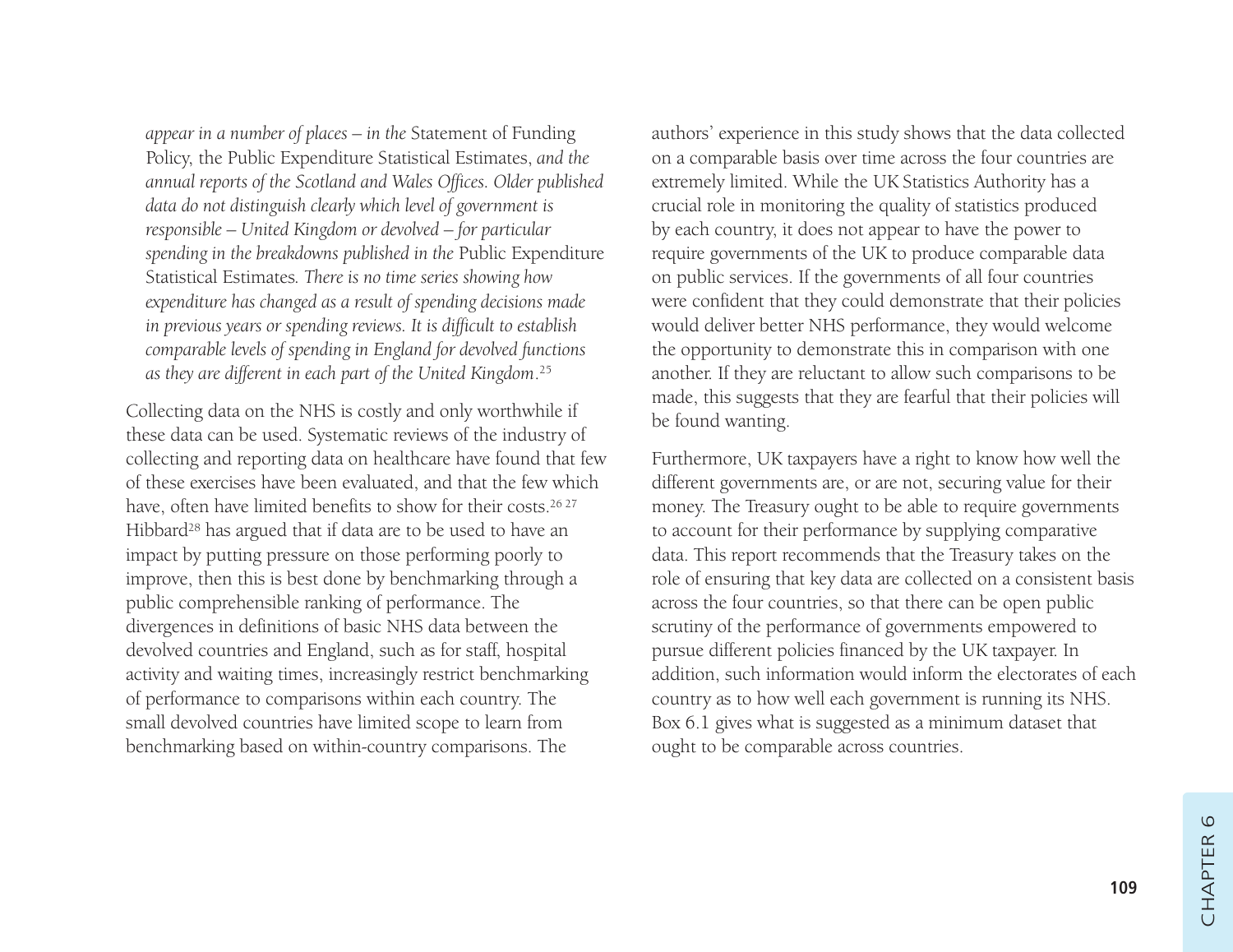*appear in a number of places – in the* Statement of Funding Policy, the Public Expenditure Statistical Estimates, *and the annual reports of the Scotland and Wales Offices. Older published data do not distinguish clearly which level of government is responsible – United Kingdom or devolved – for particular spending in the breakdowns published in the* Public Expenditure Statistical Estimates*. There is no time series showing how expenditure has changed as a result of spending decisions made in previous years or spending reviews. It is difficult to establish comparable levels of spending in England for devolved functions as they are different in each part of the United Kingdom*.[25]

Collecting data on the NHS is costly and only worthwhile if these data can be used. Systematic reviews of the industry of collecting and reporting data on healthcare have found that few of these exercises have been evaluated, and that the few which have, often have limited benefits to show for their costs.[26 27] Hibbard[28] has argued that if data are to be used to have an impact by putting pressure on those performing poorly to improve, then this is best done by benchmarking through a public comprehensible ranking of performance. The divergences in definitions of basic NHS data between the devolved countries and England, such as for staff, hospital activity and waiting times, increasingly restrict benchmarking of performance to comparisons within each country. The small devolved countries have limited scope to learn from benchmarking based on within-country comparisons. The authors' experience in this study shows that the data collected on a comparable basis over time across the four countries are extremely limited. While the UK Statistics Authority has a crucial role in monitoring the quality of statistics produced by each country, it does not appear to have the power to require governments of the UK to produce comparable data on public services. If the governments of all four countries were confident that they could demonstrate that their policies would deliver better NHS performance, they would welcome the opportunity to demonstrate this in comparison with one another. If they are reluctant to allow such comparisons to be made, this suggests that they are fearful that their policies will be found wanting.

Furthermore, UK taxpayers have a right to know how well the different governments are, or are not, securing value for their money. The Treasury ought to be able to require governments to account for their performance by supplying comparative data. This report recommends that the Treasury takes on the role of ensuring that key data are collected on a consistent basis across the four countries, so that there can be open public scrutiny of the performance of governments empowered to pursue different policies financed by the UK taxpayer. In addition, such information would inform the electorates of each country as to how well each government is running its NHS. Box 6.1 gives what is suggested as a minimum dataset that ought to be comparable across countries.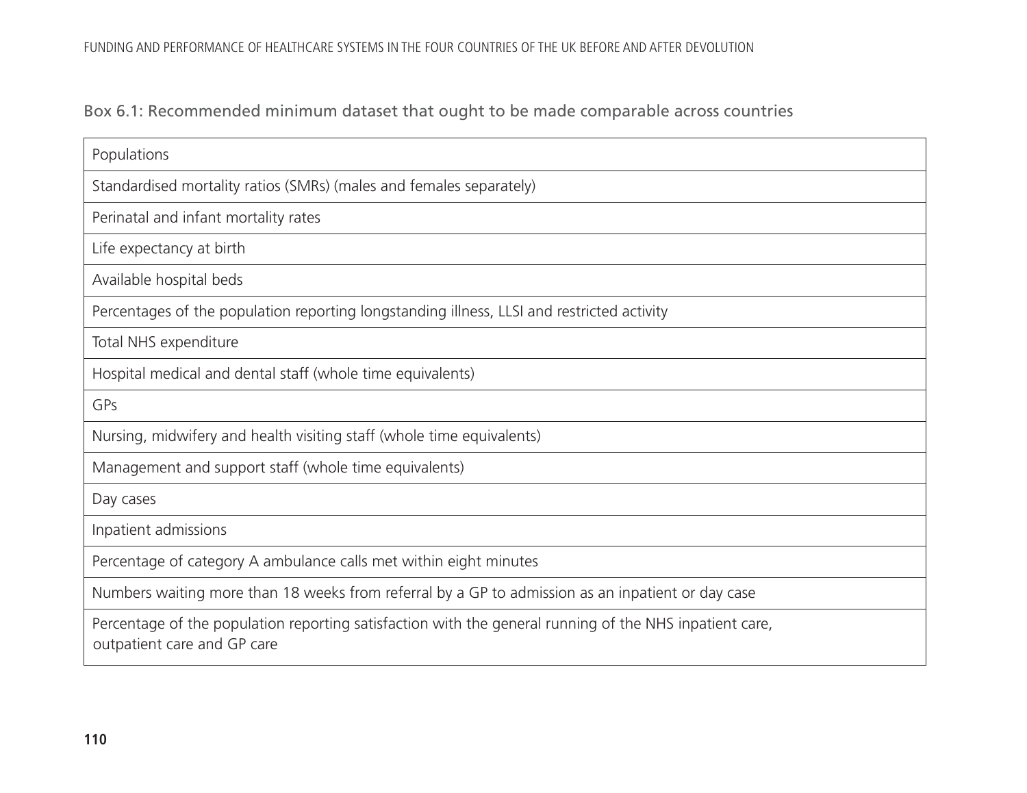Box 6.1: Recommended minimum dataset that ought to be made comparable across countries

| Populations |
|---|
| Standardised mortality ratios (SMRs) (males and females separately) |
| Perinatal and infant mortality rates |
| Life expectancy at birth |
| Available hospital beds |
| Percentages of the population reporting longstanding illness, LLSI and restricted activity |
| Total NHS expenditure |
| Hospital medical and dental staff (whole time equivalents) |
| GPs |
| Nursing, midwifery and health visiting staff (whole time equivalents) |
| Management and support staff (whole time equivalents) |
| Day cases |
| Inpatient admissions |
| Percentage of category A ambulance calls met within eight minutes |
| Numbers waiting more than 18 weeks from referral by a GP to admission as an inpatient or day case |
| Percentage of the population reporting satisfaction with the general running of the NHS inpatient care, outpatient care and GP care |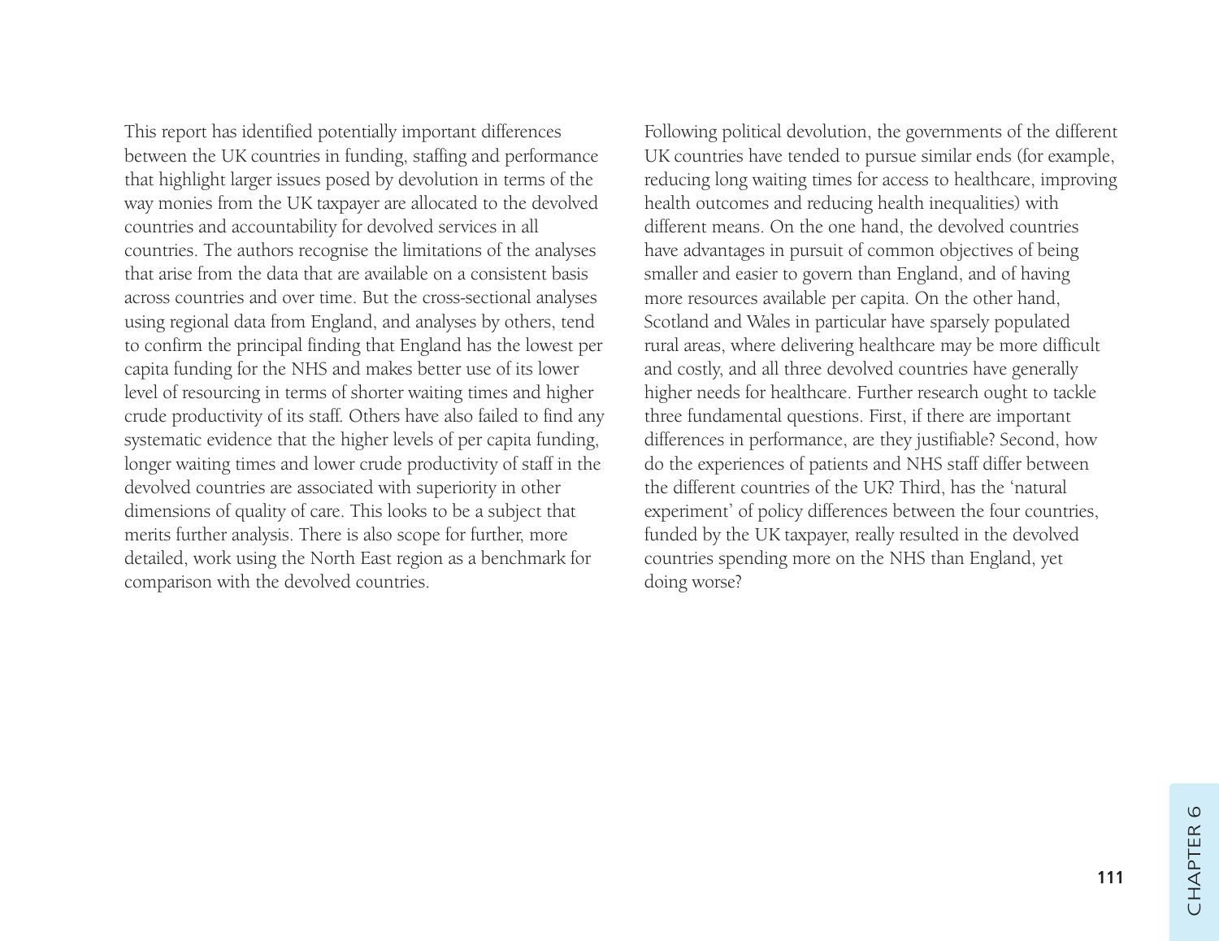This report has identified potentially important differences between the UK countries in funding, staffing and performance that highlight larger issues posed by devolution in terms of the way monies from the UK taxpayer are allocated to the devolved countries and accountability for devolved services in all countries. The authors recognise the limitations of the analyses that arise from the data that are available on a consistent basis across countries and over time. But the cross-sectional analyses using regional data from England, and analyses by others, tend to confirm the principal finding that England has the lowest per capita funding for the NHS and makes better use of its lower level of resourcing in terms of shorter waiting times and higher crude productivity of its staff. Others have also failed to find any systematic evidence that the higher levels of per capita funding, longer waiting times and lower crude productivity of staff in the devolved countries are associated with superiority in other dimensions of quality of care. This looks to be a subject that merits further analysis. There is also scope for further, more detailed, work using the North East region as a benchmark for comparison with the devolved countries.

Following political devolution, the governments of the different UK countries have tended to pursue similar ends (for example, reducing long waiting times for access to healthcare, improving health outcomes and reducing health inequalities) with different means. On the one hand, the devolved countries have advantages in pursuit of common objectives of being smaller and easier to govern than England, and of having more resources available per capita. On the other hand, Scotland and Wales in particular have sparsely populated rural areas, where delivering healthcare may be more difficult and costly, and all three devolved countries have generally higher needs for healthcare. Further research ought to tackle three fundamental questions. First, if there are important differences in performance, are they justifiable? Second, how do the experiences of patients and NHS staff differ between the different countries of the UK? Third, has the 'natural experiment' of policy differences between the four countries, funded by the UK taxpayer, really resulted in the devolved countries spending more on the NHS than England, yet doing worse?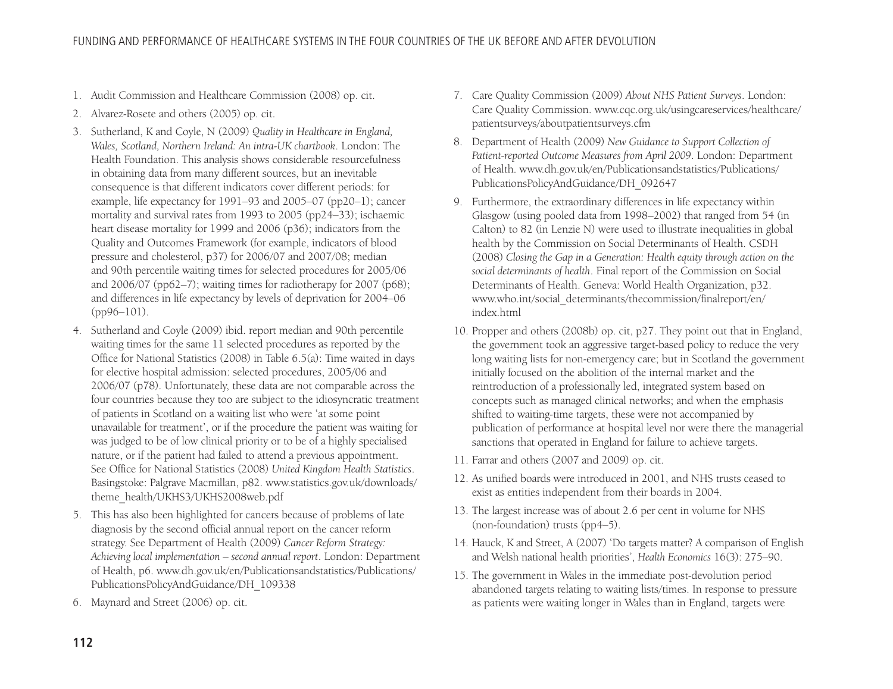1. Audit Commission and Healthcare Commission (2008) op. cit.
2. Alvarez-Rosete and others (2005) op. cit.
3. Sutherland, K and Coyle, N (2009) *Quality in Healthcare in England, Wales, Scotland, Northern Ireland: An intra-UK chartbook*. London: The Health Foundation. This analysis shows considerable resourcefulness in obtaining data from many different sources, but an inevitable consequence is that different indicators cover different periods: for example, life expectancy for 1991–93 and 2005–07 (pp20–1); cancer mortality and survival rates from 1993 to 2005 (pp24–33); ischaemic heart disease mortality for 1999 and 2006 (p36); indicators from the Quality and Outcomes Framework (for example, indicators of blood pressure and cholesterol, p37) for 2006/07 and 2007/08; median and 90th percentile waiting times for selected procedures for 2005/06 and 2006/07 (pp62–7); waiting times for radiotherapy for 2007 (p68); and differences in life expectancy by levels of deprivation for 2004–06 (pp96–101).
4. Sutherland and Coyle (2009) ibid. report median and 90th percentile waiting times for the same 11 selected procedures as reported by the Office for National Statistics (2008) in Table 6.5(a): Time waited in days for elective hospital admission: selected procedures, 2005/06 and 2006/07 (p78). Unfortunately, these data are not comparable across the four countries because they too are subject to the idiosyncratic treatment of patients in Scotland on a waiting list who were 'at some point unavailable for treatment', or if the procedure the patient was waiting for was judged to be of low clinical priority or to be of a highly specialised nature, or if the patient had failed to attend a previous appointment. See Office for National Statistics (2008) *United Kingdom Health Statistics*. Basingstoke: Palgrave Macmillan, p82. www.statistics.gov.uk/downloads/theme_health/UKHS3/UKHS2008web.pdf
5. This has also been highlighted for cancers because of problems of late diagnosis by the second official annual report on the cancer reform strategy. See Department of Health (2009) *Cancer Reform Strategy: Achieving local implementation – second annual report*. London: Department of Health, p6. www.dh.gov.uk/en/Publicationsandstatistics/Publications/PublicationsPolicyAndGuidance/DH_109338
6. Maynard and Street (2006) op. cit.
7. Care Quality Commission (2009) *About NHS Patient Surveys*. London: Care Quality Commission. www.cqc.org.uk/usingcareservices/healthcare/patientsurveys/aboutpatientsurveys.cfm
8. Department of Health (2009) *New Guidance to Support Collection of Patient-reported Outcome Measures from April 2009*. London: Department of Health. www.dh.gov.uk/en/Publicationsandstatistics/Publications/PublicationsPolicyAndGuidance/DH_092647
9. Furthermore, the extraordinary differences in life expectancy within Glasgow (using pooled data from 1998–2002) that ranged from 54 (in Calton) to 82 (in Lenzie N) were used to illustrate inequalities in global health by the Commission on Social Determinants of Health. CSDH (2008) *Closing the Gap in a Generation: Health equity through action on the social determinants of health*. Final report of the Commission on Social Determinants of Health. Geneva: World Health Organization, p32. www.who.int/social_determinants/thecommission/finalreport/en/index.html
10. Propper and others (2008b) op. cit, p27. They point out that in England, the government took an aggressive target-based policy to reduce the very long waiting lists for non-emergency care; but in Scotland the government initially focused on the abolition of the internal market and the reintroduction of a professionally led, integrated system based on concepts such as managed clinical networks; and when the emphasis shifted to waiting-time targets, these were not accompanied by publication of performance at hospital level nor were there the managerial sanctions that operated in England for failure to achieve targets.
11. Farrar and others (2007 and 2009) op. cit.
12. As unified boards were introduced in 2001, and NHS trusts ceased to exist as entities independent from their boards in 2004.
13. The largest increase was of about 2.6 per cent in volume for NHS (non-foundation) trusts (pp4–5).
14. Hauck, K and Street, A (2007) 'Do targets matter? A comparison of English and Welsh national health priorities', *Health Economics* 16(3): 275–90.
15. The government in Wales in the immediate post-devolution period abandoned targets relating to waiting lists/times. In response to pressure as patients were waiting longer in Wales than in England, targets were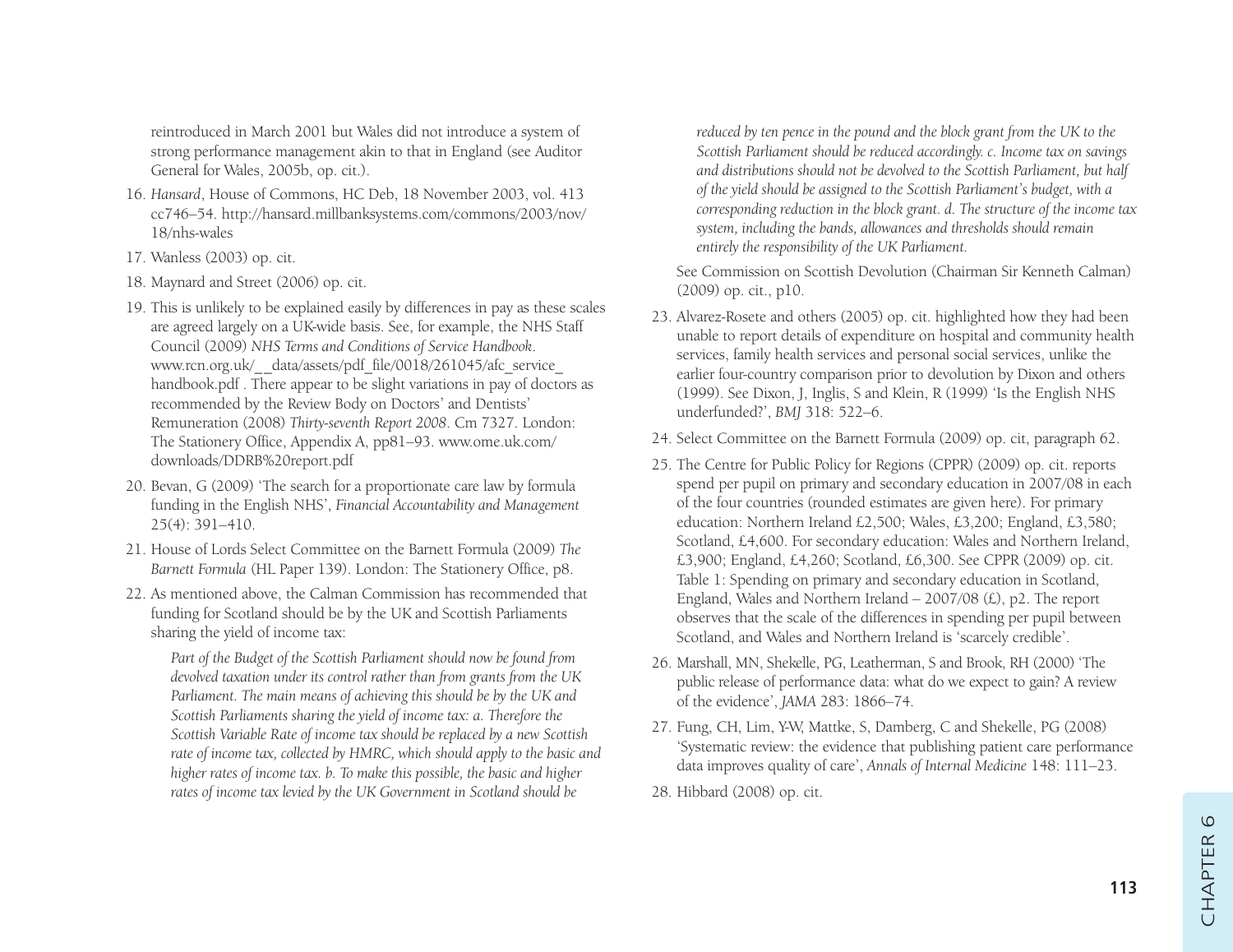reintroduced in March 2001 but Wales did not introduce a system of strong performance management akin to that in England (see Auditor General for Wales, 2005b, op. cit.).

16. *Hansard*, House of Commons, HC Deb, 18 November 2003, vol. 413 cc746–54. http://hansard.millbanksystems.com/commons/2003/nov/18/nhs-wales
17. Wanless (2003) op. cit.
18. Maynard and Street (2006) op. cit.
19. This is unlikely to be explained easily by differences in pay as these scales are agreed largely on a UK-wide basis. See, for example, the NHS Staff Council (2009) *NHS Terms and Conditions of Service Handbook*. www.rcn.org.uk/__data/assets/pdf_file/0018/261045/afc_service_handbook.pdf . There appear to be slight variations in pay of doctors as recommended by the Review Body on Doctors' and Dentists' Remuneration (2008) *Thirty-seventh Report 2008*. Cm 7327. London: The Stationery Office, Appendix A, pp81–93. www.ome.uk.com/downloads/DDRB%20report.pdf
20. Bevan, G (2009) 'The search for a proportionate care law by formula funding in the English NHS', *Financial Accountability and Management* 25(4): 391–410.
21. House of Lords Select Committee on the Barnett Formula (2009) *The Barnett Formula* (HL Paper 139). London: The Stationery Office, p8.
22. As mentioned above, the Calman Commission has recommended that funding for Scotland should be by the UK and Scottish Parliaments sharing the yield of income tax:

    *Part of the Budget of the Scottish Parliament should now be found from devolved taxation under its control rather than from grants from the UK Parliament. The main means of achieving this should be by the UK and Scottish Parliaments sharing the yield of income tax: a. Therefore the Scottish Variable Rate of income tax should be replaced by a new Scottish rate of income tax, collected by HMRC, which should apply to the basic and higher rates of income tax. b. To make this possible, the basic and higher rates of income tax levied by the UK Government in Scotland should be reduced by ten pence in the pound and the block grant from the UK to the Scottish Parliament should be reduced accordingly. c. Income tax on savings and distributions should not be devolved to the Scottish Parliament, but half of the yield should be assigned to the Scottish Parliament's budget, with a corresponding reduction in the block grant. d. The structure of the income tax system, including the bands, allowances and thresholds should remain entirely the responsibility of the UK Parliament.*

    See Commission on Scottish Devolution (Chairman Sir Kenneth Calman) (2009) op. cit., p10.
23. Alvarez-Rosete and others (2005) op. cit. highlighted how they had been unable to report details of expenditure on hospital and community health services, family health services and personal social services, unlike the earlier four-country comparison prior to devolution by Dixon and others (1999). See Dixon, J, Inglis, S and Klein, R (1999) 'Is the English NHS underfunded?', *BMJ* 318: 522–6.
24. Select Committee on the Barnett Formula (2009) op. cit, paragraph 62.
25. The Centre for Public Policy for Regions (CPPR) (2009) op. cit. reports spend per pupil on primary and secondary education in 2007/08 in each of the four countries (rounded estimates are given here). For primary education: Northern Ireland £2,500; Wales, £3,200; England, £3,580; Scotland, £4,600. For secondary education: Wales and Northern Ireland, £3,900; England, £4,260; Scotland, £6,300. See CPPR (2009) op. cit. Table 1: Spending on primary and secondary education in Scotland, England, Wales and Northern Ireland – 2007/08 (£), p2. The report observes that the scale of the differences in spending per pupil between Scotland, and Wales and Northern Ireland is 'scarcely credible'.
26. Marshall, MN, Shekelle, PG, Leatherman, S and Brook, RH (2000) 'The public release of performance data: what do we expect to gain? A review of the evidence', *JAMA* 283: 1866–74.
27. Fung, CH, Lim, Y-W, Mattke, S, Damberg, C and Shekelle, PG (2008) 'Systematic review: the evidence that publishing patient care performance data improves quality of care', *Annals of Internal Medicine* 148: 111–23.
28. Hibbard (2008) op. cit.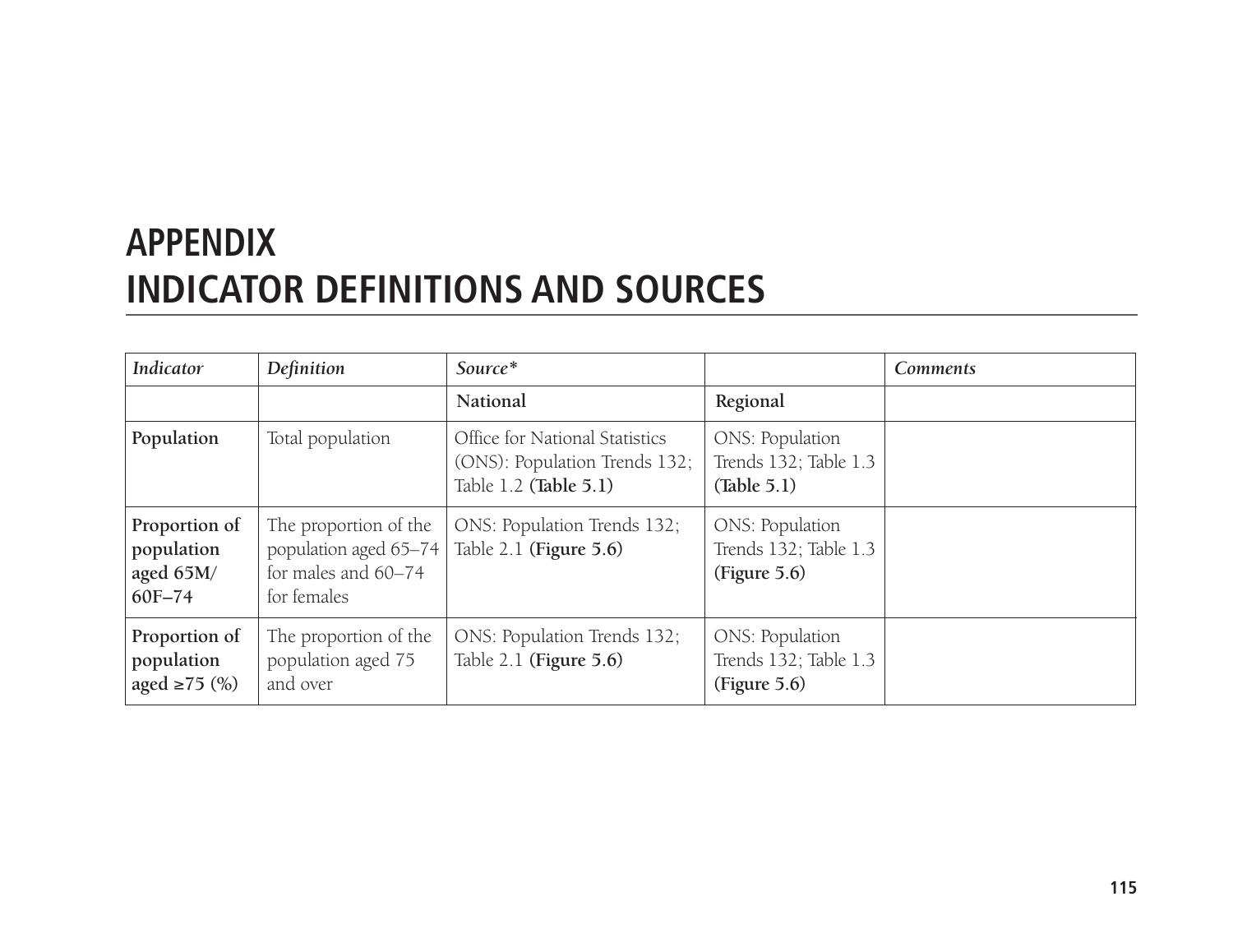# APPENDIX
# INDICATOR DEFINITIONS AND SOURCES

| *Indicator* | *Definition* | *Source** | | *Comments* |
|---|---|---|---|---|
| | | **National** | **Regional** | |
| **Population** | Total population | Office for National Statistics (ONS): Population Trends 132; Table 1.2 **(Table 5.1)** | ONS: Population Trends 132; Table 1.3 **(Table 5.1)** | |
| **Proportion of population aged 65M/ 60F–74** | The proportion of the population aged 65–74 for males and 60–74 for females | ONS: Population Trends 132; Table 2.1 **(Figure 5.6)** | ONS: Population Trends 132; Table 1.3 **(Figure 5.6)** | |
| **Proportion of population aged ≥75 (%)** | The proportion of the population aged 75 and over | ONS: Population Trends 132; Table 2.1 **(Figure 5.6)** | ONS: Population Trends 132; Table 1.3 **(Figure 5.6)** | |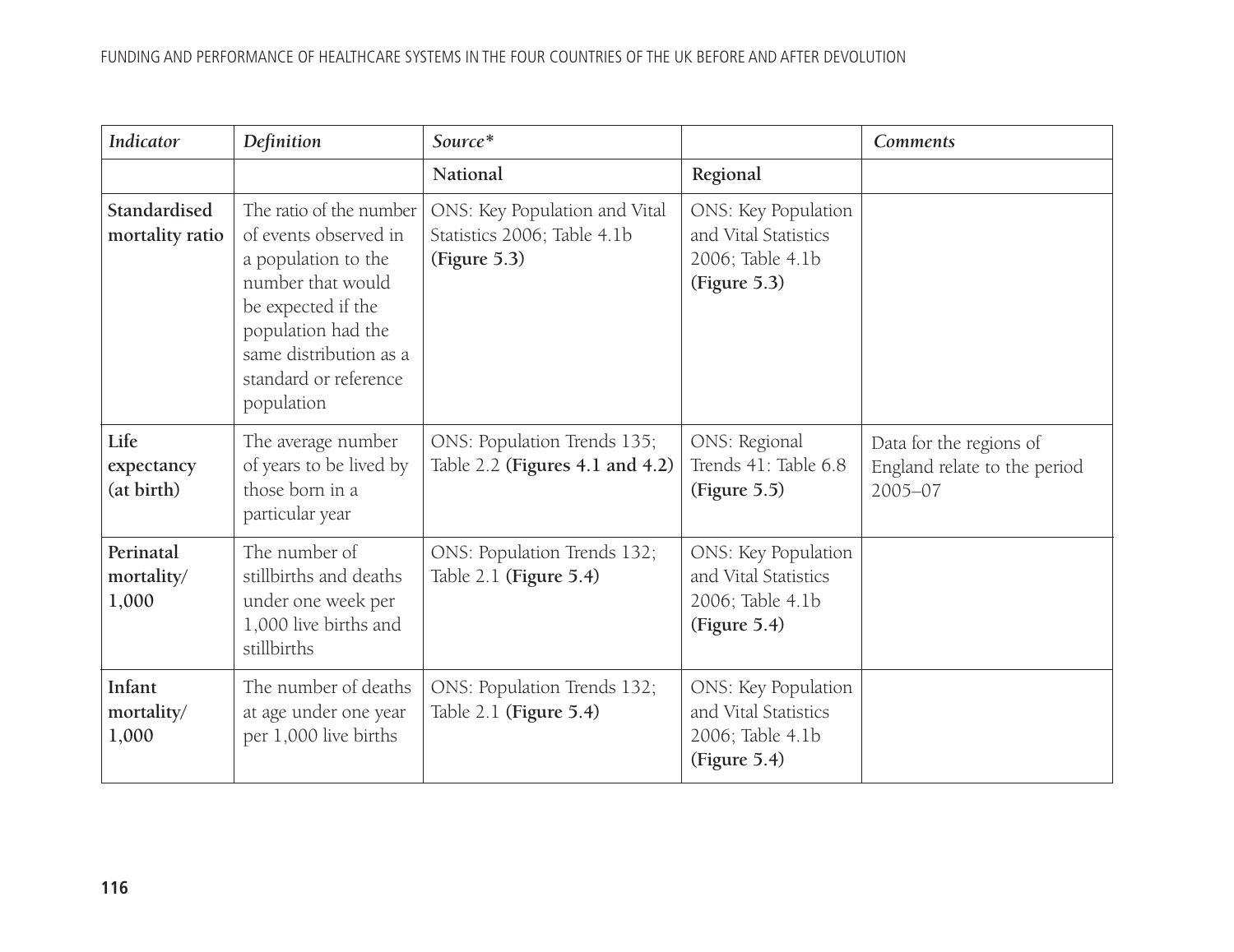| *Indicator* | *Definition* | *Source** | | *Comments* |
|---|---|---|---|---|
| | | National | Regional | |
| **Standardised mortality ratio** | The ratio of the number of events observed in a population to the number that would be expected if the population had the same distribution as a standard or reference population | ONS: Key Population and Vital Statistics 2006; Table 4.1b **(Figure 5.3)** | ONS: Key Population and Vital Statistics 2006; Table 4.1b **(Figure 5.3)** | |
| **Life expectancy (at birth)** | The average number of years to be lived by those born in a particular year | ONS: Population Trends 135; Table 2.2 **(Figures 4.1 and 4.2)** | ONS: Regional Trends 41: Table 6.8 **(Figure 5.5)** | Data for the regions of England relate to the period 2005–07 |
| **Perinatal mortality/ 1,000** | The number of stillbirths and deaths under one week per 1,000 live births and stillbirths | ONS: Population Trends 132; Table 2.1 **(Figure 5.4)** | ONS: Key Population and Vital Statistics 2006; Table 4.1b **(Figure 5.4)** | |
| **Infant mortality/ 1,000** | The number of deaths at age under one year per 1,000 live births | ONS: Population Trends 132; Table 2.1 **(Figure 5.4)** | ONS: Key Population and Vital Statistics 2006; Table 4.1b **(Figure 5.4)** | |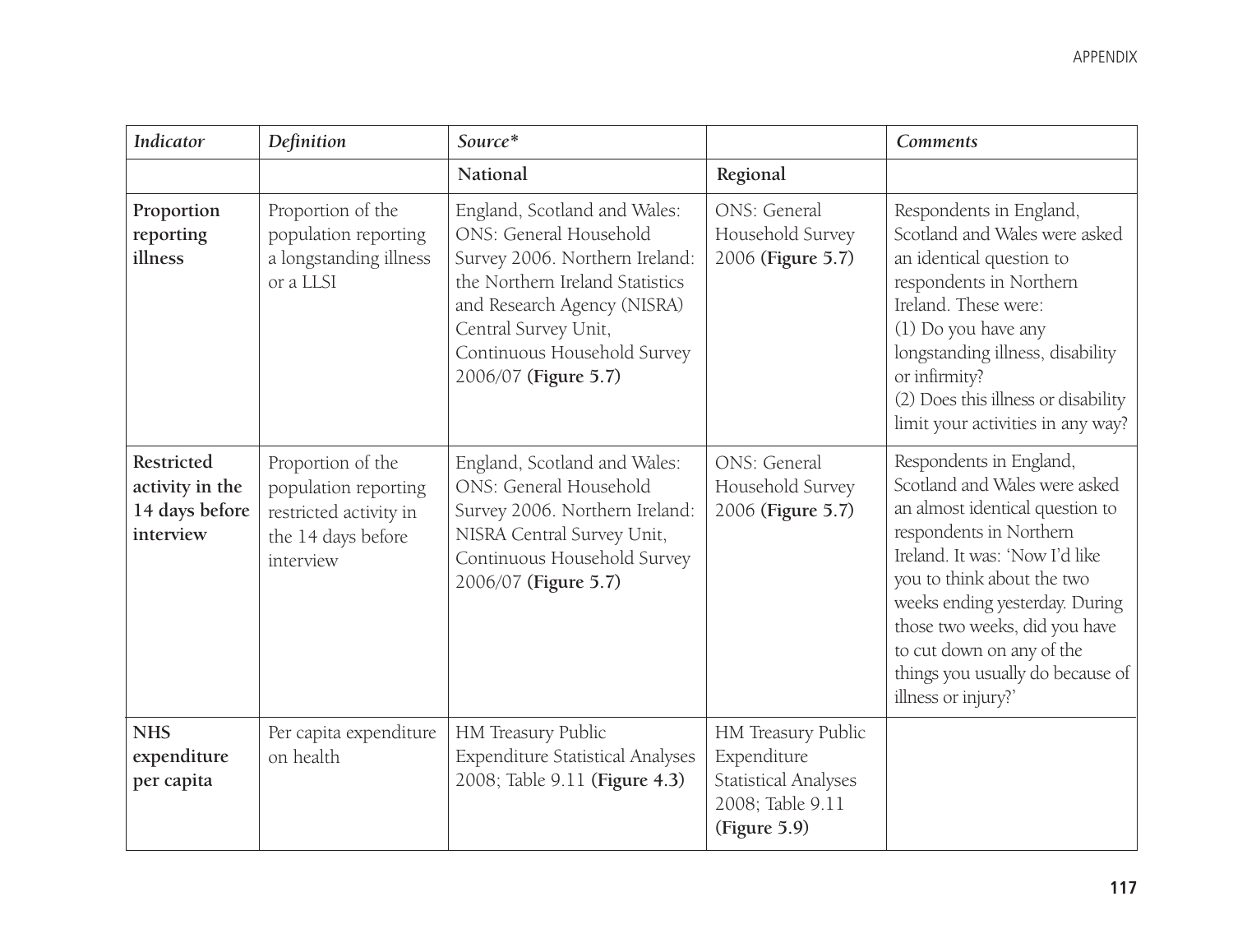| *Indicator* | *Definition* | *Source** | | *Comments* |
|---|---|---|---|---|
| | | **National** | **Regional** | |
| **Proportion reporting illness** | Proportion of the population reporting a longstanding illness or a LLSI | England, Scotland and Wales: ONS: General Household Survey 2006. Northern Ireland: the Northern Ireland Statistics and Research Agency (NISRA) Central Survey Unit, Continuous Household Survey 2006/07 **(Figure 5.7)** | ONS: General Household Survey 2006 **(Figure 5.7)** | Respondents in England, Scotland and Wales were asked an identical question to respondents in Northern Ireland. These were: (1) Do you have any longstanding illness, disability or infirmity? (2) Does this illness or disability limit your activities in any way? |
| **Restricted activity in the 14 days before interview** | Proportion of the population reporting restricted activity in the 14 days before interview | England, Scotland and Wales: ONS: General Household Survey 2006. Northern Ireland: NISRA Central Survey Unit, Continuous Household Survey 2006/07 **(Figure 5.7)** | ONS: General Household Survey 2006 **(Figure 5.7)** | Respondents in England, Scotland and Wales were asked an almost identical question to respondents in Northern Ireland. It was: 'Now I'd like you to think about the two weeks ending yesterday. During those two weeks, did you have to cut down on any of the things you usually do because of illness or injury?' |
| **NHS expenditure per capita** | Per capita expenditure on health | HM Treasury Public Expenditure Statistical Analyses 2008; Table 9.11 **(Figure 4.3)** | HM Treasury Public Expenditure Statistical Analyses 2008; Table 9.11 **(Figure 5.9)** | |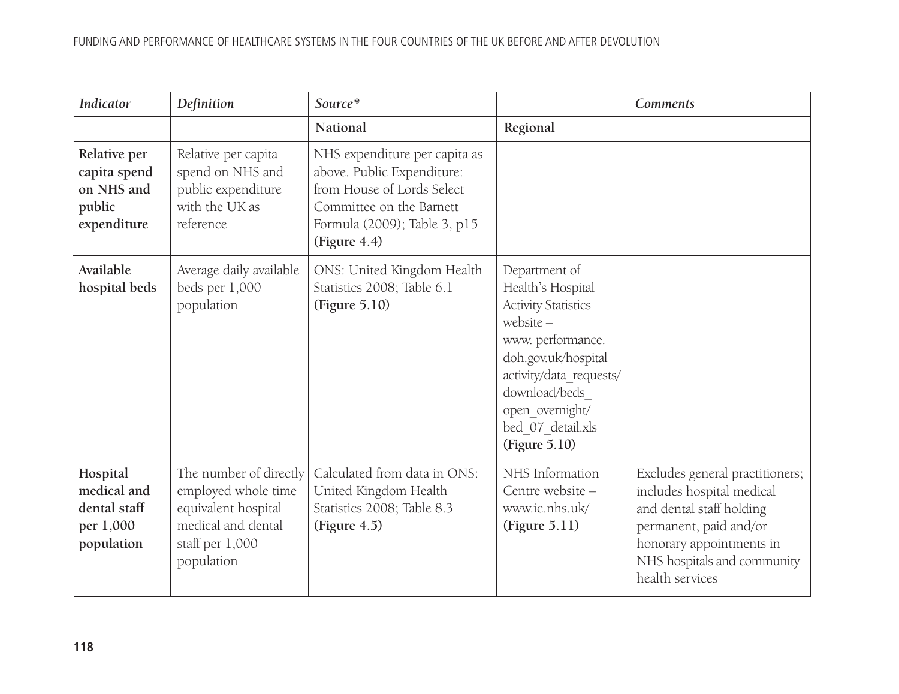| *Indicator* | *Definition* | *Source** | | *Comments* |
|---|---|---|---|---|
| | | **National** | **Regional** | |
| **Relative per capita spend on NHS and public expenditure** | Relative per capita spend on NHS and public expenditure with the UK as reference | NHS expenditure per capita as above. Public Expenditure: from House of Lords Select Committee on the Barnett Formula (2009); Table 3, p15 **(Figure 4.4)** | | |
| **Available hospital beds** | Average daily available beds per 1,000 population | ONS: United Kingdom Health Statistics 2008; Table 6.1 **(Figure 5.10)** | Department of Health's Hospital Activity Statistics website – www. performance. doh.gov.uk/hospital activity/data_requests/ download/beds_ open_overnight/ bed_07_detail.xls **(Figure 5.10)** | |
| **Hospital medical and dental staff per 1,000 population** | The number of directly employed whole time equivalent hospital medical and dental staff per 1,000 population | Calculated from data in ONS: United Kingdom Health Statistics 2008; Table 8.3 **(Figure 4.5)** | NHS Information Centre website – www.ic.nhs.uk/ **(Figure 5.11)** | Excludes general practitioners; includes hospital medical and dental staff holding permanent, paid and/or honorary appointments in NHS hospitals and community health services |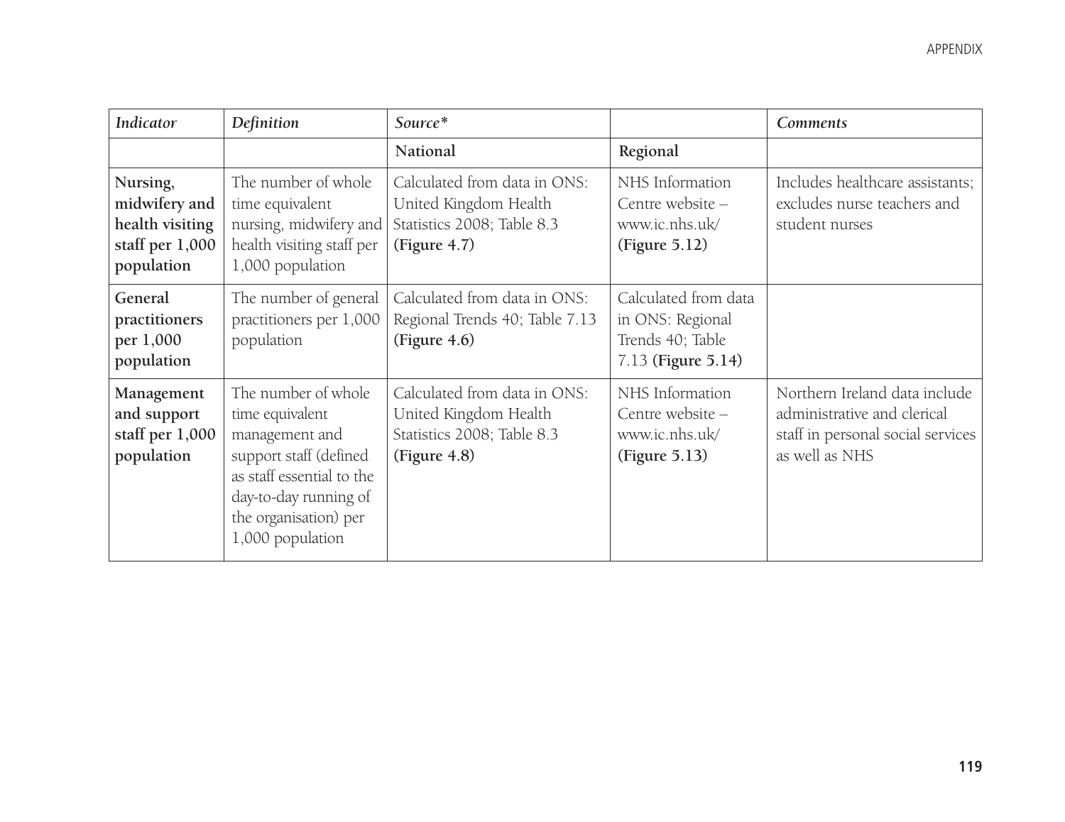| *Indicator* | *Definition* | *Source\** | | *Comments* |
|---|---|---|---|---|
| | | **National** | **Regional** | |
| **Nursing, midwifery and health visiting staff per 1,000 population** | The number of whole time equivalent nursing, midwifery and health visiting staff per 1,000 population | Calculated from data in ONS: United Kingdom Health Statistics 2008; Table 8.3 **(Figure 4.7)** | NHS Information Centre website – www.ic.nhs.uk/ **(Figure 5.12)** | Includes healthcare assistants; excludes nurse teachers and student nurses |
| **General practitioners per 1,000 population** | The number of general practitioners per 1,000 population | Calculated from data in ONS: Regional Trends 40; Table 7.13 **(Figure 4.6)** | Calculated from data in ONS: Regional Trends 40; Table 7.13 **(Figure 5.14)** | |
| **Management and support staff per 1,000 population** | The number of whole time equivalent management and support staff (defined as staff essential to the day-to-day running of the organisation) per 1,000 population | Calculated from data in ONS: United Kingdom Health Statistics 2008; Table 8.3 **(Figure 4.8)** | NHS Information Centre website – www.ic.nhs.uk/ **(Figure 5.13)** | Northern Ireland data include administrative and clerical staff in personal social services as well as NHS |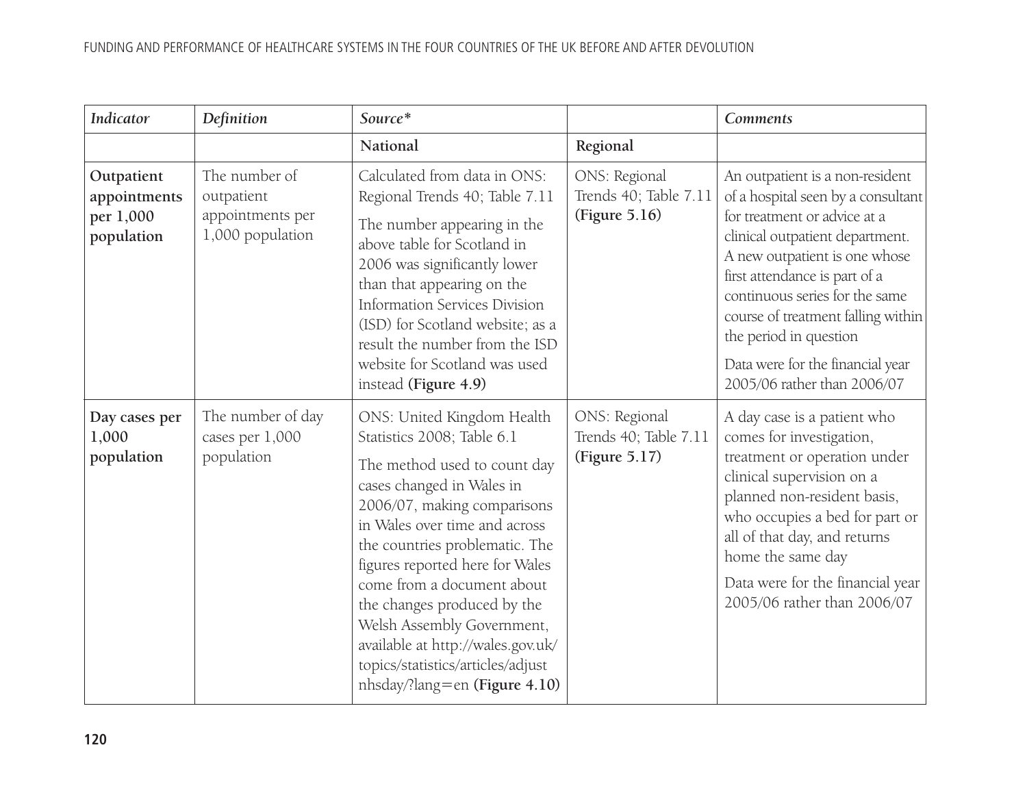| *Indicator* | *Definition* | *Source** | | *Comments* |
|---|---|---|---|---|
| | | **National** | **Regional** | |
| **Outpatient appointments per 1,000 population** | The number of outpatient appointments per 1,000 population | Calculated from data in ONS: Regional Trends 40; Table 7.11<br><br>The number appearing in the above table for Scotland in 2006 was significantly lower than that appearing on the Information Services Division (ISD) for Scotland website; as a result the number from the ISD website for Scotland was used instead **(Figure 4.9)** | ONS: Regional Trends 40; Table 7.11 **(Figure 5.16)** | An outpatient is a non-resident of a hospital seen by a consultant for treatment or advice at a clinical outpatient department. A new outpatient is one whose first attendance is part of a continuous series for the same course of treatment falling within the period in question<br><br>Data were for the financial year 2005/06 rather than 2006/07 |
| **Day cases per 1,000 population** | The number of day cases per 1,000 population | ONS: United Kingdom Health Statistics 2008; Table 6.1<br><br>The method used to count day cases changed in Wales in 2006/07, making comparisons in Wales over time and across the countries problematic. The figures reported here for Wales come from a document about the changes produced by the Welsh Assembly Government, available at http://wales.gov.uk/topics/statistics/articles/adjustnhsday/?lang=en **(Figure 4.10)** | ONS: Regional Trends 40; Table 7.11 **(Figure 5.17)** | A day case is a patient who comes for investigation, treatment or operation under clinical supervision on a planned non-resident basis, who occupies a bed for part or all of that day, and returns home the same day<br><br>Data were for the financial year 2005/06 rather than 2006/07 |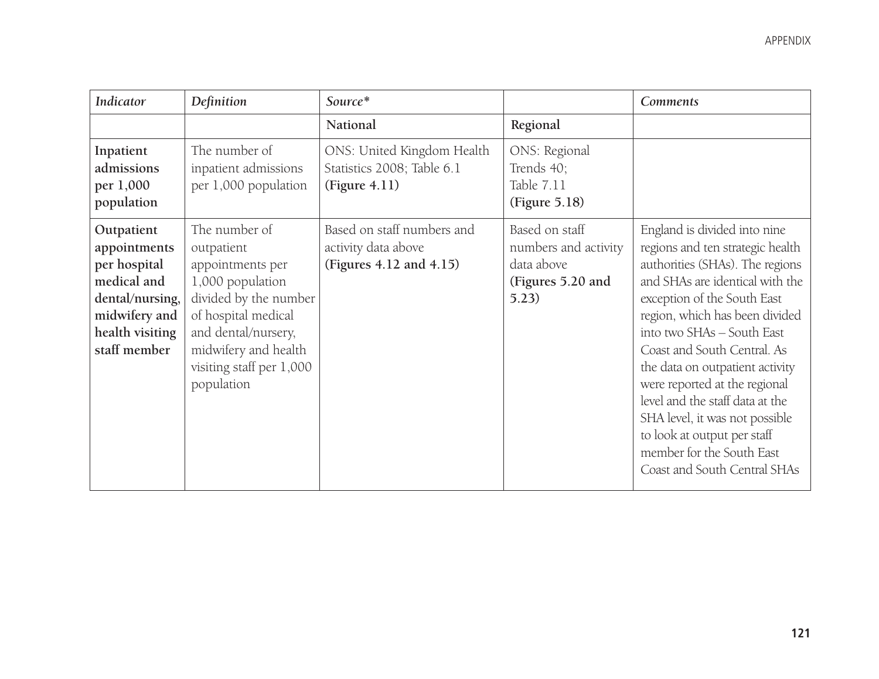| *Indicator* | *Definition* | *Source** | | *Comments* |
|---|---|---|---|---|
| | | **National** | **Regional** | |
| **Inpatient admissions per 1,000 population** | The number of inpatient admissions per 1,000 population | ONS: United Kingdom Health Statistics 2008; Table 6.1 **(Figure 4.11)** | ONS: Regional Trends 40; Table 7.11 **(Figure 5.18)** | |
| **Outpatient appointments per hospital medical and dental/nursing, midwifery and health visiting staff member** | The number of outpatient appointments per 1,000 population divided by the number of hospital medical and dental/nursery, midwifery and health visiting staff per 1,000 population | Based on staff numbers and activity data above **(Figures 4.12 and 4.15)** | Based on staff numbers and activity data above **(Figures 5.20 and 5.23)** | England is divided into nine regions and ten strategic health authorities (SHAs). The regions and SHAs are identical with the exception of the South East region, which has been divided into two SHAs – South East Coast and South Central. As the data on outpatient activity were reported at the regional level and the staff data at the SHA level, it was not possible to look at output per staff member for the South East Coast and South Central SHAs |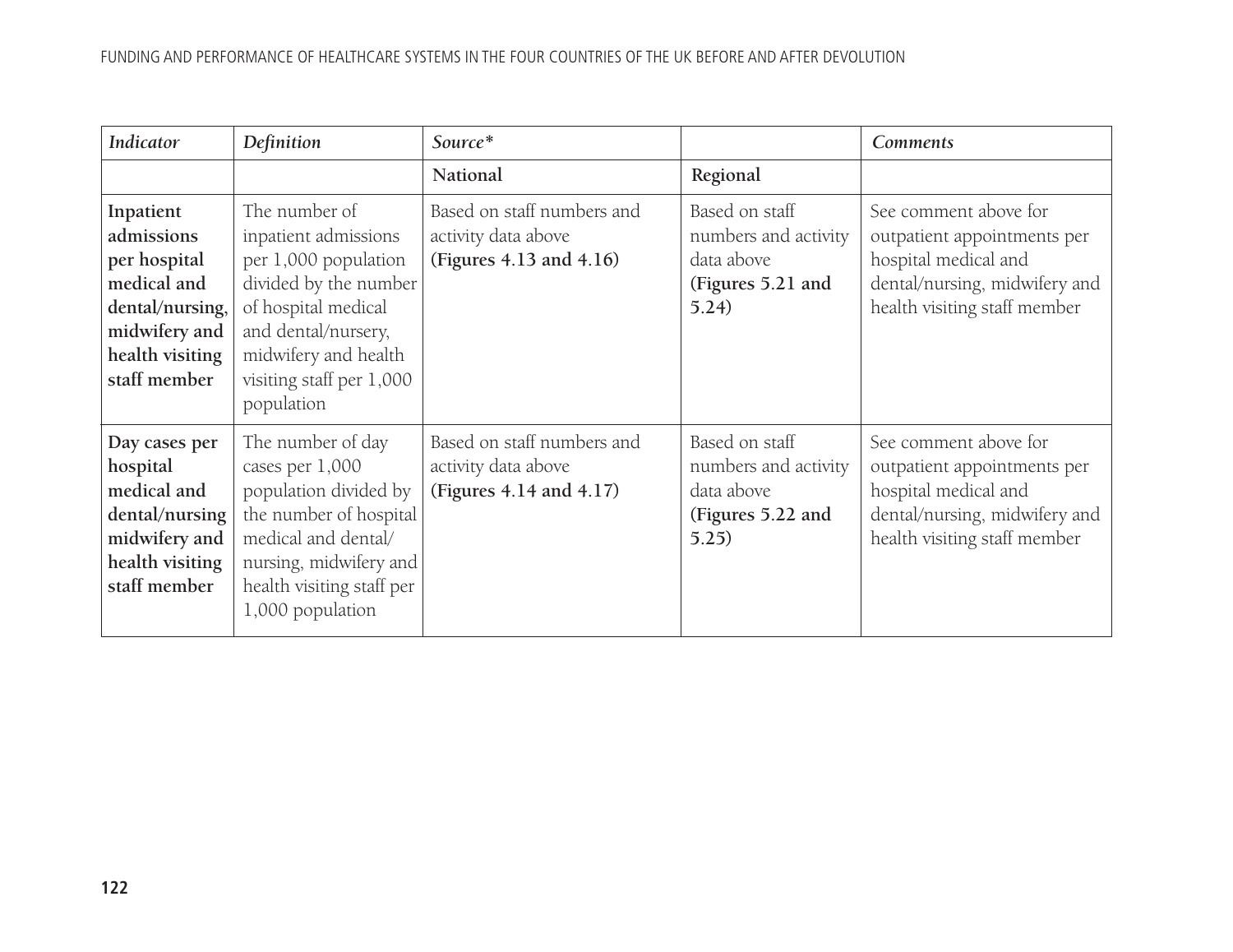| *Indicator* | *Definition* | *Source\** | | *Comments* |
|---|---|---|---|---|
| | | National | Regional | |
| **Inpatient admissions per hospital medical and dental/nursing, midwifery and health visiting staff member** | The number of inpatient admissions per 1,000 population divided by the number of hospital medical and dental/nursery, midwifery and health visiting staff per 1,000 population | Based on staff numbers and activity data above **(Figures 4.13 and 4.16)** | Based on staff numbers and activity data above **(Figures 5.21 and 5.24)** | See comment above for outpatient appointments per hospital medical and dental/nursing, midwifery and health visiting staff member |
| **Day cases per hospital medical and dental/nursing midwifery and health visiting staff member** | The number of day cases per 1,000 population divided by the number of hospital medical and dental/ nursing, midwifery and health visiting staff per 1,000 population | Based on staff numbers and activity data above **(Figures 4.14 and 4.17)** | Based on staff numbers and activity data above **(Figures 5.22 and 5.25)** | See comment above for outpatient appointments per hospital medical and dental/nursing, midwifery and health visiting staff member |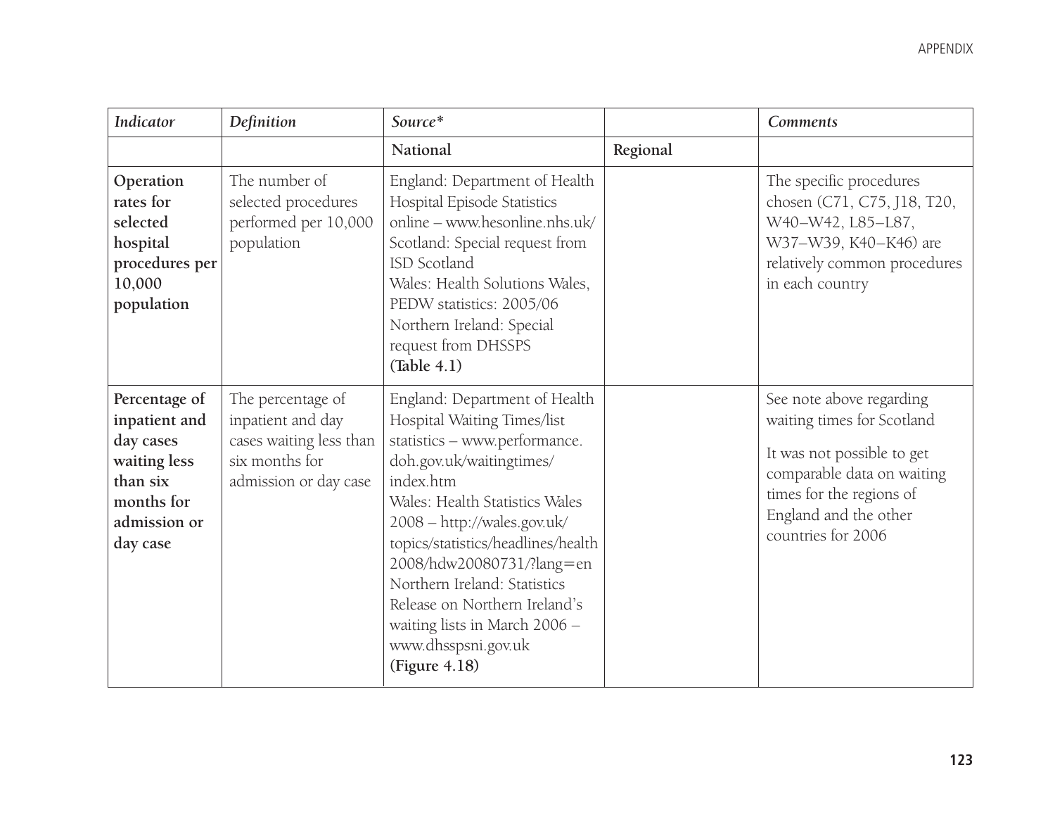| *Indicator* | *Definition* | *Source\** | | *Comments* |
|---|---|---|---|---|
| | | **National** | **Regional** | |
| **Operation rates for selected hospital procedures per 10,000 population** | The number of selected procedures performed per 10,000 population | England: Department of Health Hospital Episode Statistics online – www.hesonline.nhs.uk/ Scotland: Special request from ISD Scotland Wales: Health Solutions Wales, PEDW statistics: 2005/06 Northern Ireland: Special request from DHSSPS **(Table 4.1)** | | The specific procedures chosen (C71, C75, J18, T20, W40–W42, L85–L87, W37–W39, K40–K46) are relatively common procedures in each country |
| **Percentage of inpatient and day cases waiting less than six months for admission or day case** | The percentage of inpatient and day cases waiting less than six months for admission or day case | England: Department of Health Hospital Waiting Times/list statistics – www.performance.doh.gov.uk/waitingtimes/index.htm Wales: Health Statistics Wales 2008 – http://wales.gov.uk/topics/statistics/headlines/health2008/hdw20080731/?lang=en Northern Ireland: Statistics Release on Northern Ireland's waiting lists in March 2006 – www.dhsspsni.gov.uk **(Figure 4.18)** | | See note above regarding waiting times for Scotland<br><br>It was not possible to get comparable data on waiting times for the regions of England and the other countries for 2006 |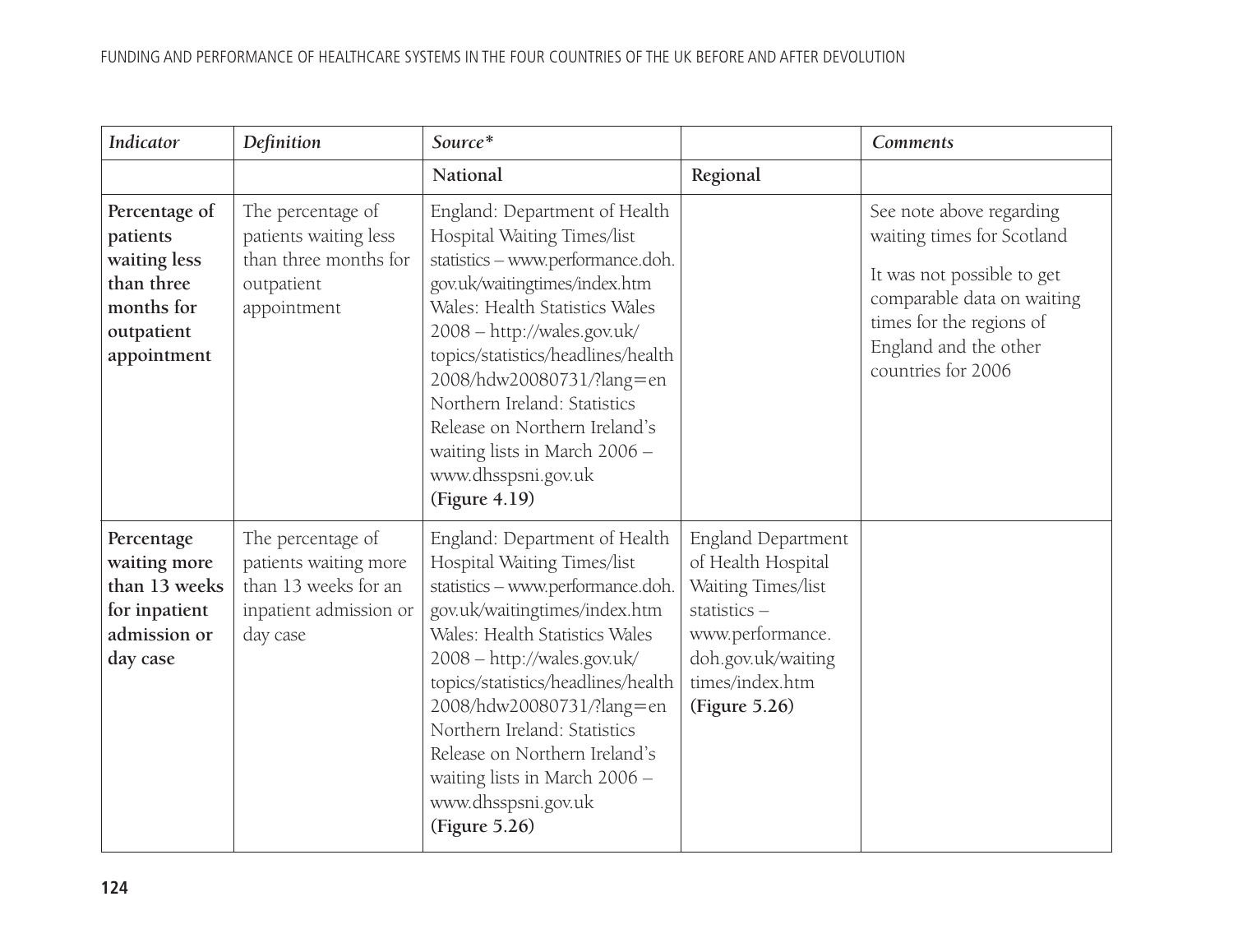| *Indicator* | *Definition* | *Source\** | | *Comments* |
|---|---|---|---|---|
| | | National | Regional | |
| **Percentage of patients waiting less than three months for outpatient appointment** | The percentage of patients waiting less than three months for outpatient appointment | England: Department of Health Hospital Waiting Times/list statistics – www.performance.doh.gov.uk/waitingtimes/index.htm Wales: Health Statistics Wales 2008 – http://wales.gov.uk/topics/statistics/headlines/health2008/hdw20080731/?lang=en Northern Ireland: Statistics Release on Northern Ireland's waiting lists in March 2006 – www.dhsspsni.gov.uk **(Figure 4.19)** | | See note above regarding waiting times for Scotland<br><br>It was not possible to get comparable data on waiting times for the regions of England and the other countries for 2006 |
| **Percentage waiting more than 13 weeks for inpatient admission or day case** | The percentage of patients waiting more than 13 weeks for an inpatient admission or day case | England: Department of Health Hospital Waiting Times/list statistics – www.performance.doh.gov.uk/waitingtimes/index.htm Wales: Health Statistics Wales 2008 – http://wales.gov.uk/topics/statistics/headlines/health2008/hdw20080731/?lang=en Northern Ireland: Statistics Release on Northern Ireland's waiting lists in March 2006 – www.dhsspsni.gov.uk **(Figure 5.26)** | England Department of Health Hospital Waiting Times/list statistics – www.performance.doh.gov.uk/waitingtimes/index.htm **(Figure 5.26)** | |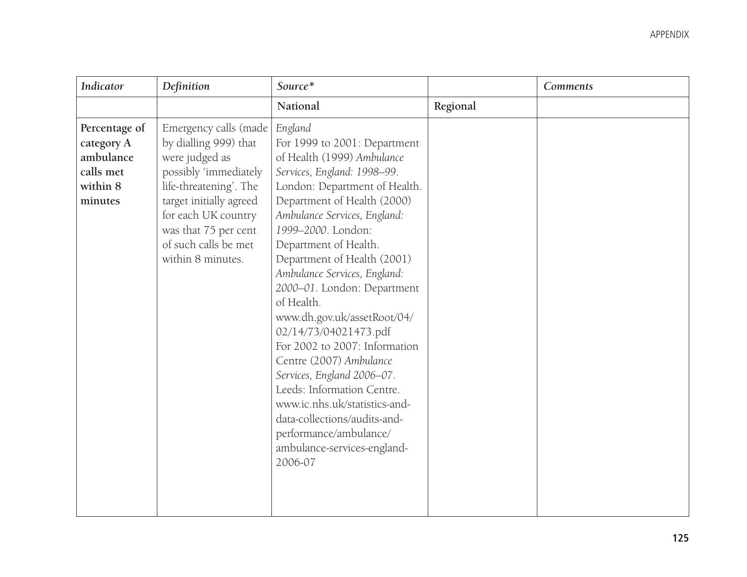| *Indicator* | *Definition* | *Source** | | *Comments* |
|---|---|---|---|---|
| | | **National** | **Regional** | |
| **Percentage of category A ambulance calls met within 8 minutes** | Emergency calls (made by dialling 999) that were judged as possibly 'immediately life-threatening'. The target initially agreed for each UK country was that 75 per cent of such calls be met within 8 minutes. | *England*<br>For 1999 to 2001: Department of Health (1999) *Ambulance Services, England: 1998–99*. London: Department of Health. Department of Health (2000) *Ambulance Services, England: 1999–2000*. London: Department of Health. Department of Health (2001) *Ambulance Services, England: 2000–01*. London: Department of Health. www.dh.gov.uk/assetRoot/04/02/14/73/04021473.pdf<br>For 2002 to 2007: Information Centre (2007) *Ambulance Services, England 2006–07*. Leeds: Information Centre. www.ic.nhs.uk/statistics-and-data-collections/audits-and-performance/ambulance/ambulance-services-england-2006-07 | | |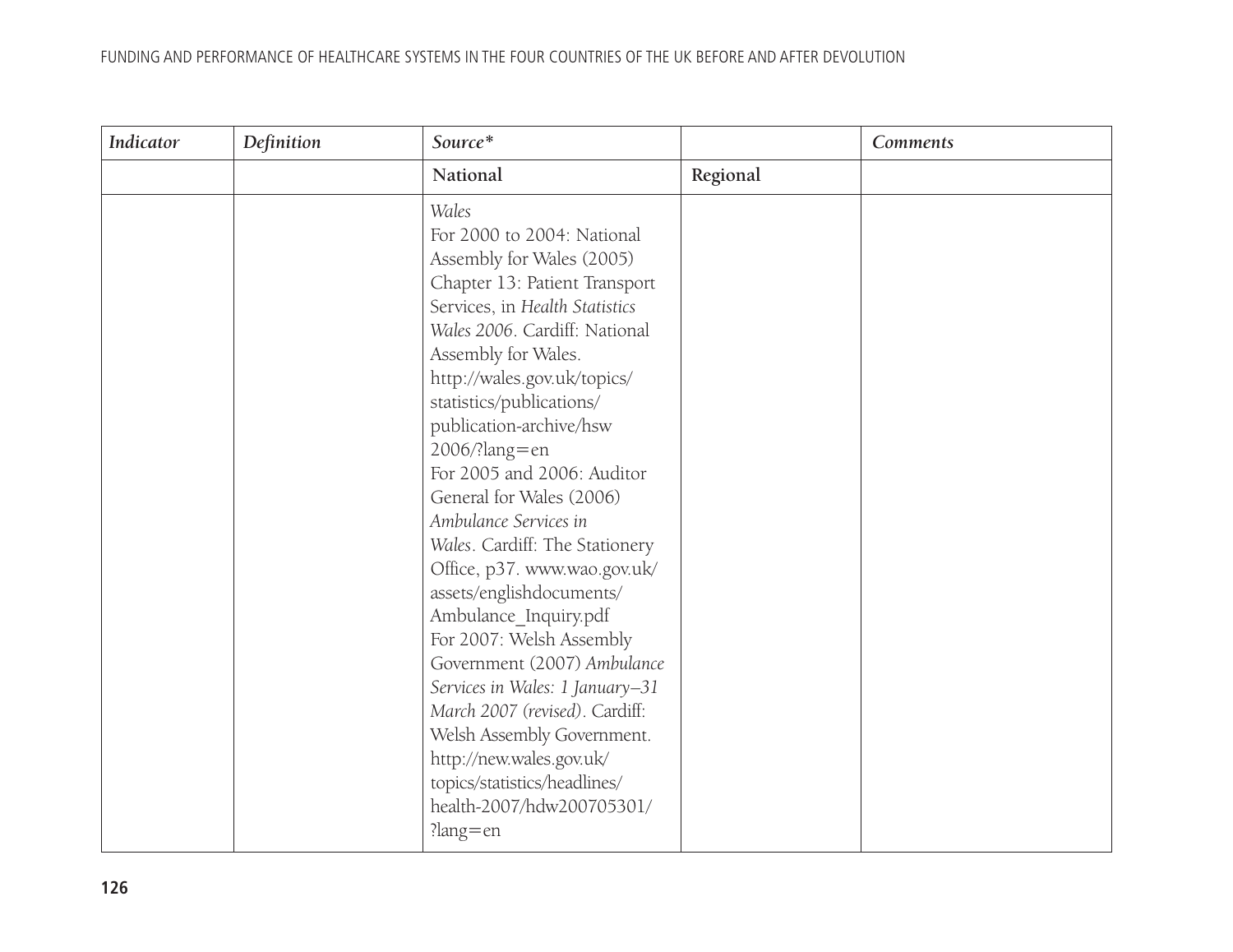| *Indicator* | *Definition* | *Source\** | | *Comments* |
|---|---|---|---|---|
| | | National | Regional | |
| | | *Wales*<br>For 2000 to 2004: National Assembly for Wales (2005) Chapter 13: Patient Transport Services, in *Health Statistics Wales 2006*. Cardiff: National Assembly for Wales. http://wales.gov.uk/topics/statistics/publications/publication-archive/hsw2006/?lang=en<br>For 2005 and 2006: Auditor General for Wales (2006) *Ambulance Services in Wales*. Cardiff: The Stationery Office, p37. www.wao.gov.uk/assets/englishdocuments/Ambulance_Inquiry.pdf<br>For 2007: Welsh Assembly Government (2007) *Ambulance Services in Wales: 1 January–31 March 2007 (revised)*. Cardiff: Welsh Assembly Government. http://new.wales.gov.uk/topics/statistics/headlines/health-2007/hdw200705301/?lang=en | | |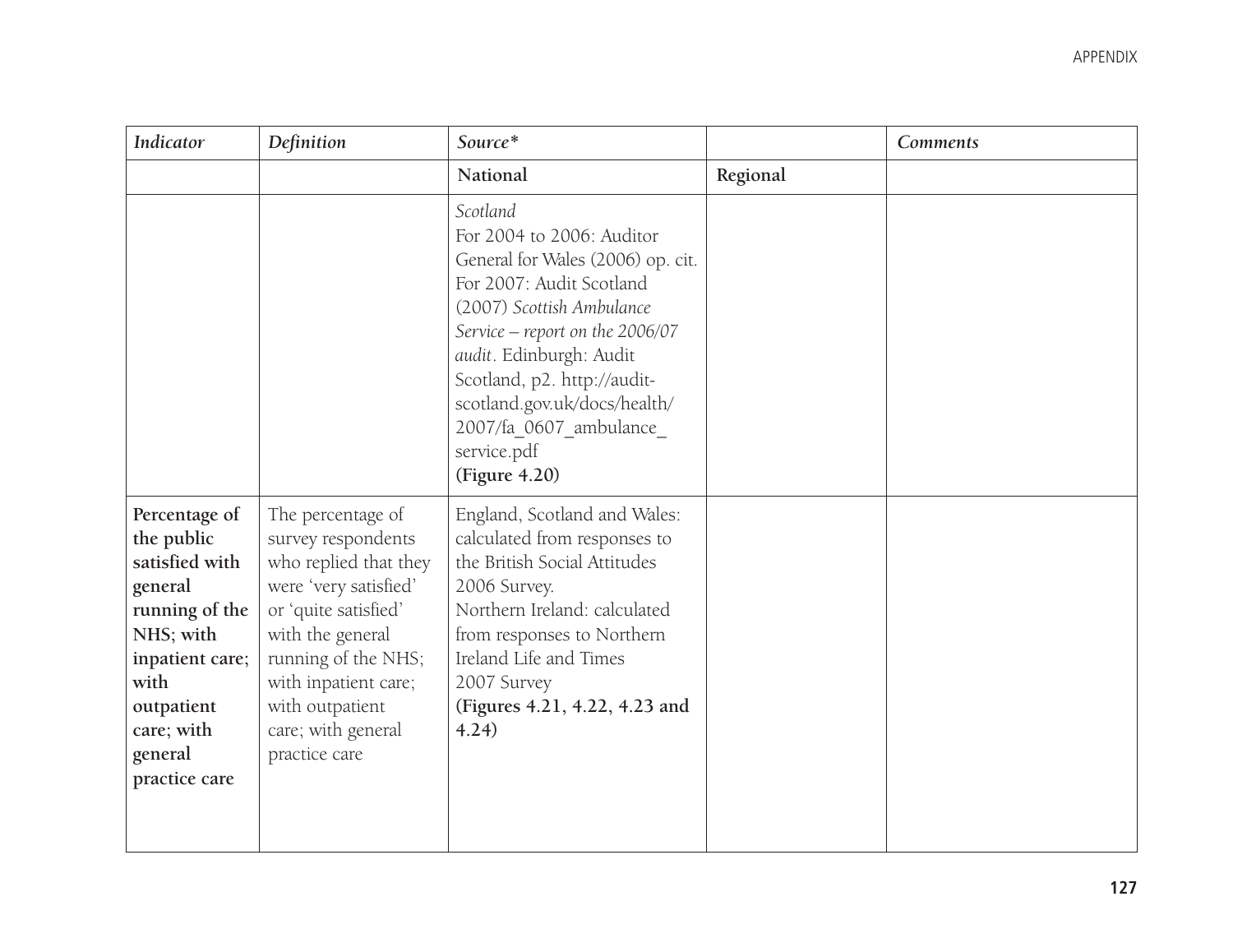| *Indicator* | *Definition* | *Source** | | *Comments* |
|---|---|---|---|---|
| | | **National** | **Regional** | |
| | | *Scotland* For 2004 to 2006: Auditor General for Wales (2006) op. cit. For 2007: Audit Scotland (2007) *Scottish Ambulance Service – report on the 2006/07 audit*. Edinburgh: Audit Scotland, p2. http://audit-scotland.gov.uk/docs/health/2007/fa_0607_ambulance_service.pdf **(Figure 4.20)** | | |
| **Percentage of the public satisfied with general running of the NHS; with inpatient care; with outpatient care; with general practice care** | The percentage of survey respondents who replied that they were 'very satisfied' or 'quite satisfied' with the general running of the NHS; with inpatient care; with outpatient care; with general practice care | England, Scotland and Wales: calculated from responses to the British Social Attitudes 2006 Survey. Northern Ireland: calculated from responses to Northern Ireland Life and Times 2007 Survey **(Figures 4.21, 4.22, 4.23 and 4.24)** | | |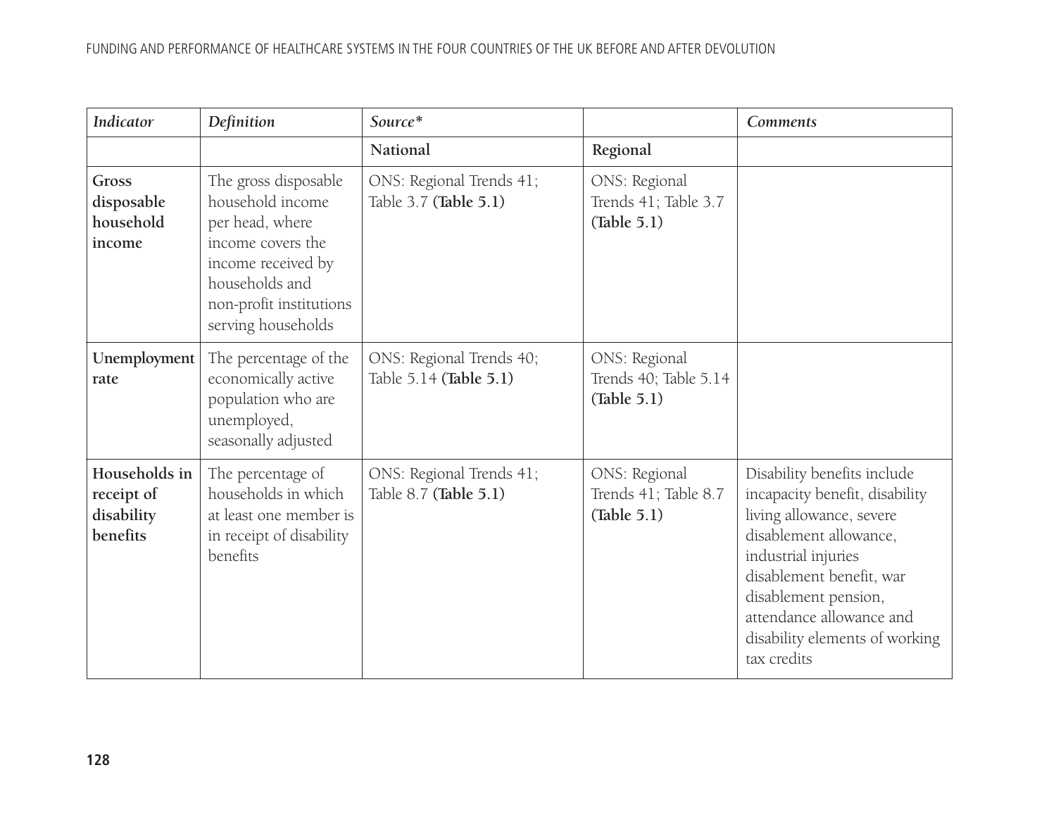| *Indicator* | *Definition* | *Source\** | | *Comments* |
|---|---|---|---|---|
| | | National | Regional | |
| **Gross disposable household income** | The gross disposable household income per head, where income covers the income received by households and non-profit institutions serving households | ONS: Regional Trends 41; Table 3.7 **(Table 5.1)** | ONS: Regional Trends 41; Table 3.7 **(Table 5.1)** | |
| **Unemployment rate** | The percentage of the economically active population who are unemployed, seasonally adjusted | ONS: Regional Trends 40; Table 5.14 **(Table 5.1)** | ONS: Regional Trends 40; Table 5.14 **(Table 5.1)** | |
| **Households in receipt of disability benefits** | The percentage of households in which at least one member is in receipt of disability benefits | ONS: Regional Trends 41; Table 8.7 **(Table 5.1)** | ONS: Regional Trends 41; Table 8.7 **(Table 5.1)** | Disability benefits include incapacity benefit, disability living allowance, severe disablement allowance, industrial injuries disablement benefit, war disablement pension, attendance allowance and disability elements of working tax credits |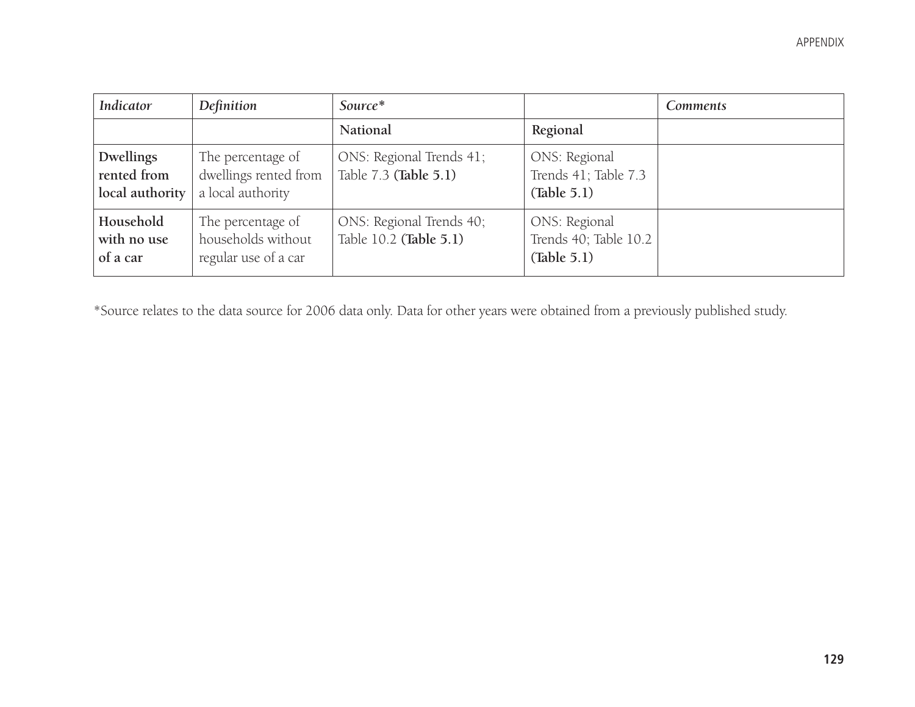| *Indicator* | *Definition* | *Source** | | *Comments* |
|---|---|---|---|---|
| | | National | Regional | |
| **Dwellings rented from local authority** | The percentage of dwellings rented from a local authority | ONS: Regional Trends 41; Table 7.3 **(Table 5.1)** | ONS: Regional Trends 41; Table 7.3 **(Table 5.1)** | |
| **Household with no use of a car** | The percentage of households without regular use of a car | ONS: Regional Trends 40; Table 10.2 **(Table 5.1)** | ONS: Regional Trends 40; Table 10.2 **(Table 5.1)** | |

*Source relates to the data source for 2006 data only. Data for other years were obtained from a previously published study.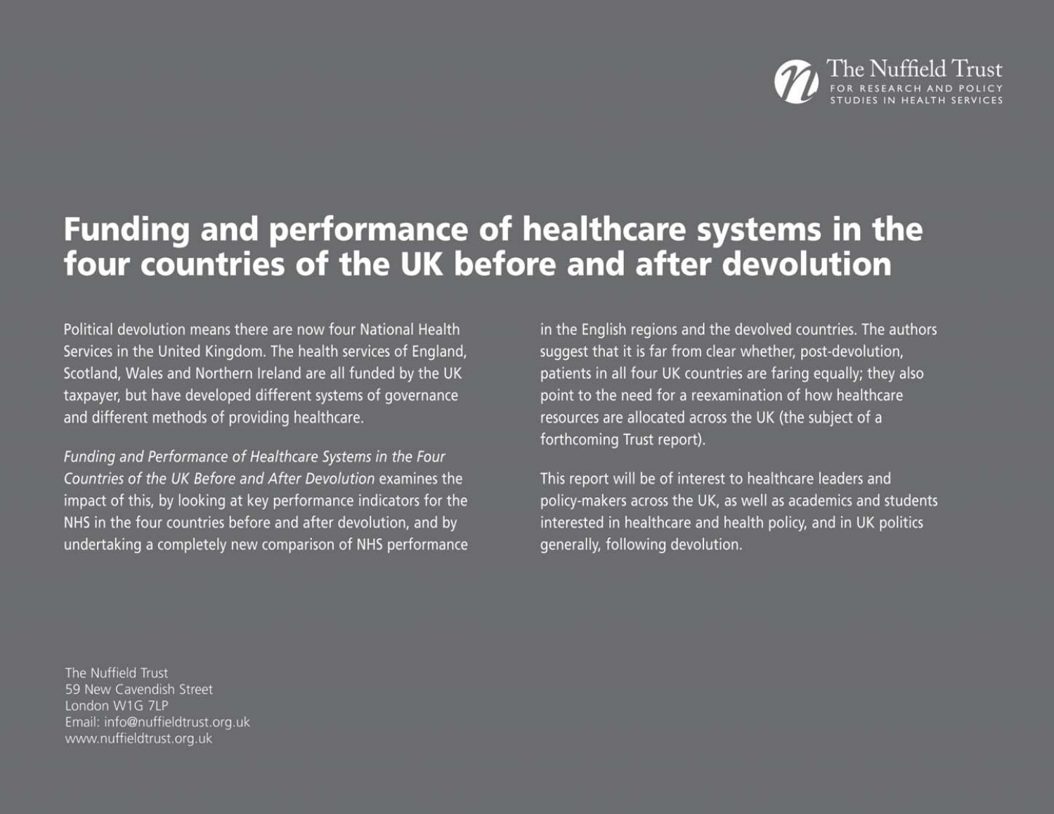The Nuffield Trust
FOR RESEARCH AND POLICY STUDIES IN HEALTH SERVICES

# Funding and performance of healthcare systems in the four countries of the UK before and after devolution

Political devolution means there are now four National Health Services in the United Kingdom. The health services of England, Scotland, Wales and Northern Ireland are all funded by the UK taxpayer, but have developed different systems of governance and different methods of providing healthcare.

*Funding and Performance of Healthcare Systems in the Four Countries of the UK Before and After Devolution* examines the impact of this, by looking at key performance indicators for the NHS in the four countries before and after devolution, and by undertaking a completely new comparison of NHS performance in the English regions and the devolved countries. The authors suggest that it is far from clear whether, post-devolution, patients in all four UK countries are faring equally; they also point to the need for a reexamination of how healthcare resources are allocated across the UK (the subject of a forthcoming Trust report).

This report will be of interest to healthcare leaders and policy-makers across the UK, as well as academics and students interested in healthcare and health policy, and in UK politics generally, following devolution.

The Nuffield Trust
59 New Cavendish Street
London W1G 7LP
Email: info@nuffieldtrust.org.uk
www.nuffieldtrust.org.uk